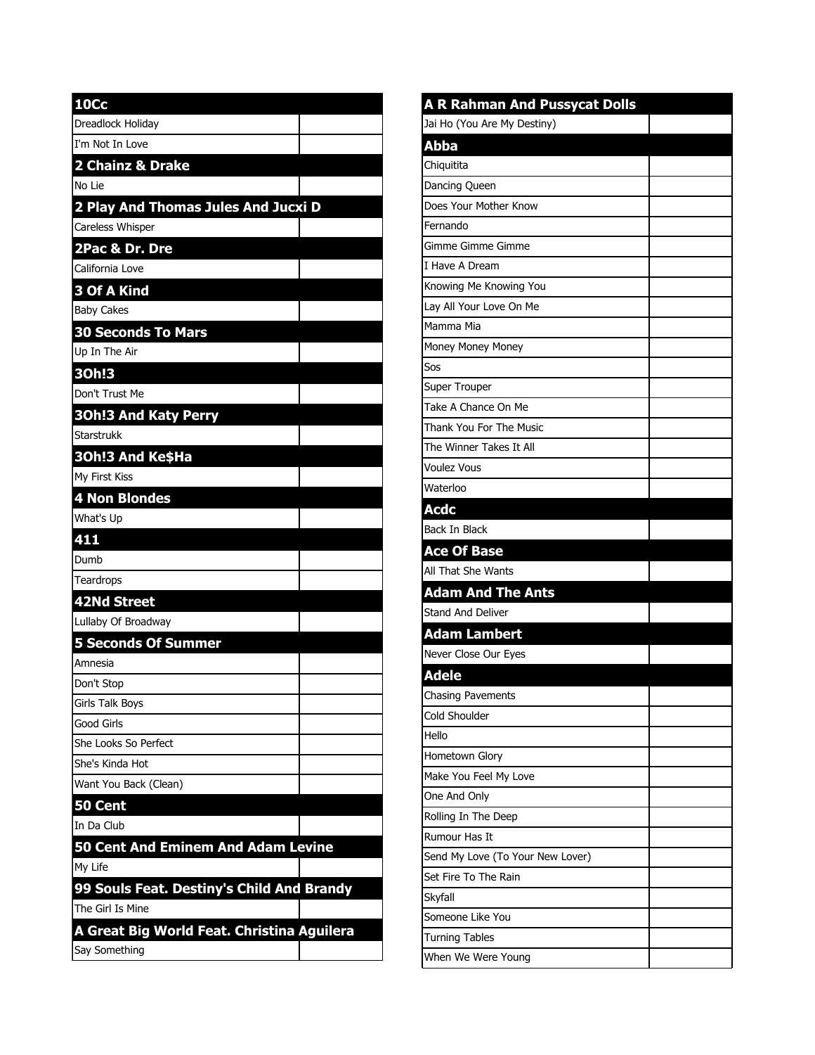| 10Cc | |
| --- | --- |
| Dreadlock Holiday | |
| I'm Not In Love | |
| **2 Chainz & Drake** | |
| No Lie | |
| **2 Play And Thomas Jules And Jucxi D** | |
| Careless Whisper | |
| **2Pac & Dr. Dre** | |
| California Love | |
| **3 Of A Kind** | |
| Baby Cakes | |
| **30 Seconds To Mars** | |
| Up In The Air | |
| **3Oh!3** | |
| Don't Trust Me | |
| **3Oh!3 And Katy Perry** | |
| Starstrukk | |
| **3Oh!3 And Ke$Ha** | |
| My First Kiss | |
| **4 Non Blondes** | |
| What's Up | |
| **411** | |
| Dumb | |
| Teardrops | |
| **42Nd Street** | |
| Lullaby Of Broadway | |
| **5 Seconds Of Summer** | |
| Amnesia | |
| Don't Stop | |
| Girls Talk Boys | |
| Good Girls | |
| She Looks So Perfect | |
| She's Kinda Hot | |
| Want You Back (Clean) | |
| **50 Cent** | |
| In Da Club | |
| **50 Cent And Eminem And Adam Levine** | |
| My Life | |
| **99 Souls Feat. Destiny's Child And Brandy** | |
| The Girl Is Mine | |
| **A Great Big World Feat. Christina Aguilera** | |
| Say Something | |

| A R Rahman And Pussycat Dolls | |
| --- | --- |
| Jai Ho (You Are My Destiny) | |
| **Abba** | |
| Chiquitita | |
| Dancing Queen | |
| Does Your Mother Know | |
| Fernando | |
| Gimme Gimme Gimme | |
| I Have A Dream | |
| Knowing Me Knowing You | |
| Lay All Your Love On Me | |
| Mamma Mia | |
| Money Money Money | |
| Sos | |
| Super Trouper | |
| Take A Chance On Me | |
| Thank You For The Music | |
| The Winner Takes It All | |
| Voulez Vous | |
| Waterloo | |
| **Acdc** | |
| Back In Black | |
| **Ace Of Base** | |
| All That She Wants | |
| **Adam And The Ants** | |
| Stand And Deliver | |
| **Adam Lambert** | |
| Never Close Our Eyes | |
| **Adele** | |
| Chasing Pavements | |
| Cold Shoulder | |
| Hello | |
| Hometown Glory | |
| Make You Feel My Love | |
| One And Only | |
| Rolling In The Deep | |
| Rumour Has It | |
| Send My Love (To Your New Lover) | |
| Set Fire To The Rain | |
| Skyfall | |
| Someone Like You | |
| Turning Tables | |
| When We Were Young | |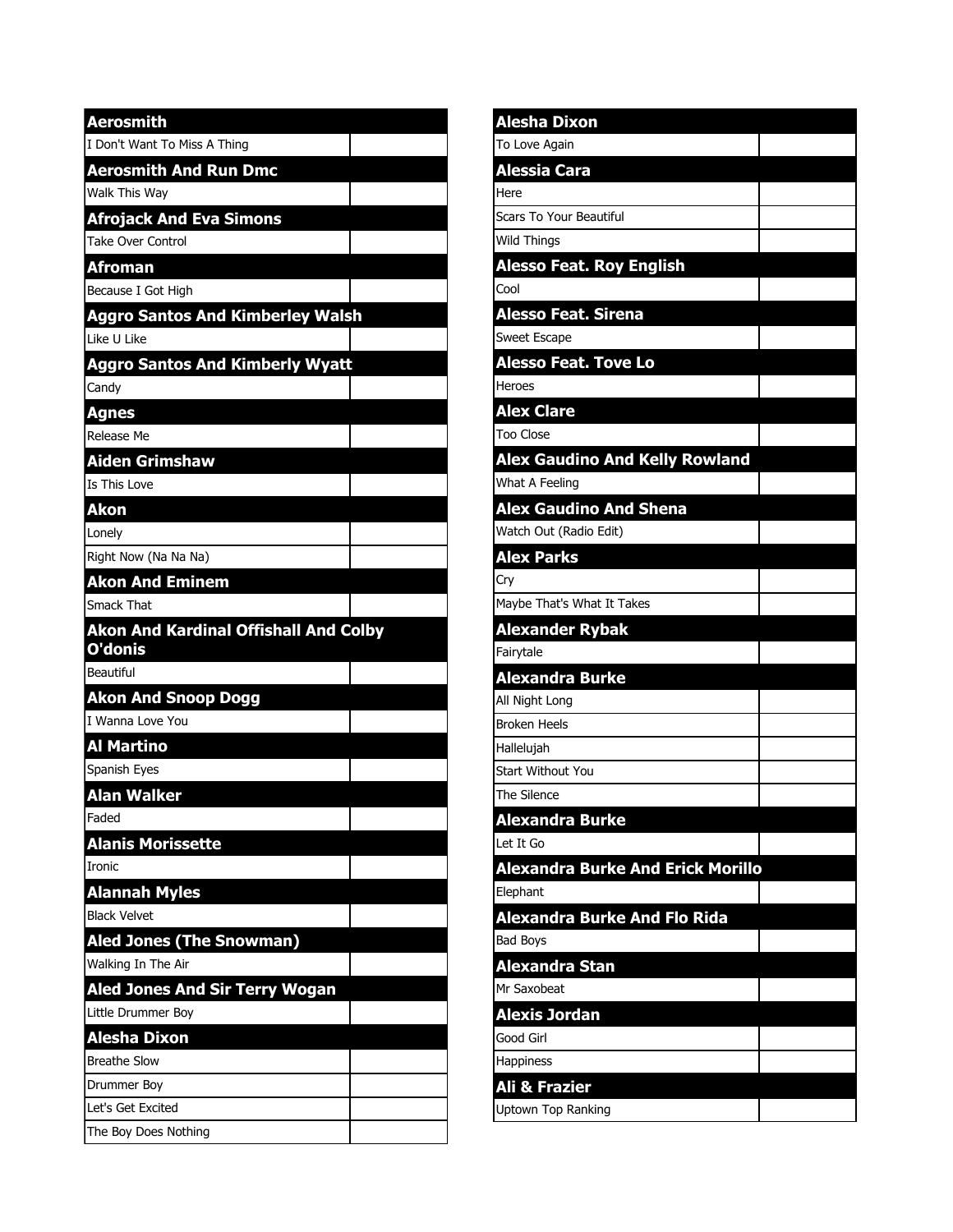| Aerosmith | |
|---|---|
| I Don't Want To Miss A Thing | |
| **Aerosmith And Run Dmc** | |
| Walk This Way | |
| **Afrojack And Eva Simons** | |
| Take Over Control | |
| **Afroman** | |
| Because I Got High | |
| **Aggro Santos And Kimberley Walsh** | |
| Like U Like | |
| **Aggro Santos And Kimberly Wyatt** | |
| Candy | |
| **Agnes** | |
| Release Me | |
| **Aiden Grimshaw** | |
| Is This Love | |
| **Akon** | |
| Lonely | |
| Right Now (Na Na Na) | |
| **Akon And Eminem** | |
| Smack That | |
| **Akon And Kardinal Offishall And Colby O'donis** | |
| Beautiful | |
| **Akon And Snoop Dogg** | |
| I Wanna Love You | |
| **Al Martino** | |
| Spanish Eyes | |
| **Alan Walker** | |
| Faded | |
| **Alanis Morissette** | |
| Ironic | |
| **Alannah Myles** | |
| Black Velvet | |
| **Aled Jones (The Snowman)** | |
| Walking In The Air | |
| **Aled Jones And Sir Terry Wogan** | |
| Little Drummer Boy | |
| **Alesha Dixon** | |
| Breathe Slow | |
| Drummer Boy | |
| Let's Get Excited | |
| The Boy Does Nothing | |

| Alesha Dixon | |
|---|---|
| To Love Again | |
| **Alessia Cara** | |
| Here | |
| Scars To Your Beautiful | |
| Wild Things | |
| **Alesso Feat. Roy English** | |
| Cool | |
| **Alesso Feat. Sirena** | |
| Sweet Escape | |
| **Alesso Feat. Tove Lo** | |
| Heroes | |
| **Alex Clare** | |
| Too Close | |
| **Alex Gaudino And Kelly Rowland** | |
| What A Feeling | |
| **Alex Gaudino And Shena** | |
| Watch Out (Radio Edit) | |
| **Alex Parks** | |
| Cry | |
| Maybe That's What It Takes | |
| **Alexander Rybak** | |
| Fairytale | |
| **Alexandra Burke** | |
| All Night Long | |
| Broken Heels | |
| Hallelujah | |
| Start Without You | |
| The Silence | |
| **Alexandra Burke** | |
| Let It Go | |
| **Alexandra Burke And Erick Morillo** | |
| Elephant | |
| **Alexandra Burke And Flo Rida** | |
| Bad Boys | |
| **Alexandra Stan** | |
| Mr Saxobeat | |
| **Alexis Jordan** | |
| Good Girl | |
| Happiness | |
| **Ali & Frazier** | |
| Uptown Top Ranking | |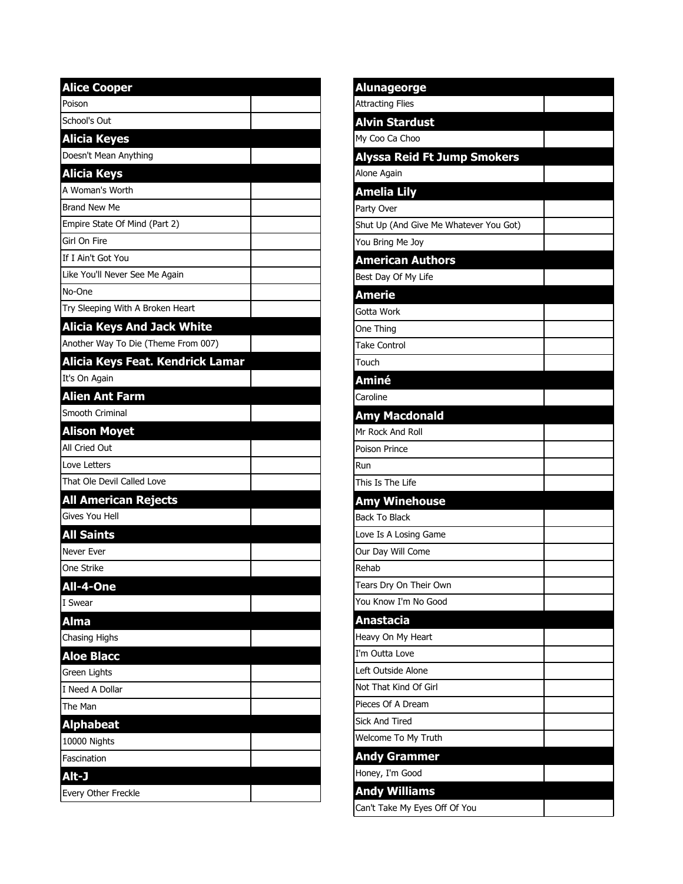## Alice Cooper

- Poison
- School's Out

## Alicia Keyes

- Doesn't Mean Anything

## Alicia Keys

- A Woman's Worth
- Brand New Me
- Empire State Of Mind (Part 2)
- Girl On Fire
- If I Ain't Got You
- Like You'll Never See Me Again
- No-One
- Try Sleeping With A Broken Heart

## Alicia Keys And Jack White

- Another Way To Die (Theme From 007)

## Alicia Keys Feat. Kendrick Lamar

- It's On Again

## Alien Ant Farm

- Smooth Criminal

## Alison Moyet

- All Cried Out
- Love Letters
- That Ole Devil Called Love

## All American Rejects

- Gives You Hell

## All Saints

- Never Ever
- One Strike

## All-4-One

- I Swear

## Alma

- Chasing Highs

## Aloe Blacc

- Green Lights
- I Need A Dollar
- The Man

## Alphabeat

- 10000 Nights
- Fascination

## Alt-J

- Every Other Freckle

## Alunageorge

- Attracting Flies

## Alvin Stardust

- My Coo Ca Choo

## Alyssa Reid Ft Jump Smokers

- Alone Again

## Amelia Lily

- Party Over
- Shut Up (And Give Me Whatever You Got)
- You Bring Me Joy

## American Authors

- Best Day Of My Life

## Amerie

- Gotta Work
- One Thing
- Take Control
- Touch

## Aminé

- Caroline

## Amy Macdonald

- Mr Rock And Roll
- Poison Prince
- Run
- This Is The Life

## Amy Winehouse

- Back To Black
- Love Is A Losing Game
- Our Day Will Come
- Rehab
- Tears Dry On Their Own
- You Know I'm No Good

## Anastacia

- Heavy On My Heart
- I'm Outta Love
- Left Outside Alone
- Not That Kind Of Girl
- Pieces Of A Dream
- Sick And Tired
- Welcome To My Truth

## Andy Grammer

- Honey, I'm Good

## Andy Williams

- Can't Take My Eyes Off Of You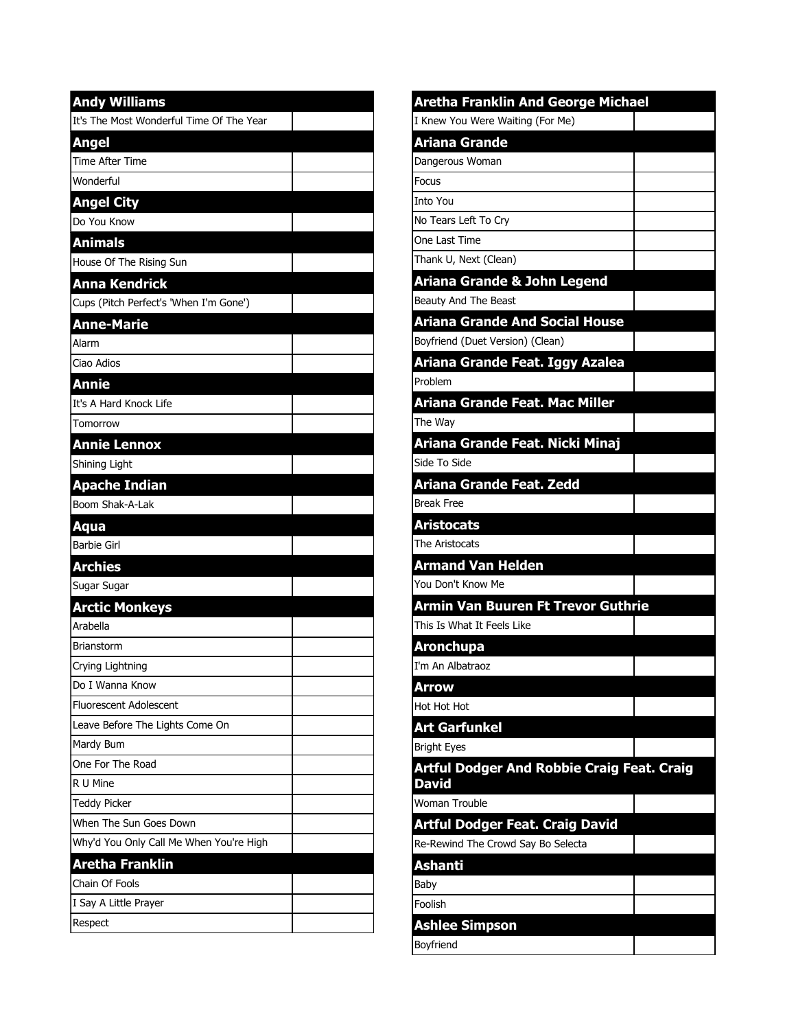| **Andy Williams** | |
|---|---|
| It's The Most Wonderful Time Of The Year | |
| **Angel** | |
| Time After Time | |
| Wonderful | |
| **Angel City** | |
| Do You Know | |
| **Animals** | |
| House Of The Rising Sun | |
| **Anna Kendrick** | |
| Cups (Pitch Perfect's 'When I'm Gone') | |
| **Anne-Marie** | |
| Alarm | |
| Ciao Adios | |
| **Annie** | |
| It's A Hard Knock Life | |
| Tomorrow | |
| **Annie Lennox** | |
| Shining Light | |
| **Apache Indian** | |
| Boom Shak-A-Lak | |
| **Aqua** | |
| Barbie Girl | |
| **Archies** | |
| Sugar Sugar | |
| **Arctic Monkeys** | |
| Arabella | |
| Brianstorm | |
| Crying Lightning | |
| Do I Wanna Know | |
| Fluorescent Adolescent | |
| Leave Before The Lights Come On | |
| Mardy Bum | |
| One For The Road | |
| R U Mine | |
| Teddy Picker | |
| When The Sun Goes Down | |
| Why'd You Only Call Me When You're High | |
| **Aretha Franklin** | |
| Chain Of Fools | |
| I Say A Little Prayer | |
| Respect | |

| **Aretha Franklin And George Michael** | |
|---|---|
| I Knew You Were Waiting (For Me) | |
| **Ariana Grande** | |
| Dangerous Woman | |
| Focus | |
| Into You | |
| No Tears Left To Cry | |
| One Last Time | |
| Thank U, Next (Clean) | |
| **Ariana Grande & John Legend** | |
| Beauty And The Beast | |
| **Ariana Grande And Social House** | |
| Boyfriend (Duet Version) (Clean) | |
| **Ariana Grande Feat. Iggy Azalea** | |
| Problem | |
| **Ariana Grande Feat. Mac Miller** | |
| The Way | |
| **Ariana Grande Feat. Nicki Minaj** | |
| Side To Side | |
| **Ariana Grande Feat. Zedd** | |
| Break Free | |
| **Aristocats** | |
| The Aristocats | |
| **Armand Van Helden** | |
| You Don't Know Me | |
| **Armin Van Buuren Ft Trevor Guthrie** | |
| This Is What It Feels Like | |
| **Aronchupa** | |
| I'm An Albatraoz | |
| **Arrow** | |
| Hot Hot Hot | |
| **Art Garfunkel** | |
| Bright Eyes | |
| **Artful Dodger And Robbie Craig Feat. Craig David** | |
| Woman Trouble | |
| **Artful Dodger Feat. Craig David** | |
| Re-Rewind The Crowd Say Bo Selecta | |
| **Ashanti** | |
| Baby | |
| Foolish | |
| **Ashlee Simpson** | |
| Boyfriend | |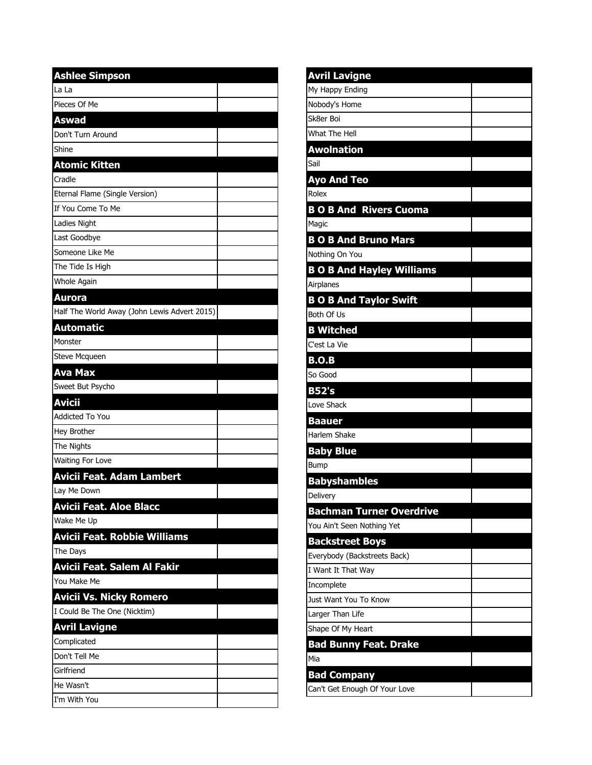| Ashlee Simpson | |
|---|---|
| La La | |
| Pieces Of Me | |
| **Aswad** | |
| Don't Turn Around | |
| Shine | |
| **Atomic Kitten** | |
| Cradle | |
| Eternal Flame (Single Version) | |
| If You Come To Me | |
| Ladies Night | |
| Last Goodbye | |
| Someone Like Me | |
| The Tide Is High | |
| Whole Again | |
| **Aurora** | |
| Half The World Away (John Lewis Advert 2015) | |
| **Automatic** | |
| Monster | |
| Steve Mcqueen | |
| **Ava Max** | |
| Sweet But Psycho | |
| **Avicii** | |
| Addicted To You | |
| Hey Brother | |
| The Nights | |
| Waiting For Love | |
| **Avicii Feat. Adam Lambert** | |
| Lay Me Down | |
| **Avicii Feat. Aloe Blacc** | |
| Wake Me Up | |
| **Avicii Feat. Robbie Williams** | |
| The Days | |
| **Avicii Feat. Salem Al Fakir** | |
| You Make Me | |
| **Avicii Vs. Nicky Romero** | |
| I Could Be The One (Nicktim) | |
| **Avril Lavigne** | |
| Complicated | |
| Don't Tell Me | |
| Girlfriend | |
| He Wasn't | |
| I'm With You | |

| Avril Lavigne | |
|---|---|
| My Happy Ending | |
| Nobody's Home | |
| Sk8er Boi | |
| What The Hell | |
| **Awolnation** | |
| Sail | |
| **Ayo And Teo** | |
| Rolex | |
| **B O B And  Rivers Cuoma** | |
| Magic | |
| **B O B And Bruno Mars** | |
| Nothing On You | |
| **B O B And Hayley Williams** | |
| Airplanes | |
| **B O B And Taylor Swift** | |
| Both Of Us | |
| **B Witched** | |
| C'est La Vie | |
| **B.O.B** | |
| So Good | |
| **B52's** | |
| Love Shack | |
| **Baauer** | |
| Harlem Shake | |
| **Baby Blue** | |
| Bump | |
| **Babyshambles** | |
| Delivery | |
| **Bachman Turner Overdrive** | |
| You Ain't Seen Nothing Yet | |
| **Backstreet Boys** | |
| Everybody (Backstreets Back) | |
| I Want It That Way | |
| Incomplete | |
| Just Want You To Know | |
| Larger Than Life | |
| Shape Of My Heart | |
| **Bad Bunny Feat. Drake** | |
| Mia | |
| **Bad Company** | |
| Can't Get Enough Of Your Love | |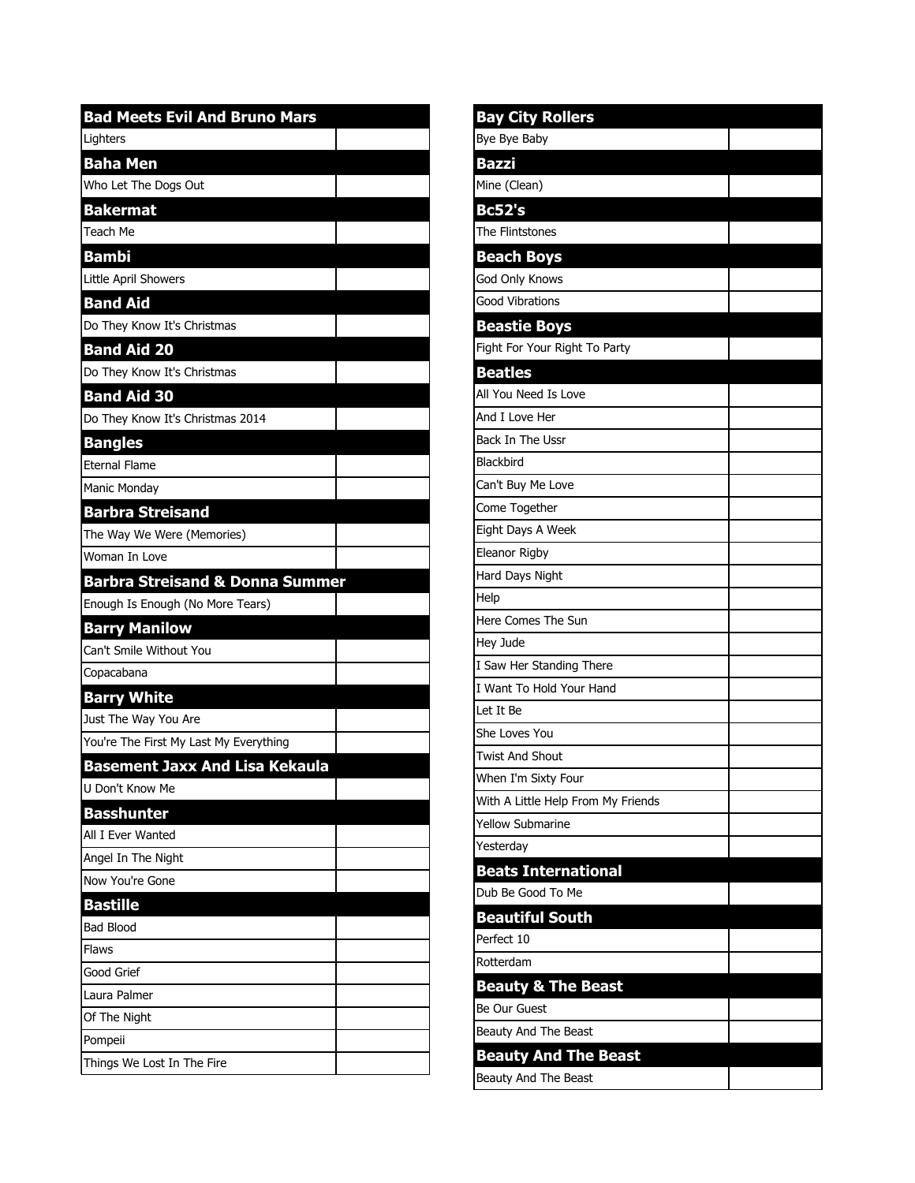| Bad Meets Evil And Bruno Mars | |
|---|---|
| Lighters | |

| Baha Men | |
|---|---|
| Who Let The Dogs Out | |

| Bakermat | |
|---|---|
| Teach Me | |

| Bambi | |
|---|---|
| Little April Showers | |

| Band Aid | |
|---|---|
| Do They Know It's Christmas | |

| Band Aid 20 | |
|---|---|
| Do They Know It's Christmas | |

| Band Aid 30 | |
|---|---|
| Do They Know It's Christmas 2014 | |

| Bangles | |
|---|---|
| Eternal Flame | |
| Manic Monday | |

| Barbra Streisand | |
|---|---|
| The Way We Were (Memories) | |
| Woman In Love | |

| Barbra Streisand & Donna Summer | |
|---|---|
| Enough Is Enough (No More Tears) | |

| Barry Manilow | |
|---|---|
| Can't Smile Without You | |
| Copacabana | |

| Barry White | |
|---|---|
| Just The Way You Are | |
| You're The First My Last My Everything | |

| Basement Jaxx And Lisa Kekaula | |
|---|---|
| U Don't Know Me | |

| Basshunter | |
|---|---|
| All I Ever Wanted | |
| Angel In The Night | |
| Now You're Gone | |

| Bastille | |
|---|---|
| Bad Blood | |
| Flaws | |
| Good Grief | |
| Laura Palmer | |
| Of The Night | |
| Pompeii | |
| Things We Lost In The Fire | |

| Bay City Rollers | |
|---|---|
| Bye Bye Baby | |

| Bazzi | |
|---|---|
| Mine (Clean) | |

| Bc52's | |
|---|---|
| The Flintstones | |

| Beach Boys | |
|---|---|
| God Only Knows | |
| Good Vibrations | |

| Beastie Boys | |
|---|---|
| Fight For Your Right To Party | |

| Beatles | |
|---|---|
| All You Need Is Love | |
| And I Love Her | |
| Back In The Ussr | |
| Blackbird | |
| Can't Buy Me Love | |
| Come Together | |
| Eight Days A Week | |
| Eleanor Rigby | |
| Hard Days Night | |
| Help | |
| Here Comes The Sun | |
| Hey Jude | |
| I Saw Her Standing There | |
| I Want To Hold Your Hand | |
| Let It Be | |
| She Loves You | |
| Twist And Shout | |
| When I'm Sixty Four | |
| With A Little Help From My Friends | |
| Yellow Submarine | |
| Yesterday | |

| Beats International | |
|---|---|
| Dub Be Good To Me | |

| Beautiful South | |
|---|---|
| Perfect 10 | |
| Rotterdam | |

| Beauty & The Beast | |
|---|---|
| Be Our Guest | |
| Beauty And The Beast | |

| Beauty And The Beast | |
|---|---|
| Beauty And The Beast | |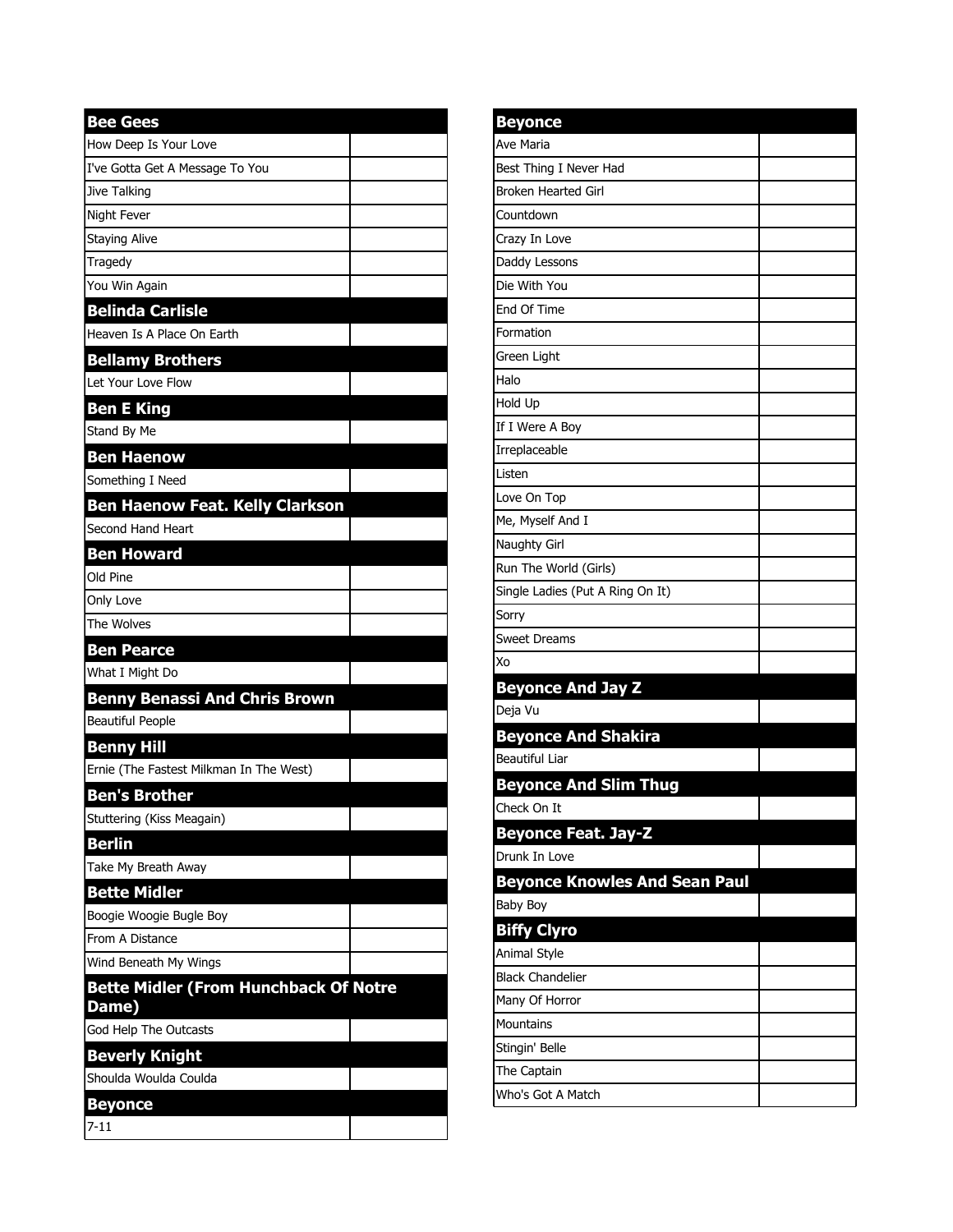| Bee Gees | |
|---|---|
| How Deep Is Your Love | |
| I've Gotta Get A Message To You | |
| Jive Talking | |
| Night Fever | |
| Staying Alive | |
| Tragedy | |
| You Win Again | |

| Belinda Carlisle | |
|---|---|
| Heaven Is A Place On Earth | |

| Bellamy Brothers | |
|---|---|
| Let Your Love Flow | |

| Ben E King | |
|---|---|
| Stand By Me | |

| Ben Haenow | |
|---|---|
| Something I Need | |

| Ben Haenow Feat. Kelly Clarkson | |
|---|---|
| Second Hand Heart | |

| Ben Howard | |
|---|---|
| Old Pine | |
| Only Love | |
| The Wolves | |

| Ben Pearce | |
|---|---|
| What I Might Do | |

| Benny Benassi And Chris Brown | |
|---|---|
| Beautiful People | |

| Benny Hill | |
|---|---|
| Ernie (The Fastest Milkman In The West) | |

| Ben's Brother | |
|---|---|
| Stuttering (Kiss Meagain) | |

| Berlin | |
|---|---|
| Take My Breath Away | |

| Bette Midler | |
|---|---|
| Boogie Woogie Bugle Boy | |
| From A Distance | |
| Wind Beneath My Wings | |

| Bette Midler (From Hunchback Of Notre Dame) | |
|---|---|
| God Help The Outcasts | |

| Beverly Knight | |
|---|---|
| Shoulda Woulda Coulda | |

| Beyonce | |
|---|---|
| 7-11 | |
| Ave Maria | |
| Best Thing I Never Had | |
| Broken Hearted Girl | |
| Countdown | |
| Crazy In Love | |
| Daddy Lessons | |
| Die With You | |
| End Of Time | |
| Formation | |
| Green Light | |
| Halo | |
| Hold Up | |
| If I Were A Boy | |
| Irreplaceable | |
| Listen | |
| Love On Top | |
| Me, Myself And I | |
| Naughty Girl | |
| Run The World (Girls) | |
| Single Ladies (Put A Ring On It) | |
| Sorry | |
| Sweet Dreams | |
| Xo | |

| Beyonce And Jay Z | |
|---|---|
| Deja Vu | |

| Beyonce And Shakira | |
|---|---|
| Beautiful Liar | |

| Beyonce And Slim Thug | |
|---|---|
| Check On It | |

| Beyonce Feat. Jay-Z | |
|---|---|
| Drunk In Love | |

| Beyonce Knowles And Sean Paul | |
|---|---|
| Baby Boy | |

| Biffy Clyro | |
|---|---|
| Animal Style | |
| Black Chandelier | |
| Many Of Horror | |
| Mountains | |
| Stingin' Belle | |
| The Captain | |
| Who's Got A Match | |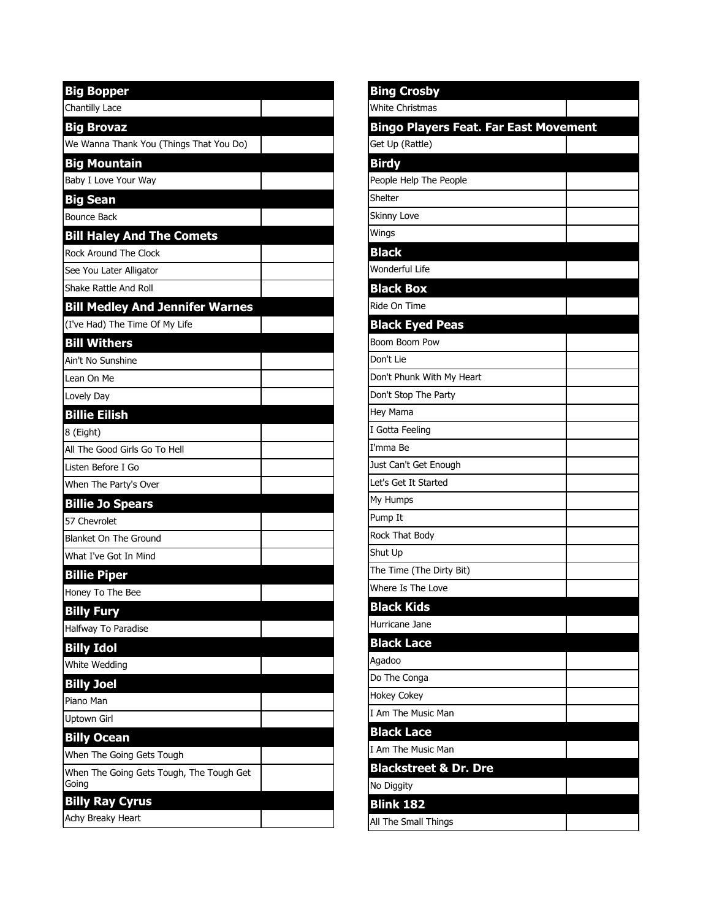## Big Bopper

| | |
|---|---|
| Chantilly Lace | |

## Big Brovaz

| | |
|---|---|
| We Wanna Thank You (Things That You Do) | |

## Big Mountain

| | |
|---|---|
| Baby I Love Your Way | |

## Big Sean

| | |
|---|---|
| Bounce Back | |

## Bill Haley And The Comets

| | |
|---|---|
| Rock Around The Clock | |
| See You Later Alligator | |
| Shake Rattle And Roll | |

## Bill Medley And Jennifer Warnes

| | |
|---|---|
| (I've Had) The Time Of My Life | |

## Bill Withers

| | |
|---|---|
| Ain't No Sunshine | |
| Lean On Me | |
| Lovely Day | |

## Billie Eilish

| | |
|---|---|
| 8 (Eight) | |
| All The Good Girls Go To Hell | |
| Listen Before I Go | |
| When The Party's Over | |

## Billie Jo Spears

| | |
|---|---|
| 57 Chevrolet | |
| Blanket On The Ground | |
| What I've Got In Mind | |

## Billie Piper

| | |
|---|---|
| Honey To The Bee | |

## Billy Fury

| | |
|---|---|
| Halfway To Paradise | |

## Billy Idol

| | |
|---|---|
| White Wedding | |

## Billy Joel

| | |
|---|---|
| Piano Man | |
| Uptown Girl | |

## Billy Ocean

| | |
|---|---|
| When The Going Gets Tough | |
| When The Going Gets Tough, The Tough Get Going | |

## Billy Ray Cyrus

| | |
|---|---|
| Achy Breaky Heart | |

## Bing Crosby

| | |
|---|---|
| White Christmas | |

## Bingo Players Feat. Far East Movement

| | |
|---|---|
| Get Up (Rattle) | |

## Birdy

| | |
|---|---|
| People Help The People | |
| Shelter | |
| Skinny Love | |
| Wings | |

## Black

| | |
|---|---|
| Wonderful Life | |

## Black Box

| | |
|---|---|
| Ride On Time | |

## Black Eyed Peas

| | |
|---|---|
| Boom Boom Pow | |
| Don't Lie | |
| Don't Phunk With My Heart | |
| Don't Stop The Party | |
| Hey Mama | |
| I Gotta Feeling | |
| I'mma Be | |
| Just Can't Get Enough | |
| Let's Get It Started | |
| My Humps | |
| Pump It | |
| Rock That Body | |
| Shut Up | |
| The Time (The Dirty Bit) | |
| Where Is The Love | |

## Black Kids

| | |
|---|---|
| Hurricane Jane | |

## Black Lace

| | |
|---|---|
| Agadoo | |
| Do The Conga | |
| Hokey Cokey | |
| I Am The Music Man | |

## Black Lace

| | |
|---|---|
| I Am The Music Man | |

## Blackstreet & Dr. Dre

| | |
|---|---|
| No Diggity | |

## Blink 182

| | |
|---|---|
| All The Small Things | |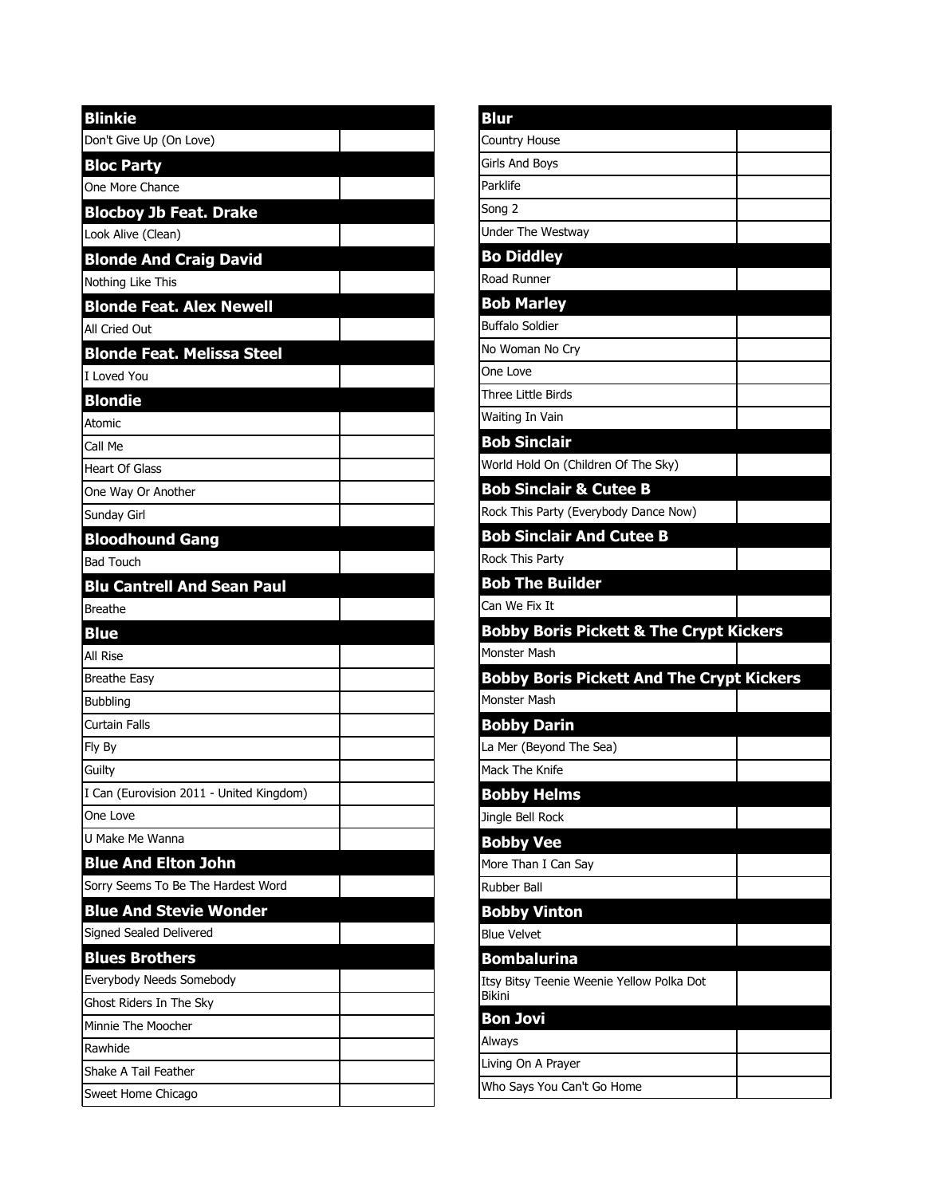| Blinkie | |
|---|---|
| Don't Give Up (On Love) | |
| **Bloc Party** | |
| One More Chance | |
| **Blocboy Jb Feat. Drake** | |
| Look Alive (Clean) | |
| **Blonde And Craig David** | |
| Nothing Like This | |
| **Blonde Feat. Alex Newell** | |
| All Cried Out | |
| **Blonde Feat. Melissa Steel** | |
| I Loved You | |
| **Blondie** | |
| Atomic | |
| Call Me | |
| Heart Of Glass | |
| One Way Or Another | |
| Sunday Girl | |
| **Bloodhound Gang** | |
| Bad Touch | |
| **Blu Cantrell And Sean Paul** | |
| Breathe | |
| **Blue** | |
| All Rise | |
| Breathe Easy | |
| Bubbling | |
| Curtain Falls | |
| Fly By | |
| Guilty | |
| I Can (Eurovision 2011 - United Kingdom) | |
| One Love | |
| U Make Me Wanna | |
| **Blue And Elton John** | |
| Sorry Seems To Be The Hardest Word | |
| **Blue And Stevie Wonder** | |
| Signed Sealed Delivered | |
| **Blues Brothers** | |
| Everybody Needs Somebody | |
| Ghost Riders In The Sky | |
| Minnie The Moocher | |
| Rawhide | |
| Shake A Tail Feather | |
| Sweet Home Chicago | |

| Blur | |
|---|---|
| Country House | |
| Girls And Boys | |
| Parklife | |
| Song 2 | |
| Under The Westway | |
| **Bo Diddley** | |
| Road Runner | |
| **Bob Marley** | |
| Buffalo Soldier | |
| No Woman No Cry | |
| One Love | |
| Three Little Birds | |
| Waiting In Vain | |
| **Bob Sinclair** | |
| World Hold On (Children Of The Sky) | |
| **Bob Sinclair & Cutee B** | |
| Rock This Party (Everybody Dance Now) | |
| **Bob Sinclair And Cutee B** | |
| Rock This Party | |
| **Bob The Builder** | |
| Can We Fix It | |
| **Bobby Boris Pickett & The Crypt Kickers** | |
| Monster Mash | |
| **Bobby Boris Pickett And The Crypt Kickers** | |
| Monster Mash | |
| **Bobby Darin** | |
| La Mer (Beyond The Sea) | |
| Mack The Knife | |
| **Bobby Helms** | |
| Jingle Bell Rock | |
| **Bobby Vee** | |
| More Than I Can Say | |
| Rubber Ball | |
| **Bobby Vinton** | |
| Blue Velvet | |
| **Bombalurina** | |
| Itsy Bitsy Teenie Weenie Yellow Polka Dot Bikini | |
| **Bon Jovi** | |
| Always | |
| Living On A Prayer | |
| Who Says You Can't Go Home | |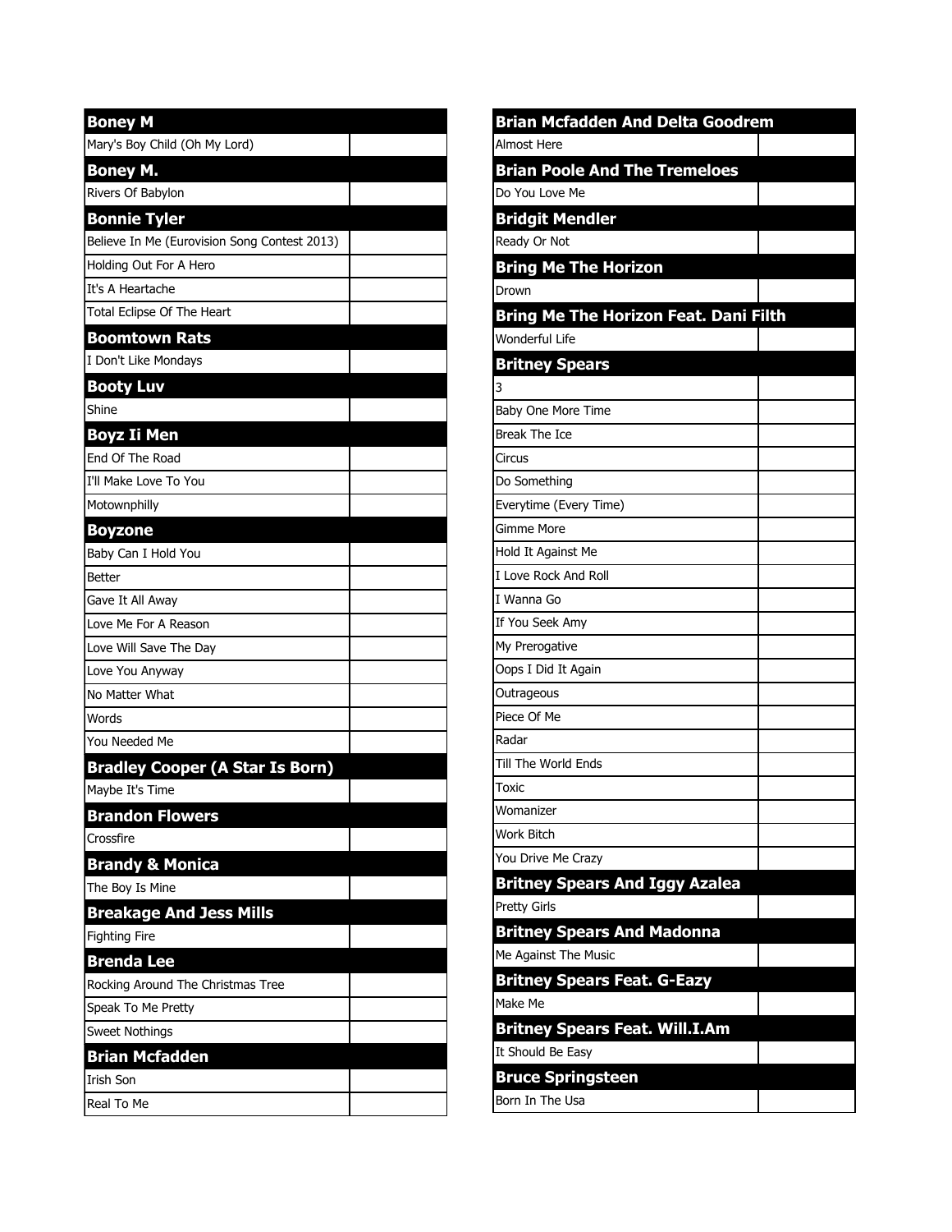| Boney M | |
|---|---|
| Mary's Boy Child (Oh My Lord) | |
| **Boney M.** | |
| Rivers Of Babylon | |
| **Bonnie Tyler** | |
| Believe In Me (Eurovision Song Contest 2013) | |
| Holding Out For A Hero | |
| It's A Heartache | |
| Total Eclipse Of The Heart | |
| **Boomtown Rats** | |
| I Don't Like Mondays | |
| **Booty Luv** | |
| Shine | |
| **Boyz Ii Men** | |
| End Of The Road | |
| I'll Make Love To You | |
| Motownphilly | |
| **Boyzone** | |
| Baby Can I Hold You | |
| Better | |
| Gave It All Away | |
| Love Me For A Reason | |
| Love Will Save The Day | |
| Love You Anyway | |
| No Matter What | |
| Words | |
| You Needed Me | |
| **Bradley Cooper (A Star Is Born)** | |
| Maybe It's Time | |
| **Brandon Flowers** | |
| Crossfire | |
| **Brandy & Monica** | |
| The Boy Is Mine | |
| **Breakage And Jess Mills** | |
| Fighting Fire | |
| **Brenda Lee** | |
| Rocking Around The Christmas Tree | |
| Speak To Me Pretty | |
| Sweet Nothings | |
| **Brian Mcfadden** | |
| Irish Son | |
| Real To Me | |

| Brian Mcfadden And Delta Goodrem | |
|---|---|
| Almost Here | |
| **Brian Poole And The Tremeloes** | |
| Do You Love Me | |
| **Bridgit Mendler** | |
| Ready Or Not | |
| **Bring Me The Horizon** | |
| Drown | |
| **Bring Me The Horizon Feat. Dani Filth** | |
| Wonderful Life | |
| **Britney Spears** | |
| 3 | |
| Baby One More Time | |
| Break The Ice | |
| Circus | |
| Do Something | |
| Everytime (Every Time) | |
| Gimme More | |
| Hold It Against Me | |
| I Love Rock And Roll | |
| I Wanna Go | |
| If You Seek Amy | |
| My Prerogative | |
| Oops I Did It Again | |
| Outrageous | |
| Piece Of Me | |
| Radar | |
| Till The World Ends | |
| Toxic | |
| Womanizer | |
| Work Bitch | |
| You Drive Me Crazy | |
| **Britney Spears And Iggy Azalea** | |
| Pretty Girls | |
| **Britney Spears And Madonna** | |
| Me Against The Music | |
| **Britney Spears Feat. G-Eazy** | |
| Make Me | |
| **Britney Spears Feat. Will.I.Am** | |
| It Should Be Easy | |
| **Bruce Springsteen** | |
| Born In The Usa | |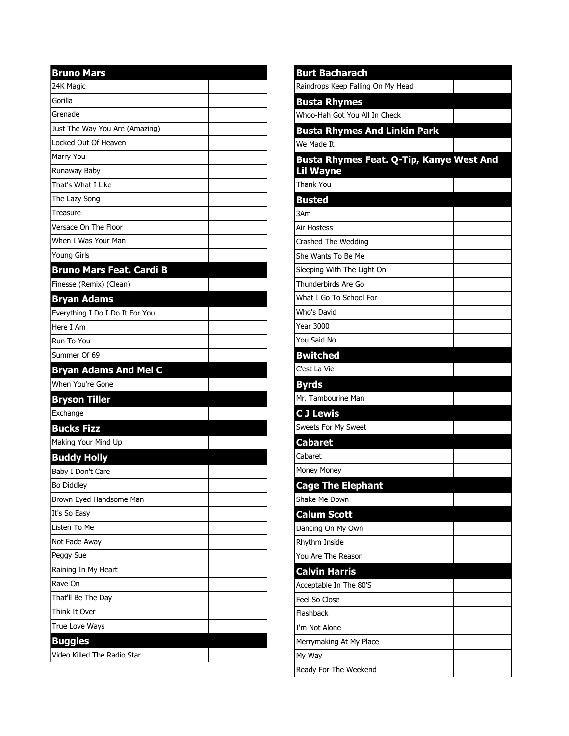| Bruno Mars | |
|---|---|
| 24K Magic | |
| Gorilla | |
| Grenade | |
| Just The Way You Are (Amazing) | |
| Locked Out Of Heaven | |
| Marry You | |
| Runaway Baby | |
| That's What I Like | |
| The Lazy Song | |
| Treasure | |
| Versace On The Floor | |
| When I Was Your Man | |
| Young Girls | |
| **Bruno Mars Feat. Cardi B** | |
| Finesse (Remix) (Clean) | |
| **Bryan Adams** | |
| Everything I Do I Do It For You | |
| Here I Am | |
| Run To You | |
| Summer Of 69 | |
| **Bryan Adams And Mel C** | |
| When You're Gone | |
| **Bryson Tiller** | |
| Exchange | |
| **Bucks Fizz** | |
| Making Your Mind Up | |
| **Buddy Holly** | |
| Baby I Don't Care | |
| Bo Diddley | |
| Brown Eyed Handsome Man | |
| It's So Easy | |
| Listen To Me | |
| Not Fade Away | |
| Peggy Sue | |
| Raining In My Heart | |
| Rave On | |
| That'll Be The Day | |
| Think It Over | |
| True Love Ways | |
| **Buggles** | |
| Video Killed The Radio Star | |

| Burt Bacharach | |
|---|---|
| Raindrops Keep Falling On My Head | |
| **Busta Rhymes** | |
| Whoo-Hah Got You All In Check | |
| **Busta Rhymes And Linkin Park** | |
| We Made It | |
| **Busta Rhymes Feat. Q-Tip, Kanye West And Lil Wayne** | |
| Thank You | |
| **Busted** | |
| 3Am | |
| Air Hostess | |
| Crashed The Wedding | |
| She Wants To Be Me | |
| Sleeping With The Light On | |
| Thunderbirds Are Go | |
| What I Go To School For | |
| Who's David | |
| Year 3000 | |
| You Said No | |
| **Bwitched** | |
| C'est La Vie | |
| **Byrds** | |
| Mr. Tambourine Man | |
| **C J Lewis** | |
| Sweets For My Sweet | |
| **Cabaret** | |
| Cabaret | |
| Money Money | |
| **Cage The Elephant** | |
| Shake Me Down | |
| **Calum Scott** | |
| Dancing On My Own | |
| Rhythm Inside | |
| You Are The Reason | |
| **Calvin Harris** | |
| Acceptable In The 80'S | |
| Feel So Close | |
| Flashback | |
| I'm Not Alone | |
| Merrymaking At My Place | |
| My Way | |
| Ready For The Weekend | |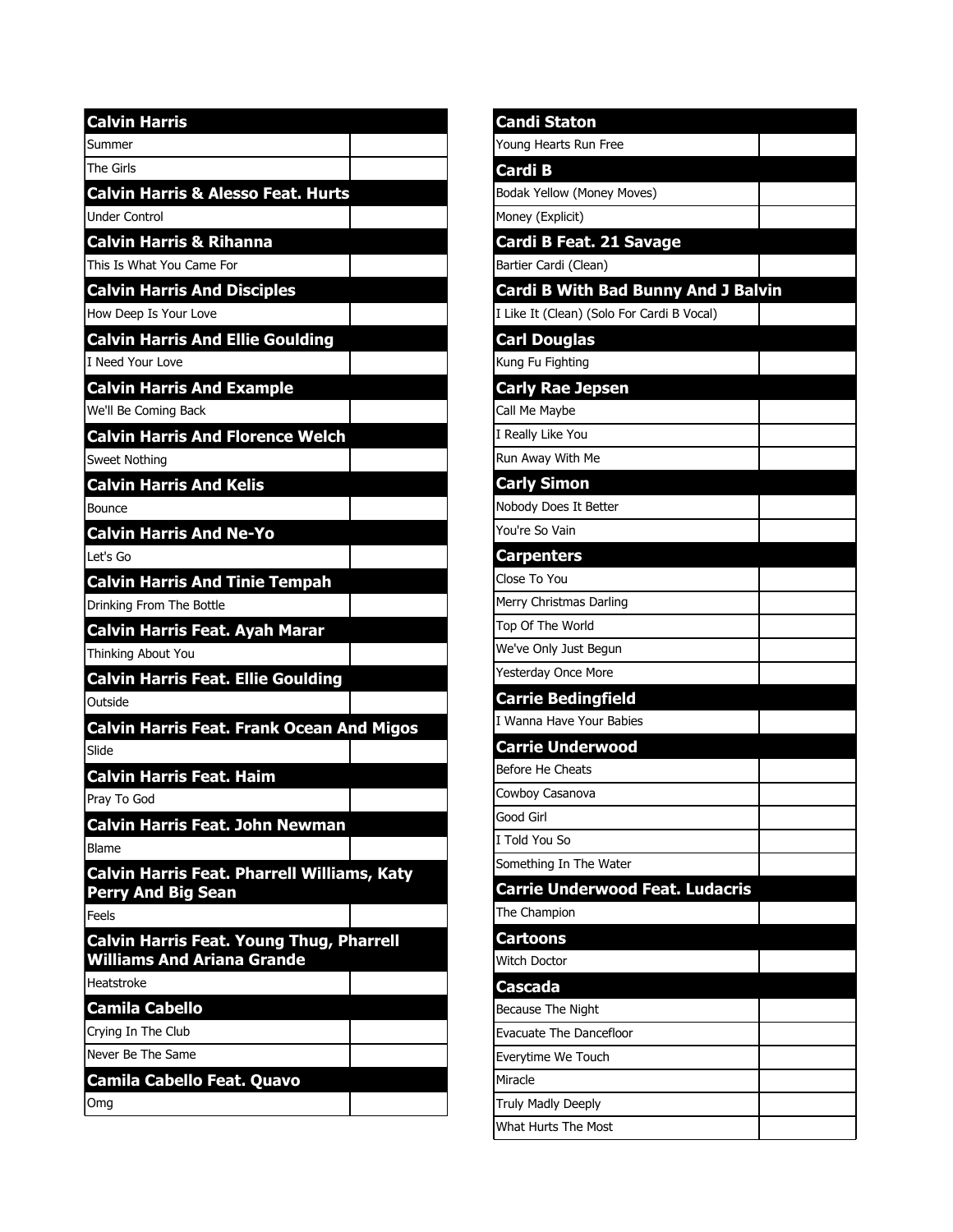## Calvin Harris

| | |
|---|---|
| Summer | |
| The Girls | |

## Calvin Harris & Alesso Feat. Hurts

| | |
|---|---|
| Under Control | |

## Calvin Harris & Rihanna

| | |
|---|---|
| This Is What You Came For | |

## Calvin Harris And Disciples

| | |
|---|---|
| How Deep Is Your Love | |

## Calvin Harris And Ellie Goulding

| | |
|---|---|
| I Need Your Love | |

## Calvin Harris And Example

| | |
|---|---|
| We'll Be Coming Back | |

## Calvin Harris And Florence Welch

| | |
|---|---|
| Sweet Nothing | |

## Calvin Harris And Kelis

| | |
|---|---|
| Bounce | |

## Calvin Harris And Ne-Yo

| | |
|---|---|
| Let's Go | |

## Calvin Harris And Tinie Tempah

| | |
|---|---|
| Drinking From The Bottle | |

## Calvin Harris Feat. Ayah Marar

| | |
|---|---|
| Thinking About You | |

## Calvin Harris Feat. Ellie Goulding

| | |
|---|---|
| Outside | |

## Calvin Harris Feat. Frank Ocean And Migos

| | |
|---|---|
| Slide | |

## Calvin Harris Feat. Haim

| | |
|---|---|
| Pray To God | |

## Calvin Harris Feat. John Newman

| | |
|---|---|
| Blame | |

## Calvin Harris Feat. Pharrell Williams, Katy Perry And Big Sean

| | |
|---|---|
| Feels | |

## Calvin Harris Feat. Young Thug, Pharrell Williams And Ariana Grande

| | |
|---|---|
| Heatstroke | |

## Camila Cabello

| | |
|---|---|
| Crying In The Club | |
| Never Be The Same | |

## Camila Cabello Feat. Quavo

| | |
|---|---|
| Omg | |

## Candi Staton

| | |
|---|---|
| Young Hearts Run Free | |

## Cardi B

| | |
|---|---|
| Bodak Yellow (Money Moves) | |
| Money (Explicit) | |

## Cardi B Feat. 21 Savage

| | |
|---|---|
| Bartier Cardi (Clean) | |

## Cardi B With Bad Bunny And J Balvin

| | |
|---|---|
| I Like It (Clean) (Solo For Cardi B Vocal) | |

## Carl Douglas

| | |
|---|---|
| Kung Fu Fighting | |

## Carly Rae Jepsen

| | |
|---|---|
| Call Me Maybe | |
| I Really Like You | |
| Run Away With Me | |

## Carly Simon

| | |
|---|---|
| Nobody Does It Better | |
| You're So Vain | |

## Carpenters

| | |
|---|---|
| Close To You | |
| Merry Christmas Darling | |
| Top Of The World | |
| We've Only Just Begun | |
| Yesterday Once More | |

## Carrie Bedingfield

| | |
|---|---|
| I Wanna Have Your Babies | |

## Carrie Underwood

| | |
|---|---|
| Before He Cheats | |
| Cowboy Casanova | |
| Good Girl | |
| I Told You So | |
| Something In The Water | |

## Carrie Underwood Feat. Ludacris

| | |
|---|---|
| The Champion | |

## Cartoons

| | |
|---|---|
| Witch Doctor | |

## Cascada

| | |
|---|---|
| Because The Night | |
| Evacuate The Dancefloor | |
| Everytime We Touch | |
| Miracle | |
| Truly Madly Deeply | |
| What Hurts The Most | |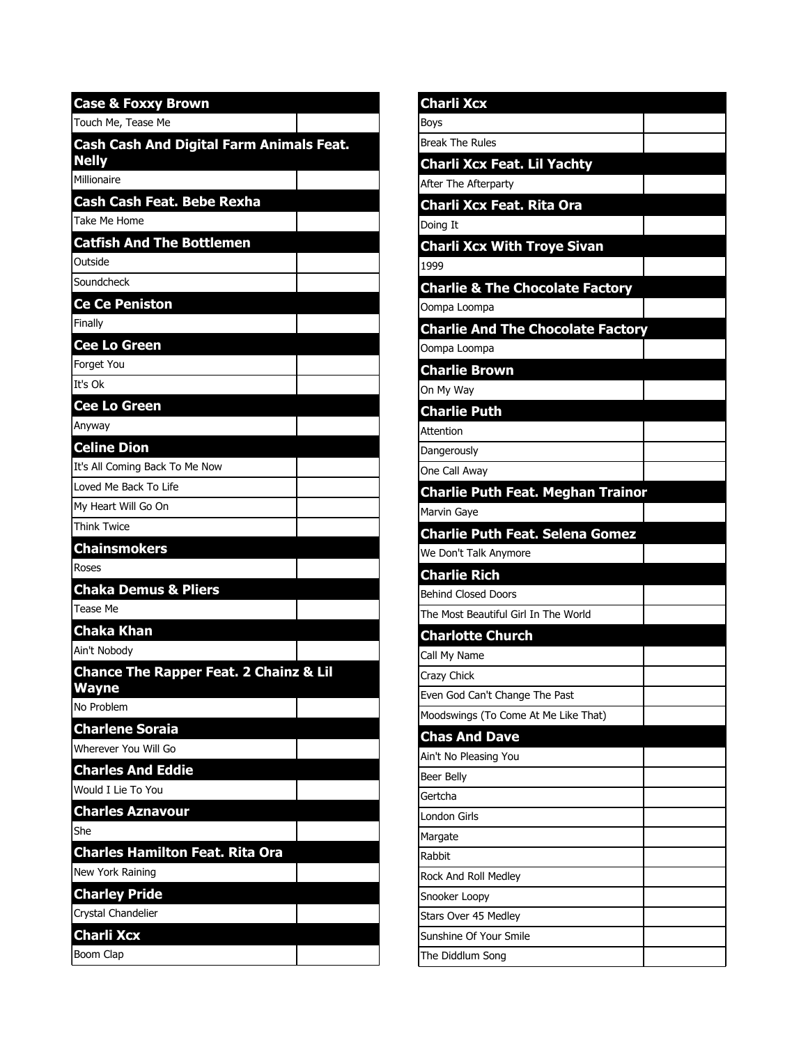### Case & Foxxy Brown

| | |
|---|---|
| Touch Me, Tease Me | |

### Cash Cash And Digital Farm Animals Feat. Nelly

| | |
|---|---|
| Millionaire | |

### Cash Cash Feat. Bebe Rexha

| | |
|---|---|
| Take Me Home | |

### Catfish And The Bottlemen

| | |
|---|---|
| Outside | |
| Soundcheck | |

### Ce Ce Peniston

| | |
|---|---|
| Finally | |

### Cee Lo Green

| | |
|---|---|
| Forget You | |
| It's Ok | |

### Cee Lo Green

| | |
|---|---|
| Anyway | |

### Celine Dion

| | |
|---|---|
| It's All Coming Back To Me Now | |
| Loved Me Back To Life | |
| My Heart Will Go On | |
| Think Twice | |

### Chainsmokers

| | |
|---|---|
| Roses | |

### Chaka Demus & Pliers

| | |
|---|---|
| Tease Me | |

### Chaka Khan

| | |
|---|---|
| Ain't Nobody | |

### Chance The Rapper Feat. 2 Chainz & Lil Wayne

| | |
|---|---|
| No Problem | |

### Charlene Soraia

| | |
|---|---|
| Wherever You Will Go | |

### Charles And Eddie

| | |
|---|---|
| Would I Lie To You | |

### Charles Aznavour

| | |
|---|---|
| She | |

### Charles Hamilton Feat. Rita Ora

| | |
|---|---|
| New York Raining | |

### Charley Pride

| | |
|---|---|
| Crystal Chandelier | |

### Charli Xcx

| | |
|---|---|
| Boom Clap | |

### Charli Xcx

| | |
|---|---|
| Boys | |
| Break The Rules | |

### Charli Xcx Feat. Lil Yachty

| | |
|---|---|
| After The Afterparty | |

### Charli Xcx Feat. Rita Ora

| | |
|---|---|
| Doing It | |

### Charli Xcx With Troye Sivan

| | |
|---|---|
| 1999 | |

### Charlie & The Chocolate Factory

| | |
|---|---|
| Oompa Loompa | |

### Charlie And The Chocolate Factory

| | |
|---|---|
| Oompa Loompa | |

### Charlie Brown

| | |
|---|---|
| On My Way | |

### Charlie Puth

| | |
|---|---|
| Attention | |
| Dangerously | |
| One Call Away | |

### Charlie Puth Feat. Meghan Trainor

| | |
|---|---|
| Marvin Gaye | |

### Charlie Puth Feat. Selena Gomez

| | |
|---|---|
| We Don't Talk Anymore | |

### Charlie Rich

| | |
|---|---|
| Behind Closed Doors | |
| The Most Beautiful Girl In The World | |

### Charlotte Church

| | |
|---|---|
| Call My Name | |
| Crazy Chick | |
| Even God Can't Change The Past | |
| Moodswings (To Come At Me Like That) | |

### Chas And Dave

| | |
|---|---|
| Ain't No Pleasing You | |
| Beer Belly | |
| Gertcha | |
| London Girls | |
| Margate | |
| Rabbit | |
| Rock And Roll Medley | |
| Snooker Loopy | |
| Stars Over 45 Medley | |
| Sunshine Of Your Smile | |
| The Diddlum Song | |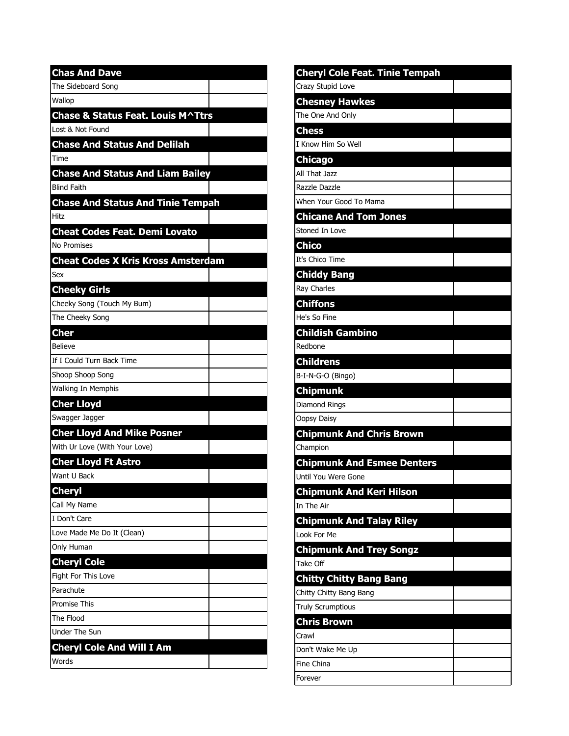| Chas And Dave | |
|---|---|
| The Sideboard Song | |
| Wallop | |
| **Chase & Status Feat. Louis M^Ttrs** | |
| Lost & Not Found | |
| **Chase And Status And Delilah** | |
| Time | |
| **Chase And Status And Liam Bailey** | |
| Blind Faith | |
| **Chase And Status And Tinie Tempah** | |
| Hitz | |
| **Cheat Codes Feat. Demi Lovato** | |
| No Promises | |
| **Cheat Codes X Kris Kross Amsterdam** | |
| Sex | |
| **Cheeky Girls** | |
| Cheeky Song (Touch My Bum) | |
| The Cheeky Song | |
| **Cher** | |
| Believe | |
| If I Could Turn Back Time | |
| Shoop Shoop Song | |
| Walking In Memphis | |
| **Cher Lloyd** | |
| Swagger Jagger | |
| **Cher Lloyd And Mike Posner** | |
| With Ur Love (With Your Love) | |
| **Cher Lloyd Ft Astro** | |
| Want U Back | |
| **Cheryl** | |
| Call My Name | |
| I Don't Care | |
| Love Made Me Do It (Clean) | |
| Only Human | |
| **Cheryl Cole** | |
| Fight For This Love | |
| Parachute | |
| Promise This | |
| The Flood | |
| Under The Sun | |
| **Cheryl Cole And Will I Am** | |
| Words | |

| Cheryl Cole Feat. Tinie Tempah | |
|---|---|
| Crazy Stupid Love | |
| **Chesney Hawkes** | |
| The One And Only | |
| **Chess** | |
| I Know Him So Well | |
| **Chicago** | |
| All That Jazz | |
| Razzle Dazzle | |
| When Your Good To Mama | |
| **Chicane And Tom Jones** | |
| Stoned In Love | |
| **Chico** | |
| It's Chico Time | |
| **Chiddy Bang** | |
| Ray Charles | |
| **Chiffons** | |
| He's So Fine | |
| **Childish Gambino** | |
| Redbone | |
| **Childrens** | |
| B-I-N-G-O (Bingo) | |
| **Chipmunk** | |
| Diamond Rings | |
| Oopsy Daisy | |
| **Chipmunk And Chris Brown** | |
| Champion | |
| **Chipmunk And Esmee Denters** | |
| Until You Were Gone | |
| **Chipmunk And Keri Hilson** | |
| In The Air | |
| **Chipmunk And Talay Riley** | |
| Look For Me | |
| **Chipmunk And Trey Songz** | |
| Take Off | |
| **Chitty Chitty Bang Bang** | |
| Chitty Chitty Bang Bang | |
| Truly Scrumptious | |
| **Chris Brown** | |
| Crawl | |
| Don't Wake Me Up | |
| Fine China | |
| Forever | |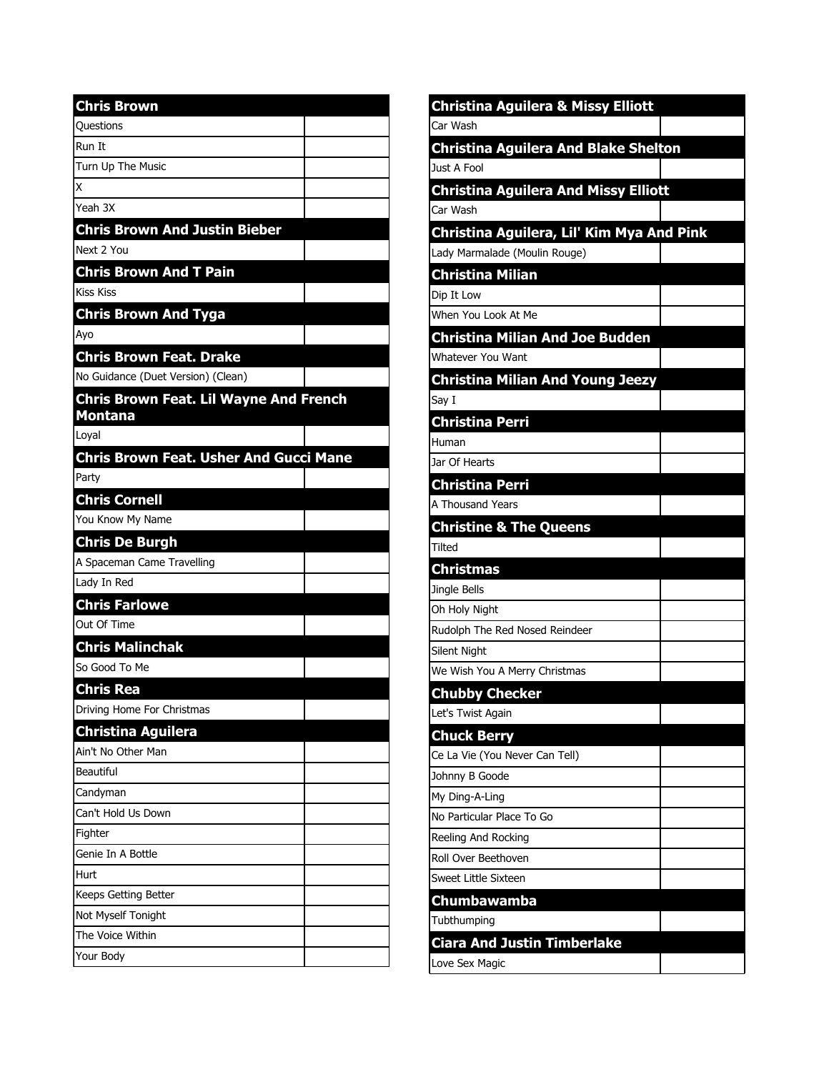| Chris Brown | |
|---|---|
| Questions | |
| Run It | |
| Turn Up The Music | |
| X | |
| Yeah 3X | |
| **Chris Brown And Justin Bieber** | |
| Next 2 You | |
| **Chris Brown And T Pain** | |
| Kiss Kiss | |
| **Chris Brown And Tyga** | |
| Ayo | |
| **Chris Brown Feat. Drake** | |
| No Guidance (Duet Version) (Clean) | |
| **Chris Brown Feat. Lil Wayne And French Montana** | |
| Loyal | |
| **Chris Brown Feat. Usher And Gucci Mane** | |
| Party | |
| **Chris Cornell** | |
| You Know My Name | |
| **Chris De Burgh** | |
| A Spaceman Came Travelling | |
| Lady In Red | |
| **Chris Farlowe** | |
| Out Of Time | |
| **Chris Malinchak** | |
| So Good To Me | |
| **Chris Rea** | |
| Driving Home For Christmas | |
| **Christina Aguilera** | |
| Ain't No Other Man | |
| Beautiful | |
| Candyman | |
| Can't Hold Us Down | |
| Fighter | |
| Genie In A Bottle | |
| Hurt | |
| Keeps Getting Better | |
| Not Myself Tonight | |
| The Voice Within | |
| Your Body | |

| Christina Aguilera & Missy Elliott | |
|---|---|
| Car Wash | |
| **Christina Aguilera And Blake Shelton** | |
| Just A Fool | |
| **Christina Aguilera And Missy Elliott** | |
| Car Wash | |
| **Christina Aguilera, Lil' Kim Mya And Pink** | |
| Lady Marmalade (Moulin Rouge) | |
| **Christina Milian** | |
| Dip It Low | |
| When You Look At Me | |
| **Christina Milian And Joe Budden** | |
| Whatever You Want | |
| **Christina Milian And Young Jeezy** | |
| Say I | |
| **Christina Perri** | |
| Human | |
| Jar Of Hearts | |
| **Christina Perri** | |
| A Thousand Years | |
| **Christine & The Queens** | |
| Tilted | |
| **Christmas** | |
| Jingle Bells | |
| Oh Holy Night | |
| Rudolph The Red Nosed Reindeer | |
| Silent Night | |
| We Wish You A Merry Christmas | |
| **Chubby Checker** | |
| Let's Twist Again | |
| **Chuck Berry** | |
| Ce La Vie (You Never Can Tell) | |
| Johnny B Goode | |
| My Ding-A-Ling | |
| No Particular Place To Go | |
| Reeling And Rocking | |
| Roll Over Beethoven | |
| Sweet Little Sixteen | |
| **Chumbawamba** | |
| Tubthumping | |
| **Ciara And Justin Timberlake** | |
| Love Sex Magic | |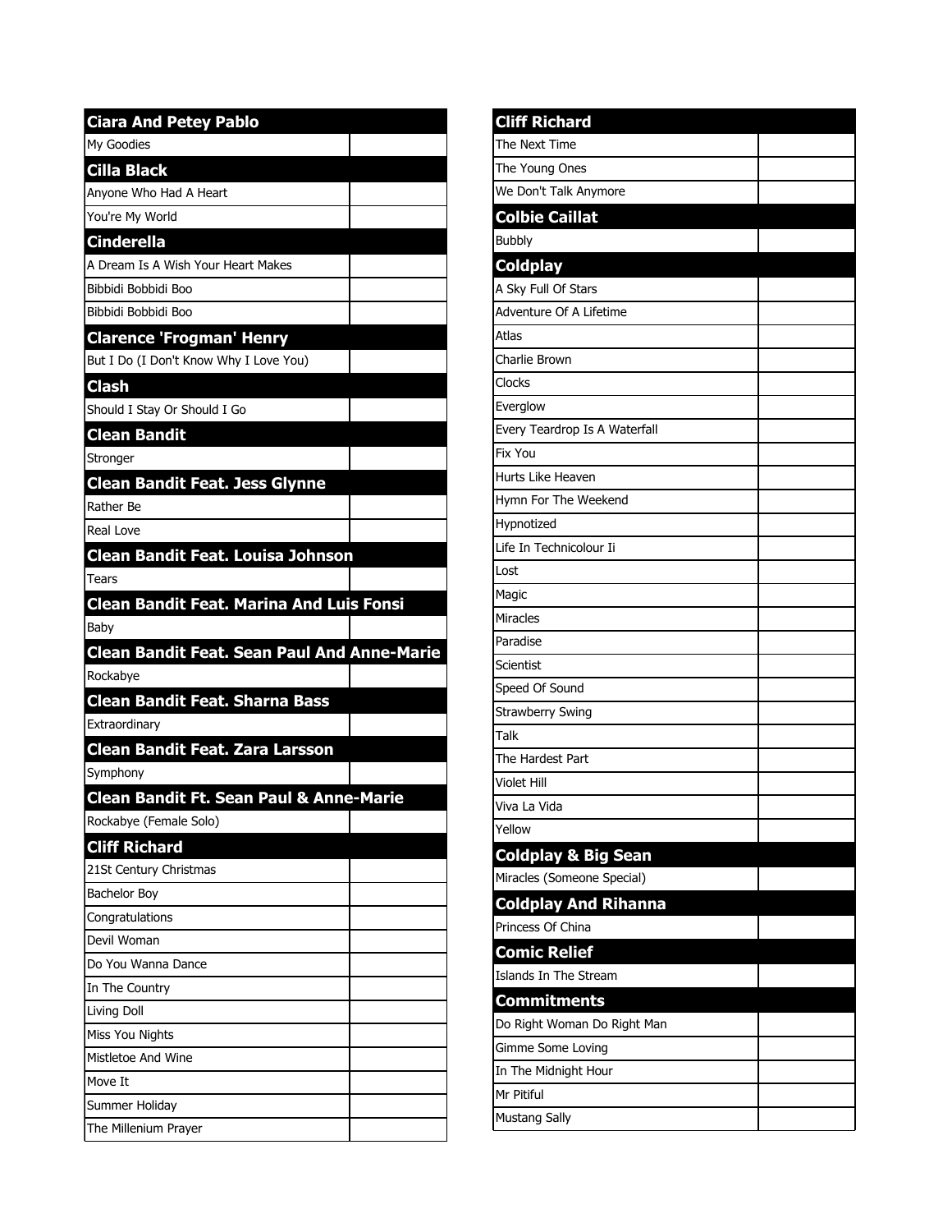## Ciara And Petey Pablo

| | |
|---|---|
| My Goodies | |

## Cilla Black

| | |
|---|---|
| Anyone Who Had A Heart | |
| You're My World | |

## Cinderella

| | |
|---|---|
| A Dream Is A Wish Your Heart Makes | |
| Bibbidi Bobbidi Boo | |
| Bibbidi Bobbidi Boo | |

## Clarence 'Frogman' Henry

| | |
|---|---|
| But I Do (I Don't Know Why I Love You) | |

## Clash

| | |
|---|---|
| Should I Stay Or Should I Go | |

## Clean Bandit

| | |
|---|---|
| Stronger | |

## Clean Bandit Feat. Jess Glynne

| | |
|---|---|
| Rather Be | |
| Real Love | |

## Clean Bandit Feat. Louisa Johnson

| | |
|---|---|
| Tears | |

## Clean Bandit Feat. Marina And Luis Fonsi

| | |
|---|---|
| Baby | |

## Clean Bandit Feat. Sean Paul And Anne-Marie

| | |
|---|---|
| Rockabye | |

## Clean Bandit Feat. Sharna Bass

| | |
|---|---|
| Extraordinary | |

## Clean Bandit Feat. Zara Larsson

| | |
|---|---|
| Symphony | |

## Clean Bandit Ft. Sean Paul & Anne-Marie

| | |
|---|---|
| Rockabye (Female Solo) | |

## Cliff Richard

| | |
|---|---|
| 21St Century Christmas | |
| Bachelor Boy | |
| Congratulations | |
| Devil Woman | |
| Do You Wanna Dance | |
| In The Country | |
| Living Doll | |
| Miss You Nights | |
| Mistletoe And Wine | |
| Move It | |
| Summer Holiday | |
| The Millenium Prayer | |

## Cliff Richard

| | |
|---|---|
| The Next Time | |
| The Young Ones | |
| We Don't Talk Anymore | |

## Colbie Caillat

| | |
|---|---|
| Bubbly | |

## Coldplay

| | |
|---|---|
| A Sky Full Of Stars | |
| Adventure Of A Lifetime | |
| Atlas | |
| Charlie Brown | |
| Clocks | |
| Everglow | |
| Every Teardrop Is A Waterfall | |
| Fix You | |
| Hurts Like Heaven | |
| Hymn For The Weekend | |
| Hypnotized | |
| Life In Technicolour Ii | |
| Lost | |
| Magic | |
| Miracles | |
| Paradise | |
| Scientist | |
| Speed Of Sound | |
| Strawberry Swing | |
| Talk | |
| The Hardest Part | |
| Violet Hill | |
| Viva La Vida | |
| Yellow | |

## Coldplay & Big Sean

| | |
|---|---|
| Miracles (Someone Special) | |

## Coldplay And Rihanna

| | |
|---|---|
| Princess Of China | |

## Comic Relief

| | |
|---|---|
| Islands In The Stream | |

## Commitments

| | |
|---|---|
| Do Right Woman Do Right Man | |
| Gimme Some Loving | |
| In The Midnight Hour | |
| Mr Pitiful | |
| Mustang Sally | |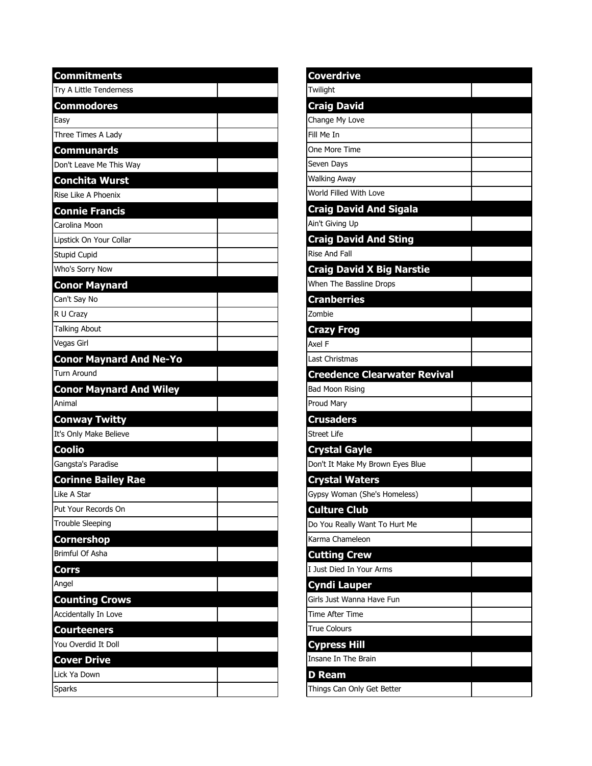| Commitments | |
|---|---|
| Try A Little Tenderness | |
| **Commodores** | |
| Easy | |
| Three Times A Lady | |
| **Communards** | |
| Don't Leave Me This Way | |
| **Conchita Wurst** | |
| Rise Like A Phoenix | |
| **Connie Francis** | |
| Carolina Moon | |
| Lipstick On Your Collar | |
| Stupid Cupid | |
| Who's Sorry Now | |
| **Conor Maynard** | |
| Can't Say No | |
| R U Crazy | |
| Talking About | |
| Vegas Girl | |
| **Conor Maynard And Ne-Yo** | |
| Turn Around | |
| **Conor Maynard And Wiley** | |
| Animal | |
| **Conway Twitty** | |
| It's Only Make Believe | |
| **Coolio** | |
| Gangsta's Paradise | |
| **Corinne Bailey Rae** | |
| Like A Star | |
| Put Your Records On | |
| Trouble Sleeping | |
| **Cornershop** | |
| Brimful Of Asha | |
| **Corrs** | |
| Angel | |
| **Counting Crows** | |
| Accidentally In Love | |
| **Courteeners** | |
| You Overdid It Doll | |
| **Cover Drive** | |
| Lick Ya Down | |
| Sparks | |

| Coverdrive | |
|---|---|
| Twilight | |
| **Craig David** | |
| Change My Love | |
| Fill Me In | |
| One More Time | |
| Seven Days | |
| Walking Away | |
| World Filled With Love | |
| **Craig David And Sigala** | |
| Ain't Giving Up | |
| **Craig David And Sting** | |
| Rise And Fall | |
| **Craig David X Big Narstie** | |
| When The Bassline Drops | |
| **Cranberries** | |
| Zombie | |
| **Crazy Frog** | |
| Axel F | |
| Last Christmas | |
| **Creedence Clearwater Revival** | |
| Bad Moon Rising | |
| Proud Mary | |
| **Crusaders** | |
| Street Life | |
| **Crystal Gayle** | |
| Don't It Make My Brown Eyes Blue | |
| **Crystal Waters** | |
| Gypsy Woman (She's Homeless) | |
| **Culture Club** | |
| Do You Really Want To Hurt Me | |
| Karma Chameleon | |
| **Cutting Crew** | |
| I Just Died In Your Arms | |
| **Cyndi Lauper** | |
| Girls Just Wanna Have Fun | |
| Time After Time | |
| True Colours | |
| **Cypress Hill** | |
| Insane In The Brain | |
| **D Ream** | |
| Things Can Only Get Better | |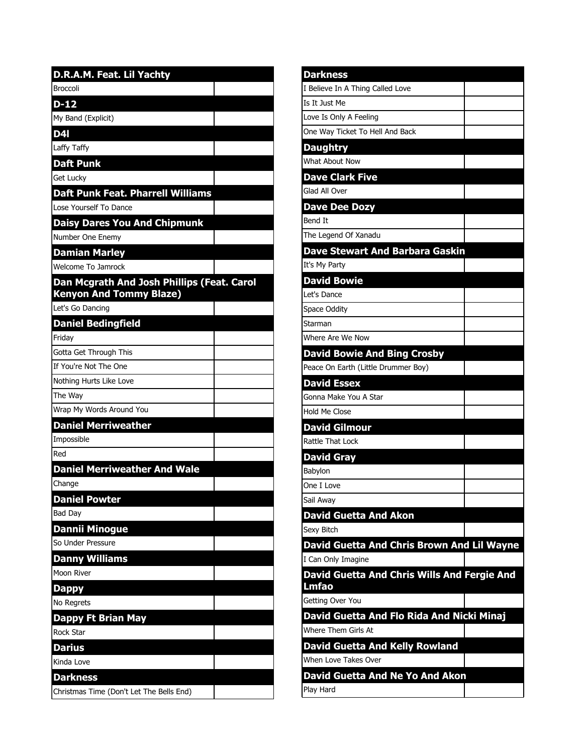| D.R.A.M. Feat. Lil Yachty | |
|---|---|
| Broccoli | |

| D-12 | |
|---|---|
| My Band (Explicit) | |

| D4l | |
|---|---|
| Laffy Taffy | |

| Daft Punk | |
|---|---|
| Get Lucky | |

| Daft Punk Feat. Pharrell Williams | |
|---|---|
| Lose Yourself To Dance | |

| Daisy Dares You And Chipmunk | |
|---|---|
| Number One Enemy | |

| Damian Marley | |
|---|---|
| Welcome To Jamrock | |

| Dan Mcgrath And Josh Phillips (Feat. Carol Kenyon And Tommy Blaze) | |
|---|---|
| Let's Go Dancing | |

| Daniel Bedingfield | |
|---|---|
| Friday | |
| Gotta Get Through This | |
| If You're Not The One | |
| Nothing Hurts Like Love | |
| The Way | |
| Wrap My Words Around You | |

| Daniel Merriweather | |
|---|---|
| Impossible | |
| Red | |

| Daniel Merriweather And Wale | |
|---|---|
| Change | |

| Daniel Powter | |
|---|---|
| Bad Day | |

| Dannii Minogue | |
|---|---|
| So Under Pressure | |

| Danny Williams | |
|---|---|
| Moon River | |

| Dappy | |
|---|---|
| No Regrets | |

| Dappy Ft Brian May | |
|---|---|
| Rock Star | |

| Darius | |
|---|---|
| Kinda Love | |

| Darkness | |
|---|---|
| Christmas Time (Don't Let The Bells End) | |

| Darkness | |
|---|---|
| I Believe In A Thing Called Love | |
| Is It Just Me | |
| Love Is Only A Feeling | |
| One Way Ticket To Hell And Back | |

| Daughtry | |
|---|---|
| What About Now | |

| Dave Clark Five | |
|---|---|
| Glad All Over | |

| Dave Dee Dozy | |
|---|---|
| Bend It | |
| The Legend Of Xanadu | |

| Dave Stewart And Barbara Gaskin | |
|---|---|
| It's My Party | |

| David Bowie | |
|---|---|
| Let's Dance | |
| Space Oddity | |
| Starman | |
| Where Are We Now | |

| David Bowie And Bing Crosby | |
|---|---|
| Peace On Earth (Little Drummer Boy) | |

| David Essex | |
|---|---|
| Gonna Make You A Star | |
| Hold Me Close | |

| David Gilmour | |
|---|---|
| Rattle That Lock | |

| David Gray | |
|---|---|
| Babylon | |
| One I Love | |
| Sail Away | |

| David Guetta And Akon | |
|---|---|
| Sexy Bitch | |

| David Guetta And Chris Brown And Lil Wayne | |
|---|---|
| I Can Only Imagine | |

| David Guetta And Chris Wills And Fergie And Lmfao | |
|---|---|
| Getting Over You | |

| David Guetta And Flo Rida And Nicki Minaj | |
|---|---|
| Where Them Girls At | |

| David Guetta And Kelly Rowland | |
|---|---|
| When Love Takes Over | |

| David Guetta And Ne Yo And Akon | |
|---|---|
| Play Hard | |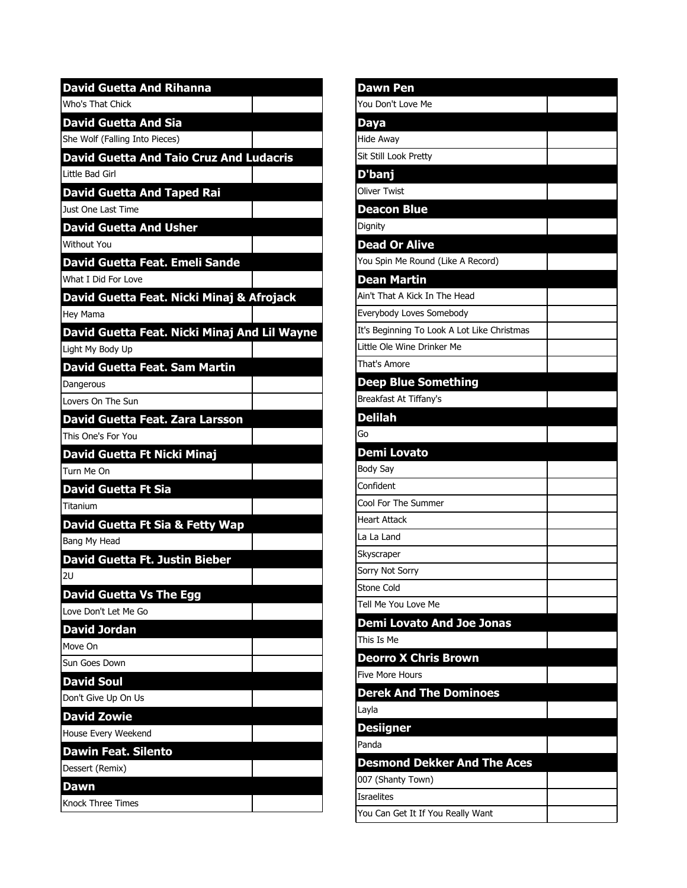| David Guetta And Rihanna | |
|---|---|
| Who's That Chick | |
| **David Guetta And Sia** | |
| She Wolf (Falling Into Pieces) | |
| **David Guetta And Taio Cruz And Ludacris** | |
| Little Bad Girl | |
| **David Guetta And Taped Rai** | |
| Just One Last Time | |
| **David Guetta And Usher** | |
| Without You | |
| **David Guetta Feat. Emeli Sande** | |
| What I Did For Love | |
| **David Guetta Feat. Nicki Minaj & Afrojack** | |
| Hey Mama | |
| **David Guetta Feat. Nicki Minaj And Lil Wayne** | |
| Light My Body Up | |
| **David Guetta Feat. Sam Martin** | |
| Dangerous | |
| Lovers On The Sun | |
| **David Guetta Feat. Zara Larsson** | |
| This One's For You | |
| **David Guetta Ft Nicki Minaj** | |
| Turn Me On | |
| **David Guetta Ft Sia** | |
| Titanium | |
| **David Guetta Ft Sia & Fetty Wap** | |
| Bang My Head | |
| **David Guetta Ft. Justin Bieber** | |
| 2U | |
| **David Guetta Vs The Egg** | |
| Love Don't Let Me Go | |
| **David Jordan** | |
| Move On | |
| Sun Goes Down | |
| **David Soul** | |
| Don't Give Up On Us | |
| **David Zowie** | |
| House Every Weekend | |
| **Dawin Feat. Silento** | |
| Dessert (Remix) | |
| **Dawn** | |
| Knock Three Times | |

| Dawn Pen | |
|---|---|
| You Don't Love Me | |
| **Daya** | |
| Hide Away | |
| Sit Still Look Pretty | |
| **D'banj** | |
| Oliver Twist | |
| **Deacon Blue** | |
| Dignity | |
| **Dead Or Alive** | |
| You Spin Me Round (Like A Record) | |
| **Dean Martin** | |
| Ain't That A Kick In The Head | |
| Everybody Loves Somebody | |
| It's Beginning To Look A Lot Like Christmas | |
| Little Ole Wine Drinker Me | |
| That's Amore | |
| **Deep Blue Something** | |
| Breakfast At Tiffany's | |
| **Delilah** | |
| Go | |
| **Demi Lovato** | |
| Body Say | |
| Confident | |
| Cool For The Summer | |
| Heart Attack | |
| La La Land | |
| Skyscraper | |
| Sorry Not Sorry | |
| Stone Cold | |
| Tell Me You Love Me | |
| **Demi Lovato And Joe Jonas** | |
| This Is Me | |
| **Deorro X Chris Brown** | |
| Five More Hours | |
| **Derek And The Dominoes** | |
| Layla | |
| **Desiigner** | |
| Panda | |
| **Desmond Dekker And The Aces** | |
| 007 (Shanty Town) | |
| Israelites | |
| You Can Get It If You Really Want | |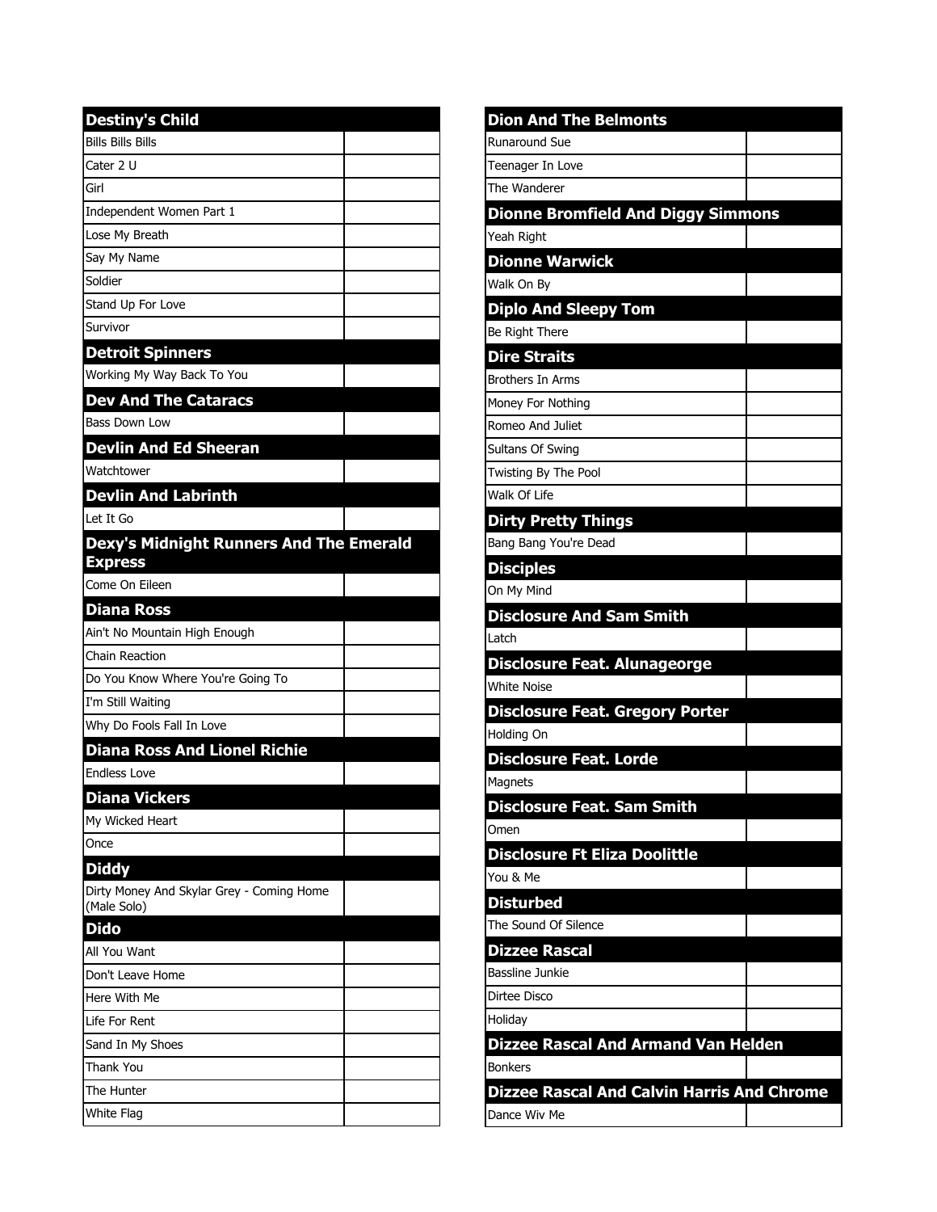| Destiny's Child | |
|---|---|
| Bills Bills Bills | |
| Cater 2 U | |
| Girl | |
| Independent Women Part 1 | |
| Lose My Breath | |
| Say My Name | |
| Soldier | |
| Stand Up For Love | |
| Survivor | |
| **Detroit Spinners** | |
| Working My Way Back To You | |
| **Dev And The Cataracs** | |
| Bass Down Low | |
| **Devlin And Ed Sheeran** | |
| Watchtower | |
| **Devlin And Labrinth** | |
| Let It Go | |
| **Dexy's Midnight Runners And The Emerald Express** | |
| Come On Eileen | |
| **Diana Ross** | |
| Ain't No Mountain High Enough | |
| Chain Reaction | |
| Do You Know Where You're Going To | |
| I'm Still Waiting | |
| Why Do Fools Fall In Love | |
| **Diana Ross And Lionel Richie** | |
| Endless Love | |
| **Diana Vickers** | |
| My Wicked Heart | |
| Once | |
| **Diddy** | |
| Dirty Money And Skylar Grey - Coming Home (Male Solo) | |
| **Dido** | |
| All You Want | |
| Don't Leave Home | |
| Here With Me | |
| Life For Rent | |
| Sand In My Shoes | |
| Thank You | |
| The Hunter | |
| White Flag | |

| Dion And The Belmonts | |
|---|---|
| Runaround Sue | |
| Teenager In Love | |
| The Wanderer | |
| **Dionne Bromfield And Diggy Simmons** | |
| Yeah Right | |
| **Dionne Warwick** | |
| Walk On By | |
| **Diplo And Sleepy Tom** | |
| Be Right There | |
| **Dire Straits** | |
| Brothers In Arms | |
| Money For Nothing | |
| Romeo And Juliet | |
| Sultans Of Swing | |
| Twisting By The Pool | |
| Walk Of Life | |
| **Dirty Pretty Things** | |
| Bang Bang You're Dead | |
| **Disciples** | |
| On My Mind | |
| **Disclosure And Sam Smith** | |
| Latch | |
| **Disclosure Feat. Alunageorge** | |
| White Noise | |
| **Disclosure Feat. Gregory Porter** | |
| Holding On | |
| **Disclosure Feat. Lorde** | |
| Magnets | |
| **Disclosure Feat. Sam Smith** | |
| Omen | |
| **Disclosure Ft Eliza Doolittle** | |
| You & Me | |
| **Disturbed** | |
| The Sound Of Silence | |
| **Dizzee Rascal** | |
| Bassline Junkie | |
| Dirtee Disco | |
| Holiday | |
| **Dizzee Rascal And Armand Van Helden** | |
| Bonkers | |
| **Dizzee Rascal And Calvin Harris And Chrome** | |
| Dance Wiv Me | |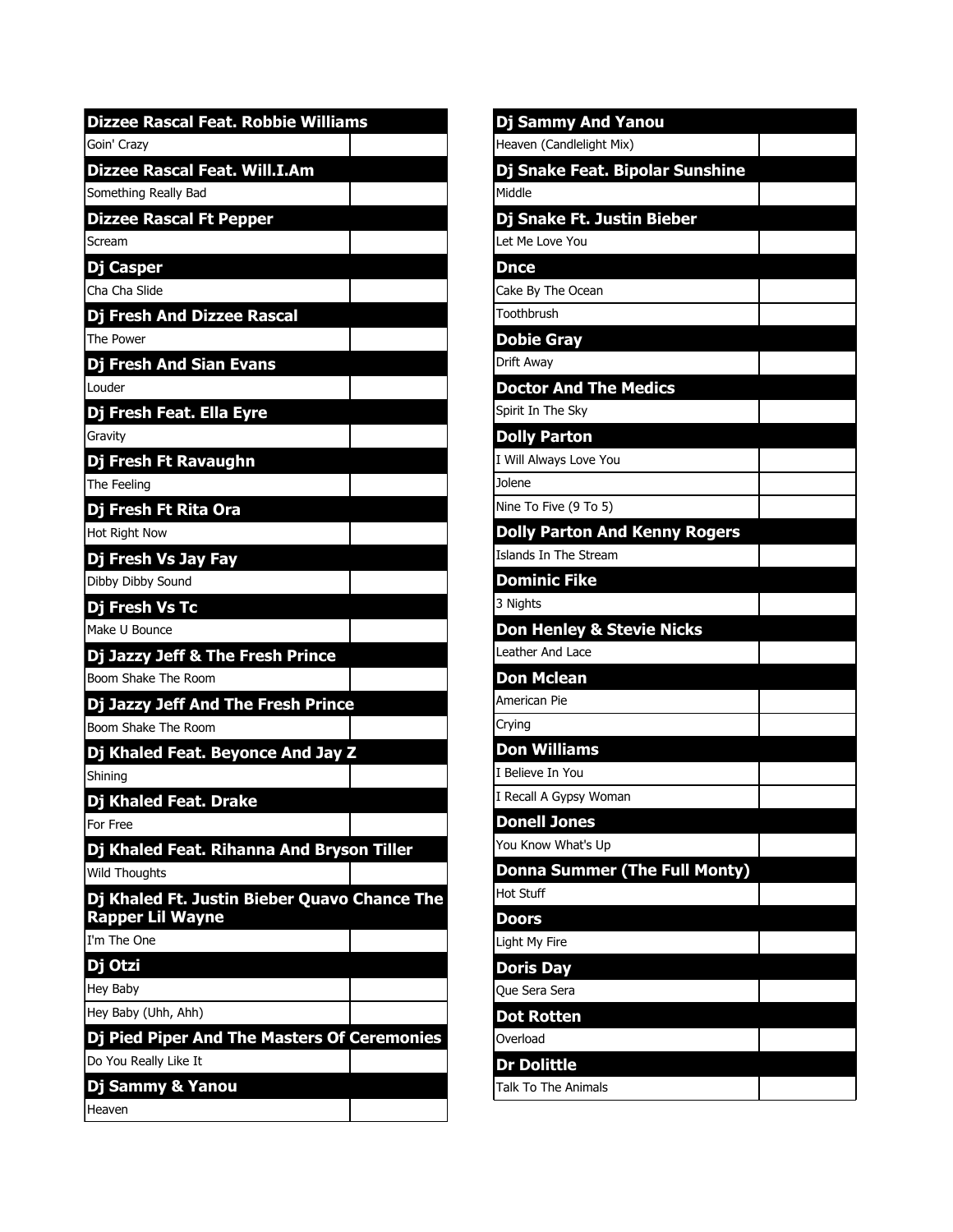| Dizzee Rascal Feat. Robbie Williams | |
|---|---|
| Goin' Crazy | |
| **Dizzee Rascal Feat. Will.I.Am** | |
| Something Really Bad | |
| **Dizzee Rascal Ft Pepper** | |
| Scream | |
| **Dj Casper** | |
| Cha Cha Slide | |
| **Dj Fresh And Dizzee Rascal** | |
| The Power | |
| **Dj Fresh And Sian Evans** | |
| Louder | |
| **Dj Fresh Feat. Ella Eyre** | |
| Gravity | |
| **Dj Fresh Ft Ravaughn** | |
| The Feeling | |
| **Dj Fresh Ft Rita Ora** | |
| Hot Right Now | |
| **Dj Fresh Vs Jay Fay** | |
| Dibby Dibby Sound | |
| **Dj Fresh Vs Tc** | |
| Make U Bounce | |
| **Dj Jazzy Jeff & The Fresh Prince** | |
| Boom Shake The Room | |
| **Dj Jazzy Jeff And The Fresh Prince** | |
| Boom Shake The Room | |
| **Dj Khaled Feat. Beyonce And Jay Z** | |
| Shining | |
| **Dj Khaled Feat. Drake** | |
| For Free | |
| **Dj Khaled Feat. Rihanna And Bryson Tiller** | |
| Wild Thoughts | |
| **Dj Khaled Ft. Justin Bieber Quavo Chance The Rapper Lil Wayne** | |
| I'm The One | |
| **Dj Otzi** | |
| Hey Baby | |
| Hey Baby (Uhh, Ahh) | |
| **Dj Pied Piper And The Masters Of Ceremonies** | |
| Do You Really Like It | |
| **Dj Sammy & Yanou** | |
| Heaven | |

| Dj Sammy And Yanou | |
|---|---|
| Heaven (Candlelight Mix) | |
| **Dj Snake Feat. Bipolar Sunshine** | |
| Middle | |
| **Dj Snake Ft. Justin Bieber** | |
| Let Me Love You | |
| **Dnce** | |
| Cake By The Ocean | |
| Toothbrush | |
| **Dobie Gray** | |
| Drift Away | |
| **Doctor And The Medics** | |
| Spirit In The Sky | |
| **Dolly Parton** | |
| I Will Always Love You | |
| Jolene | |
| Nine To Five (9 To 5) | |
| **Dolly Parton And Kenny Rogers** | |
| Islands In The Stream | |
| **Dominic Fike** | |
| 3 Nights | |
| **Don Henley & Stevie Nicks** | |
| Leather And Lace | |
| **Don Mclean** | |
| American Pie | |
| Crying | |
| **Don Williams** | |
| I Believe In You | |
| I Recall A Gypsy Woman | |
| **Donell Jones** | |
| You Know What's Up | |
| **Donna Summer (The Full Monty)** | |
| Hot Stuff | |
| **Doors** | |
| Light My Fire | |
| **Doris Day** | |
| Que Sera Sera | |
| **Dot Rotten** | |
| Overload | |
| **Dr Dolittle** | |
| Talk To The Animals | |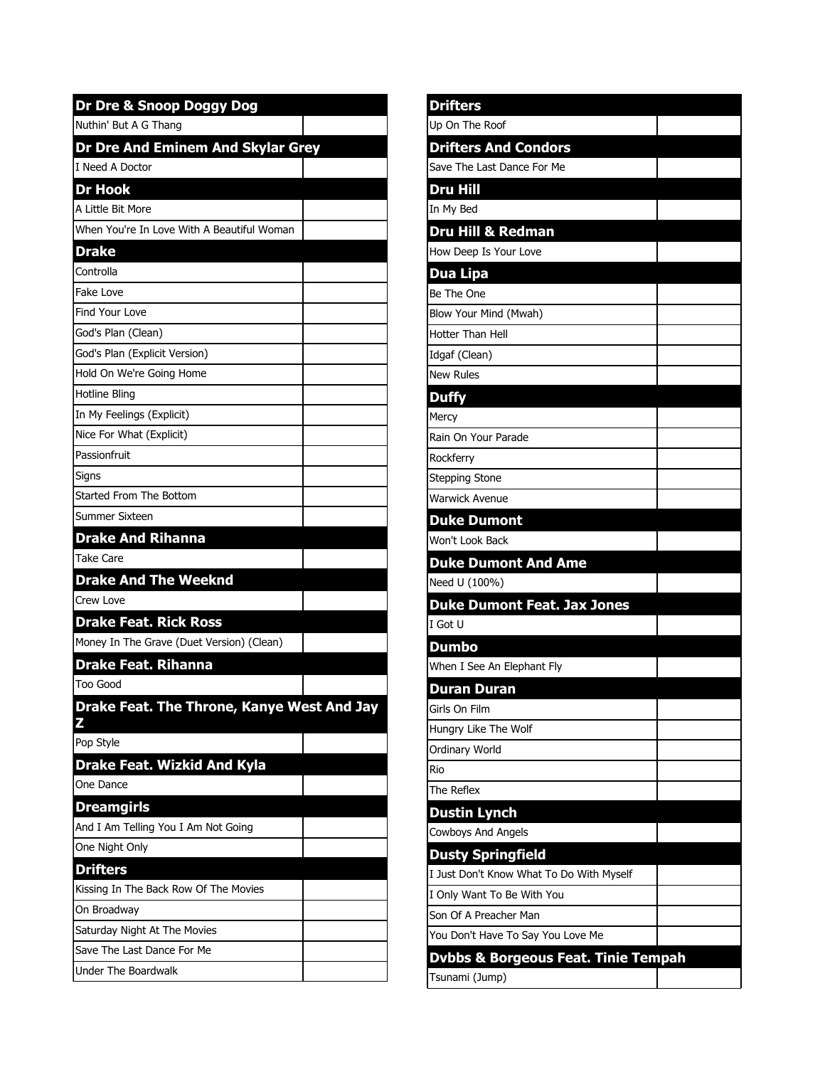## Dr Dre & Snoop Doggy Dog

| | |
|---|---|
| Nuthin' But A G Thang | |

## Dr Dre And Eminem And Skylar Grey

| | |
|---|---|
| I Need A Doctor | |

## Dr Hook

| | |
|---|---|
| A Little Bit More | |
| When You're In Love With A Beautiful Woman | |

## Drake

| | |
|---|---|
| Controlla | |
| Fake Love | |
| Find Your Love | |
| God's Plan (Clean) | |
| God's Plan (Explicit Version) | |
| Hold On We're Going Home | |
| Hotline Bling | |
| In My Feelings (Explicit) | |
| Nice For What (Explicit) | |
| Passionfruit | |
| Signs | |
| Started From The Bottom | |
| Summer Sixteen | |

## Drake And Rihanna

| | |
|---|---|
| Take Care | |

## Drake And The Weeknd

| | |
|---|---|
| Crew Love | |

## Drake Feat. Rick Ross

| | |
|---|---|
| Money In The Grave (Duet Version) (Clean) | |

## Drake Feat. Rihanna

| | |
|---|---|
| Too Good | |

## Drake Feat. The Throne, Kanye West And Jay Z

| | |
|---|---|
| Pop Style | |

## Drake Feat. Wizkid And Kyla

| | |
|---|---|
| One Dance | |

## Dreamgirls

| | |
|---|---|
| And I Am Telling You I Am Not Going | |
| One Night Only | |

## Drifters

| | |
|---|---|
| Kissing In The Back Row Of The Movies | |
| On Broadway | |
| Saturday Night At The Movies | |
| Save The Last Dance For Me | |
| Under The Boardwalk | |

## Drifters

| | |
|---|---|
| Up On The Roof | |

## Drifters And Condors

| | |
|---|---|
| Save The Last Dance For Me | |

## Dru Hill

| | |
|---|---|
| In My Bed | |

## Dru Hill & Redman

| | |
|---|---|
| How Deep Is Your Love | |

## Dua Lipa

| | |
|---|---|
| Be The One | |
| Blow Your Mind (Mwah) | |
| Hotter Than Hell | |
| Idgaf (Clean) | |
| New Rules | |

## Duffy

| | |
|---|---|
| Mercy | |
| Rain On Your Parade | |
| Rockferry | |
| Stepping Stone | |
| Warwick Avenue | |

## Duke Dumont

| | |
|---|---|
| Won't Look Back | |

## Duke Dumont And Ame

| | |
|---|---|
| Need U (100%) | |

## Duke Dumont Feat. Jax Jones

| | |
|---|---|
| I Got U | |

## Dumbo

| | |
|---|---|
| When I See An Elephant Fly | |

## Duran Duran

| | |
|---|---|
| Girls On Film | |
| Hungry Like The Wolf | |
| Ordinary World | |
| Rio | |
| The Reflex | |

## Dustin Lynch

| | |
|---|---|
| Cowboys And Angels | |

## Dusty Springfield

| | |
|---|---|
| I Just Don't Know What To Do With Myself | |
| I Only Want To Be With You | |
| Son Of A Preacher Man | |
| You Don't Have To Say You Love Me | |

## Dvbbs & Borgeous Feat. Tinie Tempah

| | |
|---|---|
| Tsunami (Jump) | |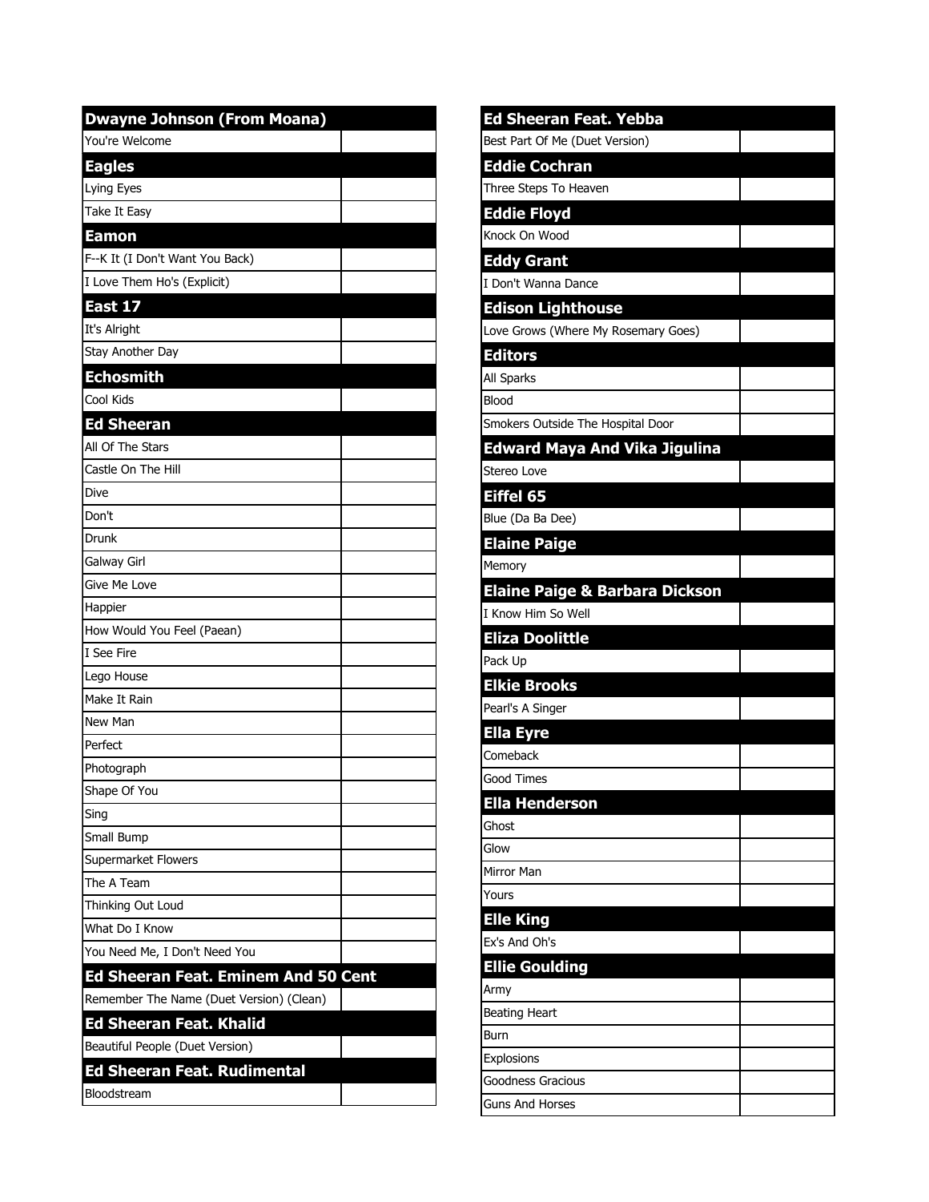| Dwayne Johnson (From Moana) | |
|---|---|
| You're Welcome | |
| **Eagles** | |
| Lying Eyes | |
| Take It Easy | |
| **Eamon** | |
| F--K It (I Don't Want You Back) | |
| I Love Them Ho's (Explicit) | |
| **East 17** | |
| It's Alright | |
| Stay Another Day | |
| **Echosmith** | |
| Cool Kids | |
| **Ed Sheeran** | |
| All Of The Stars | |
| Castle On The Hill | |
| Dive | |
| Don't | |
| Drunk | |
| Galway Girl | |
| Give Me Love | |
| Happier | |
| How Would You Feel (Paean) | |
| I See Fire | |
| Lego House | |
| Make It Rain | |
| New Man | |
| Perfect | |
| Photograph | |
| Shape Of You | |
| Sing | |
| Small Bump | |
| Supermarket Flowers | |
| The A Team | |
| Thinking Out Loud | |
| What Do I Know | |
| You Need Me, I Don't Need You | |
| **Ed Sheeran Feat. Eminem And 50 Cent** | |
| Remember The Name (Duet Version) (Clean) | |
| **Ed Sheeran Feat. Khalid** | |
| Beautiful People (Duet Version) | |
| **Ed Sheeran Feat. Rudimental** | |
| Bloodstream | |

| Ed Sheeran Feat. Yebba | |
|---|---|
| Best Part Of Me (Duet Version) | |
| **Eddie Cochran** | |
| Three Steps To Heaven | |
| **Eddie Floyd** | |
| Knock On Wood | |
| **Eddy Grant** | |
| I Don't Wanna Dance | |
| **Edison Lighthouse** | |
| Love Grows (Where My Rosemary Goes) | |
| **Editors** | |
| All Sparks | |
| Blood | |
| Smokers Outside The Hospital Door | |
| **Edward Maya And Vika Jigulina** | |
| Stereo Love | |
| **Eiffel 65** | |
| Blue (Da Ba Dee) | |
| **Elaine Paige** | |
| Memory | |
| **Elaine Paige & Barbara Dickson** | |
| I Know Him So Well | |
| **Eliza Doolittle** | |
| Pack Up | |
| **Elkie Brooks** | |
| Pearl's A Singer | |
| **Ella Eyre** | |
| Comeback | |
| Good Times | |
| **Ella Henderson** | |
| Ghost | |
| Glow | |
| Mirror Man | |
| Yours | |
| **Elle King** | |
| Ex's And Oh's | |
| **Ellie Goulding** | |
| Army | |
| Beating Heart | |
| Burn | |
| Explosions | |
| Goodness Gracious | |
| Guns And Horses | |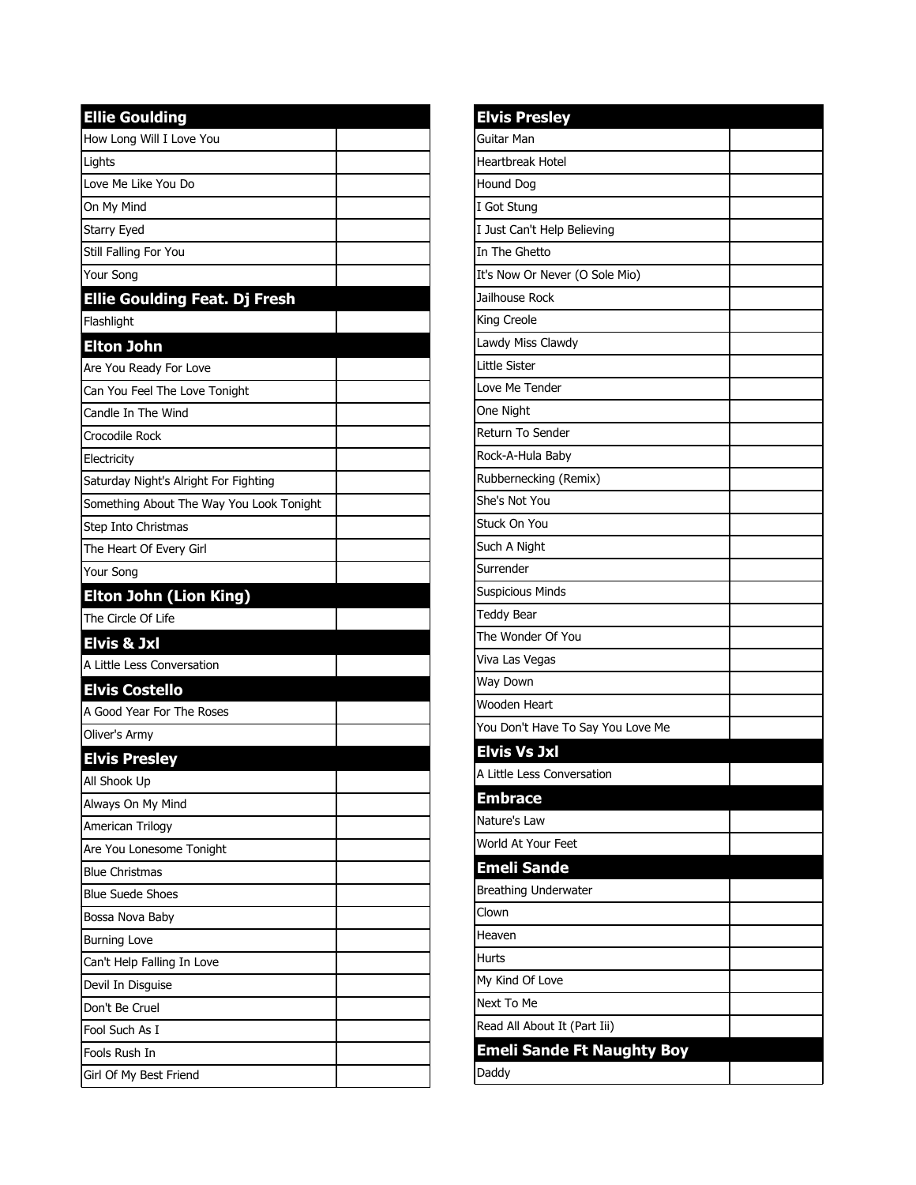| Ellie Goulding | |
|---|---|
| How Long Will I Love You | |
| Lights | |
| Love Me Like You Do | |
| On My Mind | |
| Starry Eyed | |
| Still Falling For You | |
| Your Song | |

| Ellie Goulding Feat. Dj Fresh | |
|---|---|
| Flashlight | |

| Elton John | |
|---|---|
| Are You Ready For Love | |
| Can You Feel The Love Tonight | |
| Candle In The Wind | |
| Crocodile Rock | |
| Electricity | |
| Saturday Night's Alright For Fighting | |
| Something About The Way You Look Tonight | |
| Step Into Christmas | |
| The Heart Of Every Girl | |
| Your Song | |

| Elton John (Lion King) | |
|---|---|
| The Circle Of Life | |

| Elvis & Jxl | |
|---|---|
| A Little Less Conversation | |

| Elvis Costello | |
|---|---|
| A Good Year For The Roses | |
| Oliver's Army | |

| Elvis Presley | |
|---|---|
| All Shook Up | |
| Always On My Mind | |
| American Trilogy | |
| Are You Lonesome Tonight | |
| Blue Christmas | |
| Blue Suede Shoes | |
| Bossa Nova Baby | |
| Burning Love | |
| Can't Help Falling In Love | |
| Devil In Disguise | |
| Don't Be Cruel | |
| Fool Such As I | |
| Fools Rush In | |
| Girl Of My Best Friend | |

| Elvis Presley | |
|---|---|
| Guitar Man | |
| Heartbreak Hotel | |
| Hound Dog | |
| I Got Stung | |
| I Just Can't Help Believing | |
| In The Ghetto | |
| It's Now Or Never (O Sole Mio) | |
| Jailhouse Rock | |
| King Creole | |
| Lawdy Miss Clawdy | |
| Little Sister | |
| Love Me Tender | |
| One Night | |
| Return To Sender | |
| Rock-A-Hula Baby | |
| Rubbernecking (Remix) | |
| She's Not You | |
| Stuck On You | |
| Such A Night | |
| Surrender | |
| Suspicious Minds | |
| Teddy Bear | |
| The Wonder Of You | |
| Viva Las Vegas | |
| Way Down | |
| Wooden Heart | |
| You Don't Have To Say You Love Me | |

| Elvis Vs Jxl | |
|---|---|
| A Little Less Conversation | |

| Embrace | |
|---|---|
| Nature's Law | |
| World At Your Feet | |

| Emeli Sande | |
|---|---|
| Breathing Underwater | |
| Clown | |
| Heaven | |
| Hurts | |
| My Kind Of Love | |
| Next To Me | |
| Read All About It (Part Iii) | |

| Emeli Sande Ft Naughty Boy | |
|---|---|
| Daddy | |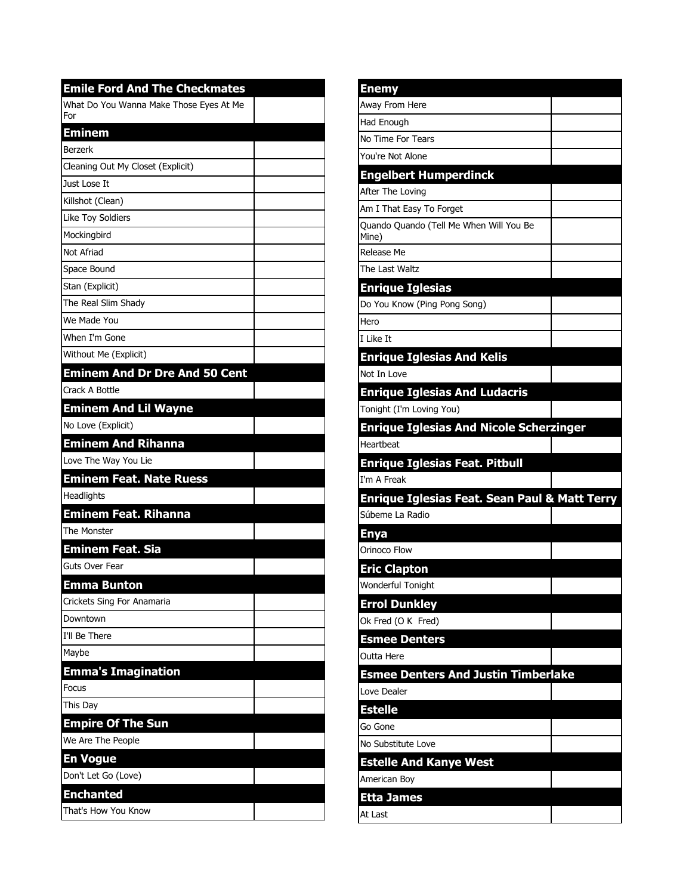| Emile Ford And The Checkmates | |
|---|---|
| What Do You Wanna Make Those Eyes At Me For | |
| **Eminem** | |
| Berzerk | |
| Cleaning Out My Closet (Explicit) | |
| Just Lose It | |
| Killshot (Clean) | |
| Like Toy Soldiers | |
| Mockingbird | |
| Not Afriad | |
| Space Bound | |
| Stan (Explicit) | |
| The Real Slim Shady | |
| We Made You | |
| When I'm Gone | |
| Without Me (Explicit) | |
| **Eminem And Dr Dre And 50 Cent** | |
| Crack A Bottle | |
| **Eminem And Lil Wayne** | |
| No Love (Explicit) | |
| **Eminem And Rihanna** | |
| Love The Way You Lie | |
| **Eminem Feat. Nate Ruess** | |
| Headlights | |
| **Eminem Feat. Rihanna** | |
| The Monster | |
| **Eminem Feat. Sia** | |
| Guts Over Fear | |
| **Emma Bunton** | |
| Crickets Sing For Anamaria | |
| Downtown | |
| I'll Be There | |
| Maybe | |
| **Emma's Imagination** | |
| Focus | |
| This Day | |
| **Empire Of The Sun** | |
| We Are The People | |
| **En Vogue** | |
| Don't Let Go (Love) | |
| **Enchanted** | |
| That's How You Know | |

| Enemy | |
|---|---|
| Away From Here | |
| Had Enough | |
| No Time For Tears | |
| You're Not Alone | |
| **Engelbert Humperdinck** | |
| After The Loving | |
| Am I That Easy To Forget | |
| Quando Quando (Tell Me When Will You Be Mine) | |
| Release Me | |
| The Last Waltz | |
| **Enrique Iglesias** | |
| Do You Know (Ping Pong Song) | |
| Hero | |
| I Like It | |
| **Enrique Iglesias And Kelis** | |
| Not In Love | |
| **Enrique Iglesias And Ludacris** | |
| Tonight (I'm Loving You) | |
| **Enrique Iglesias And Nicole Scherzinger** | |
| Heartbeat | |
| **Enrique Iglesias Feat. Pitbull** | |
| I'm A Freak | |
| **Enrique Iglesias Feat. Sean Paul & Matt Terry** | |
| Súbeme La Radio | |
| **Enya** | |
| Orinoco Flow | |
| **Eric Clapton** | |
| Wonderful Tonight | |
| **Errol Dunkley** | |
| Ok Fred (O K Fred) | |
| **Esmee Denters** | |
| Outta Here | |
| **Esmee Denters And Justin Timberlake** | |
| Love Dealer | |
| **Estelle** | |
| Go Gone | |
| No Substitute Love | |
| **Estelle And Kanye West** | |
| American Boy | |
| **Etta James** | |
| At Last | |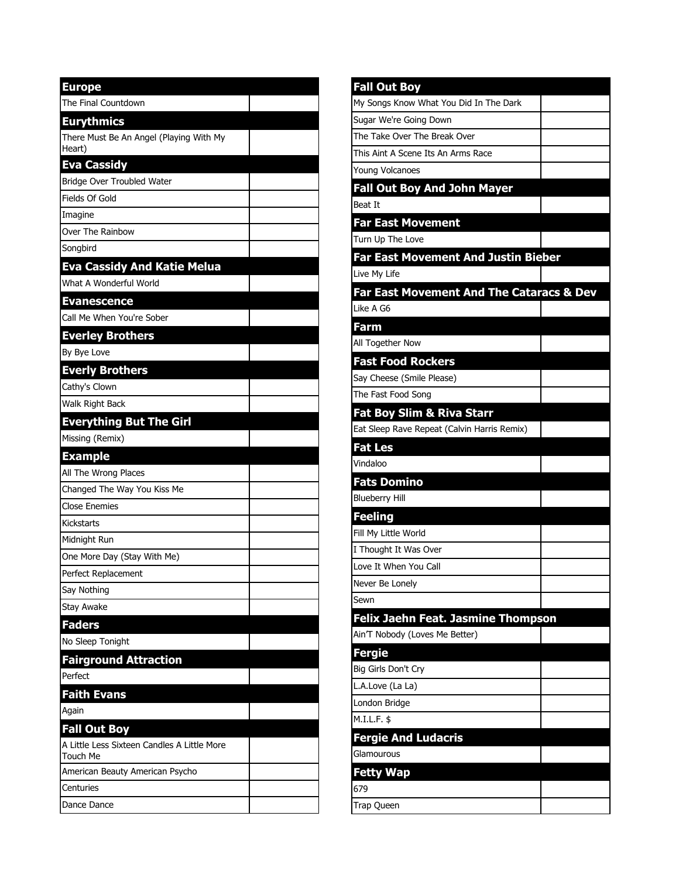| Europe | |
|---|---|
| The Final Countdown | |
| **Eurythmics** | |
| There Must Be An Angel (Playing With My Heart) | |
| **Eva Cassidy** | |
| Bridge Over Troubled Water | |
| Fields Of Gold | |
| Imagine | |
| Over The Rainbow | |
| Songbird | |
| **Eva Cassidy And Katie Melua** | |
| What A Wonderful World | |
| **Evanescence** | |
| Call Me When You're Sober | |
| **Everley Brothers** | |
| By Bye Love | |
| **Everly Brothers** | |
| Cathy's Clown | |
| Walk Right Back | |
| **Everything But The Girl** | |
| Missing (Remix) | |
| **Example** | |
| All The Wrong Places | |
| Changed The Way You Kiss Me | |
| Close Enemies | |
| Kickstarts | |
| Midnight Run | |
| One More Day (Stay With Me) | |
| Perfect Replacement | |
| Say Nothing | |
| Stay Awake | |
| **Faders** | |
| No Sleep Tonight | |
| **Fairground Attraction** | |
| Perfect | |
| **Faith Evans** | |
| Again | |
| **Fall Out Boy** | |
| A Little Less Sixteen Candles A Little More Touch Me | |
| American Beauty American Psycho | |
| Centuries | |
| Dance Dance | |

| Fall Out Boy | |
|---|---|
| My Songs Know What You Did In The Dark | |
| Sugar We're Going Down | |
| The Take Over The Break Over | |
| This Aint A Scene Its An Arms Race | |
| Young Volcanoes | |
| **Fall Out Boy And John Mayer** | |
| Beat It | |
| **Far East Movement** | |
| Turn Up The Love | |
| **Far East Movement And Justin Bieber** | |
| Live My Life | |
| **Far East Movement And The Cataracs & Dev** | |
| Like A G6 | |
| **Farm** | |
| All Together Now | |
| **Fast Food Rockers** | |
| Say Cheese (Smile Please) | |
| The Fast Food Song | |
| **Fat Boy Slim & Riva Starr** | |
| Eat Sleep Rave Repeat (Calvin Harris Remix) | |
| **Fat Les** | |
| Vindaloo | |
| **Fats Domino** | |
| Blueberry Hill | |
| **Feeling** | |
| Fill My Little World | |
| I Thought It Was Over | |
| Love It When You Call | |
| Never Be Lonely | |
| Sewn | |
| **Felix Jaehn Feat. Jasmine Thompson** | |
| Ain'T Nobody (Loves Me Better) | |
| **Fergie** | |
| Big Girls Don't Cry | |
| L.A.Love (La La) | |
| London Bridge | |
| M.I.L.F. $ | |
| **Fergie And Ludacris** | |
| Glamourous | |
| **Fetty Wap** | |
| 679 | |
| Trap Queen | |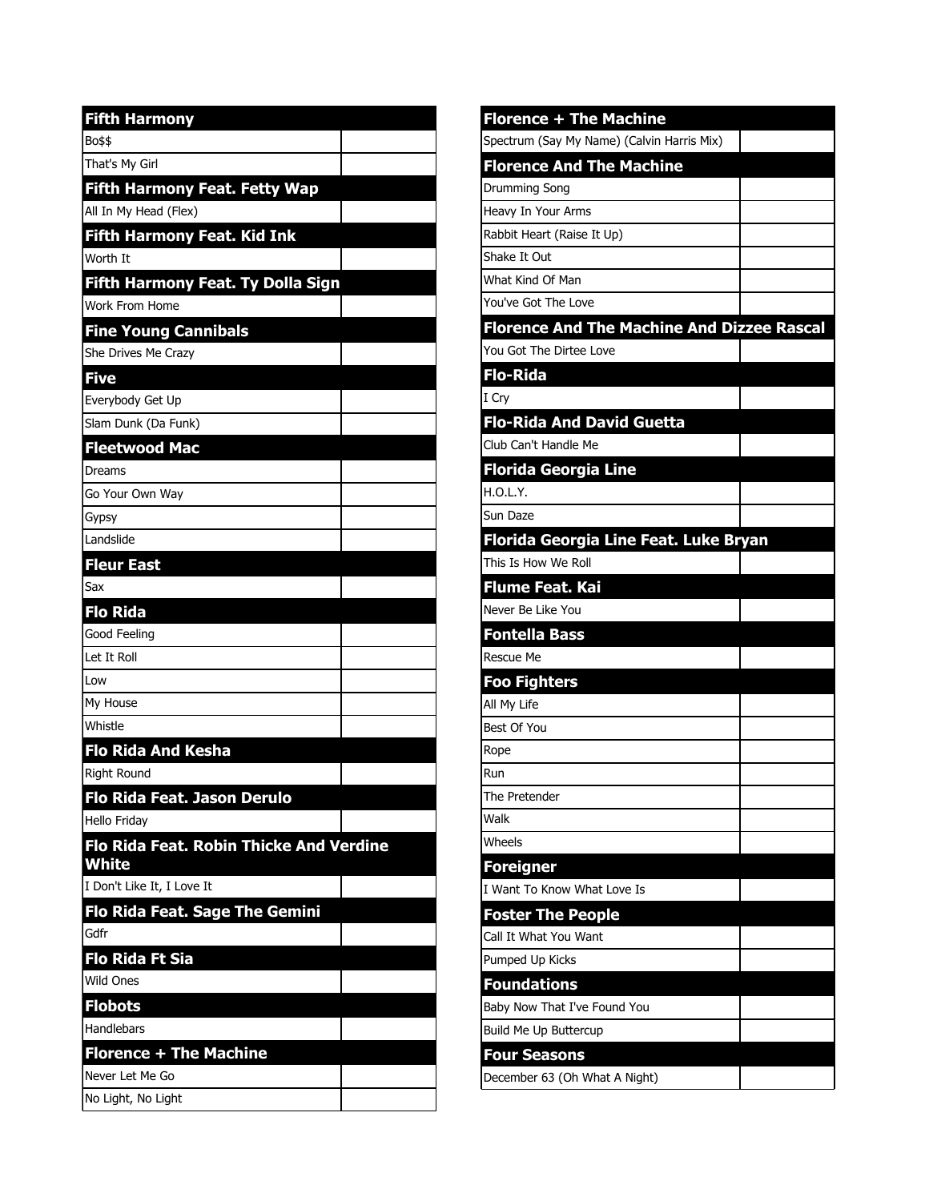| Fifth Harmony | |
|---|---|
| Bo$$ | |
| That's My Girl | |
| **Fifth Harmony Feat. Fetty Wap** | |
| All In My Head (Flex) | |
| **Fifth Harmony Feat. Kid Ink** | |
| Worth It | |
| **Fifth Harmony Feat. Ty Dolla Sign** | |
| Work From Home | |
| **Fine Young Cannibals** | |
| She Drives Me Crazy | |
| **Five** | |
| Everybody Get Up | |
| Slam Dunk (Da Funk) | |
| **Fleetwood Mac** | |
| Dreams | |
| Go Your Own Way | |
| Gypsy | |
| Landslide | |
| **Fleur East** | |
| Sax | |
| **Flo Rida** | |
| Good Feeling | |
| Let It Roll | |
| Low | |
| My House | |
| Whistle | |
| **Flo Rida And Kesha** | |
| Right Round | |
| **Flo Rida Feat. Jason Derulo** | |
| Hello Friday | |
| **Flo Rida Feat. Robin Thicke And Verdine White** | |
| I Don't Like It, I Love It | |
| **Flo Rida Feat. Sage The Gemini** | |
| Gdfr | |
| **Flo Rida Ft Sia** | |
| Wild Ones | |
| **Flobots** | |
| Handlebars | |
| **Florence + The Machine** | |
| Never Let Me Go | |
| No Light, No Light | |

| Florence + The Machine | |
|---|---|
| Spectrum (Say My Name) (Calvin Harris Mix) | |
| **Florence And The Machine** | |
| Drumming Song | |
| Heavy In Your Arms | |
| Rabbit Heart (Raise It Up) | |
| Shake It Out | |
| What Kind Of Man | |
| You've Got The Love | |
| **Florence And The Machine And Dizzee Rascal** | |
| You Got The Dirtee Love | |
| **Flo-Rida** | |
| I Cry | |
| **Flo-Rida And David Guetta** | |
| Club Can't Handle Me | |
| **Florida Georgia Line** | |
| H.O.L.Y. | |
| Sun Daze | |
| **Florida Georgia Line Feat. Luke Bryan** | |
| This Is How We Roll | |
| **Flume Feat. Kai** | |
| Never Be Like You | |
| **Fontella Bass** | |
| Rescue Me | |
| **Foo Fighters** | |
| All My Life | |
| Best Of You | |
| Rope | |
| Run | |
| The Pretender | |
| Walk | |
| Wheels | |
| **Foreigner** | |
| I Want To Know What Love Is | |
| **Foster The People** | |
| Call It What You Want | |
| Pumped Up Kicks | |
| **Foundations** | |
| Baby Now That I've Found You | |
| Build Me Up Buttercup | |
| **Four Seasons** | |
| December 63 (Oh What A Night) | |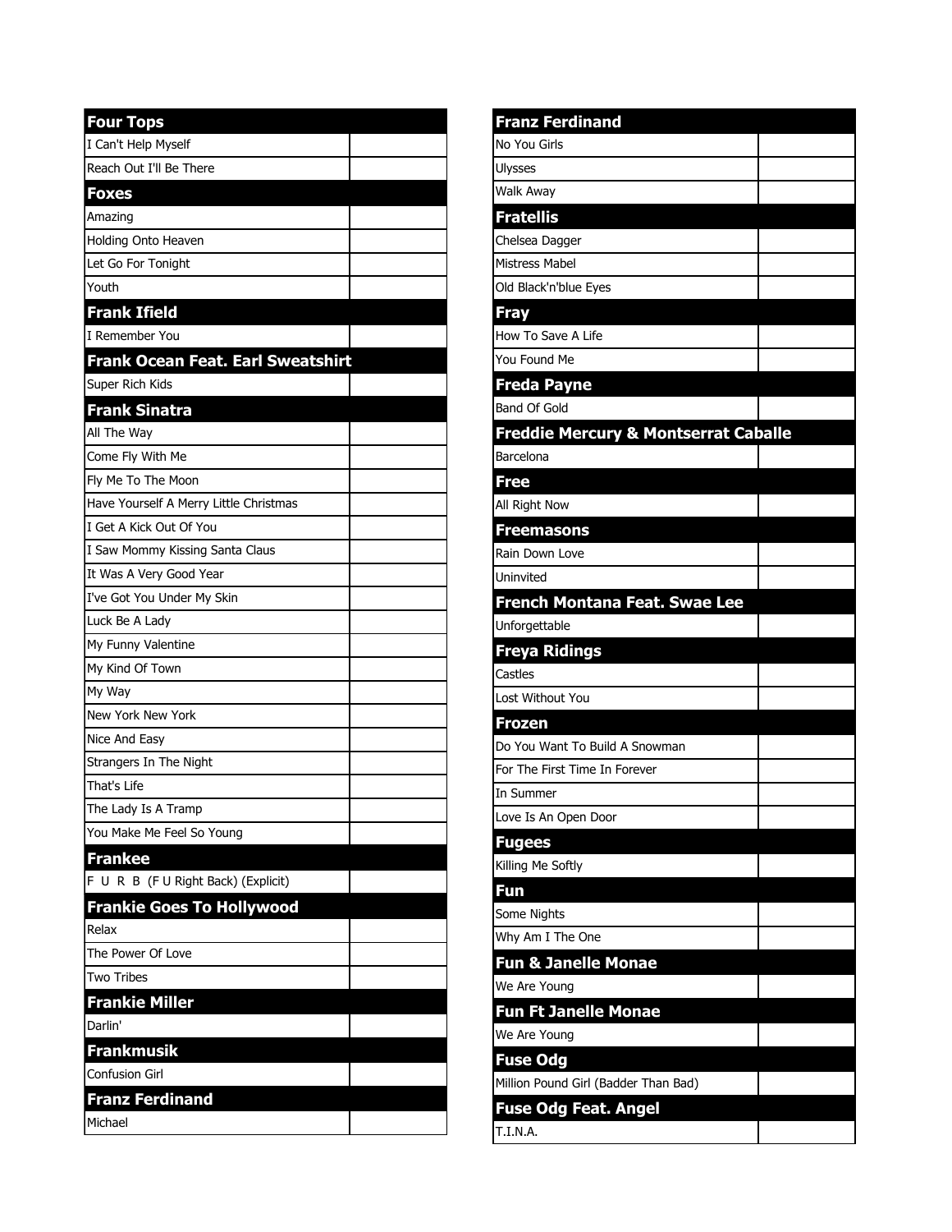| Four Tops | |
|---|---|
| I Can't Help Myself | |
| Reach Out I'll Be There | |
| **Foxes** | |
| Amazing | |
| Holding Onto Heaven | |
| Let Go For Tonight | |
| Youth | |
| **Frank Ifield** | |
| I Remember You | |
| **Frank Ocean Feat. Earl Sweatshirt** | |
| Super Rich Kids | |
| **Frank Sinatra** | |
| All The Way | |
| Come Fly With Me | |
| Fly Me To The Moon | |
| Have Yourself A Merry Little Christmas | |
| I Get A Kick Out Of You | |
| I Saw Mommy Kissing Santa Claus | |
| It Was A Very Good Year | |
| I've Got You Under My Skin | |
| Luck Be A Lady | |
| My Funny Valentine | |
| My Kind Of Town | |
| My Way | |
| New York New York | |
| Nice And Easy | |
| Strangers In The Night | |
| That's Life | |
| The Lady Is A Tramp | |
| You Make Me Feel So Young | |
| **Frankee** | |
| F U R B (F U Right Back) (Explicit) | |
| **Frankie Goes To Hollywood** | |
| Relax | |
| The Power Of Love | |
| Two Tribes | |
| **Frankie Miller** | |
| Darlin' | |
| **Frankmusik** | |
| Confusion Girl | |
| **Franz Ferdinand** | |
| Michael | |

| Franz Ferdinand | |
|---|---|
| No You Girls | |
| Ulysses | |
| Walk Away | |
| **Fratellis** | |
| Chelsea Dagger | |
| Mistress Mabel | |
| Old Black'n'blue Eyes | |
| **Fray** | |
| How To Save A Life | |
| You Found Me | |
| **Freda Payne** | |
| Band Of Gold | |
| **Freddie Mercury & Montserrat Caballe** | |
| Barcelona | |
| **Free** | |
| All Right Now | |
| **Freemasons** | |
| Rain Down Love | |
| Uninvited | |
| **French Montana Feat. Swae Lee** | |
| Unforgettable | |
| **Freya Ridings** | |
| Castles | |
| Lost Without You | |
| **Frozen** | |
| Do You Want To Build A Snowman | |
| For The First Time In Forever | |
| In Summer | |
| Love Is An Open Door | |
| **Fugees** | |
| Killing Me Softly | |
| **Fun** | |
| Some Nights | |
| Why Am I The One | |
| **Fun & Janelle Monae** | |
| We Are Young | |
| **Fun Ft Janelle Monae** | |
| We Are Young | |
| **Fuse Odg** | |
| Million Pound Girl (Badder Than Bad) | |
| **Fuse Odg Feat. Angel** | |
| T.I.N.A. | |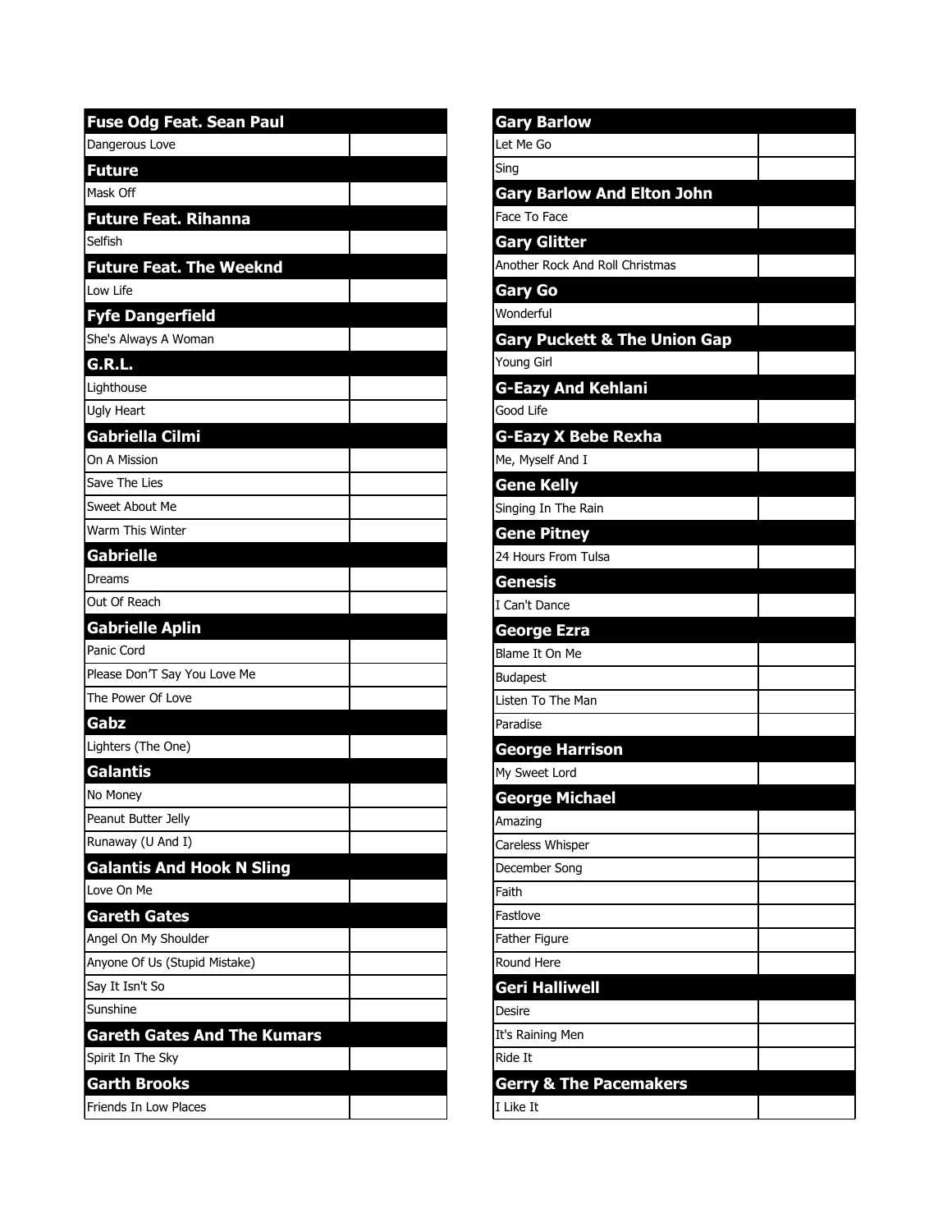**Fuse Odg Feat. Sean Paul**

| | |
|---|---|
| Dangerous Love | |

**Future**

| | |
|---|---|
| Mask Off | |

**Future Feat. Rihanna**

| | |
|---|---|
| Selfish | |

**Future Feat. The Weeknd**

| | |
|---|---|
| Low Life | |

**Fyfe Dangerfield**

| | |
|---|---|
| She's Always A Woman | |

**G.R.L.**

| | |
|---|---|
| Lighthouse | |
| Ugly Heart | |

**Gabriella Cilmi**

| | |
|---|---|
| On A Mission | |
| Save The Lies | |
| Sweet About Me | |
| Warm This Winter | |

**Gabrielle**

| | |
|---|---|
| Dreams | |
| Out Of Reach | |

**Gabrielle Aplin**

| | |
|---|---|
| Panic Cord | |
| Please Don'T Say You Love Me | |
| The Power Of Love | |

**Gabz**

| | |
|---|---|
| Lighters (The One) | |

**Galantis**

| | |
|---|---|
| No Money | |
| Peanut Butter Jelly | |
| Runaway (U And I) | |

**Galantis And Hook N Sling**

| | |
|---|---|
| Love On Me | |

**Gareth Gates**

| | |
|---|---|
| Angel On My Shoulder | |
| Anyone Of Us (Stupid Mistake) | |
| Say It Isn't So | |
| Sunshine | |

**Gareth Gates And The Kumars**

| | |
|---|---|
| Spirit In The Sky | |

**Garth Brooks**

| | |
|---|---|
| Friends In Low Places | |

**Gary Barlow**

| | |
|---|---|
| Let Me Go | |
| Sing | |

**Gary Barlow And Elton John**

| | |
|---|---|
| Face To Face | |

**Gary Glitter**

| | |
|---|---|
| Another Rock And Roll Christmas | |

**Gary Go**

| | |
|---|---|
| Wonderful | |

**Gary Puckett & The Union Gap**

| | |
|---|---|
| Young Girl | |

**G-Eazy And Kehlani**

| | |
|---|---|
| Good Life | |

**G-Eazy X Bebe Rexha**

| | |
|---|---|
| Me, Myself And I | |

**Gene Kelly**

| | |
|---|---|
| Singing In The Rain | |

**Gene Pitney**

| | |
|---|---|
| 24 Hours From Tulsa | |

**Genesis**

| | |
|---|---|
| I Can't Dance | |

**George Ezra**

| | |
|---|---|
| Blame It On Me | |
| Budapest | |
| Listen To The Man | |
| Paradise | |

**George Harrison**

| | |
|---|---|
| My Sweet Lord | |

**George Michael**

| | |
|---|---|
| Amazing | |
| Careless Whisper | |
| December Song | |
| Faith | |
| Fastlove | |
| Father Figure | |
| Round Here | |

**Geri Halliwell**

| | |
|---|---|
| Desire | |
| It's Raining Men | |
| Ride It | |

**Gerry & The Pacemakers**

| | |
|---|---|
| I Like It | |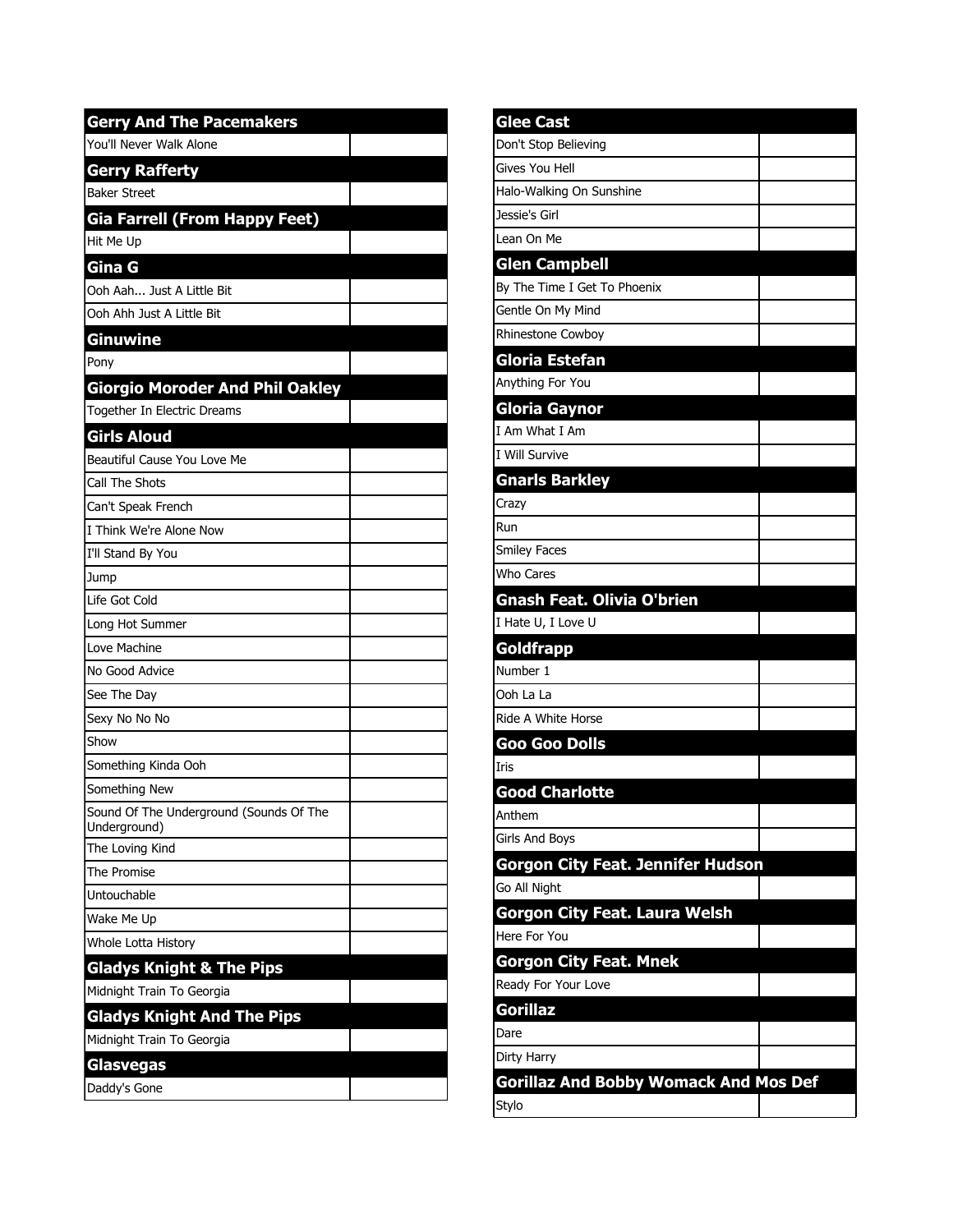| Gerry And The Pacemakers | |
|---|---|
| You'll Never Walk Alone | |
| **Gerry Rafferty** | |
| Baker Street | |
| **Gia Farrell (From Happy Feet)** | |
| Hit Me Up | |
| **Gina G** | |
| Ooh Aah... Just A Little Bit | |
| Ooh Ahh Just A Little Bit | |
| **Ginuwine** | |
| Pony | |
| **Giorgio Moroder And Phil Oakley** | |
| Together In Electric Dreams | |
| **Girls Aloud** | |
| Beautiful Cause You Love Me | |
| Call The Shots | |
| Can't Speak French | |
| I Think We're Alone Now | |
| I'll Stand By You | |
| Jump | |
| Life Got Cold | |
| Long Hot Summer | |
| Love Machine | |
| No Good Advice | |
| See The Day | |
| Sexy No No No | |
| Show | |
| Something Kinda Ooh | |
| Something New | |
| Sound Of The Underground (Sounds Of The Underground) | |
| The Loving Kind | |
| The Promise | |
| Untouchable | |
| Wake Me Up | |
| Whole Lotta History | |
| **Gladys Knight & The Pips** | |
| Midnight Train To Georgia | |
| **Gladys Knight And The Pips** | |
| Midnight Train To Georgia | |
| **Glasvegas** | |
| Daddy's Gone | |

| Glee Cast | |
|---|---|
| Don't Stop Believing | |
| Gives You Hell | |
| Halo-Walking On Sunshine | |
| Jessie's Girl | |
| Lean On Me | |
| **Glen Campbell** | |
| By The Time I Get To Phoenix | |
| Gentle On My Mind | |
| Rhinestone Cowboy | |
| **Gloria Estefan** | |
| Anything For You | |
| **Gloria Gaynor** | |
| I Am What I Am | |
| I Will Survive | |
| **Gnarls Barkley** | |
| Crazy | |
| Run | |
| Smiley Faces | |
| Who Cares | |
| **Gnash Feat. Olivia O'brien** | |
| I Hate U, I Love U | |
| **Goldfrapp** | |
| Number 1 | |
| Ooh La La | |
| Ride A White Horse | |
| **Goo Goo Dolls** | |
| Iris | |
| **Good Charlotte** | |
| Anthem | |
| Girls And Boys | |
| **Gorgon City Feat. Jennifer Hudson** | |
| Go All Night | |
| **Gorgon City Feat. Laura Welsh** | |
| Here For You | |
| **Gorgon City Feat. Mnek** | |
| Ready For Your Love | |
| **Gorillaz** | |
| Dare | |
| Dirty Harry | |
| **Gorillaz And Bobby Womack And Mos Def** | |
| Stylo | |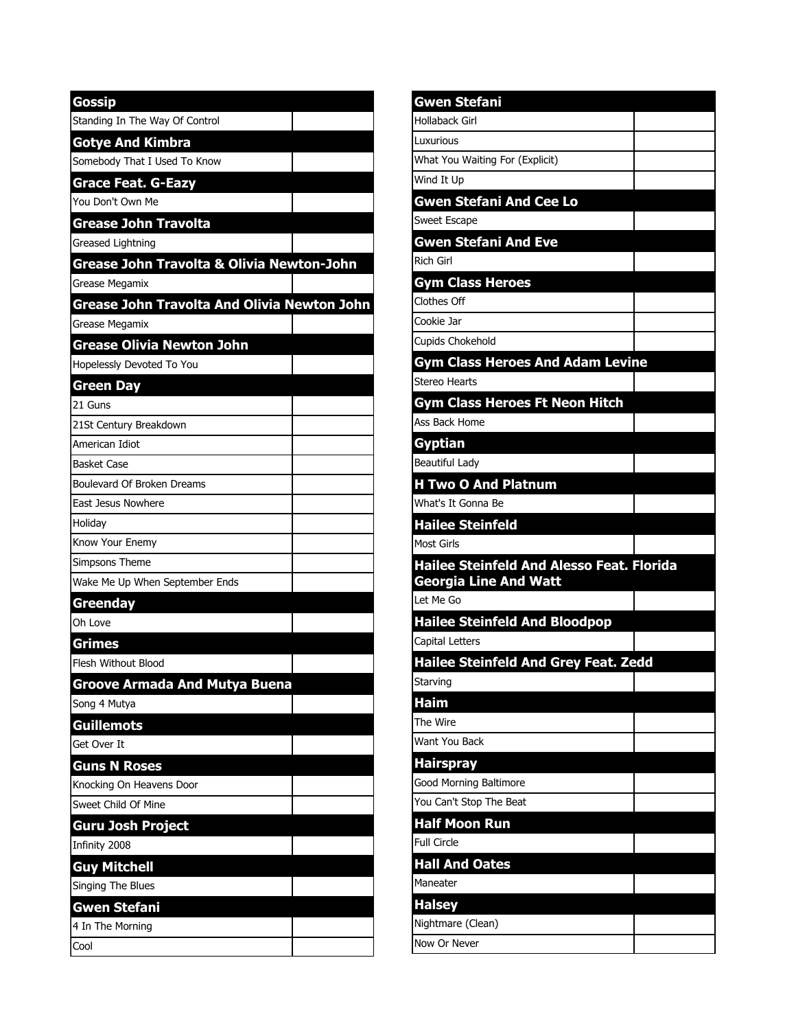| Gossip | |
|---|---|
| Standing In The Way Of Control | |
| **Gotye And Kimbra** | |
| Somebody That I Used To Know | |
| **Grace Feat. G-Eazy** | |
| You Don't Own Me | |
| **Grease John Travolta** | |
| Greased Lightning | |
| **Grease John Travolta & Olivia Newton-John** | |
| Grease Megamix | |
| **Grease John Travolta And Olivia Newton John** | |
| Grease Megamix | |
| **Grease Olivia Newton John** | |
| Hopelessly Devoted To You | |
| **Green Day** | |
| 21 Guns | |
| 21St Century Breakdown | |
| American Idiot | |
| Basket Case | |
| Boulevard Of Broken Dreams | |
| East Jesus Nowhere | |
| Holiday | |
| Know Your Enemy | |
| Simpsons Theme | |
| Wake Me Up When September Ends | |
| **Greenday** | |
| Oh Love | |
| **Grimes** | |
| Flesh Without Blood | |
| **Groove Armada And Mutya Buena** | |
| Song 4 Mutya | |
| **Guillemots** | |
| Get Over It | |
| **Guns N Roses** | |
| Knocking On Heavens Door | |
| Sweet Child Of Mine | |
| **Guru Josh Project** | |
| Infinity 2008 | |
| **Guy Mitchell** | |
| Singing The Blues | |
| **Gwen Stefani** | |
| 4 In The Morning | |
| Cool | |

| Gwen Stefani | |
|---|---|
| Hollaback Girl | |
| Luxurious | |
| What You Waiting For (Explicit) | |
| Wind It Up | |
| **Gwen Stefani And Cee Lo** | |
| Sweet Escape | |
| **Gwen Stefani And Eve** | |
| Rich Girl | |
| **Gym Class Heroes** | |
| Clothes Off | |
| Cookie Jar | |
| Cupids Chokehold | |
| **Gym Class Heroes And Adam Levine** | |
| Stereo Hearts | |
| **Gym Class Heroes Ft Neon Hitch** | |
| Ass Back Home | |
| **Gyptian** | |
| Beautiful Lady | |
| **H Two O And Platnum** | |
| What's It Gonna Be | |
| **Hailee Steinfeld** | |
| Most Girls | |
| **Hailee Steinfeld And Alesso Feat. Florida Georgia Line And Watt** | |
| Let Me Go | |
| **Hailee Steinfeld And Bloodpop** | |
| Capital Letters | |
| **Hailee Steinfeld And Grey Feat. Zedd** | |
| Starving | |
| **Haim** | |
| The Wire | |
| Want You Back | |
| **Hairspray** | |
| Good Morning Baltimore | |
| You Can't Stop The Beat | |
| **Half Moon Run** | |
| Full Circle | |
| **Hall And Oates** | |
| Maneater | |
| **Halsey** | |
| Nightmare (Clean) | |
| Now Or Never | |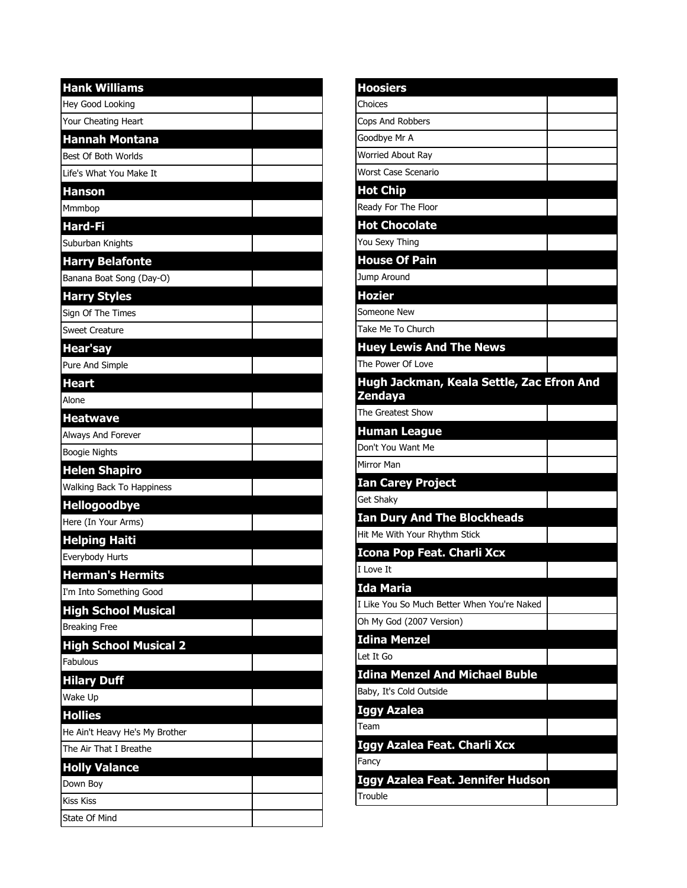| Hank Williams | |
|---|---|
| Hey Good Looking | |
| Your Cheating Heart | |
| **Hannah Montana** | |
| Best Of Both Worlds | |
| Life's What You Make It | |
| **Hanson** | |
| Mmmbop | |
| **Hard-Fi** | |
| Suburban Knights | |
| **Harry Belafonte** | |
| Banana Boat Song (Day-O) | |
| **Harry Styles** | |
| Sign Of The Times | |
| Sweet Creature | |
| **Hear'say** | |
| Pure And Simple | |
| **Heart** | |
| Alone | |
| **Heatwave** | |
| Always And Forever | |
| Boogie Nights | |
| **Helen Shapiro** | |
| Walking Back To Happiness | |
| **Hellogoodbye** | |
| Here (In Your Arms) | |
| **Helping Haiti** | |
| Everybody Hurts | |
| **Herman's Hermits** | |
| I'm Into Something Good | |
| **High School Musical** | |
| Breaking Free | |
| **High School Musical 2** | |
| Fabulous | |
| **Hilary Duff** | |
| Wake Up | |
| **Hollies** | |
| He Ain't Heavy He's My Brother | |
| The Air That I Breathe | |
| **Holly Valance** | |
| Down Boy | |
| Kiss Kiss | |
| State Of Mind | |

| Hoosiers | |
|---|---|
| Choices | |
| Cops And Robbers | |
| Goodbye Mr A | |
| Worried About Ray | |
| Worst Case Scenario | |
| **Hot Chip** | |
| Ready For The Floor | |
| **Hot Chocolate** | |
| You Sexy Thing | |
| **House Of Pain** | |
| Jump Around | |
| **Hozier** | |
| Someone New | |
| Take Me To Church | |
| **Huey Lewis And The News** | |
| The Power Of Love | |
| **Hugh Jackman, Keala Settle, Zac Efron And Zendaya** | |
| The Greatest Show | |
| **Human League** | |
| Don't You Want Me | |
| Mirror Man | |
| **Ian Carey Project** | |
| Get Shaky | |
| **Ian Dury And The Blockheads** | |
| Hit Me With Your Rhythm Stick | |
| **Icona Pop Feat. Charli Xcx** | |
| I Love It | |
| **Ida Maria** | |
| I Like You So Much Better When You're Naked | |
| Oh My God (2007 Version) | |
| **Idina Menzel** | |
| Let It Go | |
| **Idina Menzel And Michael Buble** | |
| Baby, It's Cold Outside | |
| **Iggy Azalea** | |
| Team | |
| **Iggy Azalea Feat. Charli Xcx** | |
| Fancy | |
| **Iggy Azalea Feat. Jennifer Hudson** | |
| Trouble | |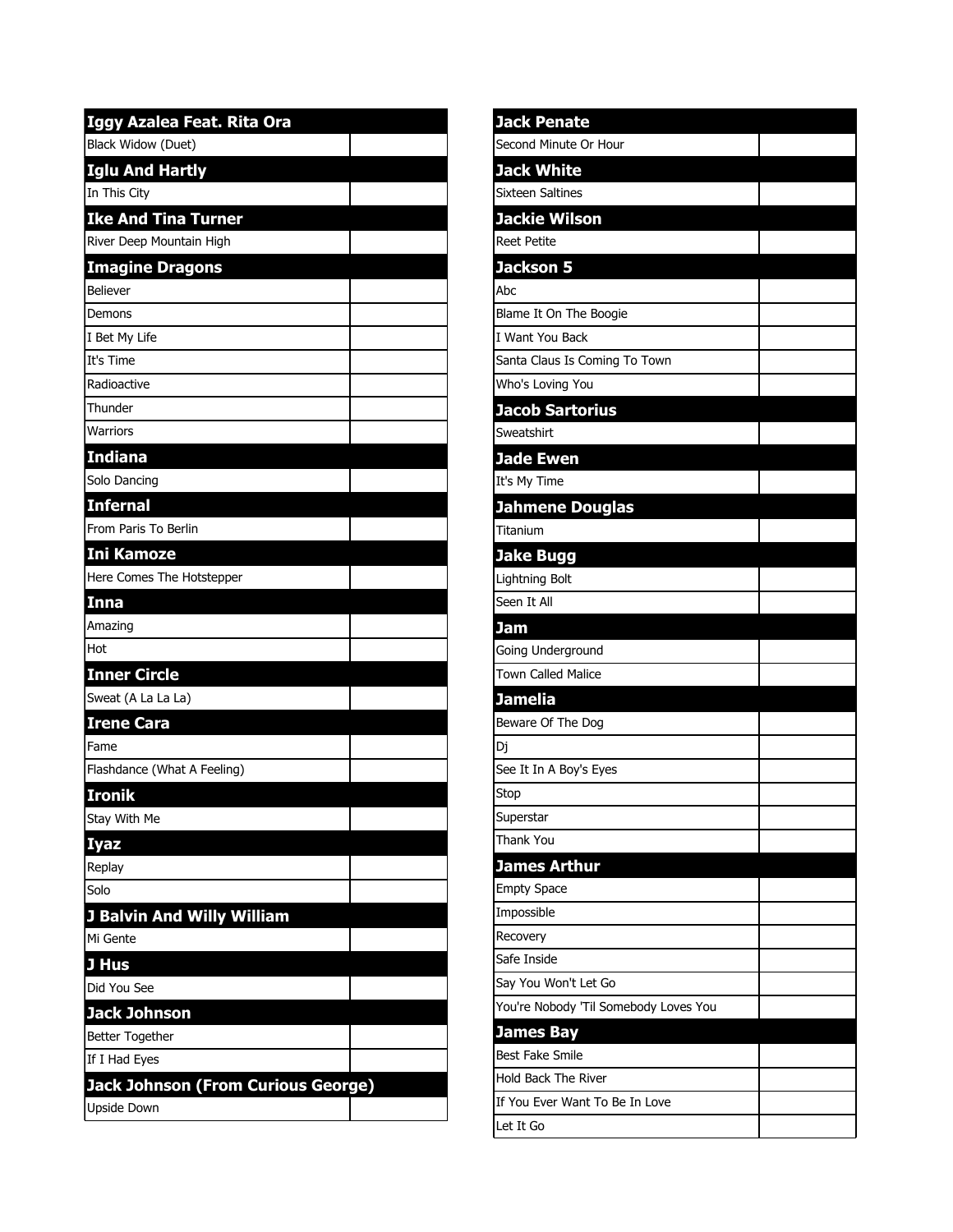| Iggy Azalea Feat. Rita Ora | |
|---|---|
| Black Widow (Duet) | |
| **Iglu And Hartly** | |
| In This City | |
| **Ike And Tina Turner** | |
| River Deep Mountain High | |
| **Imagine Dragons** | |
| Believer | |
| Demons | |
| I Bet My Life | |
| It's Time | |
| Radioactive | |
| Thunder | |
| Warriors | |
| **Indiana** | |
| Solo Dancing | |
| **Infernal** | |
| From Paris To Berlin | |
| **Ini Kamoze** | |
| Here Comes The Hotstepper | |
| **Inna** | |
| Amazing | |
| Hot | |
| **Inner Circle** | |
| Sweat (A La La La) | |
| **Irene Cara** | |
| Fame | |
| Flashdance (What A Feeling) | |
| **Ironik** | |
| Stay With Me | |
| **Iyaz** | |
| Replay | |
| Solo | |
| **J Balvin And Willy William** | |
| Mi Gente | |
| **J Hus** | |
| Did You See | |
| **Jack Johnson** | |
| Better Together | |
| If I Had Eyes | |
| **Jack Johnson (From Curious George)** | |
| Upside Down | |

| Jack Penate | |
|---|---|
| Second Minute Or Hour | |
| **Jack White** | |
| Sixteen Saltines | |
| **Jackie Wilson** | |
| Reet Petite | |
| **Jackson 5** | |
| Abc | |
| Blame It On The Boogie | |
| I Want You Back | |
| Santa Claus Is Coming To Town | |
| Who's Loving You | |
| **Jacob Sartorius** | |
| Sweatshirt | |
| **Jade Ewen** | |
| It's My Time | |
| **Jahmene Douglas** | |
| Titanium | |
| **Jake Bugg** | |
| Lightning Bolt | |
| Seen It All | |
| **Jam** | |
| Going Underground | |
| Town Called Malice | |
| **Jamelia** | |
| Beware Of The Dog | |
| Dj | |
| See It In A Boy's Eyes | |
| Stop | |
| Superstar | |
| Thank You | |
| **James Arthur** | |
| Empty Space | |
| Impossible | |
| Recovery | |
| Safe Inside | |
| Say You Won't Let Go | |
| You're Nobody 'Til Somebody Loves You | |
| **James Bay** | |
| Best Fake Smile | |
| Hold Back The River | |
| If You Ever Want To Be In Love | |
| Let It Go | |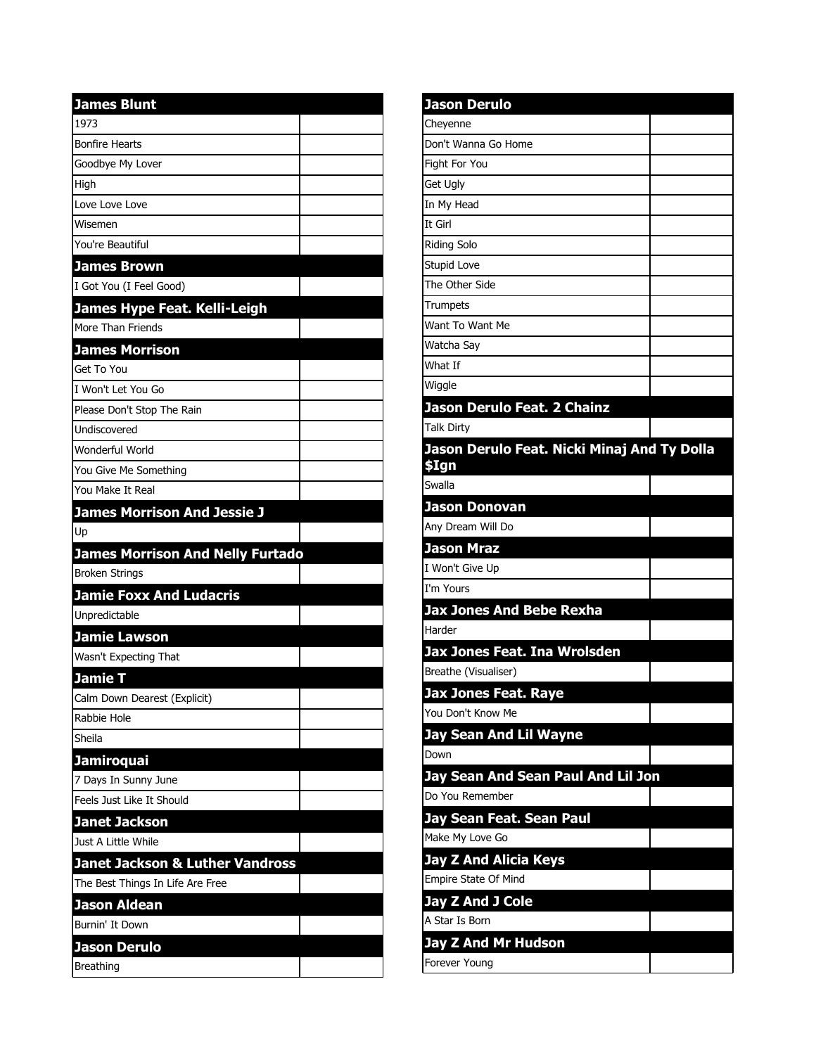| James Blunt | |
|---|---|
| 1973 | |
| Bonfire Hearts | |
| Goodbye My Lover | |
| High | |
| Love Love Love | |
| Wisemen | |
| You're Beautiful | |
| **James Brown** | |
| I Got You (I Feel Good) | |
| **James Hype Feat. Kelli-Leigh** | |
| More Than Friends | |
| **James Morrison** | |
| Get To You | |
| I Won't Let You Go | |
| Please Don't Stop The Rain | |
| Undiscovered | |
| Wonderful World | |
| You Give Me Something | |
| You Make It Real | |
| **James Morrison And Jessie J** | |
| Up | |
| **James Morrison And Nelly Furtado** | |
| Broken Strings | |
| **Jamie Foxx And Ludacris** | |
| Unpredictable | |
| **Jamie Lawson** | |
| Wasn't Expecting That | |
| **Jamie T** | |
| Calm Down Dearest (Explicit) | |
| Rabbie Hole | |
| Sheila | |
| **Jamiroquai** | |
| 7 Days In Sunny June | |
| Feels Just Like It Should | |
| **Janet Jackson** | |
| Just A Little While | |
| **Janet Jackson & Luther Vandross** | |
| The Best Things In Life Are Free | |
| **Jason Aldean** | |
| Burnin' It Down | |
| **Jason Derulo** | |
| Breathing | |

| Jason Derulo | |
|---|---|
| Cheyenne | |
| Don't Wanna Go Home | |
| Fight For You | |
| Get Ugly | |
| In My Head | |
| It Girl | |
| Riding Solo | |
| Stupid Love | |
| The Other Side | |
| Trumpets | |
| Want To Want Me | |
| Watcha Say | |
| What If | |
| Wiggle | |
| **Jason Derulo Feat. 2 Chainz** | |
| Talk Dirty | |
| **Jason Derulo Feat. Nicki Minaj And Ty Dolla $Ign** | |
| Swalla | |
| **Jason Donovan** | |
| Any Dream Will Do | |
| **Jason Mraz** | |
| I Won't Give Up | |
| I'm Yours | |
| **Jax Jones And Bebe Rexha** | |
| Harder | |
| **Jax Jones Feat. Ina Wrolsden** | |
| Breathe (Visualiser) | |
| **Jax Jones Feat. Raye** | |
| You Don't Know Me | |
| **Jay Sean And Lil Wayne** | |
| Down | |
| **Jay Sean And Sean Paul And Lil Jon** | |
| Do You Remember | |
| **Jay Sean Feat. Sean Paul** | |
| Make My Love Go | |
| **Jay Z And Alicia Keys** | |
| Empire State Of Mind | |
| **Jay Z And J Cole** | |
| A Star Is Born | |
| **Jay Z And Mr Hudson** | |
| Forever Young | |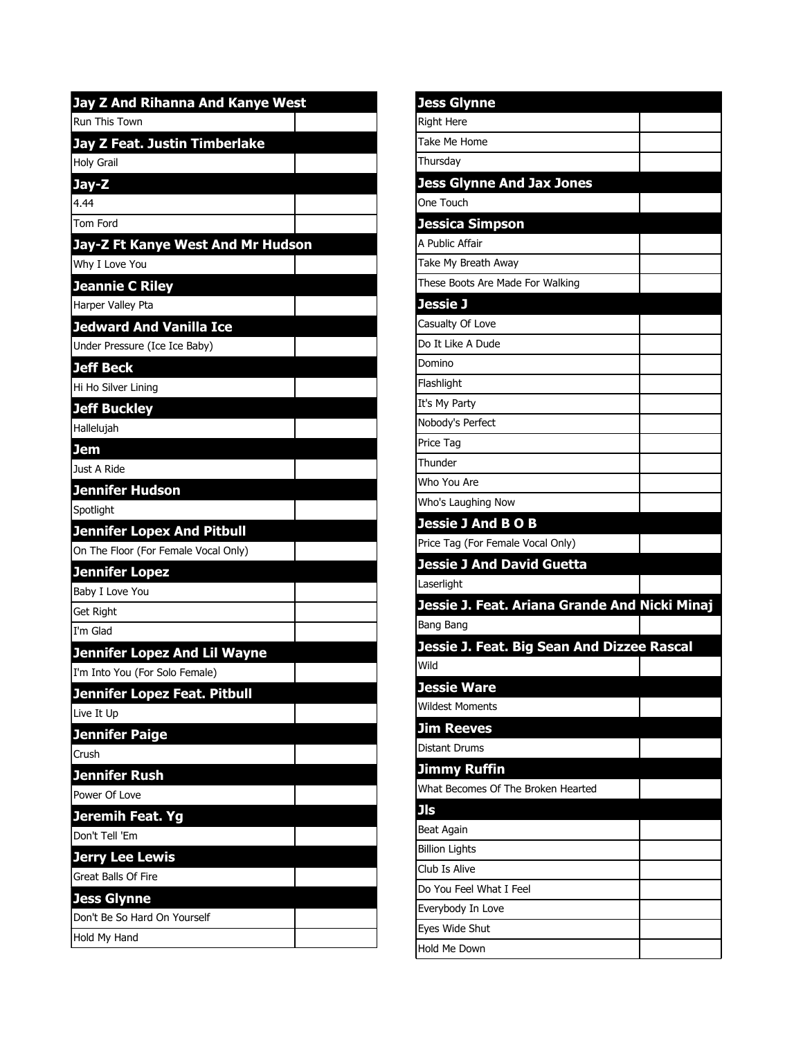| Jay Z And Rihanna And Kanye West | |
|---|---|
| Run This Town | |

| Jay Z Feat. Justin Timberlake | |
|---|---|
| Holy Grail | |

| Jay-Z | |
|---|---|
| 4.44 | |
| Tom Ford | |

| Jay-Z Ft Kanye West And Mr Hudson | |
|---|---|
| Why I Love You | |

| Jeannie C Riley | |
|---|---|
| Harper Valley Pta | |

| Jedward And Vanilla Ice | |
|---|---|
| Under Pressure (Ice Ice Baby) | |

| Jeff Beck | |
|---|---|
| Hi Ho Silver Lining | |

| Jeff Buckley | |
|---|---|
| Hallelujah | |

| Jem | |
|---|---|
| Just A Ride | |

| Jennifer Hudson | |
|---|---|
| Spotlight | |

| Jennifer Lopez And Pitbull | |
|---|---|
| On The Floor (For Female Vocal Only) | |

| Jennifer Lopez | |
|---|---|
| Baby I Love You | |
| Get Right | |
| I'm Glad | |

| Jennifer Lopez And Lil Wayne | |
|---|---|
| I'm Into You (For Solo Female) | |

| Jennifer Lopez Feat. Pitbull | |
|---|---|
| Live It Up | |

| Jennifer Paige | |
|---|---|
| Crush | |

| Jennifer Rush | |
|---|---|
| Power Of Love | |

| Jeremih Feat. Yg | |
|---|---|
| Don't Tell 'Em | |

| Jerry Lee Lewis | |
|---|---|
| Great Balls Of Fire | |

| Jess Glynne | |
|---|---|
| Don't Be So Hard On Yourself | |
| Hold My Hand | |

| Jess Glynne | |
|---|---|
| Right Here | |
| Take Me Home | |
| Thursday | |

| Jess Glynne And Jax Jones | |
|---|---|
| One Touch | |

| Jessica Simpson | |
|---|---|
| A Public Affair | |
| Take My Breath Away | |
| These Boots Are Made For Walking | |

| Jessie J | |
|---|---|
| Casualty Of Love | |
| Do It Like A Dude | |
| Domino | |
| Flashlight | |
| It's My Party | |
| Nobody's Perfect | |
| Price Tag | |
| Thunder | |
| Who You Are | |
| Who's Laughing Now | |

| Jessie J And B O B | |
|---|---|
| Price Tag (For Female Vocal Only) | |

| Jessie J And David Guetta | |
|---|---|
| Laserlight | |

| Jessie J. Feat. Ariana Grande And Nicki Minaj | |
|---|---|
| Bang Bang | |

| Jessie J. Feat. Big Sean And Dizzee Rascal | |
|---|---|
| Wild | |

| Jessie Ware | |
|---|---|
| Wildest Moments | |

| Jim Reeves | |
|---|---|
| Distant Drums | |

| Jimmy Ruffin | |
|---|---|
| What Becomes Of The Broken Hearted | |

| Jls | |
|---|---|
| Beat Again | |
| Billion Lights | |
| Club Is Alive | |
| Do You Feel What I Feel | |
| Everybody In Love | |
| Eyes Wide Shut | |
| Hold Me Down | |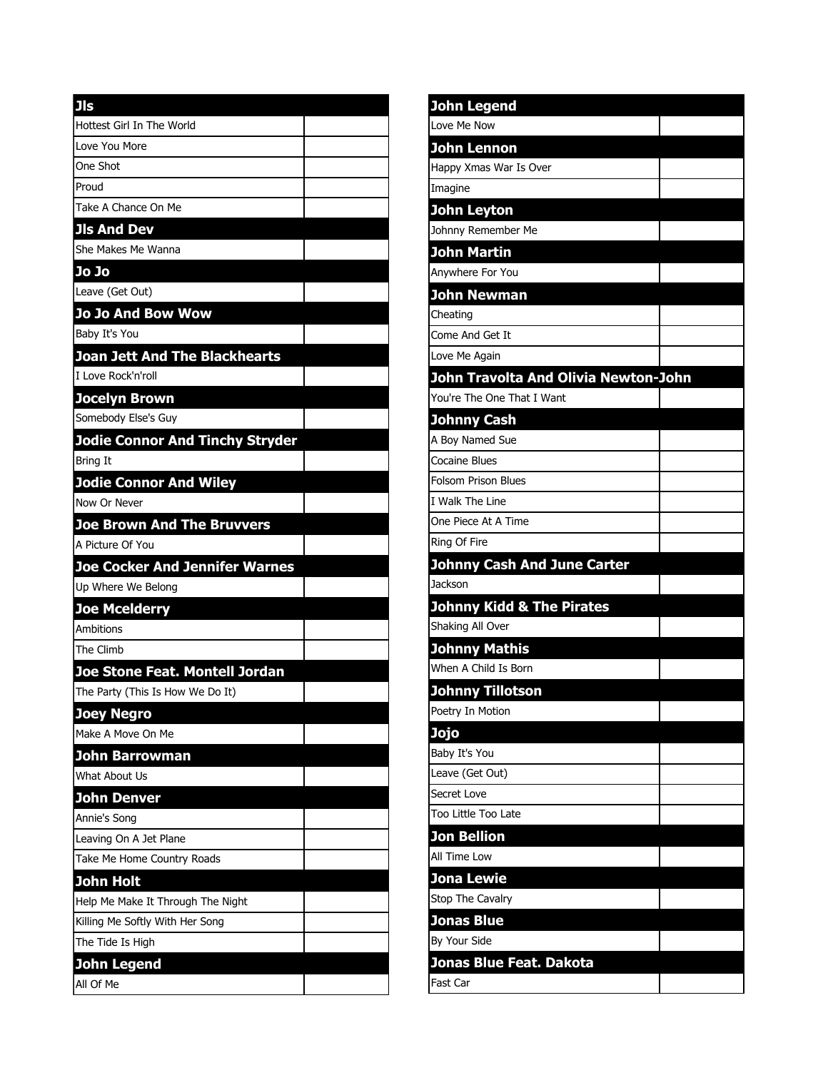| Jls | |
|---|---|
| Hottest Girl In The World | |
| Love You More | |
| One Shot | |
| Proud | |
| Take A Chance On Me | |
| **Jls And Dev** | |
| She Makes Me Wanna | |
| **Jo Jo** | |
| Leave (Get Out) | |
| **Jo Jo And Bow Wow** | |
| Baby It's You | |
| **Joan Jett And The Blackhearts** | |
| I Love Rock'n'roll | |
| **Jocelyn Brown** | |
| Somebody Else's Guy | |
| **Jodie Connor And Tinchy Stryder** | |
| Bring It | |
| **Jodie Connor And Wiley** | |
| Now Or Never | |
| **Joe Brown And The Bruvvers** | |
| A Picture Of You | |
| **Joe Cocker And Jennifer Warnes** | |
| Up Where We Belong | |
| **Joe Mcelderry** | |
| Ambitions | |
| The Climb | |
| **Joe Stone Feat. Montell Jordan** | |
| The Party (This Is How We Do It) | |
| **Joey Negro** | |
| Make A Move On Me | |
| **John Barrowman** | |
| What About Us | |
| **John Denver** | |
| Annie's Song | |
| Leaving On A Jet Plane | |
| Take Me Home Country Roads | |
| **John Holt** | |
| Help Me Make It Through The Night | |
| Killing Me Softly With Her Song | |
| The Tide Is High | |
| **John Legend** | |
| All Of Me | |

| John Legend | |
|---|---|
| Love Me Now | |
| **John Lennon** | |
| Happy Xmas War Is Over | |
| Imagine | |
| **John Leyton** | |
| Johnny Remember Me | |
| **John Martin** | |
| Anywhere For You | |
| **John Newman** | |
| Cheating | |
| Come And Get It | |
| Love Me Again | |
| **John Travolta And Olivia Newton-John** | |
| You're The One That I Want | |
| **Johnny Cash** | |
| A Boy Named Sue | |
| Cocaine Blues | |
| Folsom Prison Blues | |
| I Walk The Line | |
| One Piece At A Time | |
| Ring Of Fire | |
| **Johnny Cash And June Carter** | |
| Jackson | |
| **Johnny Kidd & The Pirates** | |
| Shaking All Over | |
| **Johnny Mathis** | |
| When A Child Is Born | |
| **Johnny Tillotson** | |
| Poetry In Motion | |
| **Jojo** | |
| Baby It's You | |
| Leave (Get Out) | |
| Secret Love | |
| Too Little Too Late | |
| **Jon Bellion** | |
| All Time Low | |
| **Jona Lewie** | |
| Stop The Cavalry | |
| **Jonas Blue** | |
| By Your Side | |
| **Jonas Blue Feat. Dakota** | |
| Fast Car | |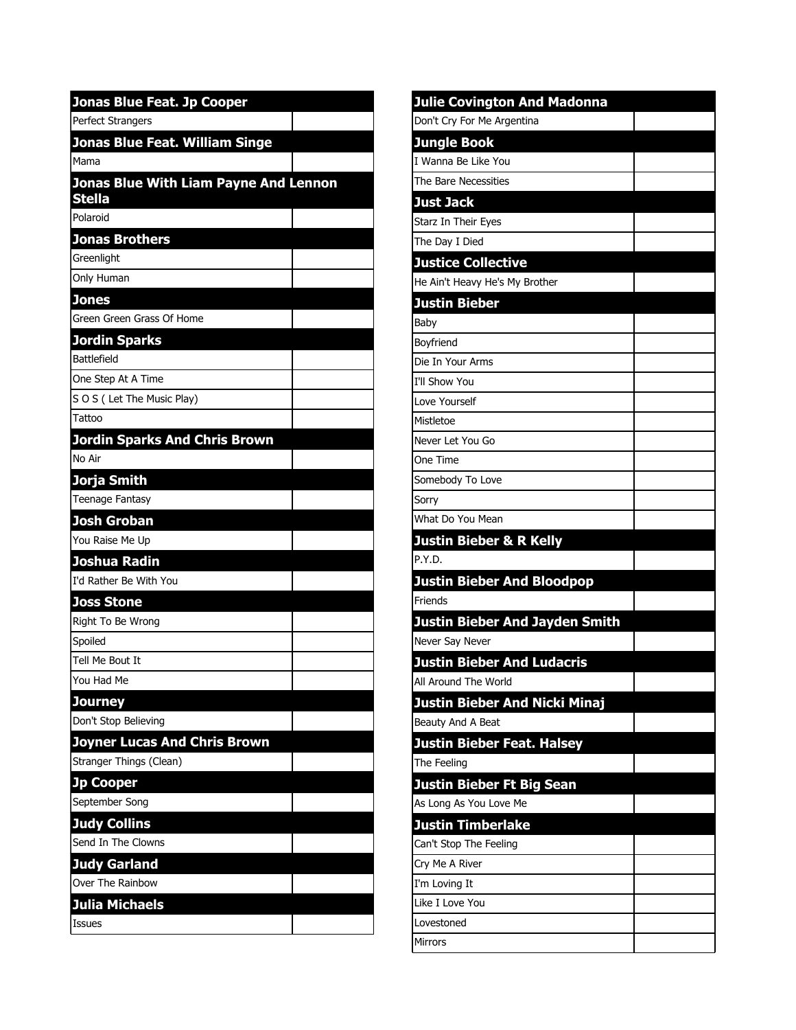## Jonas Blue Feat. Jp Cooper

| Perfect Strangers | |
|---|---|

## Jonas Blue Feat. William Singe

| Mama | |
|---|---|

## Jonas Blue With Liam Payne And Lennon Stella

| Polaroid | |
|---|---|

## Jonas Brothers

| Greenlight | |
|---|---|
| Only Human | |

## Jones

| Green Green Grass Of Home | |
|---|---|

## Jordin Sparks

| Battlefield | |
|---|---|
| One Step At A Time | |
| S O S ( Let The Music Play) | |
| Tattoo | |

## Jordin Sparks And Chris Brown

| No Air | |
|---|---|

## Jorja Smith

| Teenage Fantasy | |
|---|---|

## Josh Groban

| You Raise Me Up | |
|---|---|

## Joshua Radin

| I'd Rather Be With You | |
|---|---|

## Joss Stone

| Right To Be Wrong | |
|---|---|
| Spoiled | |
| Tell Me Bout It | |
| You Had Me | |

## Journey

| Don't Stop Believing | |
|---|---|

## Joyner Lucas And Chris Brown

| Stranger Things (Clean) | |
|---|---|

## Jp Cooper

| September Song | |
|---|---|

## Judy Collins

| Send In The Clowns | |
|---|---|

## Judy Garland

| Over The Rainbow | |
|---|---|

## Julia Michaels

| Issues | |
|---|---|

## Julie Covington And Madonna

| Don't Cry For Me Argentina | |
|---|---|

## Jungle Book

| I Wanna Be Like You | |
|---|---|
| The Bare Necessities | |

## Just Jack

| Starz In Their Eyes | |
|---|---|
| The Day I Died | |

## Justice Collective

| He Ain't Heavy He's My Brother | |
|---|---|

## Justin Bieber

| Baby | |
|---|---|
| Boyfriend | |
| Die In Your Arms | |
| I'll Show You | |
| Love Yourself | |
| Mistletoe | |
| Never Let You Go | |
| One Time | |
| Somebody To Love | |
| Sorry | |
| What Do You Mean | |

## Justin Bieber & R Kelly

| P.Y.D. | |
|---|---|

## Justin Bieber And Bloodpop

| Friends | |
|---|---|

## Justin Bieber And Jayden Smith

| Never Say Never | |
|---|---|

## Justin Bieber And Ludacris

| All Around The World | |
|---|---|

## Justin Bieber And Nicki Minaj

| Beauty And A Beat | |
|---|---|

## Justin Bieber Feat. Halsey

| The Feeling | |
|---|---|

## Justin Bieber Ft Big Sean

| As Long As You Love Me | |
|---|---|

## Justin Timberlake

| Can't Stop The Feeling | |
|---|---|
| Cry Me A River | |
| I'm Loving It | |
| Like I Love You | |
| Lovestoned | |
| Mirrors | |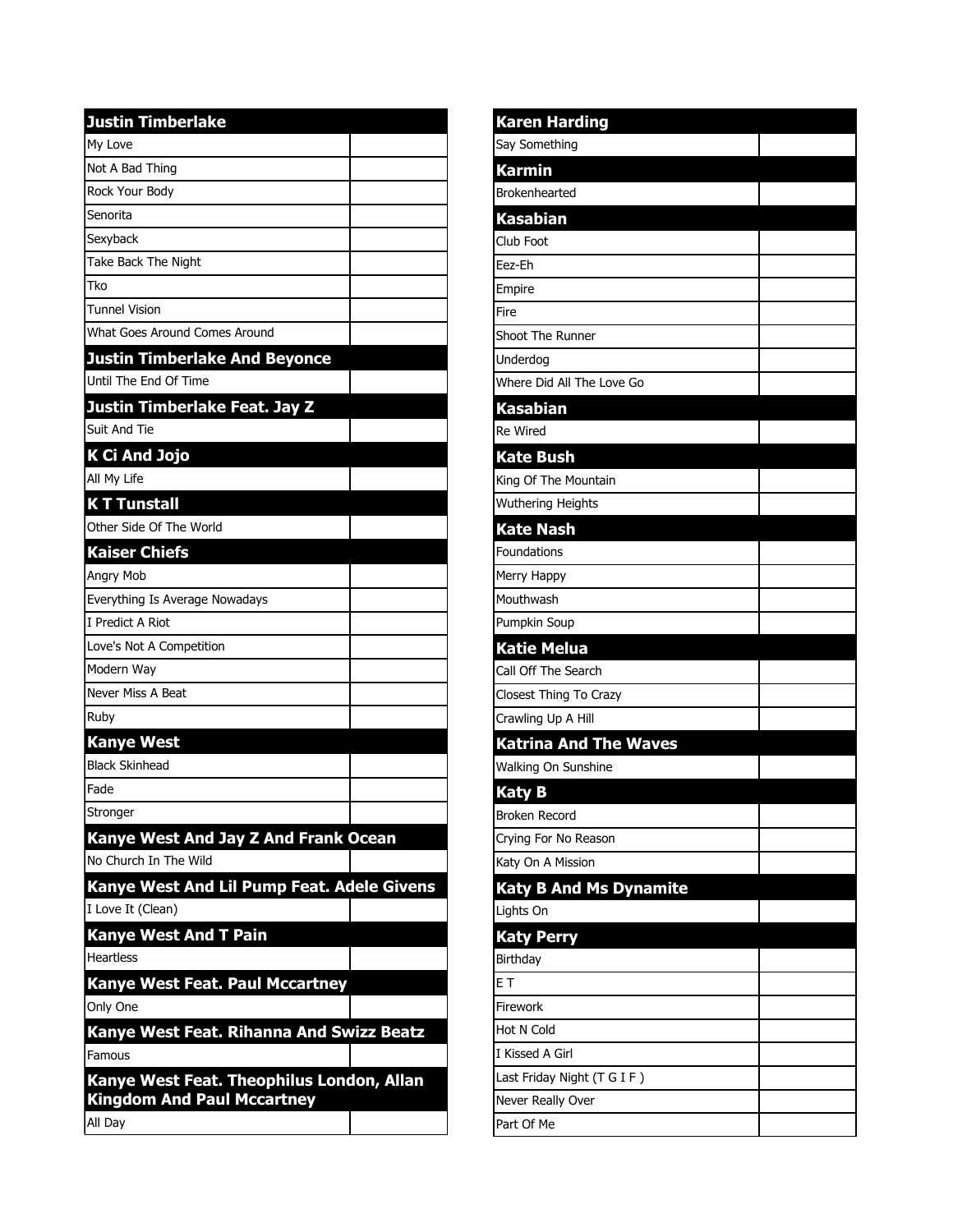| Justin Timberlake | |
|---|---|
| My Love | |
| Not A Bad Thing | |
| Rock Your Body | |
| Senorita | |
| Sexyback | |
| Take Back The Night | |
| Tko | |
| Tunnel Vision | |
| What Goes Around Comes Around | |
| **Justin Timberlake And Beyonce** | |
| Until The End Of Time | |
| **Justin Timberlake Feat. Jay Z** | |
| Suit And Tie | |
| **K Ci And Jojo** | |
| All My Life | |
| **K T Tunstall** | |
| Other Side Of The World | |
| **Kaiser Chiefs** | |
| Angry Mob | |
| Everything Is Average Nowadays | |
| I Predict A Riot | |
| Love's Not A Competition | |
| Modern Way | |
| Never Miss A Beat | |
| Ruby | |
| **Kanye West** | |
| Black Skinhead | |
| Fade | |
| Stronger | |
| **Kanye West And Jay Z And Frank Ocean** | |
| No Church In The Wild | |
| **Kanye West And Lil Pump Feat. Adele Givens** | |
| I Love It (Clean) | |
| **Kanye West And T Pain** | |
| Heartless | |
| **Kanye West Feat. Paul Mccartney** | |
| Only One | |
| **Kanye West Feat. Rihanna And Swizz Beatz** | |
| Famous | |
| **Kanye West Feat. Theophilus London, Allan Kingdom And Paul Mccartney** | |
| All Day | |

| Karen Harding | |
|---|---|
| Say Something | |
| **Karmin** | |
| Brokenhearted | |
| **Kasabian** | |
| Club Foot | |
| Eez-Eh | |
| Empire | |
| Fire | |
| Shoot The Runner | |
| Underdog | |
| Where Did All The Love Go | |
| **Kasabian** | |
| Re Wired | |
| **Kate Bush** | |
| King Of The Mountain | |
| Wuthering Heights | |
| **Kate Nash** | |
| Foundations | |
| Merry Happy | |
| Mouthwash | |
| Pumpkin Soup | |
| **Katie Melua** | |
| Call Off The Search | |
| Closest Thing To Crazy | |
| Crawling Up A Hill | |
| **Katrina And The Waves** | |
| Walking On Sunshine | |
| **Katy B** | |
| Broken Record | |
| Crying For No Reason | |
| Katy On A Mission | |
| **Katy B And Ms Dynamite** | |
| Lights On | |
| **Katy Perry** | |
| Birthday | |
| E T | |
| Firework | |
| Hot N Cold | |
| I Kissed A Girl | |
| Last Friday Night (T G I F ) | |
| Never Really Over | |
| Part Of Me | |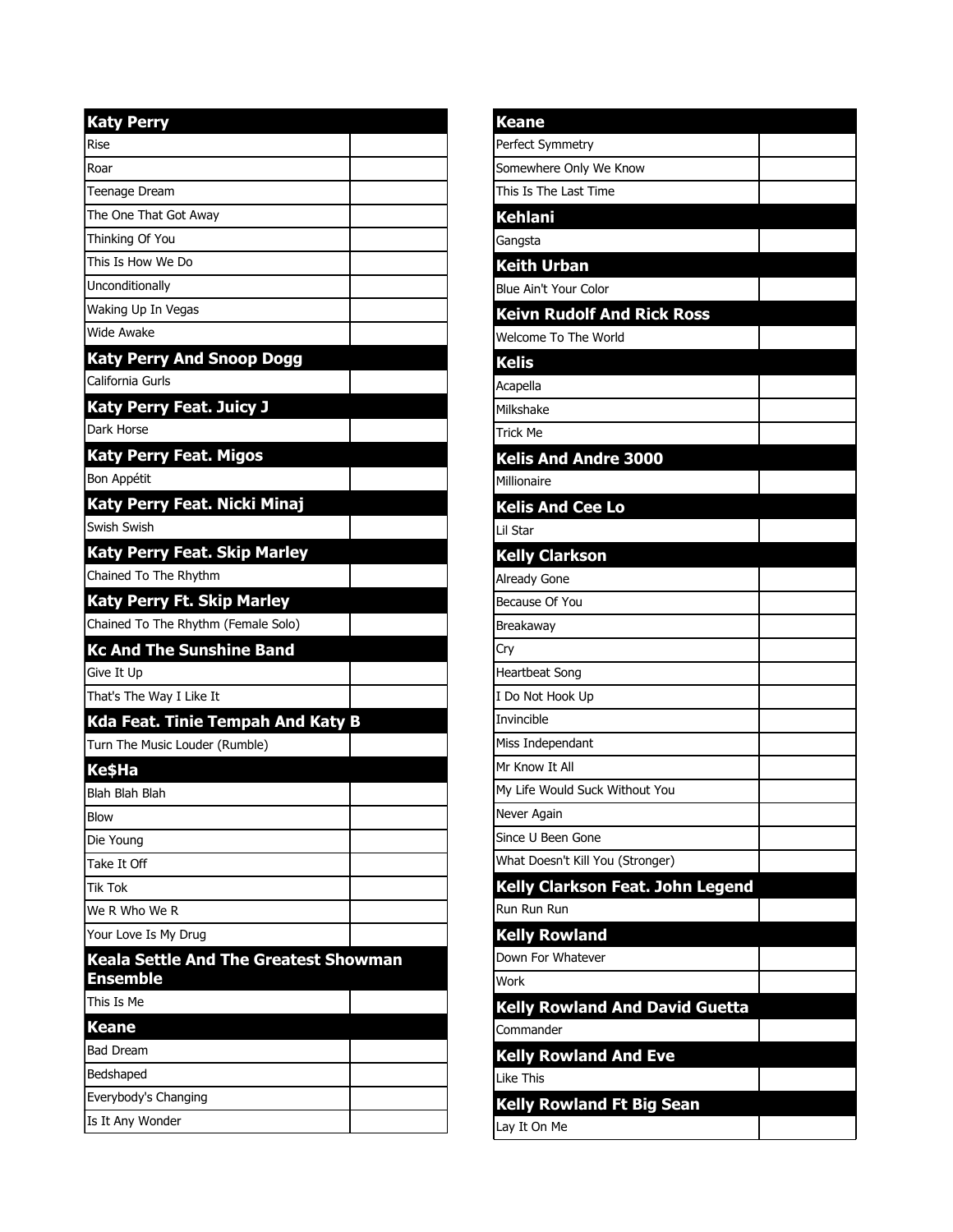| Katy Perry | |
|---|---|
| Rise | |
| Roar | |
| Teenage Dream | |
| The One That Got Away | |
| Thinking Of You | |
| This Is How We Do | |
| Unconditionally | |
| Waking Up In Vegas | |
| Wide Awake | |
| **Katy Perry And Snoop Dogg** | |
| California Gurls | |
| **Katy Perry Feat. Juicy J** | |
| Dark Horse | |
| **Katy Perry Feat. Migos** | |
| Bon Appétit | |
| **Katy Perry Feat. Nicki Minaj** | |
| Swish Swish | |
| **Katy Perry Feat. Skip Marley** | |
| Chained To The Rhythm | |
| **Katy Perry Ft. Skip Marley** | |
| Chained To The Rhythm (Female Solo) | |
| **Kc And The Sunshine Band** | |
| Give It Up | |
| That's The Way I Like It | |
| **Kda Feat. Tinie Tempah And Katy B** | |
| Turn The Music Louder (Rumble) | |
| **Ke$Ha** | |
| Blah Blah Blah | |
| Blow | |
| Die Young | |
| Take It Off | |
| Tik Tok | |
| We R Who We R | |
| Your Love Is My Drug | |
| **Keala Settle And The Greatest Showman Ensemble** | |
| This Is Me | |
| **Keane** | |
| Bad Dream | |
| Bedshaped | |
| Everybody's Changing | |
| Is It Any Wonder | |

| Keane | |
|---|---|
| Perfect Symmetry | |
| Somewhere Only We Know | |
| This Is The Last Time | |
| **Kehlani** | |
| Gangsta | |
| **Keith Urban** | |
| Blue Ain't Your Color | |
| **Keivn Rudolf And Rick Ross** | |
| Welcome To The World | |
| **Kelis** | |
| Acapella | |
| Milkshake | |
| Trick Me | |
| **Kelis And Andre 3000** | |
| Millionaire | |
| **Kelis And Cee Lo** | |
| Lil Star | |
| **Kelly Clarkson** | |
| Already Gone | |
| Because Of You | |
| Breakaway | |
| Cry | |
| Heartbeat Song | |
| I Do Not Hook Up | |
| Invincible | |
| Miss Independant | |
| Mr Know It All | |
| My Life Would Suck Without You | |
| Never Again | |
| Since U Been Gone | |
| What Doesn't Kill You (Stronger) | |
| **Kelly Clarkson Feat. John Legend** | |
| Run Run Run | |
| **Kelly Rowland** | |
| Down For Whatever | |
| Work | |
| **Kelly Rowland And David Guetta** | |
| Commander | |
| **Kelly Rowland And Eve** | |
| Like This | |
| **Kelly Rowland Ft Big Sean** | |
| Lay It On Me | |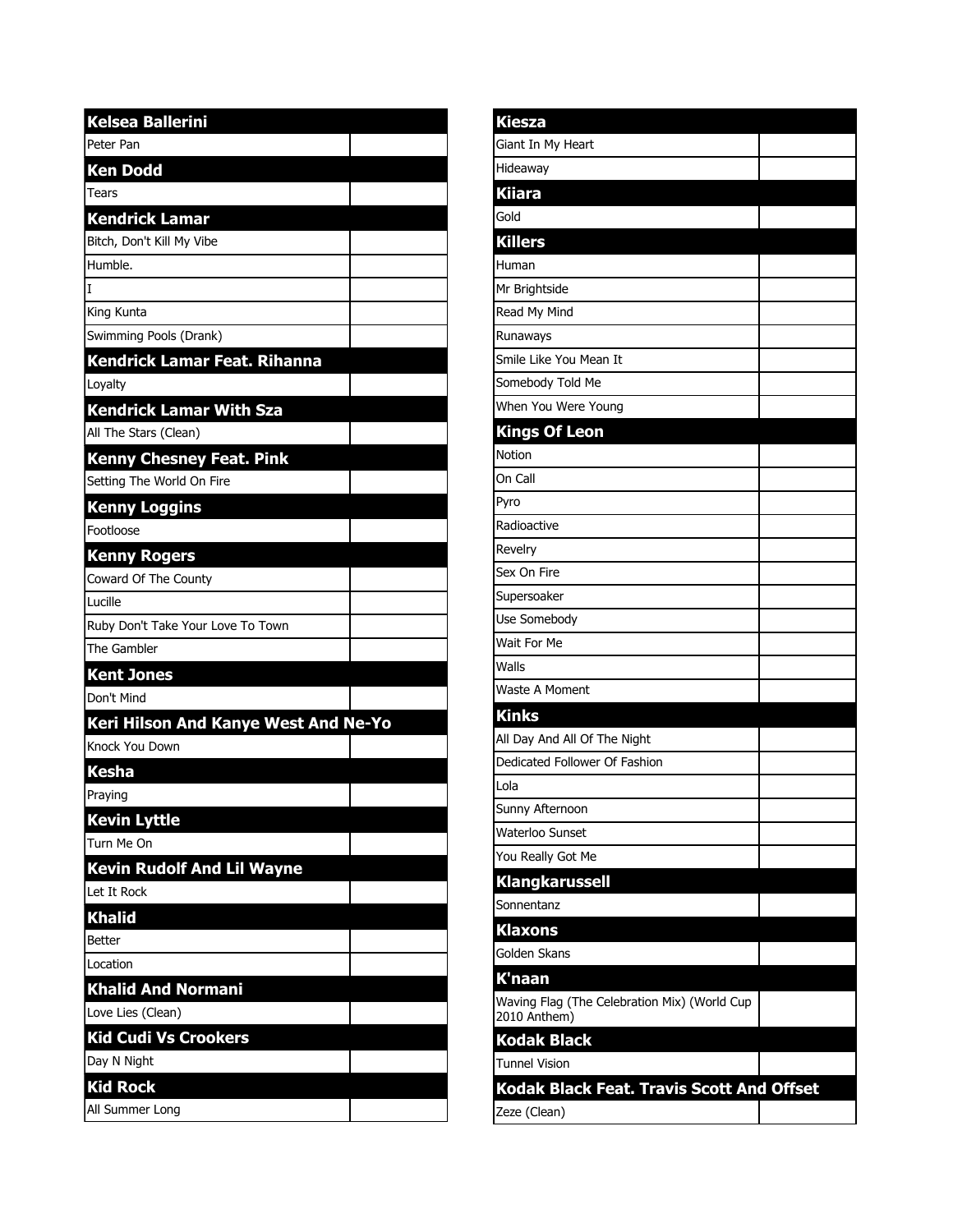## Kelsea Ballerini

| | |
|---|---|
| Peter Pan | |

## Ken Dodd

| | |
|---|---|
| Tears | |

## Kendrick Lamar

| | |
|---|---|
| Bitch, Don't Kill My Vibe | |
| Humble. | |
| I | |
| King Kunta | |
| Swimming Pools (Drank) | |

## Kendrick Lamar Feat. Rihanna

| | |
|---|---|
| Loyalty | |

## Kendrick Lamar With Sza

| | |
|---|---|
| All The Stars (Clean) | |

## Kenny Chesney Feat. Pink

| | |
|---|---|
| Setting The World On Fire | |

## Kenny Loggins

| | |
|---|---|
| Footloose | |

## Kenny Rogers

| | |
|---|---|
| Coward Of The County | |
| Lucille | |
| Ruby Don't Take Your Love To Town | |
| The Gambler | |

## Kent Jones

| | |
|---|---|
| Don't Mind | |

## Keri Hilson And Kanye West And Ne-Yo

| | |
|---|---|
| Knock You Down | |

## Kesha

| | |
|---|---|
| Praying | |

## Kevin Lyttle

| | |
|---|---|
| Turn Me On | |

## Kevin Rudolf And Lil Wayne

| | |
|---|---|
| Let It Rock | |

## Khalid

| | |
|---|---|
| Better | |
| Location | |

## Khalid And Normani

| | |
|---|---|
| Love Lies (Clean) | |

## Kid Cudi Vs Crookers

| | |
|---|---|
| Day N Night | |

## Kid Rock

| | |
|---|---|
| All Summer Long | |

## Kiesza

| | |
|---|---|
| Giant In My Heart | |
| Hideaway | |

## Kiiara

| | |
|---|---|
| Gold | |

## Killers

| | |
|---|---|
| Human | |
| Mr Brightside | |
| Read My Mind | |
| Runaways | |
| Smile Like You Mean It | |
| Somebody Told Me | |
| When You Were Young | |

## Kings Of Leon

| | |
|---|---|
| Notion | |
| On Call | |
| Pyro | |
| Radioactive | |
| Revelry | |
| Sex On Fire | |
| Supersoaker | |
| Use Somebody | |
| Wait For Me | |
| Walls | |
| Waste A Moment | |

## Kinks

| | |
|---|---|
| All Day And All Of The Night | |
| Dedicated Follower Of Fashion | |
| Lola | |
| Sunny Afternoon | |
| Waterloo Sunset | |
| You Really Got Me | |

## Klangkarussell

| | |
|---|---|
| Sonnentanz | |

## Klaxons

| | |
|---|---|
| Golden Skans | |

## K'naan

| | |
|---|---|
| Waving Flag (The Celebration Mix) (World Cup 2010 Anthem) | |

## Kodak Black

| | |
|---|---|
| Tunnel Vision | |

## Kodak Black Feat. Travis Scott And Offset

| | |
|---|---|
| Zeze (Clean) | |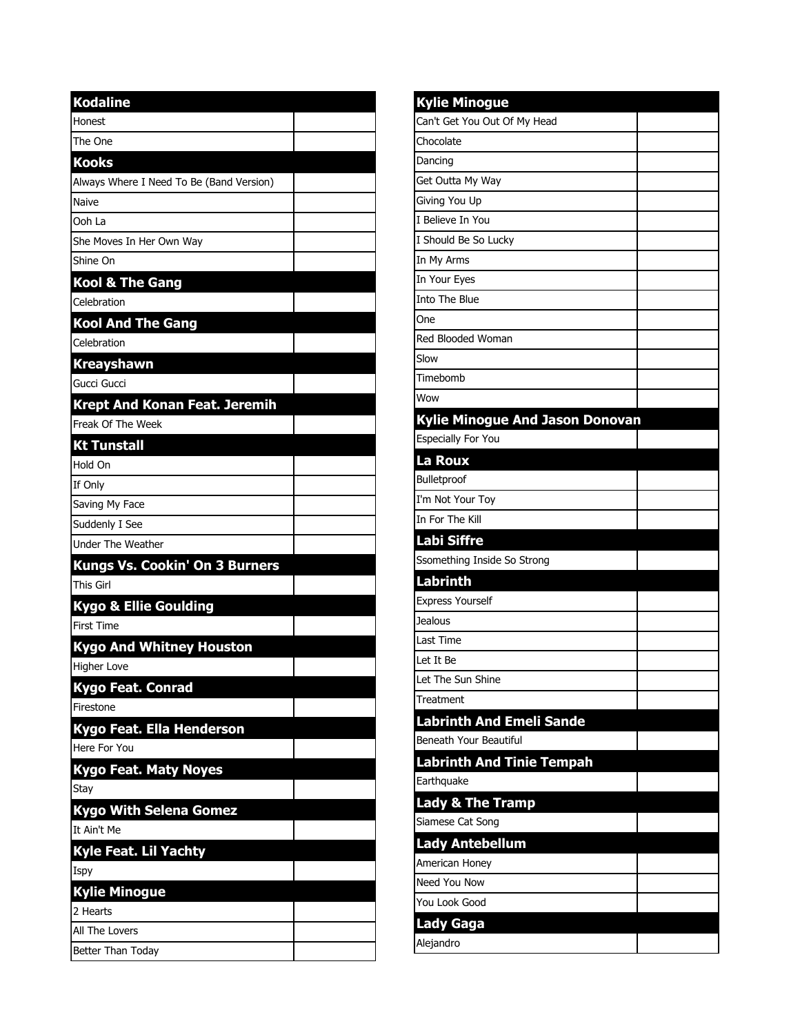| Kodaline | |
|---|---|
| Honest | |
| The One | |
| **Kooks** | |
| Always Where I Need To Be (Band Version) | |
| Naive | |
| Ooh La | |
| She Moves In Her Own Way | |
| Shine On | |
| **Kool & The Gang** | |
| Celebration | |
| **Kool And The Gang** | |
| Celebration | |
| **Kreayshawn** | |
| Gucci Gucci | |
| **Krept And Konan Feat. Jeremih** | |
| Freak Of The Week | |
| **Kt Tunstall** | |
| Hold On | |
| If Only | |
| Saving My Face | |
| Suddenly I See | |
| Under The Weather | |
| **Kungs Vs. Cookin' On 3 Burners** | |
| This Girl | |
| **Kygo & Ellie Goulding** | |
| First Time | |
| **Kygo And Whitney Houston** | |
| Higher Love | |
| **Kygo Feat. Conrad** | |
| Firestone | |
| **Kygo Feat. Ella Henderson** | |
| Here For You | |
| **Kygo Feat. Maty Noyes** | |
| Stay | |
| **Kygo With Selena Gomez** | |
| It Ain't Me | |
| **Kyle Feat. Lil Yachty** | |
| Ispy | |
| **Kylie Minogue** | |
| 2 Hearts | |
| All The Lovers | |
| Better Than Today | |

| Kylie Minogue | |
|---|---|
| Can't Get You Out Of My Head | |
| Chocolate | |
| Dancing | |
| Get Outta My Way | |
| Giving You Up | |
| I Believe In You | |
| I Should Be So Lucky | |
| In My Arms | |
| In Your Eyes | |
| Into The Blue | |
| One | |
| Red Blooded Woman | |
| Slow | |
| Timebomb | |
| Wow | |
| **Kylie Minogue And Jason Donovan** | |
| Especially For You | |
| **La Roux** | |
| Bulletproof | |
| I'm Not Your Toy | |
| In For The Kill | |
| **Labi Siffre** | |
| Ssomething Inside So Strong | |
| **Labrinth** | |
| Express Yourself | |
| Jealous | |
| Last Time | |
| Let It Be | |
| Let The Sun Shine | |
| Treatment | |
| **Labrinth And Emeli Sande** | |
| Beneath Your Beautiful | |
| **Labrinth And Tinie Tempah** | |
| Earthquake | |
| **Lady & The Tramp** | |
| Siamese Cat Song | |
| **Lady Antebellum** | |
| American Honey | |
| Need You Now | |
| You Look Good | |
| **Lady Gaga** | |
| Alejandro | |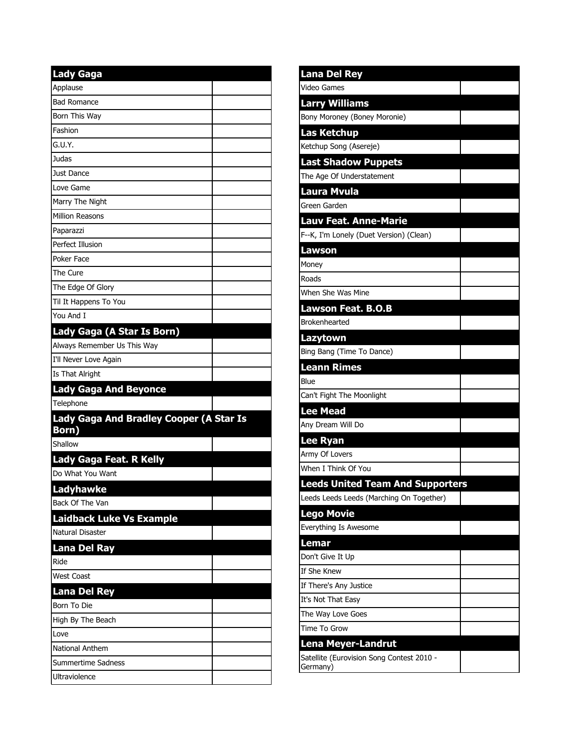| Lady Gaga | |
|---|---|
| Applause | |
| Bad Romance | |
| Born This Way | |
| Fashion | |
| G.U.Y. | |
| Judas | |
| Just Dance | |
| Love Game | |
| Marry The Night | |
| Million Reasons | |
| Paparazzi | |
| Perfect Illusion | |
| Poker Face | |
| The Cure | |
| The Edge Of Glory | |
| Til It Happens To You | |
| You And I | |
| **Lady Gaga (A Star Is Born)** | |
| Always Remember Us This Way | |
| I'll Never Love Again | |
| Is That Alright | |
| **Lady Gaga And Beyonce** | |
| Telephone | |
| **Lady Gaga And Bradley Cooper (A Star Is Born)** | |
| Shallow | |
| **Lady Gaga Feat. R Kelly** | |
| Do What You Want | |
| **Ladyhawke** | |
| Back Of The Van | |
| **Laidback Luke Vs Example** | |
| Natural Disaster | |
| **Lana Del Ray** | |
| Ride | |
| West Coast | |
| **Lana Del Rey** | |
| Born To Die | |
| High By The Beach | |
| Love | |
| National Anthem | |
| Summertime Sadness | |
| Ultraviolence | |

| Lana Del Rey | |
|---|---|
| Video Games | |
| **Larry Williams** | |
| Bony Moroney (Boney Moronie) | |
| **Las Ketchup** | |
| Ketchup Song (Asereje) | |
| **Last Shadow Puppets** | |
| The Age Of Understatement | |
| **Laura Mvula** | |
| Green Garden | |
| **Lauv Feat. Anne-Marie** | |
| F--K, I'm Lonely (Duet Version) (Clean) | |
| **Lawson** | |
| Money | |
| Roads | |
| When She Was Mine | |
| **Lawson Feat. B.O.B** | |
| Brokenhearted | |
| **Lazytown** | |
| Bing Bang (Time To Dance) | |
| **Leann Rimes** | |
| Blue | |
| Can't Fight The Moonlight | |
| **Lee Mead** | |
| Any Dream Will Do | |
| **Lee Ryan** | |
| Army Of Lovers | |
| When I Think Of You | |
| **Leeds United Team And Supporters** | |
| Leeds Leeds Leeds (Marching On Together) | |
| **Lego Movie** | |
| Everything Is Awesome | |
| **Lemar** | |
| Don't Give It Up | |
| If She Knew | |
| If There's Any Justice | |
| It's Not That Easy | |
| The Way Love Goes | |
| Time To Grow | |
| **Lena Meyer-Landrut** | |
| Satellite (Eurovision Song Contest 2010 - Germany) | |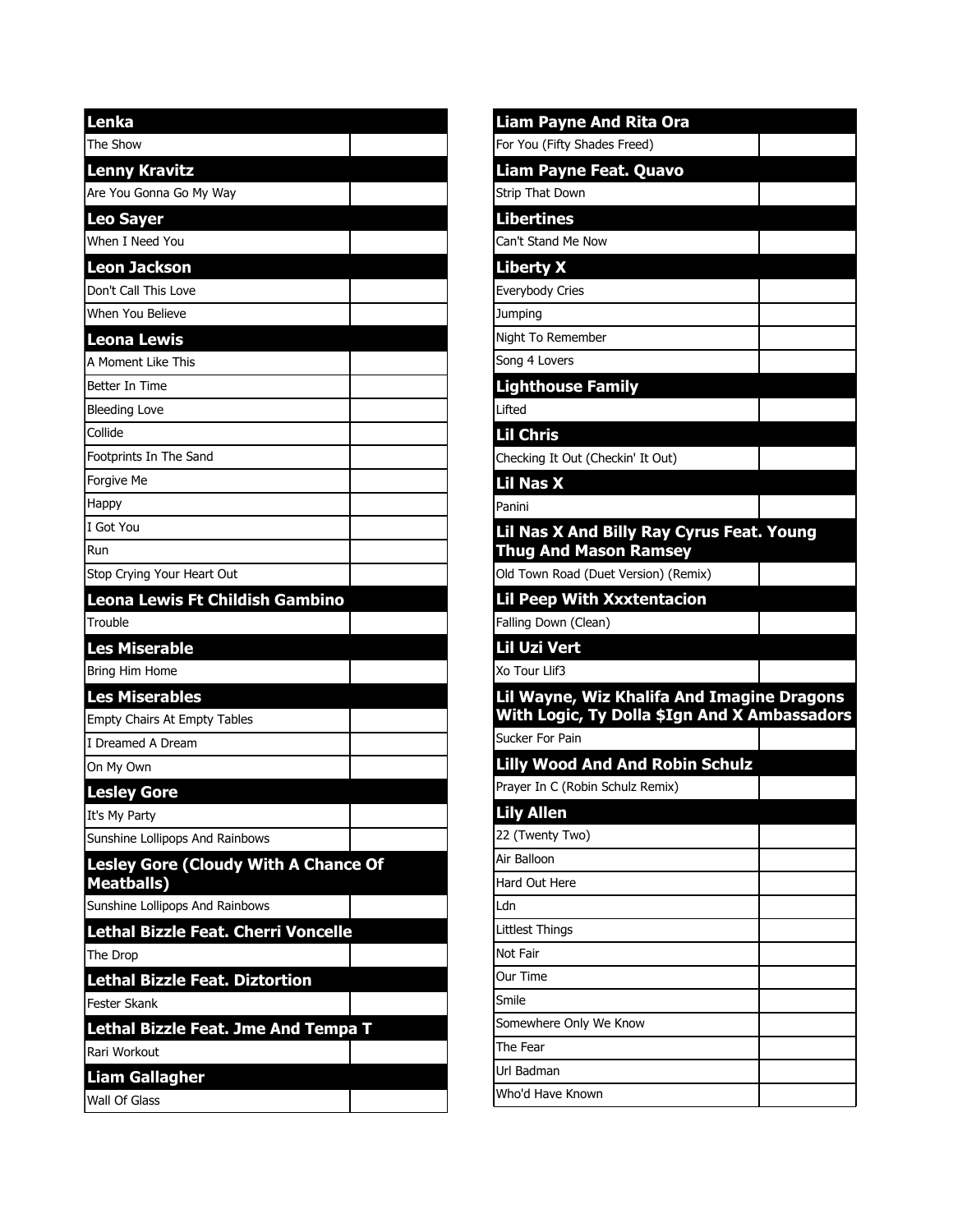## Lenka

- The Show

## Lenny Kravitz

- Are You Gonna Go My Way

## Leo Sayer

- When I Need You

## Leon Jackson

- Don't Call This Love
- When You Believe

## Leona Lewis

- A Moment Like This
- Better In Time
- Bleeding Love
- Collide
- Footprints In The Sand
- Forgive Me
- Happy
- I Got You
- Run
- Stop Crying Your Heart Out

## Leona Lewis Ft Childish Gambino

- Trouble

## Les Miserable

- Bring Him Home

## Les Miserables

- Empty Chairs At Empty Tables
- I Dreamed A Dream
- On My Own

## Lesley Gore

- It's My Party
- Sunshine Lollipops And Rainbows

## Lesley Gore (Cloudy With A Chance Of Meatballs)

- Sunshine Lollipops And Rainbows

## Lethal Bizzle Feat. Cherri Voncelle

- The Drop

## Lethal Bizzle Feat. Diztortion

- Fester Skank

## Lethal Bizzle Feat. Jme And Tempa T

- Rari Workout

## Liam Gallagher

- Wall Of Glass

## Liam Payne And Rita Ora

- For You (Fifty Shades Freed)

## Liam Payne Feat. Quavo

- Strip That Down

## Libertines

- Can't Stand Me Now

## Liberty X

- Everybody Cries
- Jumping
- Night To Remember
- Song 4 Lovers

## Lighthouse Family

- Lifted

## Lil Chris

- Checking It Out (Checkin' It Out)

## Lil Nas X

- Panini

## Lil Nas X And Billy Ray Cyrus Feat. Young Thug And Mason Ramsey

- Old Town Road (Duet Version) (Remix)

## Lil Peep With Xxxtentacion

- Falling Down (Clean)

## Lil Uzi Vert

- Xo Tour Llif3

## Lil Wayne, Wiz Khalifa And Imagine Dragons With Logic, Ty Dolla $Ign And X Ambassadors

- Sucker For Pain

## Lilly Wood And And Robin Schulz

- Prayer In C (Robin Schulz Remix)

## Lily Allen

- 22 (Twenty Two)
- Air Balloon
- Hard Out Here
- Ldn
- Littlest Things
- Not Fair
- Our Time
- Smile
- Somewhere Only We Know
- The Fear
- Url Badman
- Who'd Have Known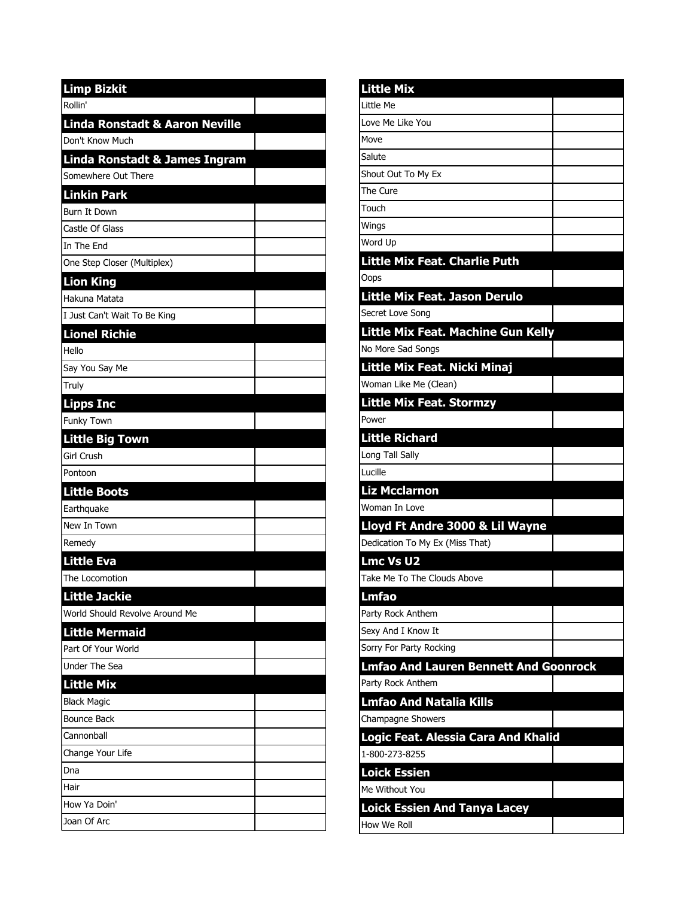| Limp Bizkit | |
|---|---|
| Rollin' | |
| **Linda Ronstadt & Aaron Neville** | |
| Don't Know Much | |
| **Linda Ronstadt & James Ingram** | |
| Somewhere Out There | |
| **Linkin Park** | |
| Burn It Down | |
| Castle Of Glass | |
| In The End | |
| One Step Closer (Multiplex) | |
| **Lion King** | |
| Hakuna Matata | |
| I Just Can't Wait To Be King | |
| **Lionel Richie** | |
| Hello | |
| Say You Say Me | |
| Truly | |
| **Lipps Inc** | |
| Funky Town | |
| **Little Big Town** | |
| Girl Crush | |
| Pontoon | |
| **Little Boots** | |
| Earthquake | |
| New In Town | |
| Remedy | |
| **Little Eva** | |
| The Locomotion | |
| **Little Jackie** | |
| World Should Revolve Around Me | |
| **Little Mermaid** | |
| Part Of Your World | |
| Under The Sea | |
| **Little Mix** | |
| Black Magic | |
| Bounce Back | |
| Cannonball | |
| Change Your Life | |
| Dna | |
| Hair | |
| How Ya Doin' | |
| Joan Of Arc | |

| Little Mix | |
|---|---|
| Little Me | |
| Love Me Like You | |
| Move | |
| Salute | |
| Shout Out To My Ex | |
| The Cure | |
| Touch | |
| Wings | |
| Word Up | |
| **Little Mix Feat. Charlie Puth** | |
| Oops | |
| **Little Mix Feat. Jason Derulo** | |
| Secret Love Song | |
| **Little Mix Feat. Machine Gun Kelly** | |
| No More Sad Songs | |
| **Little Mix Feat. Nicki Minaj** | |
| Woman Like Me (Clean) | |
| **Little Mix Feat. Stormzy** | |
| Power | |
| **Little Richard** | |
| Long Tall Sally | |
| Lucille | |
| **Liz Mcclarnon** | |
| Woman In Love | |
| **Lloyd Ft Andre 3000 & Lil Wayne** | |
| Dedication To My Ex (Miss That) | |
| **Lmc Vs U2** | |
| Take Me To The Clouds Above | |
| **Lmfao** | |
| Party Rock Anthem | |
| Sexy And I Know It | |
| Sorry For Party Rocking | |
| **Lmfao And Lauren Bennett And Goonrock** | |
| Party Rock Anthem | |
| **Lmfao And Natalia Kills** | |
| Champagne Showers | |
| **Logic Feat. Alessia Cara And Khalid** | |
| 1-800-273-8255 | |
| **Loick Essien** | |
| Me Without You | |
| **Loick Essien And Tanya Lacey** | |
| How We Roll | |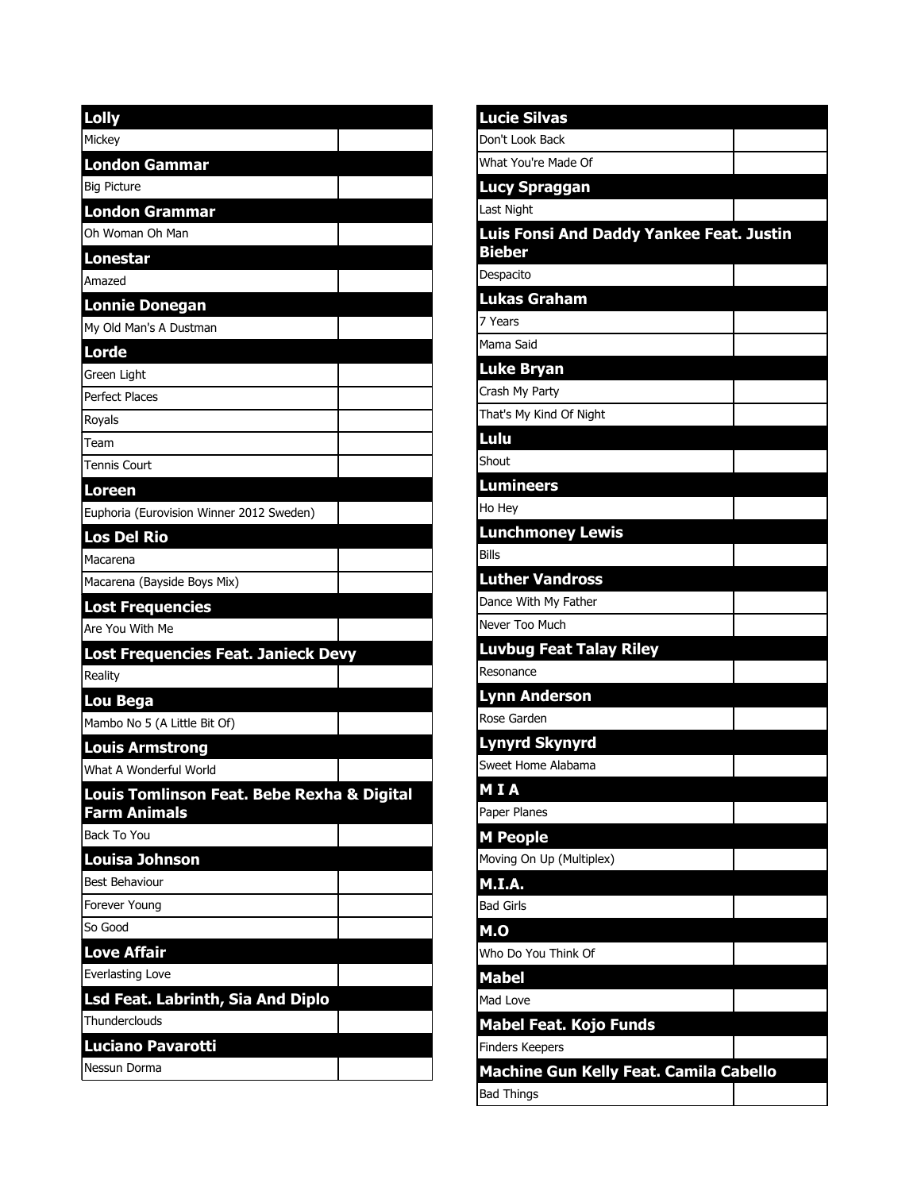## Lolly

| Mickey | |
|---|---|

## London Gammar

| Big Picture | |
|---|---|

## London Grammar

| Oh Woman Oh Man | |
|---|---|

## Lonestar

| Amazed | |
|---|---|

## Lonnie Donegan

| My Old Man's A Dustman | |
|---|---|

## Lorde

| Green Light | |
|---|---|
| Perfect Places | |
| Royals | |
| Team | |
| Tennis Court | |

## Loreen

| Euphoria (Eurovision Winner 2012 Sweden) | |
|---|---|

## Los Del Rio

| Macarena | |
|---|---|
| Macarena (Bayside Boys Mix) | |

## Lost Frequencies

| Are You With Me | |
|---|---|

## Lost Frequencies Feat. Janieck Devy

| Reality | |
|---|---|

## Lou Bega

| Mambo No 5 (A Little Bit Of) | |
|---|---|

## Louis Armstrong

| What A Wonderful World | |
|---|---|

## Louis Tomlinson Feat. Bebe Rexha & Digital Farm Animals

| Back To You | |
|---|---|

## Louisa Johnson

| Best Behaviour | |
|---|---|
| Forever Young | |
| So Good | |

## Love Affair

| Everlasting Love | |
|---|---|

## Lsd Feat. Labrinth, Sia And Diplo

| Thunderclouds | |
|---|---|

## Luciano Pavarotti

| Nessun Dorma | |
|---|---|

## Lucie Silvas

| Don't Look Back | |
|---|---|
| What You're Made Of | |

## Lucy Spraggan

| Last Night | |
|---|---|

## Luis Fonsi And Daddy Yankee Feat. Justin Bieber

| Despacito | |
|---|---|

## Lukas Graham

| 7 Years | |
|---|---|
| Mama Said | |

## Luke Bryan

| Crash My Party | |
|---|---|
| That's My Kind Of Night | |

## Lulu

| Shout | |
|---|---|

## Lumineers

| Ho Hey | |
|---|---|

## Lunchmoney Lewis

| Bills | |
|---|---|

## Luther Vandross

| Dance With My Father | |
|---|---|
| Never Too Much | |

## Luvbug Feat Talay Riley

| Resonance | |
|---|---|

## Lynn Anderson

| Rose Garden | |
|---|---|

## Lynyrd Skynyrd

| Sweet Home Alabama | |
|---|---|

## M I A

| Paper Planes | |
|---|---|

## M People

| Moving On Up (Multiplex) | |
|---|---|

## M.I.A.

| Bad Girls | |
|---|---|

## M.O

| Who Do You Think Of | |
|---|---|

## Mabel

| Mad Love | |
|---|---|

## Mabel Feat. Kojo Funds

| Finders Keepers | |
|---|---|

## Machine Gun Kelly Feat. Camila Cabello

| Bad Things | |
|---|---|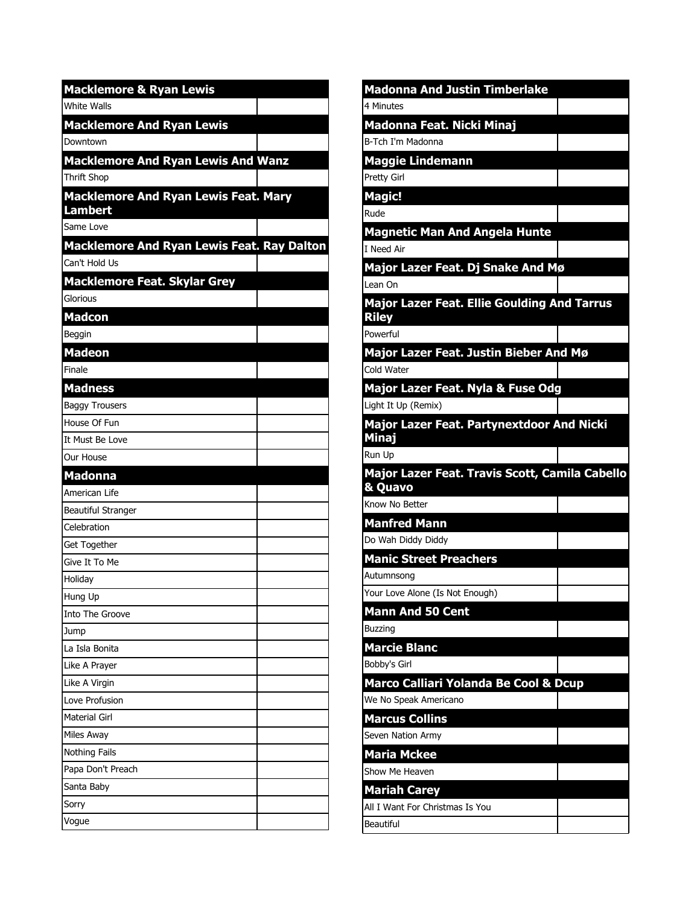| Macklemore & Ryan Lewis | |
|---|---|
| White Walls | |

| Macklemore And Ryan Lewis | |
|---|---|
| Downtown | |

| Macklemore And Ryan Lewis And Wanz | |
|---|---|
| Thrift Shop | |

| Macklemore And Ryan Lewis Feat. Mary Lambert | |
|---|---|
| Same Love | |

| Macklemore And Ryan Lewis Feat. Ray Dalton | |
|---|---|
| Can't Hold Us | |

| Macklemore Feat. Skylar Grey | |
|---|---|
| Glorious | |

| Madcon | |
|---|---|
| Beggin | |

| Madeon | |
|---|---|
| Finale | |

| Madness | |
|---|---|
| Baggy Trousers | |
| House Of Fun | |
| It Must Be Love | |
| Our House | |

| Madonna | |
|---|---|
| American Life | |
| Beautiful Stranger | |
| Celebration | |
| Get Together | |
| Give It To Me | |
| Holiday | |
| Hung Up | |
| Into The Groove | |
| Jump | |
| La Isla Bonita | |
| Like A Prayer | |
| Like A Virgin | |
| Love Profusion | |
| Material Girl | |
| Miles Away | |
| Nothing Fails | |
| Papa Don't Preach | |
| Santa Baby | |
| Sorry | |
| Vogue | |

| Madonna And Justin Timberlake | |
|---|---|
| 4 Minutes | |

| Madonna Feat. Nicki Minaj | |
|---|---|
| B-Tch I'm Madonna | |

| Maggie Lindemann | |
|---|---|
| Pretty Girl | |

| Magic! | |
|---|---|
| Rude | |

| Magnetic Man And Angela Hunte | |
|---|---|
| I Need Air | |

| Major Lazer Feat. Dj Snake And Mø | |
|---|---|
| Lean On | |

| Major Lazer Feat. Ellie Goulding And Tarrus Riley | |
|---|---|
| Powerful | |

| Major Lazer Feat. Justin Bieber And Mø | |
|---|---|
| Cold Water | |

| Major Lazer Feat. Nyla & Fuse Odg | |
|---|---|
| Light It Up (Remix) | |

| Major Lazer Feat. Partynextdoor And Nicki Minaj | |
|---|---|
| Run Up | |

| Major Lazer Feat. Travis Scott, Camila Cabello & Quavo | |
|---|---|
| Know No Better | |

| Manfred Mann | |
|---|---|
| Do Wah Diddy Diddy | |

| Manic Street Preachers | |
|---|---|
| Autumnsong | |
| Your Love Alone (Is Not Enough) | |

| Mann And 50 Cent | |
|---|---|
| Buzzing | |

| Marcie Blanc | |
|---|---|
| Bobby's Girl | |

| Marco Calliari Yolanda Be Cool & Dcup | |
|---|---|
| We No Speak Americano | |

| Marcus Collins | |
|---|---|
| Seven Nation Army | |

| Maria Mckee | |
|---|---|
| Show Me Heaven | |

| Mariah Carey | |
|---|---|
| All I Want For Christmas Is You | |
| Beautiful | |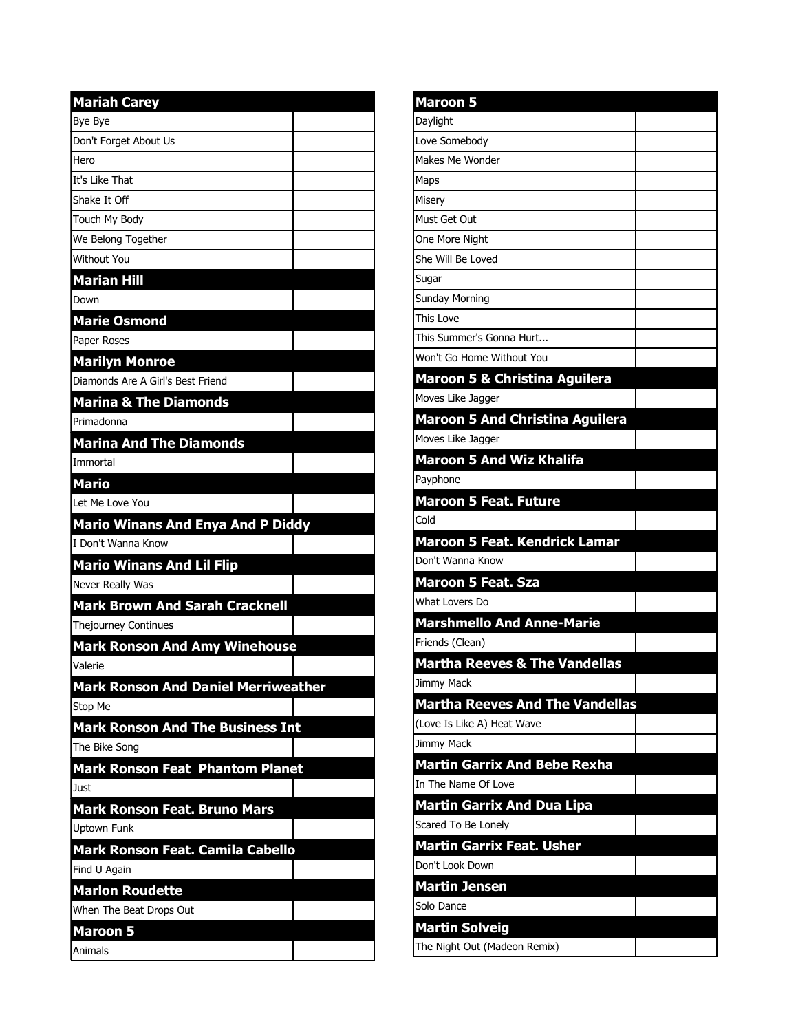| Mariah Carey | |
|---|---|
| Bye Bye | |
| Don't Forget About Us | |
| Hero | |
| It's Like That | |
| Shake It Off | |
| Touch My Body | |
| We Belong Together | |
| Without You | |
| **Marian Hill** | |
| Down | |
| **Marie Osmond** | |
| Paper Roses | |
| **Marilyn Monroe** | |
| Diamonds Are A Girl's Best Friend | |
| **Marina & The Diamonds** | |
| Primadonna | |
| **Marina And The Diamonds** | |
| Immortal | |
| **Mario** | |
| Let Me Love You | |
| **Mario Winans And Enya And P Diddy** | |
| I Don't Wanna Know | |
| **Mario Winans And Lil Flip** | |
| Never Really Was | |
| **Mark Brown And Sarah Cracknell** | |
| Thejourney Continues | |
| **Mark Ronson And Amy Winehouse** | |
| Valerie | |
| **Mark Ronson And Daniel Merriweather** | |
| Stop Me | |
| **Mark Ronson And The Business Int** | |
| The Bike Song | |
| **Mark Ronson Feat  Phantom Planet** | |
| Just | |
| **Mark Ronson Feat. Bruno Mars** | |
| Uptown Funk | |
| **Mark Ronson Feat. Camila Cabello** | |
| Find U Again | |
| **Marlon Roudette** | |
| When The Beat Drops Out | |
| **Maroon 5** | |
| Animals | |

| Maroon 5 | |
|---|---|
| Daylight | |
| Love Somebody | |
| Makes Me Wonder | |
| Maps | |
| Misery | |
| Must Get Out | |
| One More Night | |
| She Will Be Loved | |
| Sugar | |
| Sunday Morning | |
| This Love | |
| This Summer's Gonna Hurt... | |
| Won't Go Home Without You | |
| **Maroon 5 & Christina Aguilera** | |
| Moves Like Jagger | |
| **Maroon 5 And Christina Aguilera** | |
| Moves Like Jagger | |
| **Maroon 5 And Wiz Khalifa** | |
| Payphone | |
| **Maroon 5 Feat. Future** | |
| Cold | |
| **Maroon 5 Feat. Kendrick Lamar** | |
| Don't Wanna Know | |
| **Maroon 5 Feat. Sza** | |
| What Lovers Do | |
| **Marshmello And Anne-Marie** | |
| Friends (Clean) | |
| **Martha Reeves & The Vandellas** | |
| Jimmy Mack | |
| **Martha Reeves And The Vandellas** | |
| (Love Is Like A) Heat Wave | |
| Jimmy Mack | |
| **Martin Garrix And Bebe Rexha** | |
| In The Name Of Love | |
| **Martin Garrix And Dua Lipa** | |
| Scared To Be Lonely | |
| **Martin Garrix Feat. Usher** | |
| Don't Look Down | |
| **Martin Jensen** | |
| Solo Dance | |
| **Martin Solveig** | |
| The Night Out (Madeon Remix) | |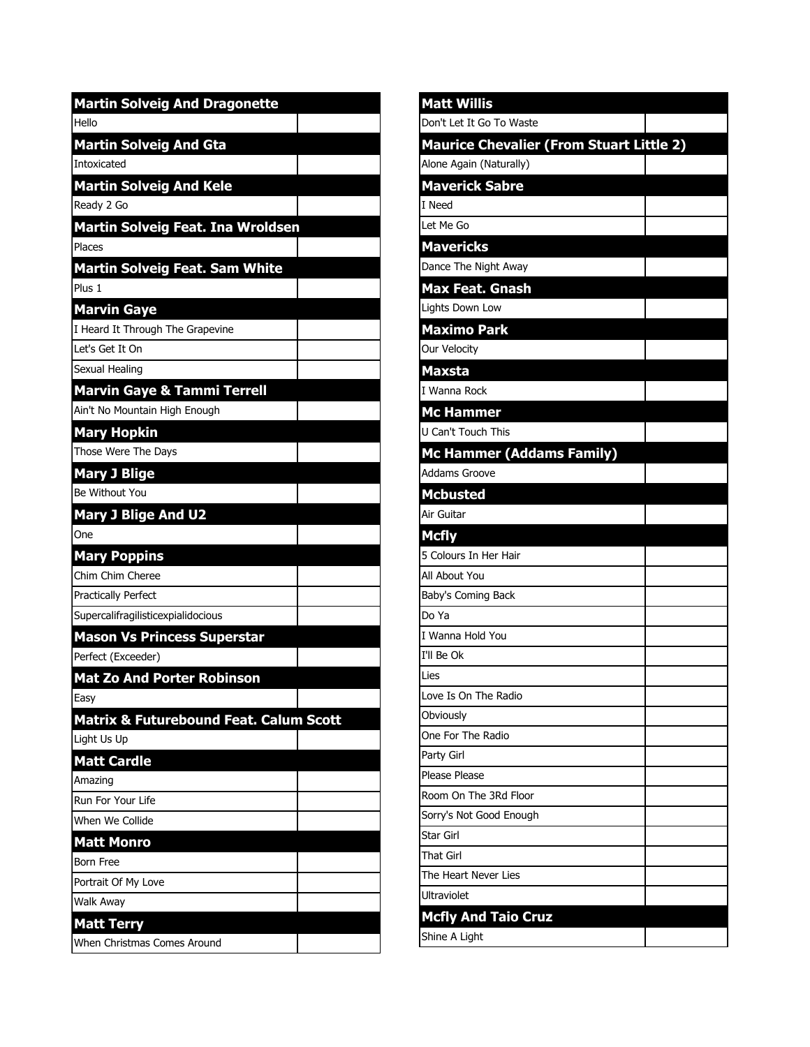| Martin Solveig And Dragonette | |
|---|---|
| Hello | |
| **Martin Solveig And Gta** | |
| Intoxicated | |
| **Martin Solveig And Kele** | |
| Ready 2 Go | |
| **Martin Solveig Feat. Ina Wroldsen** | |
| Places | |
| **Martin Solveig Feat. Sam White** | |
| Plus 1 | |
| **Marvin Gaye** | |
| I Heard It Through The Grapevine | |
| Let's Get It On | |
| Sexual Healing | |
| **Marvin Gaye & Tammi Terrell** | |
| Ain't No Mountain High Enough | |
| **Mary Hopkin** | |
| Those Were The Days | |
| **Mary J Blige** | |
| Be Without You | |
| **Mary J Blige And U2** | |
| One | |
| **Mary Poppins** | |
| Chim Chim Cheree | |
| Practically Perfect | |
| Supercalifragilisticexpialidocious | |
| **Mason Vs Princess Superstar** | |
| Perfect (Exceeder) | |
| **Mat Zo And Porter Robinson** | |
| Easy | |
| **Matrix & Futurebound Feat. Calum Scott** | |
| Light Us Up | |
| **Matt Cardle** | |
| Amazing | |
| Run For Your Life | |
| When We Collide | |
| **Matt Monro** | |
| Born Free | |
| Portrait Of My Love | |
| Walk Away | |
| **Matt Terry** | |
| When Christmas Comes Around | |

| Matt Willis | |
|---|---|
| Don't Let It Go To Waste | |
| **Maurice Chevalier (From Stuart Little 2)** | |
| Alone Again (Naturally) | |
| **Maverick Sabre** | |
| I Need | |
| Let Me Go | |
| **Mavericks** | |
| Dance The Night Away | |
| **Max Feat. Gnash** | |
| Lights Down Low | |
| **Maximo Park** | |
| Our Velocity | |
| **Maxsta** | |
| I Wanna Rock | |
| **Mc Hammer** | |
| U Can't Touch This | |
| **Mc Hammer (Addams Family)** | |
| Addams Groove | |
| **Mcbusted** | |
| Air Guitar | |
| **Mcfly** | |
| 5 Colours In Her Hair | |
| All About You | |
| Baby's Coming Back | |
| Do Ya | |
| I Wanna Hold You | |
| I'll Be Ok | |
| Lies | |
| Love Is On The Radio | |
| Obviously | |
| One For The Radio | |
| Party Girl | |
| Please Please | |
| Room On The 3Rd Floor | |
| Sorry's Not Good Enough | |
| Star Girl | |
| That Girl | |
| The Heart Never Lies | |
| Ultraviolet | |
| **Mcfly And Taio Cruz** | |
| Shine A Light | |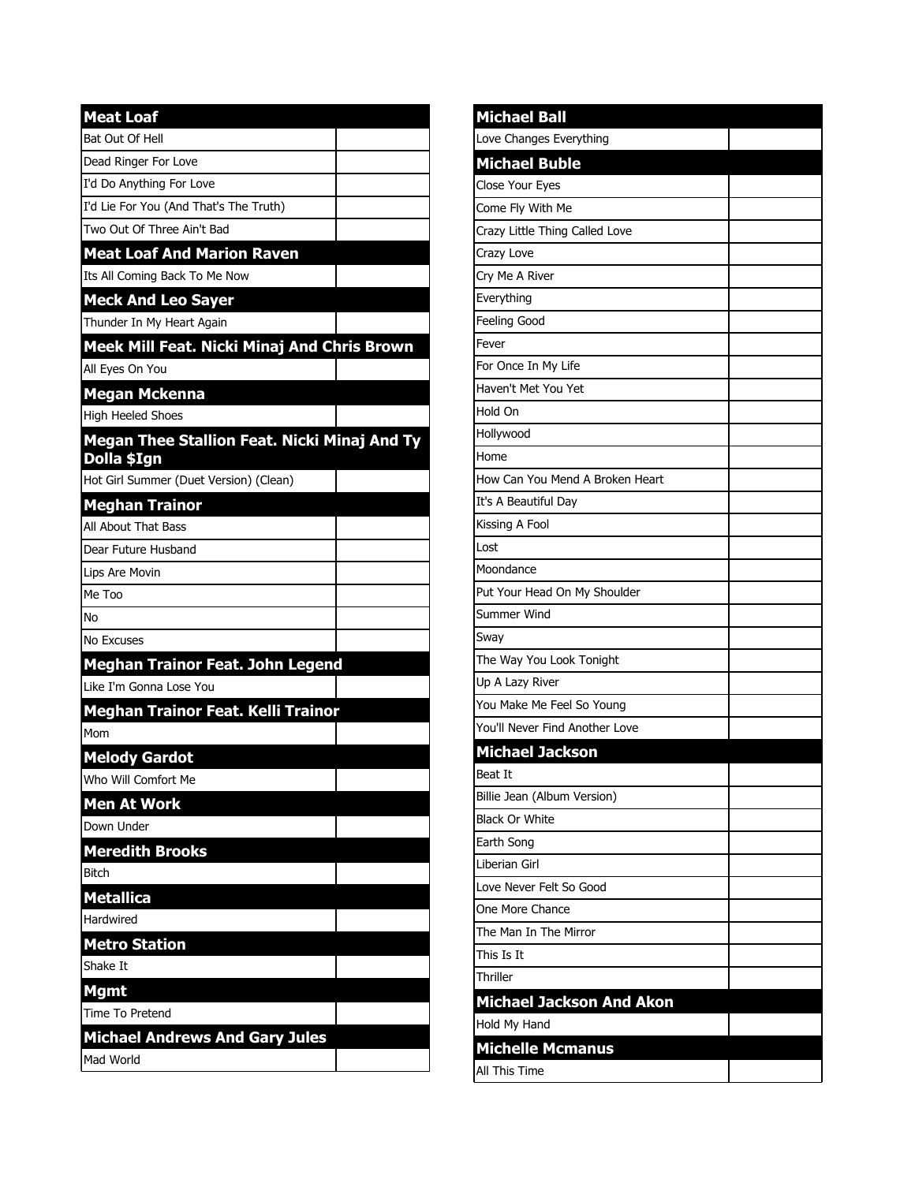| Meat Loaf | |
|---|---|
| Bat Out Of Hell | |
| Dead Ringer For Love | |
| I'd Do Anything For Love | |
| I'd Lie For You (And That's The Truth) | |
| Two Out Of Three Ain't Bad | |
| **Meat Loaf And Marion Raven** | |
| Its All Coming Back To Me Now | |
| **Meck And Leo Sayer** | |
| Thunder In My Heart Again | |
| **Meek Mill Feat. Nicki Minaj And Chris Brown** | |
| All Eyes On You | |
| **Megan Mckenna** | |
| High Heeled Shoes | |
| **Megan Thee Stallion Feat. Nicki Minaj And Ty Dolla $Ign** | |
| Hot Girl Summer (Duet Version) (Clean) | |
| **Meghan Trainor** | |
| All About That Bass | |
| Dear Future Husband | |
| Lips Are Movin | |
| Me Too | |
| No | |
| No Excuses | |
| **Meghan Trainor Feat. John Legend** | |
| Like I'm Gonna Lose You | |
| **Meghan Trainor Feat. Kelli Trainor** | |
| Mom | |
| **Melody Gardot** | |
| Who Will Comfort Me | |
| **Men At Work** | |
| Down Under | |
| **Meredith Brooks** | |
| Bitch | |
| **Metallica** | |
| Hardwired | |
| **Metro Station** | |
| Shake It | |
| **Mgmt** | |
| Time To Pretend | |
| **Michael Andrews And Gary Jules** | |
| Mad World | |

| Michael Ball | |
|---|---|
| Love Changes Everything | |
| **Michael Buble** | |
| Close Your Eyes | |
| Come Fly With Me | |
| Crazy Little Thing Called Love | |
| Crazy Love | |
| Cry Me A River | |
| Everything | |
| Feeling Good | |
| Fever | |
| For Once In My Life | |
| Haven't Met You Yet | |
| Hold On | |
| Hollywood | |
| Home | |
| How Can You Mend A Broken Heart | |
| It's A Beautiful Day | |
| Kissing A Fool | |
| Lost | |
| Moondance | |
| Put Your Head On My Shoulder | |
| Summer Wind | |
| Sway | |
| The Way You Look Tonight | |
| Up A Lazy River | |
| You Make Me Feel So Young | |
| You'll Never Find Another Love | |
| **Michael Jackson** | |
| Beat It | |
| Billie Jean (Album Version) | |
| Black Or White | |
| Earth Song | |
| Liberian Girl | |
| Love Never Felt So Good | |
| One More Chance | |
| The Man In The Mirror | |
| This Is It | |
| Thriller | |
| **Michael Jackson And Akon** | |
| Hold My Hand | |
| **Michelle Mcmanus** | |
| All This Time | |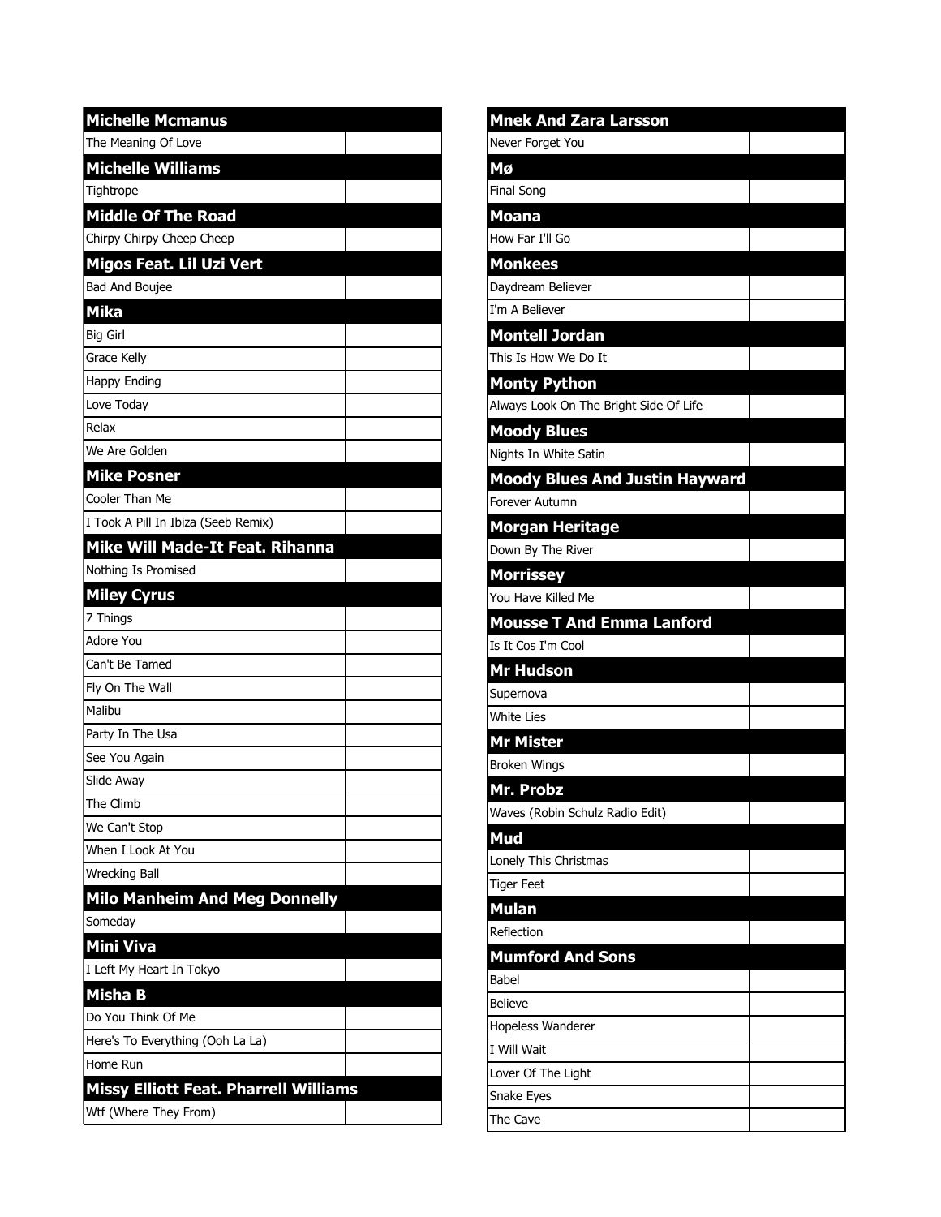| Michelle Mcmanus | |
|---|---|
| The Meaning Of Love | |
| **Michelle Williams** | |
| Tightrope | |
| **Middle Of The Road** | |
| Chirpy Chirpy Cheep Cheep | |
| **Migos Feat. Lil Uzi Vert** | |
| Bad And Boujee | |
| **Mika** | |
| Big Girl | |
| Grace Kelly | |
| Happy Ending | |
| Love Today | |
| Relax | |
| We Are Golden | |
| **Mike Posner** | |
| Cooler Than Me | |
| I Took A Pill In Ibiza (Seeb Remix) | |
| **Mike Will Made-It Feat. Rihanna** | |
| Nothing Is Promised | |
| **Miley Cyrus** | |
| 7 Things | |
| Adore You | |
| Can't Be Tamed | |
| Fly On The Wall | |
| Malibu | |
| Party In The Usa | |
| See You Again | |
| Slide Away | |
| The Climb | |
| We Can't Stop | |
| When I Look At You | |
| Wrecking Ball | |
| **Milo Manheim And Meg Donnelly** | |
| Someday | |
| **Mini Viva** | |
| I Left My Heart In Tokyo | |
| **Misha B** | |
| Do You Think Of Me | |
| Here's To Everything (Ooh La La) | |
| Home Run | |
| **Missy Elliott Feat. Pharrell Williams** | |
| Wtf (Where They From) | |

| Mnek And Zara Larsson | |
|---|---|
| Never Forget You | |
| **Mø** | |
| Final Song | |
| **Moana** | |
| How Far I'll Go | |
| **Monkees** | |
| Daydream Believer | |
| I'm A Believer | |
| **Montell Jordan** | |
| This Is How We Do It | |
| **Monty Python** | |
| Always Look On The Bright Side Of Life | |
| **Moody Blues** | |
| Nights In White Satin | |
| **Moody Blues And Justin Hayward** | |
| Forever Autumn | |
| **Morgan Heritage** | |
| Down By The River | |
| **Morrissey** | |
| You Have Killed Me | |
| **Mousse T And Emma Lanford** | |
| Is It Cos I'm Cool | |
| **Mr Hudson** | |
| Supernova | |
| White Lies | |
| **Mr Mister** | |
| Broken Wings | |
| **Mr. Probz** | |
| Waves (Robin Schulz Radio Edit) | |
| **Mud** | |
| Lonely This Christmas | |
| Tiger Feet | |
| **Mulan** | |
| Reflection | |
| **Mumford And Sons** | |
| Babel | |
| Believe | |
| Hopeless Wanderer | |
| I Will Wait | |
| Lover Of The Light | |
| Snake Eyes | |
| The Cave | |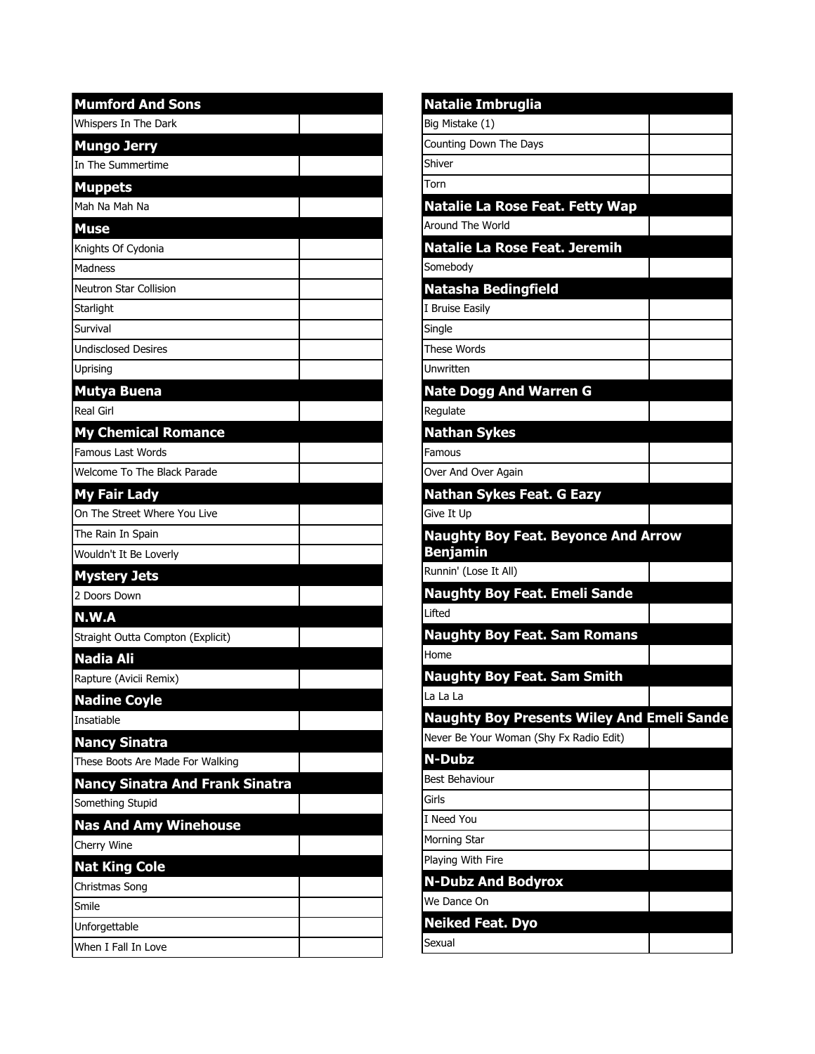| Mumford And Sons | |
|---|---|
| Whispers In The Dark | |
| **Mungo Jerry** | |
| In The Summertime | |
| **Muppets** | |
| Mah Na Mah Na | |
| **Muse** | |
| Knights Of Cydonia | |
| Madness | |
| Neutron Star Collision | |
| Starlight | |
| Survival | |
| Undisclosed Desires | |
| Uprising | |
| **Mutya Buena** | |
| Real Girl | |
| **My Chemical Romance** | |
| Famous Last Words | |
| Welcome To The Black Parade | |
| **My Fair Lady** | |
| On The Street Where You Live | |
| The Rain In Spain | |
| Wouldn't It Be Loverly | |
| **Mystery Jets** | |
| 2 Doors Down | |
| **N.W.A** | |
| Straight Outta Compton (Explicit) | |
| **Nadia Ali** | |
| Rapture (Avicii Remix) | |
| **Nadine Coyle** | |
| Insatiable | |
| **Nancy Sinatra** | |
| These Boots Are Made For Walking | |
| **Nancy Sinatra And Frank Sinatra** | |
| Something Stupid | |
| **Nas And Amy Winehouse** | |
| Cherry Wine | |
| **Nat King Cole** | |
| Christmas Song | |
| Smile | |
| Unforgettable | |
| When I Fall In Love | |

| Natalie Imbruglia | |
|---|---|
| Big Mistake (1) | |
| Counting Down The Days | |
| Shiver | |
| Torn | |
| **Natalie La Rose Feat. Fetty Wap** | |
| Around The World | |
| **Natalie La Rose Feat. Jeremih** | |
| Somebody | |
| **Natasha Bedingfield** | |
| I Bruise Easily | |
| Single | |
| These Words | |
| Unwritten | |
| **Nate Dogg And Warren G** | |
| Regulate | |
| **Nathan Sykes** | |
| Famous | |
| Over And Over Again | |
| **Nathan Sykes Feat. G Eazy** | |
| Give It Up | |
| **Naughty Boy Feat. Beyonce And Arrow Benjamin** | |
| Runnin' (Lose It All) | |
| **Naughty Boy Feat. Emeli Sande** | |
| Lifted | |
| **Naughty Boy Feat. Sam Romans** | |
| Home | |
| **Naughty Boy Feat. Sam Smith** | |
| La La La | |
| **Naughty Boy Presents Wiley And Emeli Sande** | |
| Never Be Your Woman (Shy Fx Radio Edit) | |
| **N-Dubz** | |
| Best Behaviour | |
| Girls | |
| I Need You | |
| Morning Star | |
| Playing With Fire | |
| **N-Dubz And Bodyrox** | |
| We Dance On | |
| **Neiked Feat. Dyo** | |
| Sexual | |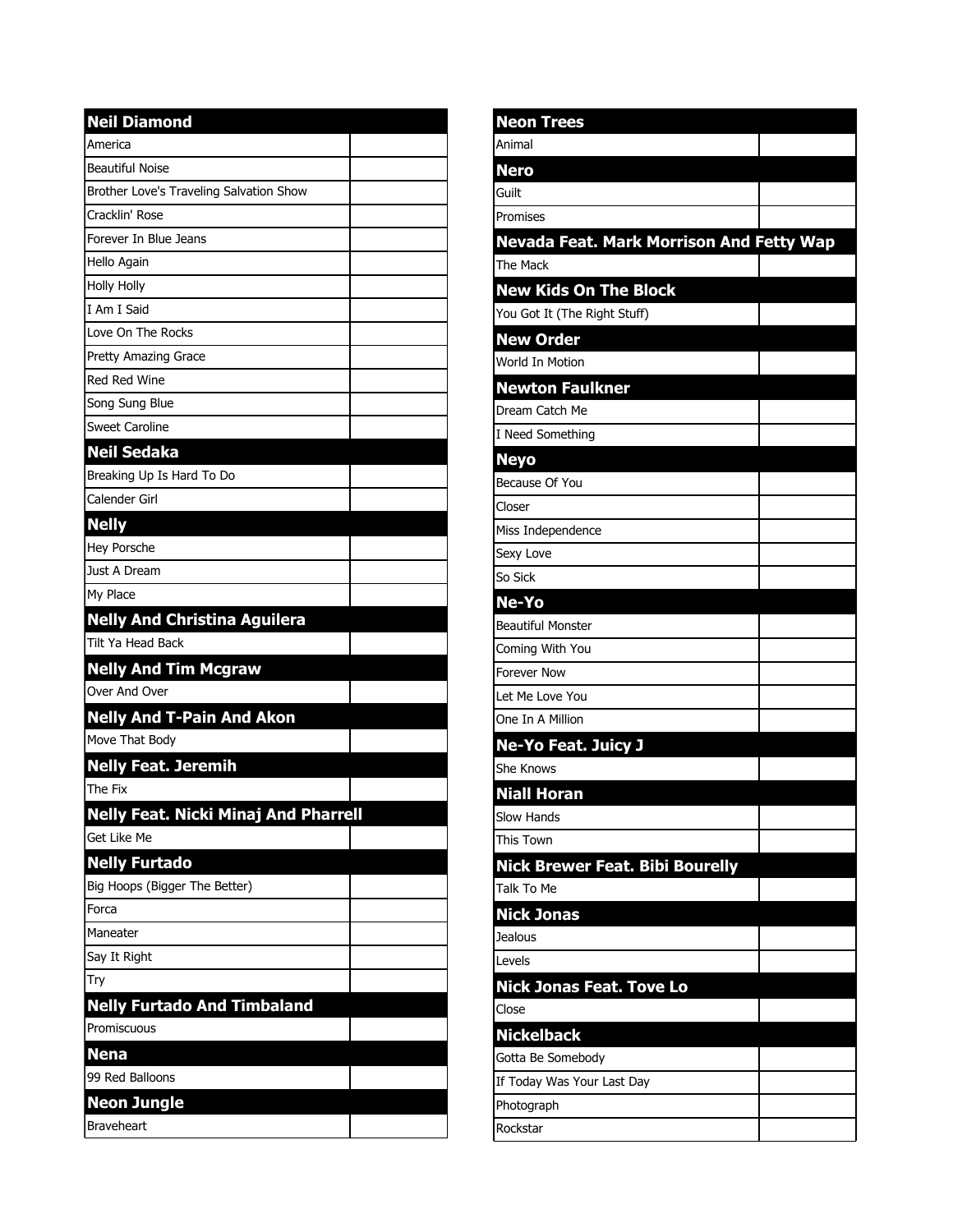## Neil Diamond

| | |
|---|---|
| America | |
| Beautiful Noise | |
| Brother Love's Traveling Salvation Show | |
| Cracklin' Rose | |
| Forever In Blue Jeans | |
| Hello Again | |
| Holly Holly | |
| I Am I Said | |
| Love On The Rocks | |
| Pretty Amazing Grace | |
| Red Red Wine | |
| Song Sung Blue | |
| Sweet Caroline | |

## Neil Sedaka

| | |
|---|---|
| Breaking Up Is Hard To Do | |
| Calender Girl | |

## Nelly

| | |
|---|---|
| Hey Porsche | |
| Just A Dream | |
| My Place | |

## Nelly And Christina Aguilera

| | |
|---|---|
| Tilt Ya Head Back | |

## Nelly And Tim Mcgraw

| | |
|---|---|
| Over And Over | |

## Nelly And T-Pain And Akon

| | |
|---|---|
| Move That Body | |

## Nelly Feat. Jeremih

| | |
|---|---|
| The Fix | |

## Nelly Feat. Nicki Minaj And Pharrell

| | |
|---|---|
| Get Like Me | |

## Nelly Furtado

| | |
|---|---|
| Big Hoops (Bigger The Better) | |
| Forca | |
| Maneater | |
| Say It Right | |
| Try | |

## Nelly Furtado And Timbaland

| | |
|---|---|
| Promiscuous | |

## Nena

| | |
|---|---|
| 99 Red Balloons | |

## Neon Jungle

| | |
|---|---|
| Braveheart | |

## Neon Trees

| | |
|---|---|
| Animal | |

## Nero

| | |
|---|---|
| Guilt | |
| Promises | |

## Nevada Feat. Mark Morrison And Fetty Wap

| | |
|---|---|
| The Mack | |

## New Kids On The Block

| | |
|---|---|
| You Got It (The Right Stuff) | |

## New Order

| | |
|---|---|
| World In Motion | |

## Newton Faulkner

| | |
|---|---|
| Dream Catch Me | |
| I Need Something | |

## Neyo

| | |
|---|---|
| Because Of You | |
| Closer | |
| Miss Independence | |
| Sexy Love | |
| So Sick | |

## Ne-Yo

| | |
|---|---|
| Beautiful Monster | |
| Coming With You | |
| Forever Now | |
| Let Me Love You | |
| One In A Million | |

## Ne-Yo Feat. Juicy J

| | |
|---|---|
| She Knows | |

## Niall Horan

| | |
|---|---|
| Slow Hands | |
| This Town | |

## Nick Brewer Feat. Bibi Bourelly

| | |
|---|---|
| Talk To Me | |

## Nick Jonas

| | |
|---|---|
| Jealous | |
| Levels | |

## Nick Jonas Feat. Tove Lo

| | |
|---|---|
| Close | |

## Nickelback

| | |
|---|---|
| Gotta Be Somebody | |
| If Today Was Your Last Day | |
| Photograph | |
| Rockstar | |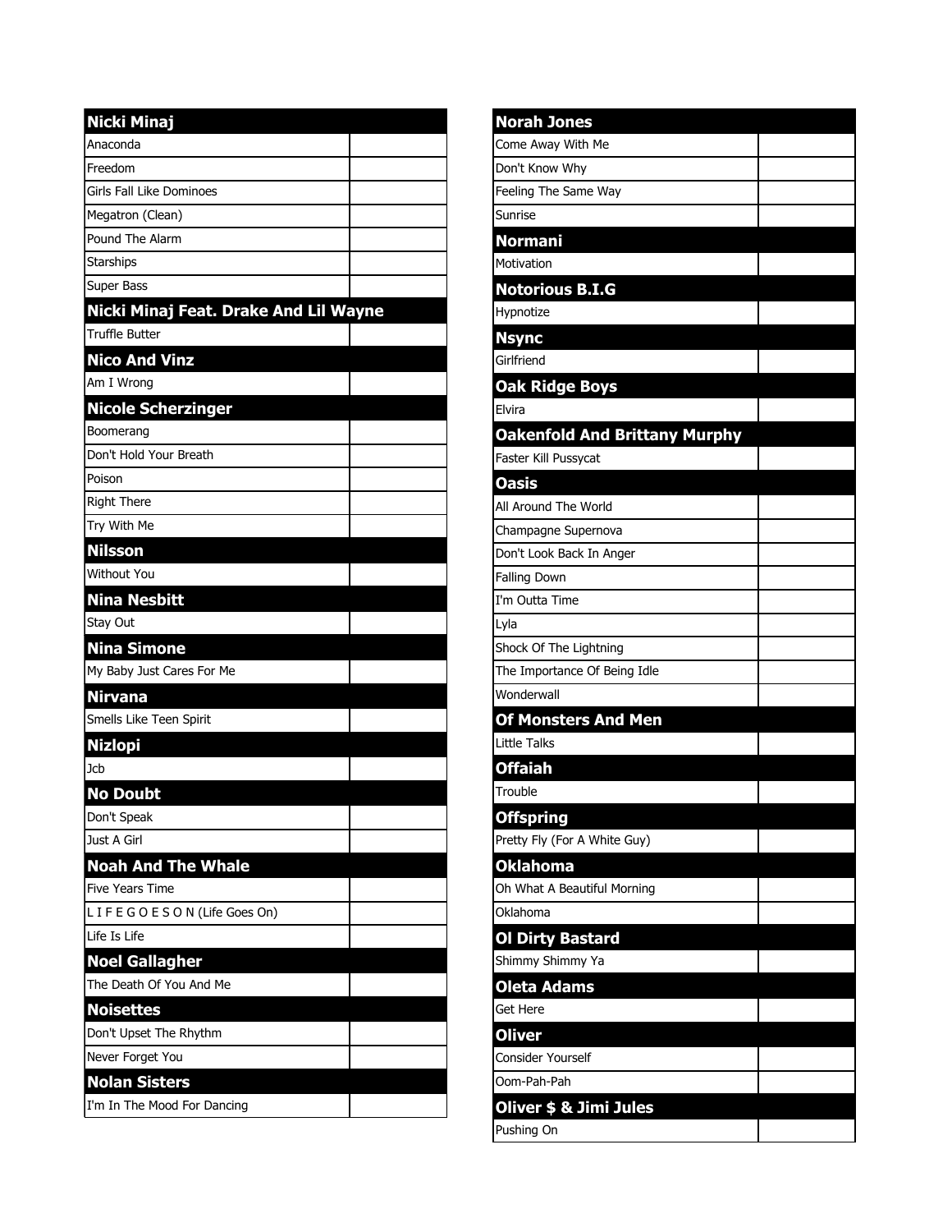## Nicki Minaj

| Song | |
|---|---|
| Anaconda | |
| Freedom | |
| Girls Fall Like Dominoes | |
| Megatron (Clean) | |
| Pound The Alarm | |
| Starships | |
| Super Bass | |

## Nicki Minaj Feat. Drake And Lil Wayne

| Song | |
|---|---|
| Truffle Butter | |

## Nico And Vinz

| Song | |
|---|---|
| Am I Wrong | |

## Nicole Scherzinger

| Song | |
|---|---|
| Boomerang | |
| Don't Hold Your Breath | |
| Poison | |
| Right There | |
| Try With Me | |

## Nilsson

| Song | |
|---|---|
| Without You | |

## Nina Nesbitt

| Song | |
|---|---|
| Stay Out | |

## Nina Simone

| Song | |
|---|---|
| My Baby Just Cares For Me | |

## Nirvana

| Song | |
|---|---|
| Smells Like Teen Spirit | |

## Nizlopi

| Song | |
|---|---|
| Jcb | |

## No Doubt

| Song | |
|---|---|
| Don't Speak | |
| Just A Girl | |

## Noah And The Whale

| Song | |
|---|---|
| Five Years Time | |
| L I F E G O E S O N (Life Goes On) | |
| Life Is Life | |

## Noel Gallagher

| Song | |
|---|---|
| The Death Of You And Me | |

## Noisettes

| Song | |
|---|---|
| Don't Upset The Rhythm | |
| Never Forget You | |

## Nolan Sisters

| Song | |
|---|---|
| I'm In The Mood For Dancing | |

## Norah Jones

| Song | |
|---|---|
| Come Away With Me | |
| Don't Know Why | |
| Feeling The Same Way | |
| Sunrise | |

## Normani

| Song | |
|---|---|
| Motivation | |

## Notorious B.I.G

| Song | |
|---|---|
| Hypnotize | |

## Nsync

| Song | |
|---|---|
| Girlfriend | |

## Oak Ridge Boys

| Song | |
|---|---|
| Elvira | |

## Oakenfold And Brittany Murphy

| Song | |
|---|---|
| Faster Kill Pussycat | |

## Oasis

| Song | |
|---|---|
| All Around The World | |
| Champagne Supernova | |
| Don't Look Back In Anger | |
| Falling Down | |
| I'm Outta Time | |
| Lyla | |
| Shock Of The Lightning | |
| The Importance Of Being Idle | |
| Wonderwall | |

## Of Monsters And Men

| Song | |
|---|---|
| Little Talks | |

## Offaiah

| Song | |
|---|---|
| Trouble | |

## Offspring

| Song | |
|---|---|
| Pretty Fly (For A White Guy) | |

## Oklahoma

| Song | |
|---|---|
| Oh What A Beautiful Morning | |
| Oklahoma | |

## Ol Dirty Bastard

| Song | |
|---|---|
| Shimmy Shimmy Ya | |

## Oleta Adams

| Song | |
|---|---|
| Get Here | |

## Oliver

| Song | |
|---|---|
| Consider Yourself | |
| Oom-Pah-Pah | |

## Oliver $ & Jimi Jules

| Song | |
|---|---|
| Pushing On | |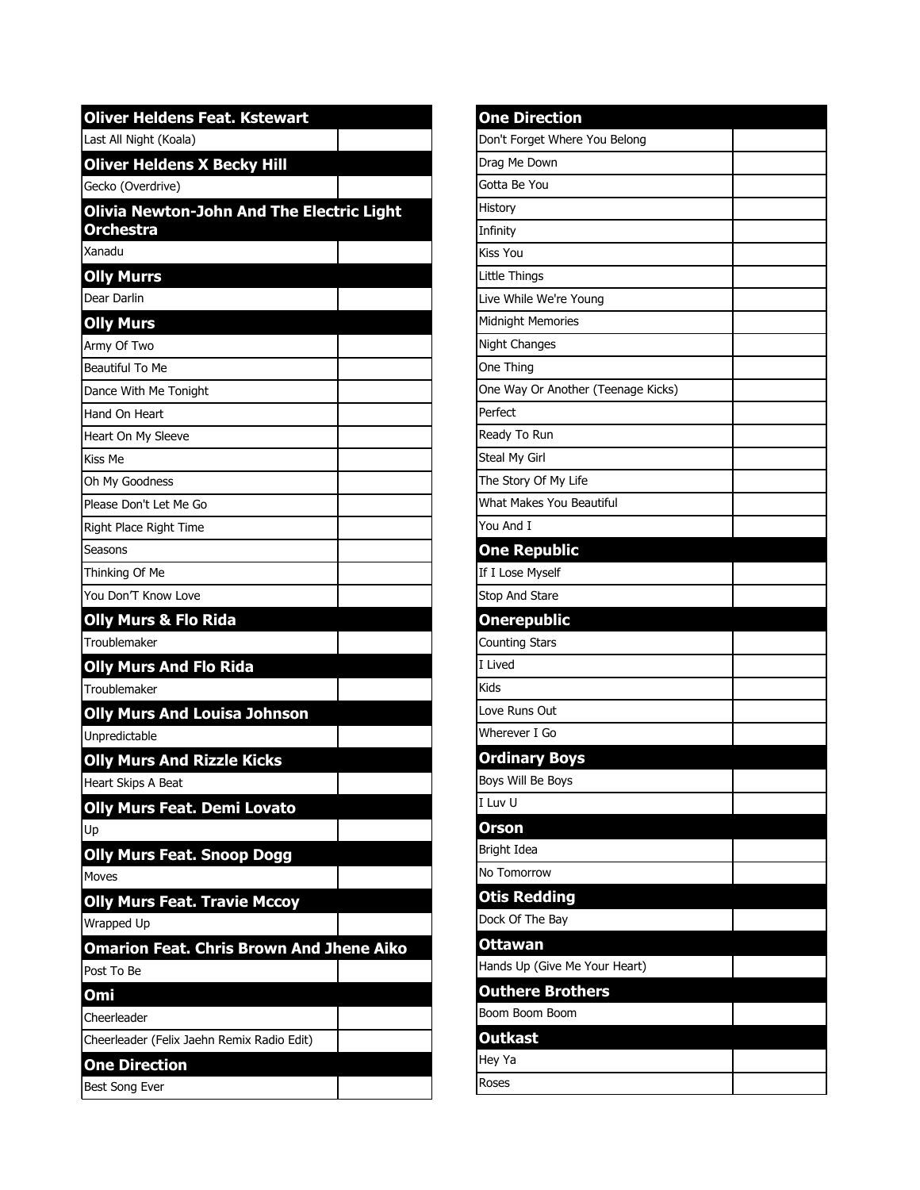| Oliver Heldens Feat. Kstewart | |
|---|---|
| Last All Night (Koala) | |
| **Oliver Heldens X Becky Hill** | |
| Gecko (Overdrive) | |
| **Olivia Newton-John And The Electric Light Orchestra** | |
| Xanadu | |
| **Olly Murrs** | |
| Dear Darlin | |
| **Olly Murs** | |
| Army Of Two | |
| Beautiful To Me | |
| Dance With Me Tonight | |
| Hand On Heart | |
| Heart On My Sleeve | |
| Kiss Me | |
| Oh My Goodness | |
| Please Don't Let Me Go | |
| Right Place Right Time | |
| Seasons | |
| Thinking Of Me | |
| You Don'T Know Love | |
| **Olly Murs & Flo Rida** | |
| Troublemaker | |
| **Olly Murs And Flo Rida** | |
| Troublemaker | |
| **Olly Murs And Louisa Johnson** | |
| Unpredictable | |
| **Olly Murs And Rizzle Kicks** | |
| Heart Skips A Beat | |
| **Olly Murs Feat. Demi Lovato** | |
| Up | |
| **Olly Murs Feat. Snoop Dogg** | |
| Moves | |
| **Olly Murs Feat. Travie Mccoy** | |
| Wrapped Up | |
| **Omarion Feat. Chris Brown And Jhene Aiko** | |
| Post To Be | |
| **Omi** | |
| Cheerleader | |
| Cheerleader (Felix Jaehn Remix Radio Edit) | |
| **One Direction** | |
| Best Song Ever | |

| One Direction | |
|---|---|
| Don't Forget Where You Belong | |
| Drag Me Down | |
| Gotta Be You | |
| History | |
| Infinity | |
| Kiss You | |
| Little Things | |
| Live While We're Young | |
| Midnight Memories | |
| Night Changes | |
| One Thing | |
| One Way Or Another (Teenage Kicks) | |
| Perfect | |
| Ready To Run | |
| Steal My Girl | |
| The Story Of My Life | |
| What Makes You Beautiful | |
| You And I | |
| **One Republic** | |
| If I Lose Myself | |
| Stop And Stare | |
| **Onerepublic** | |
| Counting Stars | |
| I Lived | |
| Kids | |
| Love Runs Out | |
| Wherever I Go | |
| **Ordinary Boys** | |
| Boys Will Be Boys | |
| I Luv U | |
| **Orson** | |
| Bright Idea | |
| No Tomorrow | |
| **Otis Redding** | |
| Dock Of The Bay | |
| **Ottawan** | |
| Hands Up (Give Me Your Heart) | |
| **Outhere Brothers** | |
| Boom Boom Boom | |
| **Outkast** | |
| Hey Ya | |
| Roses | |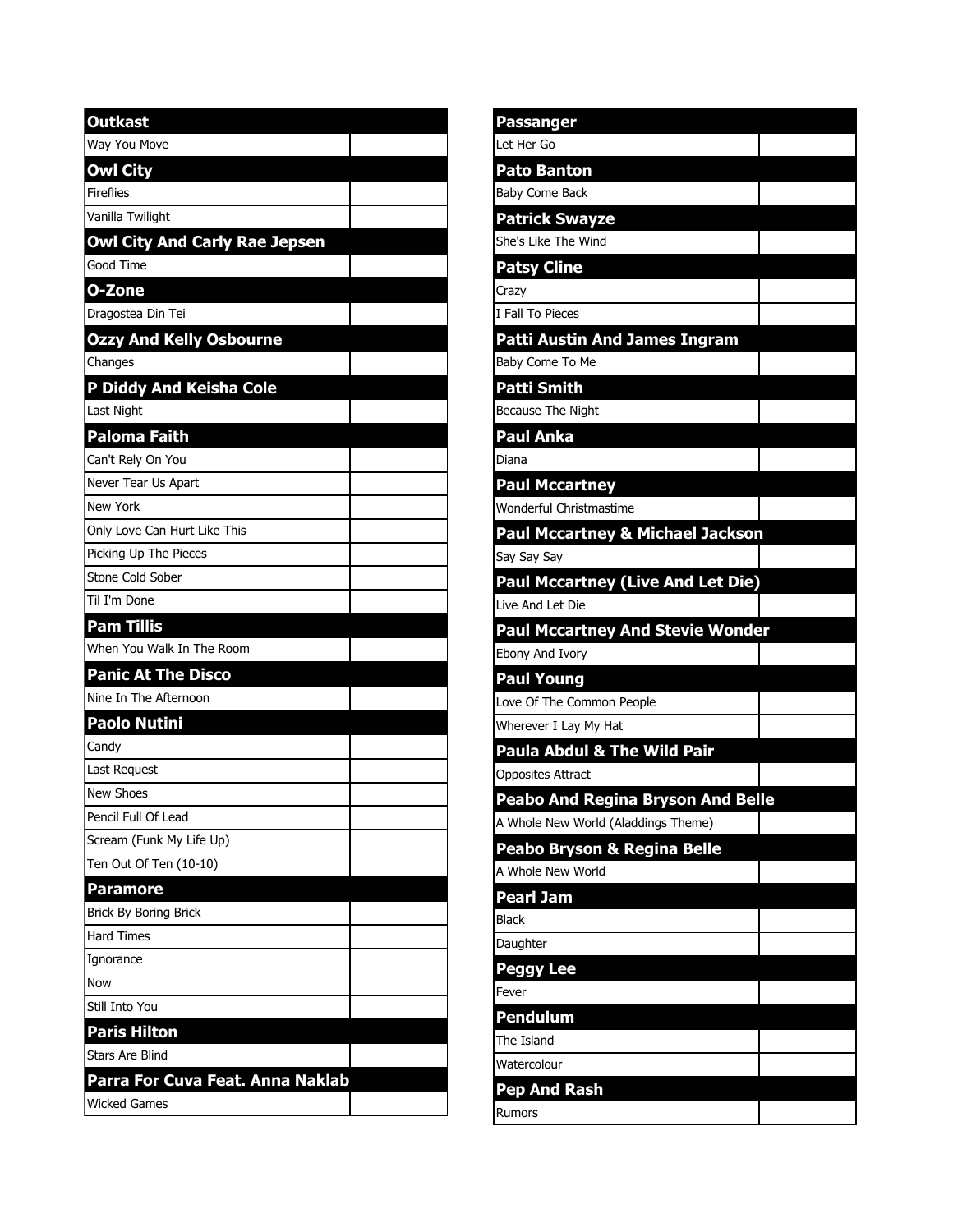## Outkast

- Way You Move

## Owl City

- Fireflies
- Vanilla Twilight

## Owl City And Carly Rae Jepsen

- Good Time

## O-Zone

- Dragostea Din Tei

## Ozzy And Kelly Osbourne

- Changes

## P Diddy And Keisha Cole

- Last Night

## Paloma Faith

- Can't Rely On You
- Never Tear Us Apart
- New York
- Only Love Can Hurt Like This
- Picking Up The Pieces
- Stone Cold Sober
- Til I'm Done

## Pam Tillis

- When You Walk In The Room

## Panic At The Disco

- Nine In The Afternoon

## Paolo Nutini

- Candy
- Last Request
- New Shoes
- Pencil Full Of Lead
- Scream (Funk My Life Up)
- Ten Out Of Ten (10-10)

## Paramore

- Brick By Boring Brick
- Hard Times
- Ignorance
- Now
- Still Into You

## Paris Hilton

- Stars Are Blind

## Parra For Cuva Feat. Anna Naklab

- Wicked Games

## Passanger

- Let Her Go

## Pato Banton

- Baby Come Back

## Patrick Swayze

- She's Like The Wind

## Patsy Cline

- Crazy
- I Fall To Pieces

## Patti Austin And James Ingram

- Baby Come To Me

## Patti Smith

- Because The Night

## Paul Anka

- Diana

## Paul Mccartney

- Wonderful Christmastime

## Paul Mccartney & Michael Jackson

- Say Say Say

## Paul Mccartney (Live And Let Die)

- Live And Let Die

## Paul Mccartney And Stevie Wonder

- Ebony And Ivory

## Paul Young

- Love Of The Common People
- Wherever I Lay My Hat

## Paula Abdul & The Wild Pair

- Opposites Attract

## Peabo And Regina Bryson And Belle

- A Whole New World (Aladdings Theme)

## Peabo Bryson & Regina Belle

- A Whole New World

## Pearl Jam

- Black
- Daughter

## Peggy Lee

- Fever

## Pendulum

- The Island
- Watercolour

## Pep And Rash

- Rumors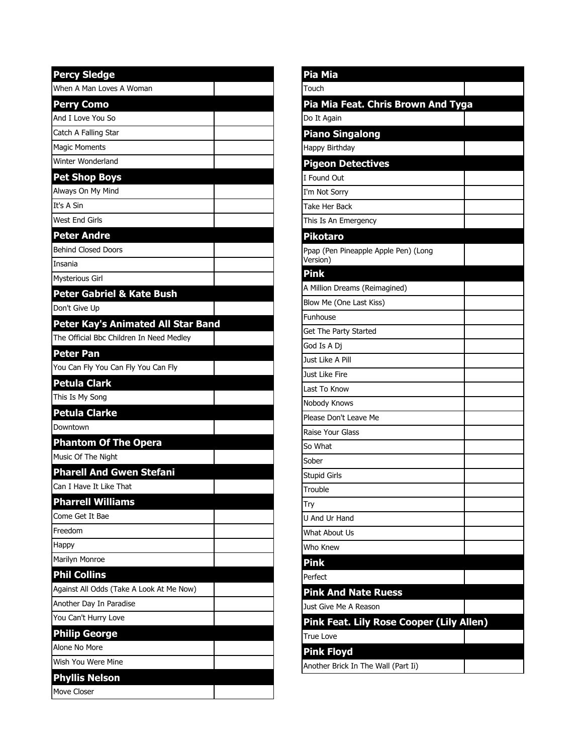| Percy Sledge | |
|---|---|
| When A Man Loves A Woman | |
| **Perry Como** | |
| And I Love You So | |
| Catch A Falling Star | |
| Magic Moments | |
| Winter Wonderland | |
| **Pet Shop Boys** | |
| Always On My Mind | |
| It's A Sin | |
| West End Girls | |
| **Peter Andre** | |
| Behind Closed Doors | |
| Insania | |
| Mysterious Girl | |
| **Peter Gabriel & Kate Bush** | |
| Don't Give Up | |
| **Peter Kay's Animated All Star Band** | |
| The Official Bbc Children In Need Medley | |
| **Peter Pan** | |
| You Can Fly You Can Fly You Can Fly | |
| **Petula Clark** | |
| This Is My Song | |
| **Petula Clarke** | |
| Downtown | |
| **Phantom Of The Opera** | |
| Music Of The Night | |
| **Pharell And Gwen Stefani** | |
| Can I Have It Like That | |
| **Pharrell Williams** | |
| Come Get It Bae | |
| Freedom | |
| Happy | |
| Marilyn Monroe | |
| **Phil Collins** | |
| Against All Odds (Take A Look At Me Now) | |
| Another Day In Paradise | |
| You Can't Hurry Love | |
| **Philip George** | |
| Alone No More | |
| Wish You Were Mine | |
| **Phyllis Nelson** | |
| Move Closer | |

| Pia Mia | |
|---|---|
| Touch | |
| **Pia Mia Feat. Chris Brown And Tyga** | |
| Do It Again | |
| **Piano Singalong** | |
| Happy Birthday | |
| **Pigeon Detectives** | |
| I Found Out | |
| I'm Not Sorry | |
| Take Her Back | |
| This Is An Emergency | |
| **Pikotaro** | |
| Ppap (Pen Pineapple Apple Pen) (Long Version) | |
| **Pink** | |
| A Million Dreams (Reimagined) | |
| Blow Me (One Last Kiss) | |
| Funhouse | |
| Get The Party Started | |
| God Is A Dj | |
| Just Like A Pill | |
| Just Like Fire | |
| Last To Know | |
| Nobody Knows | |
| Please Don't Leave Me | |
| Raise Your Glass | |
| So What | |
| Sober | |
| Stupid Girls | |
| Trouble | |
| Try | |
| U And Ur Hand | |
| What About Us | |
| Who Knew | |
| **Pink** | |
| Perfect | |
| **Pink And Nate Ruess** | |
| Just Give Me A Reason | |
| **Pink Feat. Lily Rose Cooper (Lily Allen)** | |
| True Love | |
| **Pink Floyd** | |
| Another Brick In The Wall (Part Ii) | |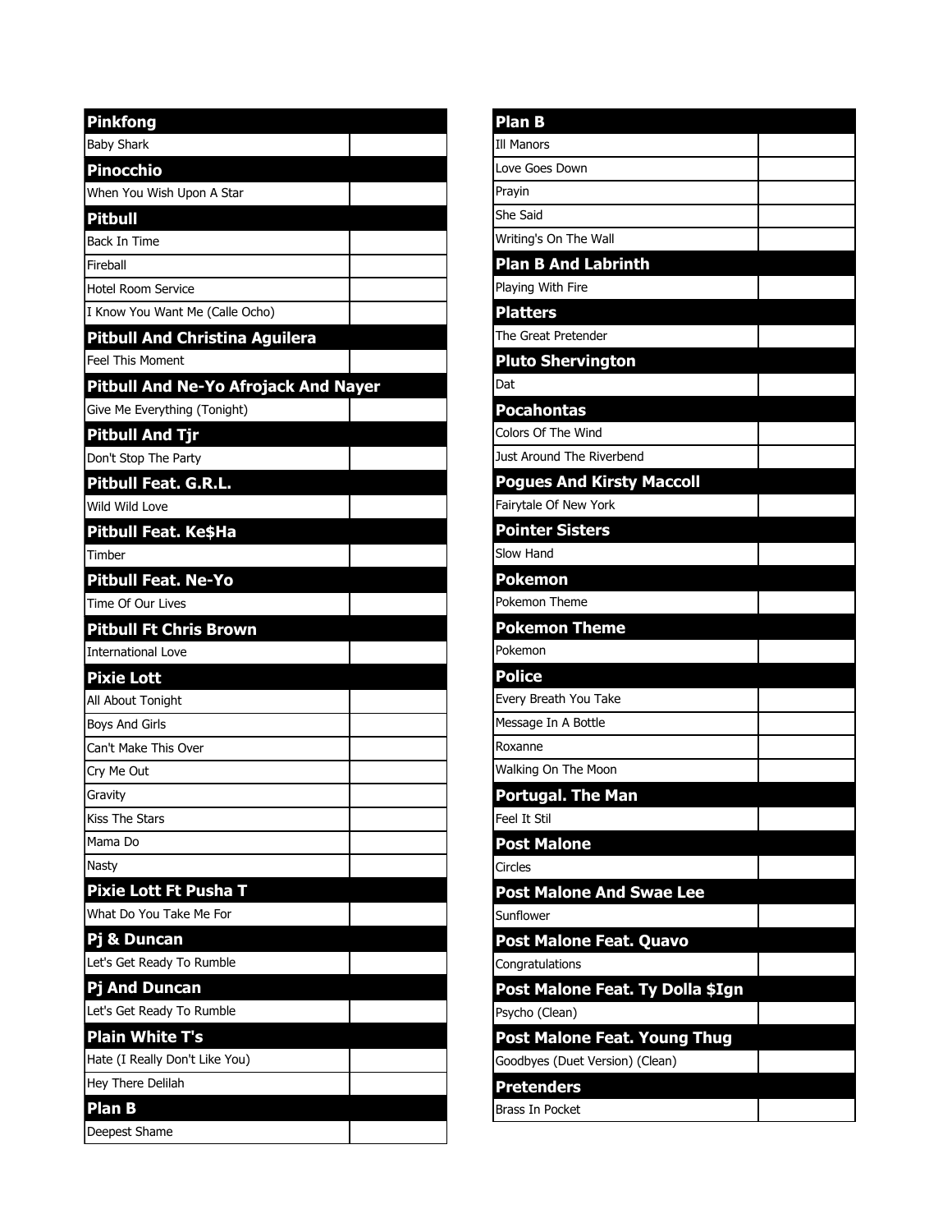**Pinkfong**

| Baby Shark | |
|---|---|

**Pinocchio**

| When You Wish Upon A Star | |
|---|---|

**Pitbull**

| Back In Time | |
|---|---|
| Fireball | |
| Hotel Room Service | |
| I Know You Want Me (Calle Ocho) | |

**Pitbull And Christina Aguilera**

| Feel This Moment | |
|---|---|

**Pitbull And Ne-Yo Afrojack And Nayer**

| Give Me Everything (Tonight) | |
|---|---|

**Pitbull And Tjr**

| Don't Stop The Party | |
|---|---|

**Pitbull Feat. G.R.L.**

| Wild Wild Love | |
|---|---|

**Pitbull Feat. Ke$Ha**

| Timber | |
|---|---|

**Pitbull Feat. Ne-Yo**

| Time Of Our Lives | |
|---|---|

**Pitbull Ft Chris Brown**

| International Love | |
|---|---|

**Pixie Lott**

| All About Tonight | |
|---|---|
| Boys And Girls | |
| Can't Make This Over | |
| Cry Me Out | |
| Gravity | |
| Kiss The Stars | |
| Mama Do | |
| Nasty | |

**Pixie Lott Ft Pusha T**

| What Do You Take Me For | |
|---|---|

**Pj & Duncan**

| Let's Get Ready To Rumble | |
|---|---|

**Pj And Duncan**

| Let's Get Ready To Rumble | |
|---|---|

**Plain White T's**

| Hate (I Really Don't Like You) | |
|---|---|
| Hey There Delilah | |

**Plan B**

| Deepest Shame | |
|---|---|

**Plan B**

| Ill Manors | |
|---|---|
| Love Goes Down | |
| Prayin | |
| She Said | |
| Writing's On The Wall | |

**Plan B And Labrinth**

| Playing With Fire | |
|---|---|

**Platters**

| The Great Pretender | |
|---|---|

**Pluto Shervington**

| Dat | |
|---|---|

**Pocahontas**

| Colors Of The Wind | |
|---|---|
| Just Around The Riverbend | |

**Pogues And Kirsty Maccoll**

| Fairytale Of New York | |
|---|---|

**Pointer Sisters**

| Slow Hand | |
|---|---|

**Pokemon**

| Pokemon Theme | |
|---|---|

**Pokemon Theme**

| Pokemon | |
|---|---|

**Police**

| Every Breath You Take | |
|---|---|
| Message In A Bottle | |
| Roxanne | |
| Walking On The Moon | |

**Portugal. The Man**

| Feel It Stil | |
|---|---|

**Post Malone**

| Circles | |
|---|---|

**Post Malone And Swae Lee**

| Sunflower | |
|---|---|

**Post Malone Feat. Quavo**

| Congratulations | |
|---|---|

**Post Malone Feat. Ty Dolla $Ign**

| Psycho (Clean) | |
|---|---|

**Post Malone Feat. Young Thug**

| Goodbyes (Duet Version) (Clean) | |
|---|---|

**Pretenders**

| Brass In Pocket | |
|---|---|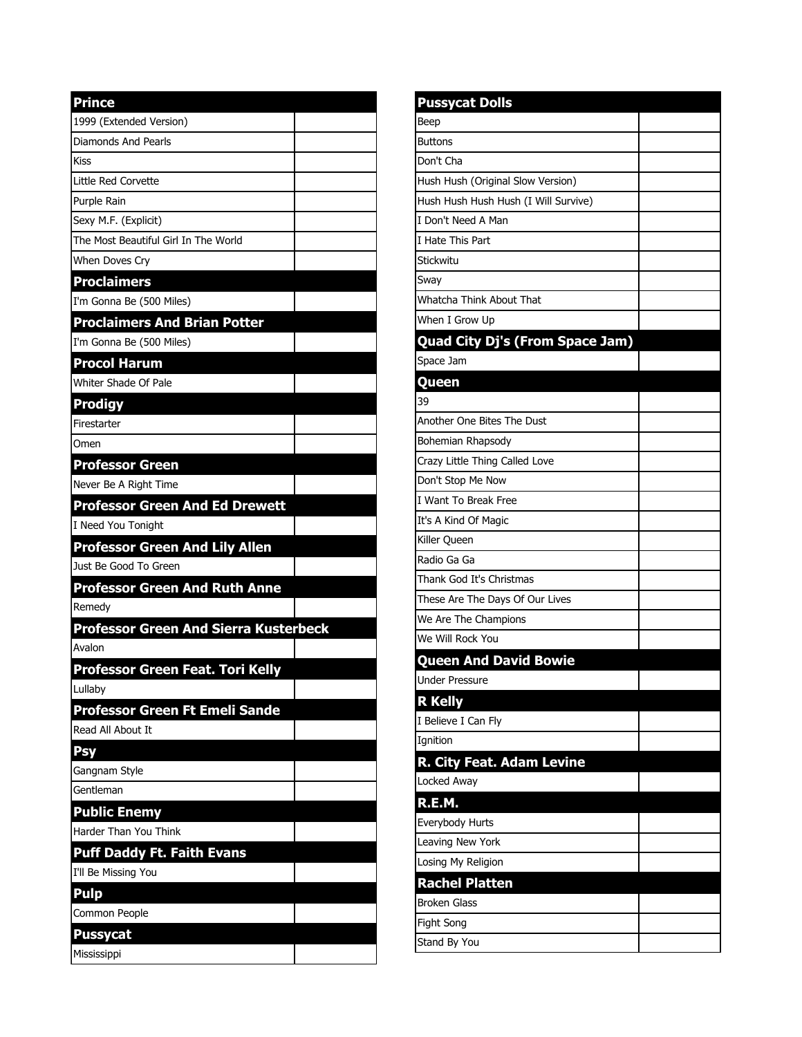| Prince | |
|---|---|
| 1999 (Extended Version) | |
| Diamonds And Pearls | |
| Kiss | |
| Little Red Corvette | |
| Purple Rain | |
| Sexy M.F. (Explicit) | |
| The Most Beautiful Girl In The World | |
| When Doves Cry | |
| **Proclaimers** | |
| I'm Gonna Be (500 Miles) | |
| **Proclaimers And Brian Potter** | |
| I'm Gonna Be (500 Miles) | |
| **Procol Harum** | |
| Whiter Shade Of Pale | |
| **Prodigy** | |
| Firestarter | |
| Omen | |
| **Professor Green** | |
| Never Be A Right Time | |
| **Professor Green And Ed Drewett** | |
| I Need You Tonight | |
| **Professor Green And Lily Allen** | |
| Just Be Good To Green | |
| **Professor Green And Ruth Anne** | |
| Remedy | |
| **Professor Green And Sierra Kusterbeck** | |
| Avalon | |
| **Professor Green Feat. Tori Kelly** | |
| Lullaby | |
| **Professor Green Ft Emeli Sande** | |
| Read All About It | |
| **Psy** | |
| Gangnam Style | |
| Gentleman | |
| **Public Enemy** | |
| Harder Than You Think | |
| **Puff Daddy Ft. Faith Evans** | |
| I'll Be Missing You | |
| **Pulp** | |
| Common People | |
| **Pussycat** | |
| Mississippi | |

| Pussycat Dolls | |
|---|---|
| Beep | |
| Buttons | |
| Don't Cha | |
| Hush Hush (Original Slow Version) | |
| Hush Hush Hush Hush (I Will Survive) | |
| I Don't Need A Man | |
| I Hate This Part | |
| Stickwitu | |
| Sway | |
| Whatcha Think About That | |
| When I Grow Up | |
| **Quad City Dj's (From Space Jam)** | |
| Space Jam | |
| **Queen** | |
| 39 | |
| Another One Bites The Dust | |
| Bohemian Rhapsody | |
| Crazy Little Thing Called Love | |
| Don't Stop Me Now | |
| I Want To Break Free | |
| It's A Kind Of Magic | |
| Killer Queen | |
| Radio Ga Ga | |
| Thank God It's Christmas | |
| These Are The Days Of Our Lives | |
| We Are The Champions | |
| We Will Rock You | |
| **Queen And David Bowie** | |
| Under Pressure | |
| **R Kelly** | |
| I Believe I Can Fly | |
| Ignition | |
| **R. City Feat. Adam Levine** | |
| Locked Away | |
| **R.E.M.** | |
| Everybody Hurts | |
| Leaving New York | |
| Losing My Religion | |
| **Rachel Platten** | |
| Broken Glass | |
| Fight Song | |
| Stand By You | |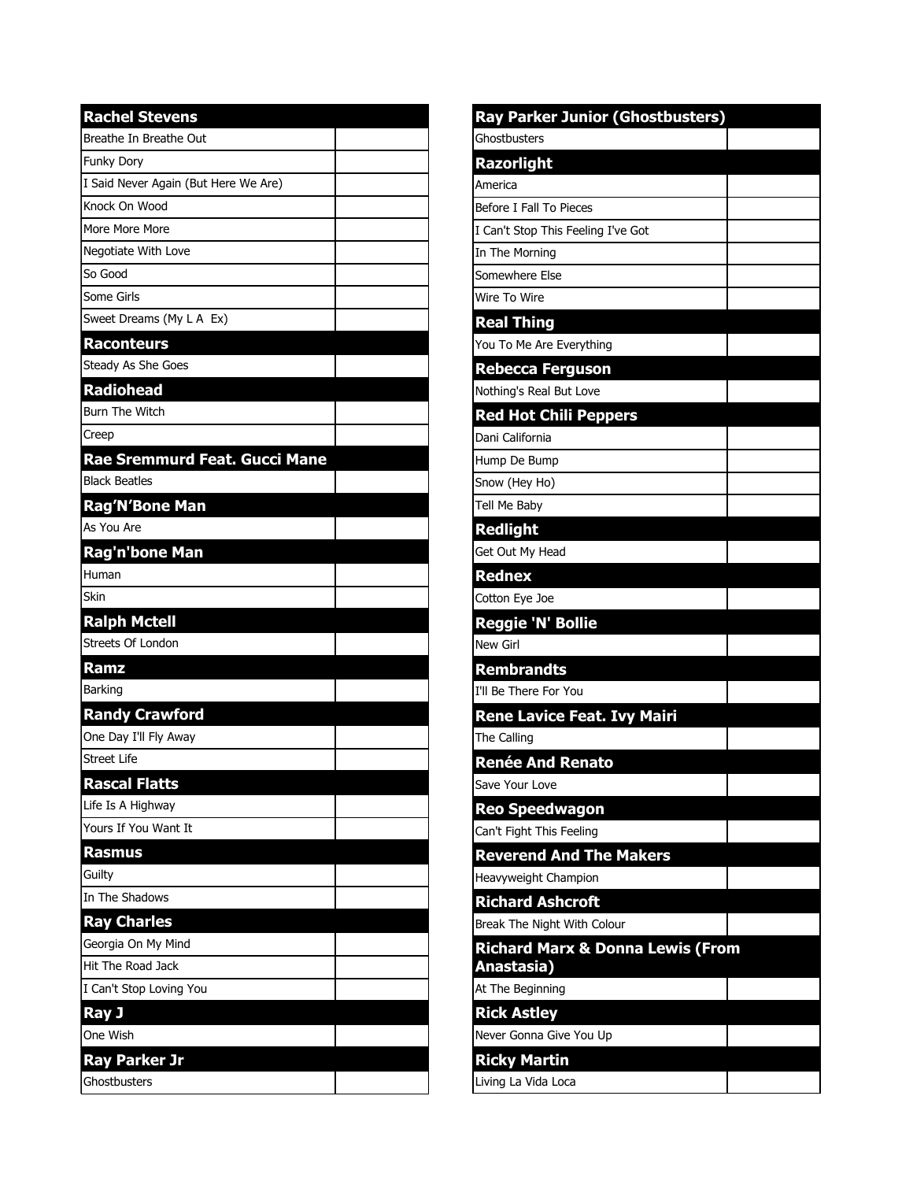| Rachel Stevens | |
|---|---|
| Breathe In Breathe Out | |
| Funky Dory | |
| I Said Never Again (But Here We Are) | |
| Knock On Wood | |
| More More More | |
| Negotiate With Love | |
| So Good | |
| Some Girls | |
| Sweet Dreams (My L A  Ex) | |
| **Raconteurs** | |
| Steady As She Goes | |
| **Radiohead** | |
| Burn The Witch | |
| Creep | |
| **Rae Sremmurd Feat. Gucci Mane** | |
| Black Beatles | |
| **Rag’N’Bone Man** | |
| As You Are | |
| **Rag'n'bone Man** | |
| Human | |
| Skin | |
| **Ralph Mctell** | |
| Streets Of London | |
| **Ramz** | |
| Barking | |
| **Randy Crawford** | |
| One Day I'll Fly Away | |
| Street Life | |
| **Rascal Flatts** | |
| Life Is A Highway | |
| Yours If You Want It | |
| **Rasmus** | |
| Guilty | |
| In The Shadows | |
| **Ray Charles** | |
| Georgia On My Mind | |
| Hit The Road Jack | |
| I Can't Stop Loving You | |
| **Ray J** | |
| One Wish | |
| **Ray Parker Jr** | |
| Ghostbusters | |

| Ray Parker Junior (Ghostbusters) | |
|---|---|
| Ghostbusters | |
| **Razorlight** | |
| America | |
| Before I Fall To Pieces | |
| I Can't Stop This Feeling I've Got | |
| In The Morning | |
| Somewhere Else | |
| Wire To Wire | |
| **Real Thing** | |
| You To Me Are Everything | |
| **Rebecca Ferguson** | |
| Nothing's Real But Love | |
| **Red Hot Chili Peppers** | |
| Dani California | |
| Hump De Bump | |
| Snow (Hey Ho) | |
| Tell Me Baby | |
| **Redlight** | |
| Get Out My Head | |
| **Rednex** | |
| Cotton Eye Joe | |
| **Reggie 'N' Bollie** | |
| New Girl | |
| **Rembrandts** | |
| I'll Be There For You | |
| **Rene Lavice Feat. Ivy Mairi** | |
| The Calling | |
| **Renée And Renato** | |
| Save Your Love | |
| **Reo Speedwagon** | |
| Can't Fight This Feeling | |
| **Reverend And The Makers** | |
| Heavyweight Champion | |
| **Richard Ashcroft** | |
| Break The Night With Colour | |
| **Richard Marx & Donna Lewis (From Anastasia)** | |
| At The Beginning | |
| **Rick Astley** | |
| Never Gonna Give You Up | |
| **Ricky Martin** | |
| Living La Vida Loca | |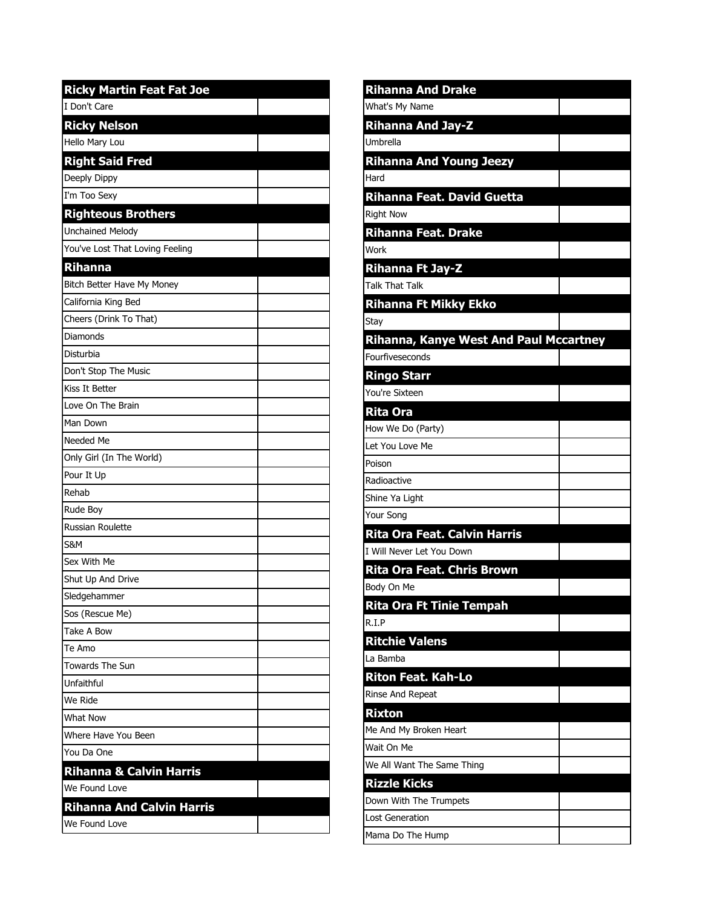| Ricky Martin Feat Fat Joe | |
|---|---|
| I Don't Care | |

| Ricky Nelson | |
|---|---|
| Hello Mary Lou | |

| Right Said Fred | |
|---|---|
| Deeply Dippy | |
| I'm Too Sexy | |

| Righteous Brothers | |
|---|---|
| Unchained Melody | |
| You've Lost That Loving Feeling | |

| Rihanna | |
|---|---|
| Bitch Better Have My Money | |
| California King Bed | |
| Cheers (Drink To That) | |
| Diamonds | |
| Disturbia | |
| Don't Stop The Music | |
| Kiss It Better | |
| Love On The Brain | |
| Man Down | |
| Needed Me | |
| Only Girl (In The World) | |
| Pour It Up | |
| Rehab | |
| Rude Boy | |
| Russian Roulette | |
| S&M | |
| Sex With Me | |
| Shut Up And Drive | |
| Sledgehammer | |
| Sos (Rescue Me) | |
| Take A Bow | |
| Te Amo | |
| Towards The Sun | |
| Unfaithful | |
| We Ride | |
| What Now | |
| Where Have You Been | |
| You Da One | |

| Rihanna & Calvin Harris | |
|---|---|
| We Found Love | |

| Rihanna And Calvin Harris | |
|---|---|
| We Found Love | |

| Rihanna And Drake | |
|---|---|
| What's My Name | |

| Rihanna And Jay-Z | |
|---|---|
| Umbrella | |

| Rihanna And Young Jeezy | |
|---|---|
| Hard | |

| Rihanna Feat. David Guetta | |
|---|---|
| Right Now | |

| Rihanna Feat. Drake | |
|---|---|
| Work | |

| Rihanna Ft Jay-Z | |
|---|---|
| Talk That Talk | |

| Rihanna Ft Mikky Ekko | |
|---|---|
| Stay | |

| Rihanna, Kanye West And Paul Mccartney | |
|---|---|
| Fourfiveseconds | |

| Ringo Starr | |
|---|---|
| You're Sixteen | |

| Rita Ora | |
|---|---|
| How We Do (Party) | |
| Let You Love Me | |
| Poison | |
| Radioactive | |
| Shine Ya Light | |
| Your Song | |

| Rita Ora Feat. Calvin Harris | |
|---|---|
| I Will Never Let You Down | |

| Rita Ora Feat. Chris Brown | |
|---|---|
| Body On Me | |

| Rita Ora Ft Tinie Tempah | |
|---|---|
| R.I.P | |

| Ritchie Valens | |
|---|---|
| La Bamba | |

| Riton Feat. Kah-Lo | |
|---|---|
| Rinse And Repeat | |

| Rixton | |
|---|---|
| Me And My Broken Heart | |
| Wait On Me | |
| We All Want The Same Thing | |

| Rizzle Kicks | |
|---|---|
| Down With The Trumpets | |
| Lost Generation | |
| Mama Do The Hump | |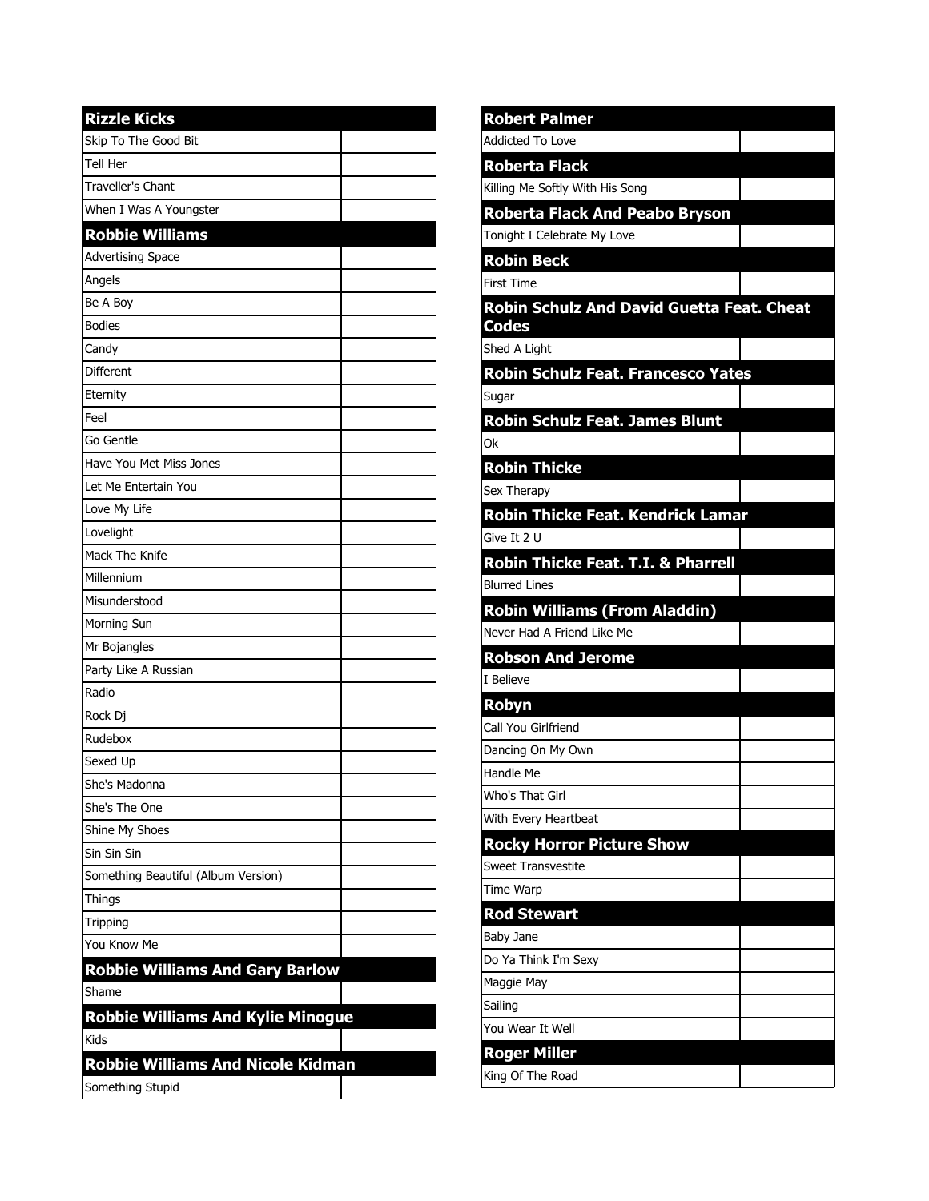| Rizzle Kicks | |
|---|---|
| Skip To The Good Bit | |
| Tell Her | |
| Traveller's Chant | |
| When I Was A Youngster | |
| **Robbie Williams** | |
| Advertising Space | |
| Angels | |
| Be A Boy | |
| Bodies | |
| Candy | |
| Different | |
| Eternity | |
| Feel | |
| Go Gentle | |
| Have You Met Miss Jones | |
| Let Me Entertain You | |
| Love My Life | |
| Lovelight | |
| Mack The Knife | |
| Millennium | |
| Misunderstood | |
| Morning Sun | |
| Mr Bojangles | |
| Party Like A Russian | |
| Radio | |
| Rock Dj | |
| Rudebox | |
| Sexed Up | |
| She's Madonna | |
| She's The One | |
| Shine My Shoes | |
| Sin Sin Sin | |
| Something Beautiful (Album Version) | |
| Things | |
| Tripping | |
| You Know Me | |
| **Robbie Williams And Gary Barlow** | |
| Shame | |
| **Robbie Williams And Kylie Minogue** | |
| Kids | |
| **Robbie Williams And Nicole Kidman** | |
| Something Stupid | |

| Robert Palmer | |
|---|---|
| Addicted To Love | |
| **Roberta Flack** | |
| Killing Me Softly With His Song | |
| **Roberta Flack And Peabo Bryson** | |
| Tonight I Celebrate My Love | |
| **Robin Beck** | |
| First Time | |
| **Robin Schulz And David Guetta Feat. Cheat Codes** | |
| Shed A Light | |
| **Robin Schulz Feat. Francesco Yates** | |
| Sugar | |
| **Robin Schulz Feat. James Blunt** | |
| Ok | |
| **Robin Thicke** | |
| Sex Therapy | |
| **Robin Thicke Feat. Kendrick Lamar** | |
| Give It 2 U | |
| **Robin Thicke Feat. T.I. & Pharrell** | |
| Blurred Lines | |
| **Robin Williams (From Aladdin)** | |
| Never Had A Friend Like Me | |
| **Robson And Jerome** | |
| I Believe | |
| **Robyn** | |
| Call You Girlfriend | |
| Dancing On My Own | |
| Handle Me | |
| Who's That Girl | |
| With Every Heartbeat | |
| **Rocky Horror Picture Show** | |
| Sweet Transvestite | |
| Time Warp | |
| **Rod Stewart** | |
| Baby Jane | |
| Do Ya Think I'm Sexy | |
| Maggie May | |
| Sailing | |
| You Wear It Well | |
| **Roger Miller** | |
| King Of The Road | |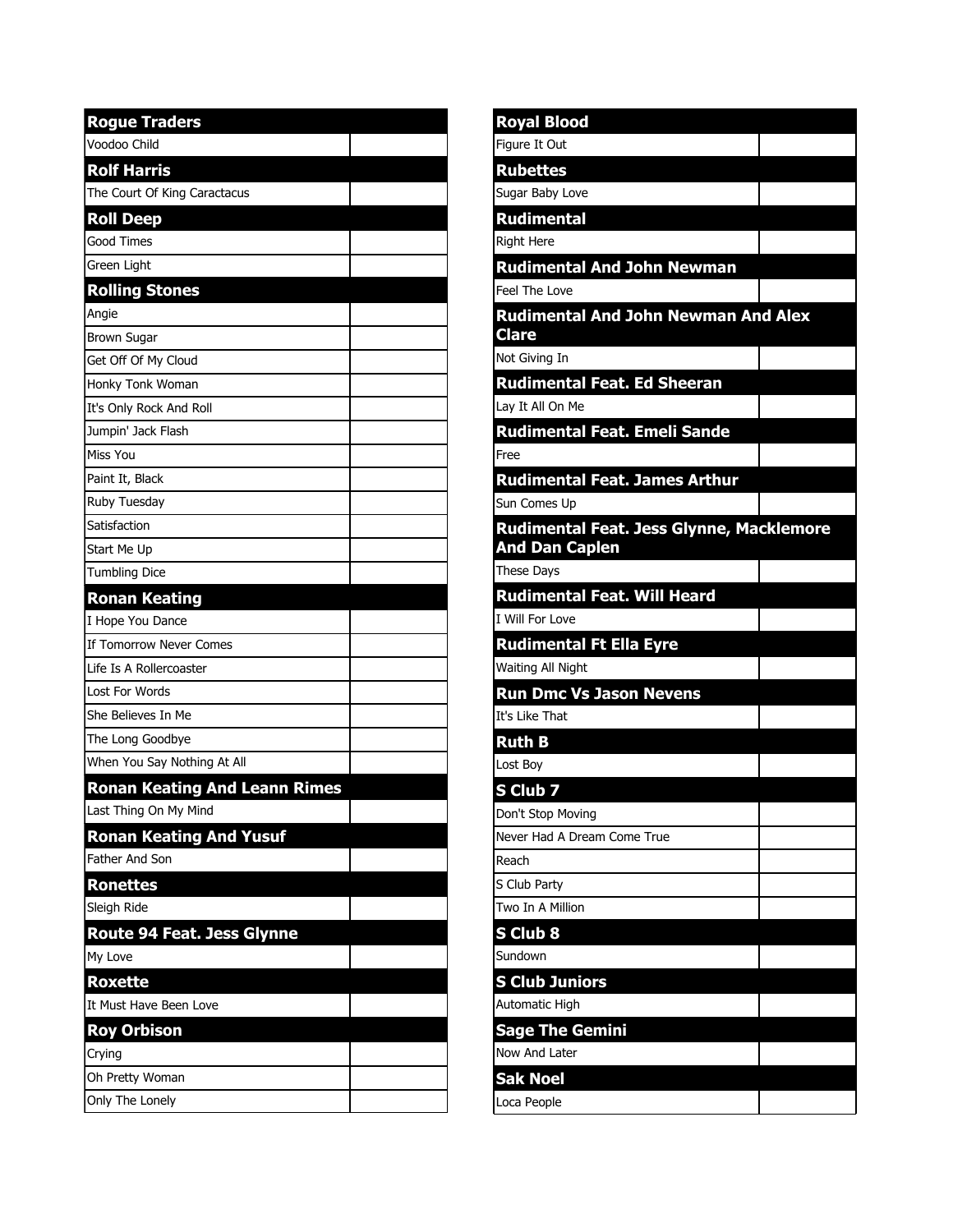| Rogue Traders | |
|---|---|
| Voodoo Child | |
| **Rolf Harris** | |
| The Court Of King Caractacus | |
| **Roll Deep** | |
| Good Times | |
| Green Light | |
| **Rolling Stones** | |
| Angie | |
| Brown Sugar | |
| Get Off Of My Cloud | |
| Honky Tonk Woman | |
| It's Only Rock And Roll | |
| Jumpin' Jack Flash | |
| Miss You | |
| Paint It, Black | |
| Ruby Tuesday | |
| Satisfaction | |
| Start Me Up | |
| Tumbling Dice | |
| **Ronan Keating** | |
| I Hope You Dance | |
| If Tomorrow Never Comes | |
| Life Is A Rollercoaster | |
| Lost For Words | |
| She Believes In Me | |
| The Long Goodbye | |
| When You Say Nothing At All | |
| **Ronan Keating And Leann Rimes** | |
| Last Thing On My Mind | |
| **Ronan Keating And Yusuf** | |
| Father And Son | |
| **Ronettes** | |
| Sleigh Ride | |
| **Route 94 Feat. Jess Glynne** | |
| My Love | |
| **Roxette** | |
| It Must Have Been Love | |
| **Roy Orbison** | |
| Crying | |
| Oh Pretty Woman | |
| Only The Lonely | |

| Royal Blood | |
|---|---|
| Figure It Out | |
| **Rubettes** | |
| Sugar Baby Love | |
| **Rudimental** | |
| Right Here | |
| **Rudimental And John Newman** | |
| Feel The Love | |
| **Rudimental And John Newman And Alex Clare** | |
| Not Giving In | |
| **Rudimental Feat. Ed Sheeran** | |
| Lay It All On Me | |
| **Rudimental Feat. Emeli Sande** | |
| Free | |
| **Rudimental Feat. James Arthur** | |
| Sun Comes Up | |
| **Rudimental Feat. Jess Glynne, Macklemore And Dan Caplen** | |
| These Days | |
| **Rudimental Feat. Will Heard** | |
| I Will For Love | |
| **Rudimental Ft Ella Eyre** | |
| Waiting All Night | |
| **Run Dmc Vs Jason Nevens** | |
| It's Like That | |
| **Ruth B** | |
| Lost Boy | |
| **S Club 7** | |
| Don't Stop Moving | |
| Never Had A Dream Come True | |
| Reach | |
| S Club Party | |
| Two In A Million | |
| **S Club 8** | |
| Sundown | |
| **S Club Juniors** | |
| Automatic High | |
| **Sage The Gemini** | |
| Now And Later | |
| **Sak Noel** | |
| Loca People | |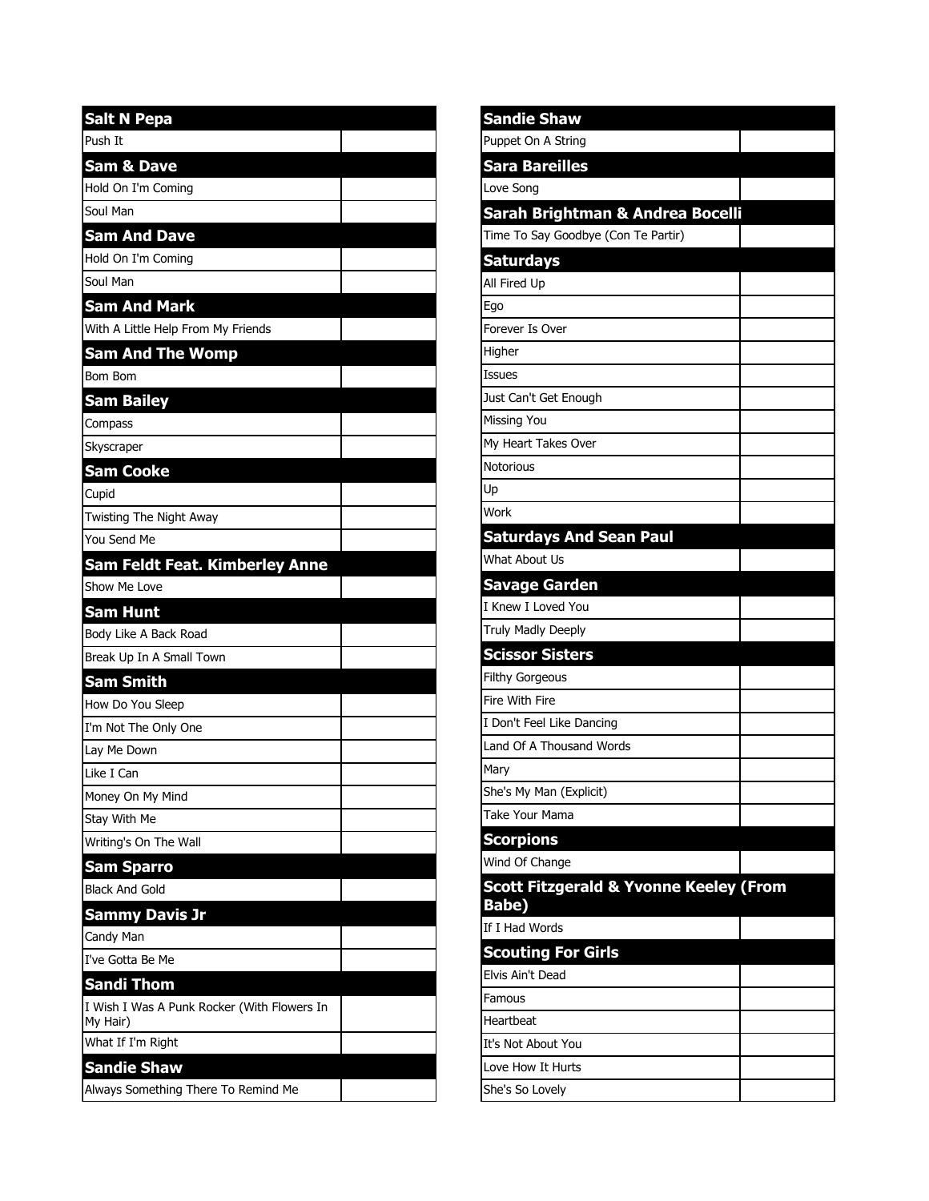| Salt N Pepa | |
|---|---|
| Push It | |

| Sam & Dave | |
|---|---|
| Hold On I'm Coming | |
| Soul Man | |

| Sam And Dave | |
|---|---|
| Hold On I'm Coming | |
| Soul Man | |

| Sam And Mark | |
|---|---|
| With A Little Help From My Friends | |

| Sam And The Womp | |
|---|---|
| Bom Bom | |

| Sam Bailey | |
|---|---|
| Compass | |
| Skyscraper | |

| Sam Cooke | |
|---|---|
| Cupid | |
| Twisting The Night Away | |
| You Send Me | |

| Sam Feldt Feat. Kimberley Anne | |
|---|---|
| Show Me Love | |

| Sam Hunt | |
|---|---|
| Body Like A Back Road | |
| Break Up In A Small Town | |

| Sam Smith | |
|---|---|
| How Do You Sleep | |
| I'm Not The Only One | |
| Lay Me Down | |
| Like I Can | |
| Money On My Mind | |
| Stay With Me | |
| Writing's On The Wall | |

| Sam Sparro | |
|---|---|
| Black And Gold | |

| Sammy Davis Jr | |
|---|---|
| Candy Man | |
| I've Gotta Be Me | |

| Sandi Thom | |
|---|---|
| I Wish I Was A Punk Rocker (With Flowers In My Hair) | |
| What If I'm Right | |

| Sandie Shaw | |
|---|---|
| Always Something There To Remind Me | |
| Puppet On A String | |

| Sara Bareilles | |
|---|---|
| Love Song | |

| Sarah Brightman & Andrea Bocelli | |
|---|---|
| Time To Say Goodbye (Con Te Partir) | |

| Saturdays | |
|---|---|
| All Fired Up | |
| Ego | |
| Forever Is Over | |
| Higher | |
| Issues | |
| Just Can't Get Enough | |
| Missing You | |
| My Heart Takes Over | |
| Notorious | |
| Up | |
| Work | |

| Saturdays And Sean Paul | |
|---|---|
| What About Us | |

| Savage Garden | |
|---|---|
| I Knew I Loved You | |
| Truly Madly Deeply | |

| Scissor Sisters | |
|---|---|
| Filthy Gorgeous | |
| Fire With Fire | |
| I Don't Feel Like Dancing | |
| Land Of A Thousand Words | |
| Mary | |
| She's My Man (Explicit) | |
| Take Your Mama | |

| Scorpions | |
|---|---|
| Wind Of Change | |

| Scott Fitzgerald & Yvonne Keeley (From Babe) | |
|---|---|
| If I Had Words | |

| Scouting For Girls | |
|---|---|
| Elvis Ain't Dead | |
| Famous | |
| Heartbeat | |
| It's Not About You | |
| Love How It Hurts | |
| She's So Lovely | |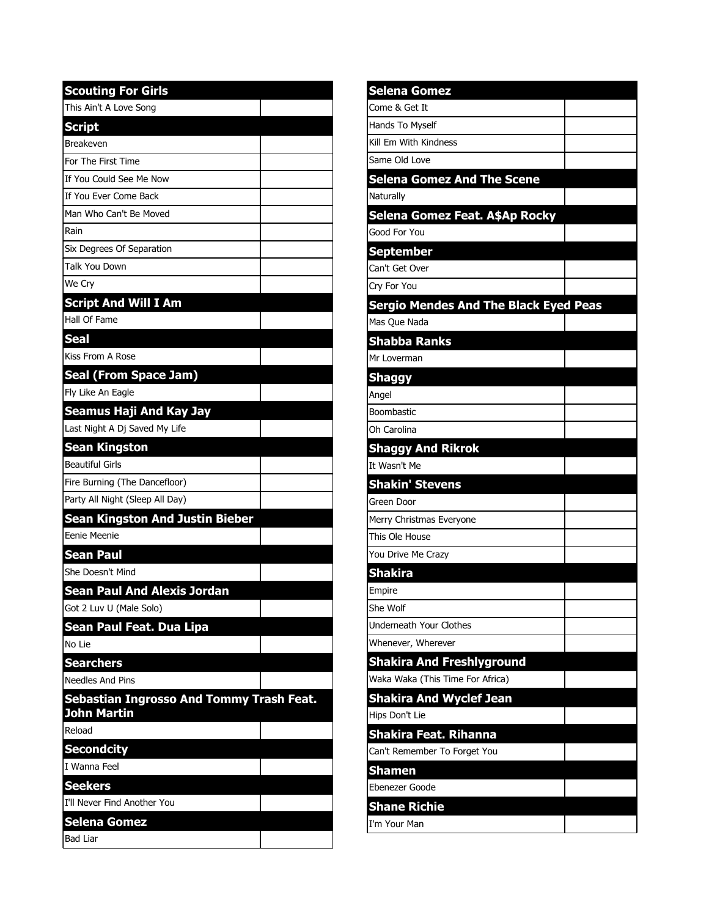| Scouting For Girls | |
|---|---|
| This Ain't A Love Song | |
| **Script** | |
| Breakeven | |
| For The First Time | |
| If You Could See Me Now | |
| If You Ever Come Back | |
| Man Who Can't Be Moved | |
| Rain | |
| Six Degrees Of Separation | |
| Talk You Down | |
| We Cry | |
| **Script And Will I Am** | |
| Hall Of Fame | |
| **Seal** | |
| Kiss From A Rose | |
| **Seal (From Space Jam)** | |
| Fly Like An Eagle | |
| **Seamus Haji And Kay Jay** | |
| Last Night A Dj Saved My Life | |
| **Sean Kingston** | |
| Beautiful Girls | |
| Fire Burning (The Dancefloor) | |
| Party All Night (Sleep All Day) | |
| **Sean Kingston And Justin Bieber** | |
| Eenie Meenie | |
| **Sean Paul** | |
| She Doesn't Mind | |
| **Sean Paul And Alexis Jordan** | |
| Got 2 Luv U (Male Solo) | |
| **Sean Paul Feat. Dua Lipa** | |
| No Lie | |
| **Searchers** | |
| Needles And Pins | |
| **Sebastian Ingrosso And Tommy Trash Feat. John Martin** | |
| Reload | |
| **Secondcity** | |
| I Wanna Feel | |
| **Seekers** | |
| I'll Never Find Another You | |
| **Selena Gomez** | |
| Bad Liar | |

| Selena Gomez | |
|---|---|
| Come & Get It | |
| Hands To Myself | |
| Kill Em With Kindness | |
| Same Old Love | |
| **Selena Gomez And The Scene** | |
| Naturally | |
| **Selena Gomez Feat. A$Ap Rocky** | |
| Good For You | |
| **September** | |
| Can't Get Over | |
| Cry For You | |
| **Sergio Mendes And The Black Eyed Peas** | |
| Mas Que Nada | |
| **Shabba Ranks** | |
| Mr Loverman | |
| **Shaggy** | |
| Angel | |
| Boombastic | |
| Oh Carolina | |
| **Shaggy And Rikrok** | |
| It Wasn't Me | |
| **Shakin' Stevens** | |
| Green Door | |
| Merry Christmas Everyone | |
| This Ole House | |
| You Drive Me Crazy | |
| **Shakira** | |
| Empire | |
| She Wolf | |
| Underneath Your Clothes | |
| Whenever, Wherever | |
| **Shakira And Freshlyground** | |
| Waka Waka (This Time For Africa) | |
| **Shakira And Wyclef Jean** | |
| Hips Don't Lie | |
| **Shakira Feat. Rihanna** | |
| Can't Remember To Forget You | |
| **Shamen** | |
| Ebenezer Goode | |
| **Shane Richie** | |
| I'm Your Man | |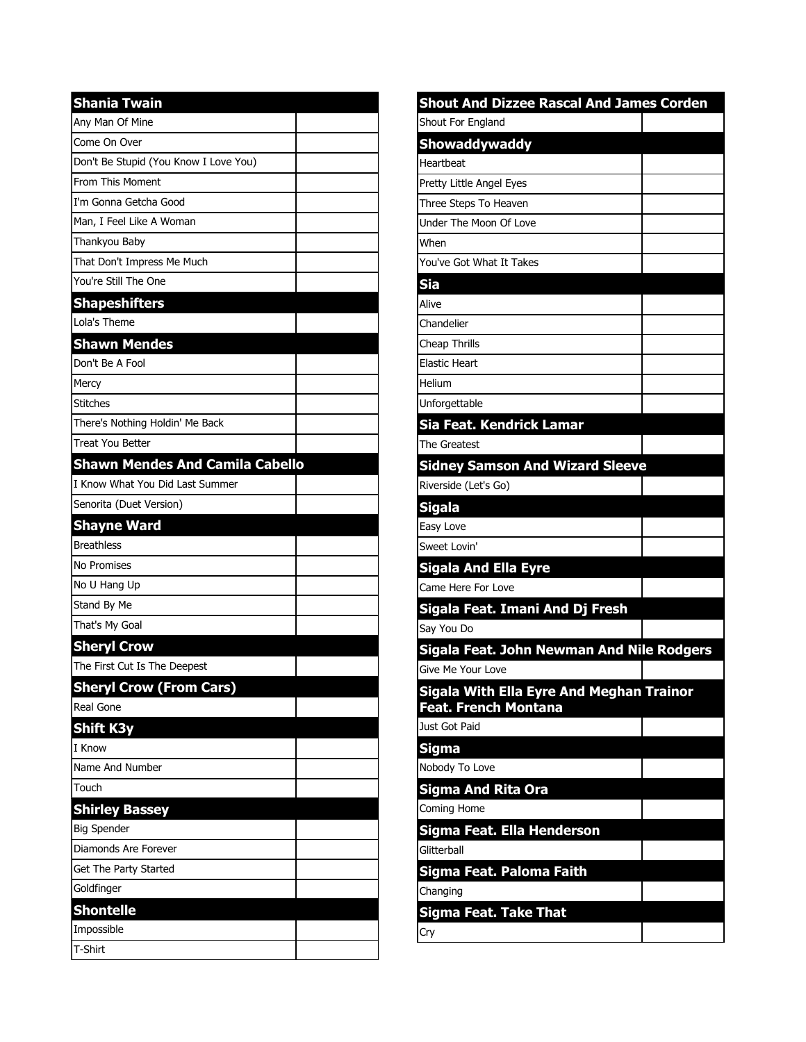## Shania Twain

| Song | |
|---|---|
| Any Man Of Mine | |
| Come On Over | |
| Don't Be Stupid (You Know I Love You) | |
| From This Moment | |
| I'm Gonna Getcha Good | |
| Man, I Feel Like A Woman | |
| Thankyou Baby | |
| That Don't Impress Me Much | |
| You're Still The One | |

## Shapeshifters

| Song | |
|---|---|
| Lola's Theme | |

## Shawn Mendes

| Song | |
|---|---|
| Don't Be A Fool | |
| Mercy | |
| Stitches | |
| There's Nothing Holdin' Me Back | |
| Treat You Better | |

## Shawn Mendes And Camila Cabello

| Song | |
|---|---|
| I Know What You Did Last Summer | |
| Senorita (Duet Version) | |

## Shayne Ward

| Song | |
|---|---|
| Breathless | |
| No Promises | |
| No U Hang Up | |
| Stand By Me | |
| That's My Goal | |

## Sheryl Crow

| Song | |
|---|---|
| The First Cut Is The Deepest | |

## Sheryl Crow (From Cars)

| Song | |
|---|---|
| Real Gone | |

## Shift K3y

| Song | |
|---|---|
| I Know | |
| Name And Number | |
| Touch | |

## Shirley Bassey

| Song | |
|---|---|
| Big Spender | |
| Diamonds Are Forever | |
| Get The Party Started | |
| Goldfinger | |

## Shontelle

| Song | |
|---|---|
| Impossible | |
| T-Shirt | |

## Shout And Dizzee Rascal And James Corden

| Song | |
|---|---|
| Shout For England | |

## Showaddywaddy

| Song | |
|---|---|
| Heartbeat | |
| Pretty Little Angel Eyes | |
| Three Steps To Heaven | |
| Under The Moon Of Love | |
| When | |
| You've Got What It Takes | |

## Sia

| Song | |
|---|---|
| Alive | |
| Chandelier | |
| Cheap Thrills | |
| Elastic Heart | |
| Helium | |
| Unforgettable | |

## Sia Feat. Kendrick Lamar

| Song | |
|---|---|
| The Greatest | |

## Sidney Samson And Wizard Sleeve

| Song | |
|---|---|
| Riverside (Let's Go) | |

## Sigala

| Song | |
|---|---|
| Easy Love | |
| Sweet Lovin' | |

## Sigala And Ella Eyre

| Song | |
|---|---|
| Came Here For Love | |

## Sigala Feat. Imani And Dj Fresh

| Song | |
|---|---|
| Say You Do | |

## Sigala Feat. John Newman And Nile Rodgers

| Song | |
|---|---|
| Give Me Your Love | |

## Sigala With Ella Eyre And Meghan Trainor Feat. French Montana

| Song | |
|---|---|
| Just Got Paid | |

## Sigma

| Song | |
|---|---|
| Nobody To Love | |

## Sigma And Rita Ora

| Song | |
|---|---|
| Coming Home | |

## Sigma Feat. Ella Henderson

| Song | |
|---|---|
| Glitterball | |

## Sigma Feat. Paloma Faith

| Song | |
|---|---|
| Changing | |

## Sigma Feat. Take That

| Song | |
|---|---|
| Cry | |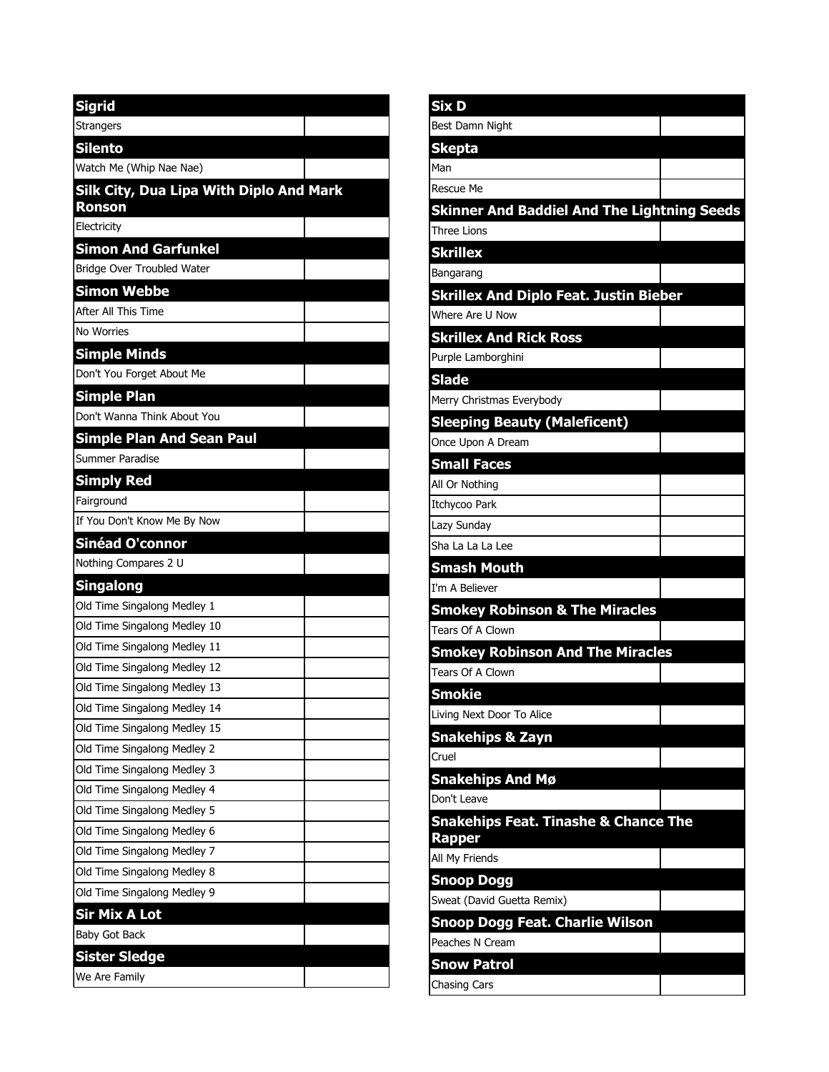## Sigrid

| | |
|---|---|
| Strangers | |

## Silento

| | |
|---|---|
| Watch Me (Whip Nae Nae) | |

## Silk City, Dua Lipa With Diplo And Mark Ronson

| | |
|---|---|
| Electricity | |

## Simon And Garfunkel

| | |
|---|---|
| Bridge Over Troubled Water | |

## Simon Webbe

| | |
|---|---|
| After All This Time | |
| No Worries | |

## Simple Minds

| | |
|---|---|
| Don't You Forget About Me | |

## Simple Plan

| | |
|---|---|
| Don't Wanna Think About You | |

## Simple Plan And Sean Paul

| | |
|---|---|
| Summer Paradise | |

## Simply Red

| | |
|---|---|
| Fairground | |
| If You Don't Know Me By Now | |

## Sinéad O'connor

| | |
|---|---|
| Nothing Compares 2 U | |

## Singalong

| | |
|---|---|
| Old Time Singalong Medley 1 | |
| Old Time Singalong Medley 10 | |
| Old Time Singalong Medley 11 | |
| Old Time Singalong Medley 12 | |
| Old Time Singalong Medley 13 | |
| Old Time Singalong Medley 14 | |
| Old Time Singalong Medley 15 | |
| Old Time Singalong Medley 2 | |
| Old Time Singalong Medley 3 | |
| Old Time Singalong Medley 4 | |
| Old Time Singalong Medley 5 | |
| Old Time Singalong Medley 6 | |
| Old Time Singalong Medley 7 | |
| Old Time Singalong Medley 8 | |
| Old Time Singalong Medley 9 | |

## Sir Mix A Lot

| | |
|---|---|
| Baby Got Back | |

## Sister Sledge

| | |
|---|---|
| We Are Family | |

## Six D

| | |
|---|---|
| Best Damn Night | |

## Skepta

| | |
|---|---|
| Man | |
| Rescue Me | |

## Skinner And Baddiel And The Lightning Seeds

| | |
|---|---|
| Three Lions | |

## Skrillex

| | |
|---|---|
| Bangarang | |

## Skrillex And Diplo Feat. Justin Bieber

| | |
|---|---|
| Where Are U Now | |

## Skrillex And Rick Ross

| | |
|---|---|
| Purple Lamborghini | |

## Slade

| | |
|---|---|
| Merry Christmas Everybody | |

## Sleeping Beauty (Maleficent)

| | |
|---|---|
| Once Upon A Dream | |

## Small Faces

| | |
|---|---|
| All Or Nothing | |
| Itchycoo Park | |
| Lazy Sunday | |
| Sha La La La Lee | |

## Smash Mouth

| | |
|---|---|
| I'm A Believer | |

## Smokey Robinson & The Miracles

| | |
|---|---|
| Tears Of A Clown | |

## Smokey Robinson And The Miracles

| | |
|---|---|
| Tears Of A Clown | |

## Smokie

| | |
|---|---|
| Living Next Door To Alice | |

## Snakehips & Zayn

| | |
|---|---|
| Cruel | |

## Snakehips And Mø

| | |
|---|---|
| Don't Leave | |

## Snakehips Feat. Tinashe & Chance The Rapper

| | |
|---|---|
| All My Friends | |

## Snoop Dogg

| | |
|---|---|
| Sweat (David Guetta Remix) | |

## Snoop Dogg Feat. Charlie Wilson

| | |
|---|---|
| Peaches N Cream | |

## Snow Patrol

| | |
|---|---|
| Chasing Cars | |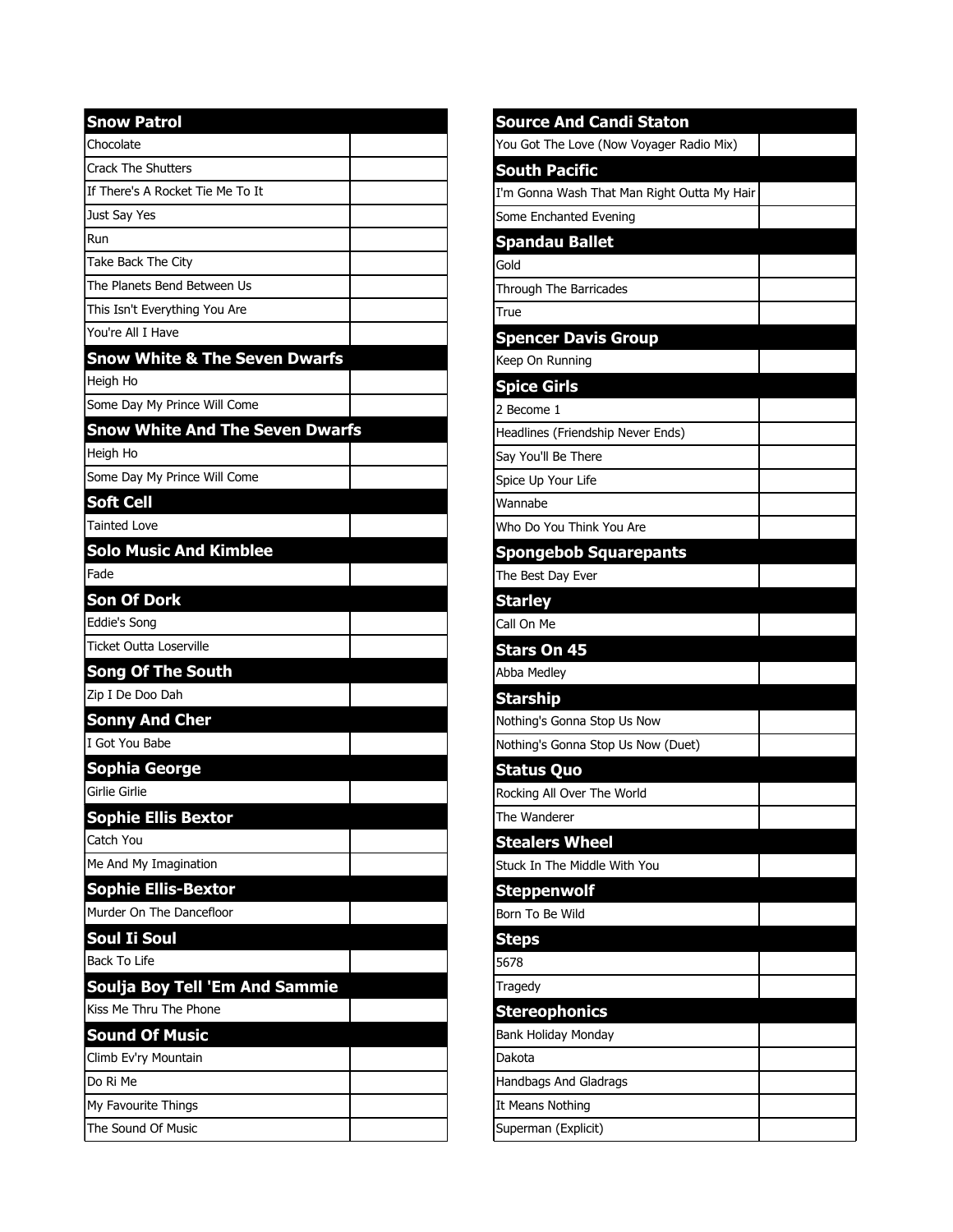| Snow Patrol | |
|---|---|
| Chocolate | |
| Crack The Shutters | |
| If There's A Rocket Tie Me To It | |
| Just Say Yes | |
| Run | |
| Take Back The City | |
| The Planets Bend Between Us | |
| This Isn't Everything You Are | |
| You're All I Have | |
| **Snow White & The Seven Dwarfs** | |
| Heigh Ho | |
| Some Day My Prince Will Come | |
| **Snow White And The Seven Dwarfs** | |
| Heigh Ho | |
| Some Day My Prince Will Come | |
| **Soft Cell** | |
| Tainted Love | |
| **Solo Music And Kimblee** | |
| Fade | |
| **Son Of Dork** | |
| Eddie's Song | |
| Ticket Outta Loserville | |
| **Song Of The South** | |
| Zip I De Doo Dah | |
| **Sonny And Cher** | |
| I Got You Babe | |
| **Sophia George** | |
| Girlie Girlie | |
| **Sophie Ellis Bextor** | |
| Catch You | |
| Me And My Imagination | |
| **Sophie Ellis-Bextor** | |
| Murder On The Dancefloor | |
| **Soul Ii Soul** | |
| Back To Life | |
| **Soulja Boy Tell 'Em And Sammie** | |
| Kiss Me Thru The Phone | |
| **Sound Of Music** | |
| Climb Ev'ry Mountain | |
| Do Ri Me | |
| My Favourite Things | |
| The Sound Of Music | |

| Source And Candi Staton | |
|---|---|
| You Got The Love (Now Voyager Radio Mix) | |
| **South Pacific** | |
| I'm Gonna Wash That Man Right Outta My Hair | |
| Some Enchanted Evening | |
| **Spandau Ballet** | |
| Gold | |
| Through The Barricades | |
| True | |
| **Spencer Davis Group** | |
| Keep On Running | |
| **Spice Girls** | |
| 2 Become 1 | |
| Headlines (Friendship Never Ends) | |
| Say You'll Be There | |
| Spice Up Your Life | |
| Wannabe | |
| Who Do You Think You Are | |
| **Spongebob Squarepants** | |
| The Best Day Ever | |
| **Starley** | |
| Call On Me | |
| **Stars On 45** | |
| Abba Medley | |
| **Starship** | |
| Nothing's Gonna Stop Us Now | |
| Nothing's Gonna Stop Us Now (Duet) | |
| **Status Quo** | |
| Rocking All Over The World | |
| The Wanderer | |
| **Stealers Wheel** | |
| Stuck In The Middle With You | |
| **Steppenwolf** | |
| Born To Be Wild | |
| **Steps** | |
| 5678 | |
| Tragedy | |
| **Stereophonics** | |
| Bank Holiday Monday | |
| Dakota | |
| Handbags And Gladrags | |
| It Means Nothing | |
| Superman (Explicit) | |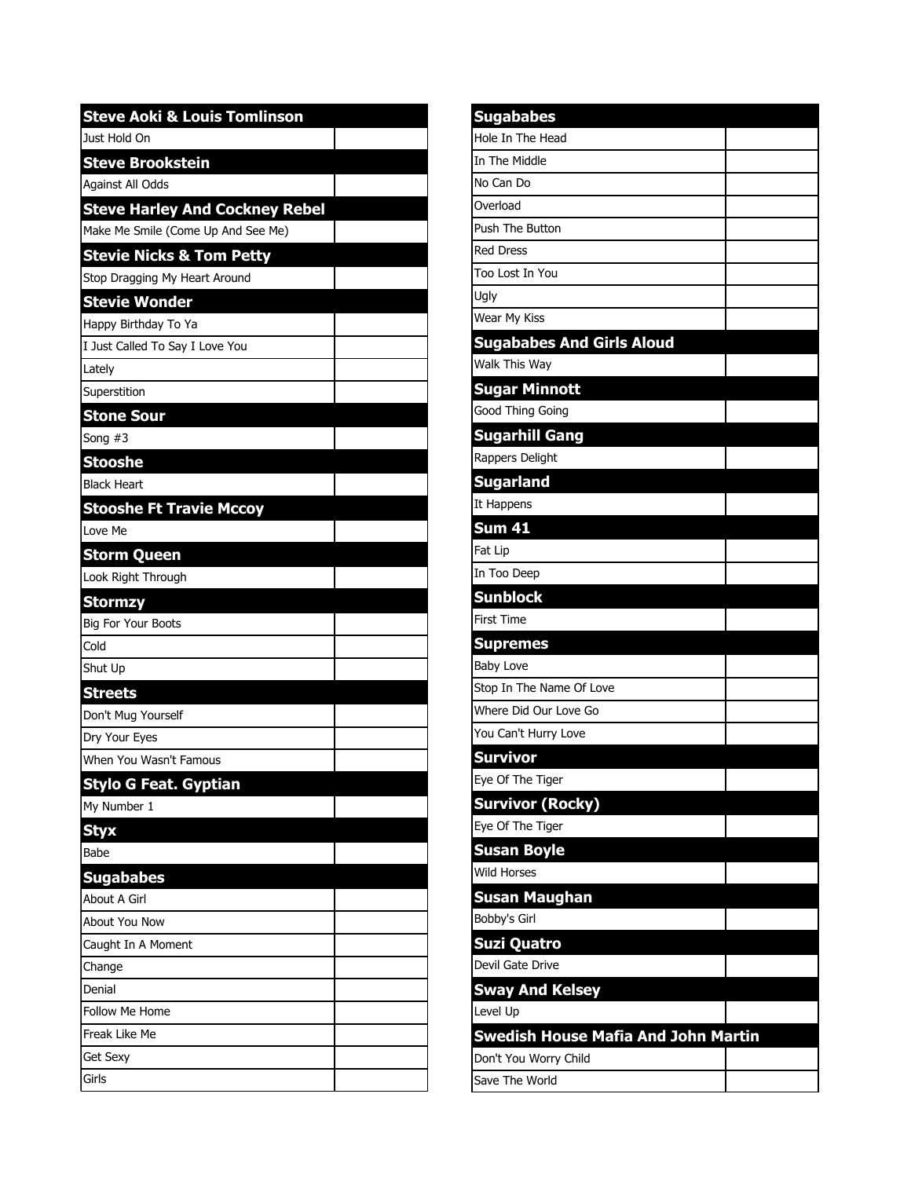| Steve Aoki & Louis Tomlinson | |
|---|---|
| Just Hold On | |

| Steve Brookstein | |
|---|---|
| Against All Odds | |

| Steve Harley And Cockney Rebel | |
|---|---|
| Make Me Smile (Come Up And See Me) | |

| Stevie Nicks & Tom Petty | |
|---|---|
| Stop Dragging My Heart Around | |

| Stevie Wonder | |
|---|---|
| Happy Birthday To Ya | |
| I Just Called To Say I Love You | |
| Lately | |
| Superstition | |

| Stone Sour | |
|---|---|
| Song #3 | |

| Stooshe | |
|---|---|
| Black Heart | |

| Stooshe Ft Travie Mccoy | |
|---|---|
| Love Me | |

| Storm Queen | |
|---|---|
| Look Right Through | |

| Stormzy | |
|---|---|
| Big For Your Boots | |
| Cold | |
| Shut Up | |

| Streets | |
|---|---|
| Don't Mug Yourself | |
| Dry Your Eyes | |
| When You Wasn't Famous | |

| Stylo G Feat. Gyptian | |
|---|---|
| My Number 1 | |

| Styx | |
|---|---|
| Babe | |

| Sugababes | |
|---|---|
| About A Girl | |
| About You Now | |
| Caught In A Moment | |
| Change | |
| Denial | |
| Follow Me Home | |
| Freak Like Me | |
| Get Sexy | |
| Girls | |

| Sugababes | |
|---|---|
| Hole In The Head | |
| In The Middle | |
| No Can Do | |
| Overload | |
| Push The Button | |
| Red Dress | |
| Too Lost In You | |
| Ugly | |
| Wear My Kiss | |

| Sugababes And Girls Aloud | |
|---|---|
| Walk This Way | |

| Sugar Minnott | |
|---|---|
| Good Thing Going | |

| Sugarhill Gang | |
|---|---|
| Rappers Delight | |

| Sugarland | |
|---|---|
| It Happens | |

| Sum 41 | |
|---|---|
| Fat Lip | |
| In Too Deep | |

| Sunblock | |
|---|---|
| First Time | |

| Supremes | |
|---|---|
| Baby Love | |
| Stop In The Name Of Love | |
| Where Did Our Love Go | |
| You Can't Hurry Love | |

| Survivor | |
|---|---|
| Eye Of The Tiger | |

| Survivor (Rocky) | |
|---|---|
| Eye Of The Tiger | |

| Susan Boyle | |
|---|---|
| Wild Horses | |

| Susan Maughan | |
|---|---|
| Bobby's Girl | |

| Suzi Quatro | |
|---|---|
| Devil Gate Drive | |

| Sway And Kelsey | |
|---|---|
| Level Up | |

| Swedish House Mafia And John Martin | |
|---|---|
| Don't You Worry Child | |
| Save The World | |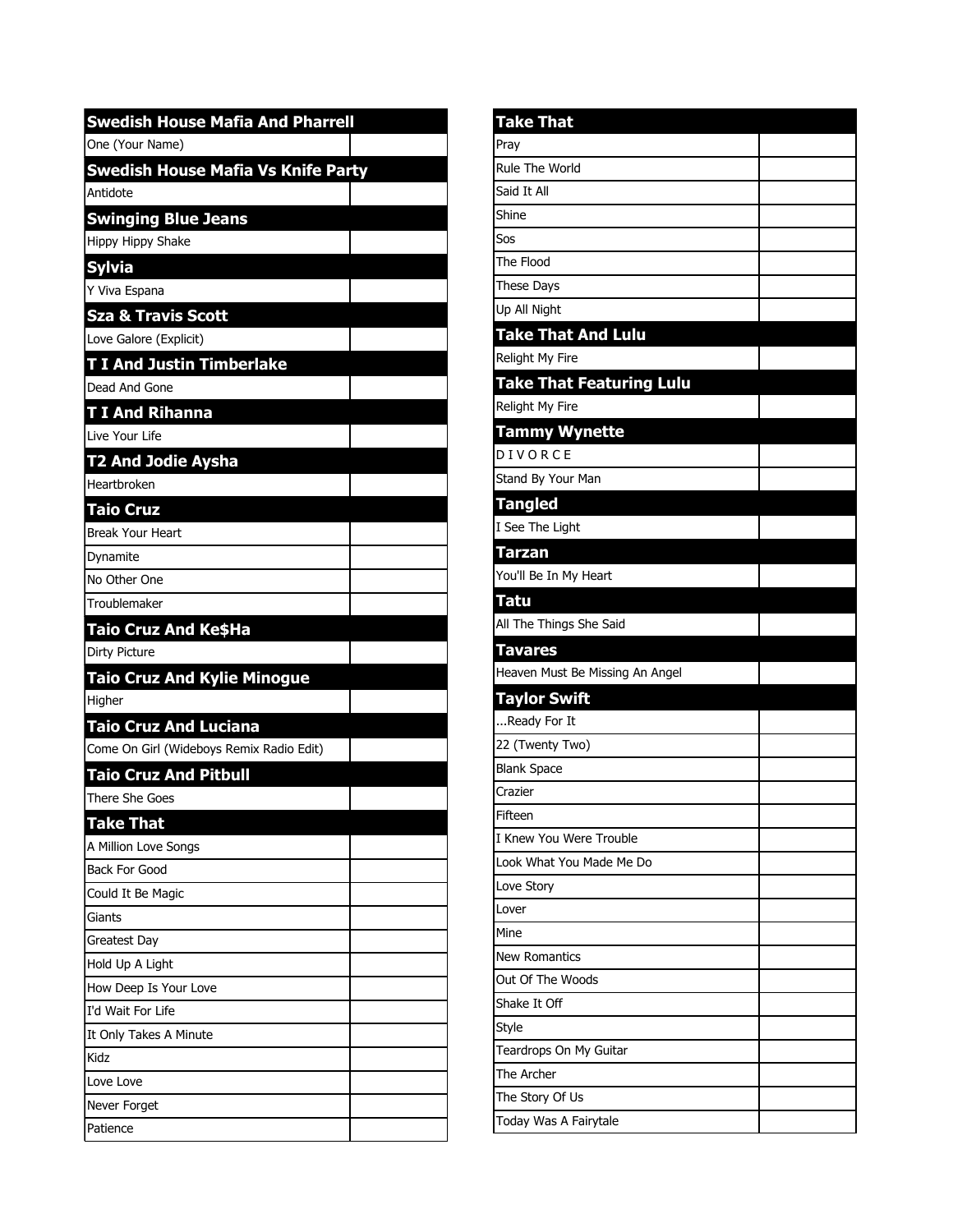| Swedish House Mafia And Pharrell | |
|---|---|
| One (Your Name) | |
| **Swedish House Mafia Vs Knife Party** | |
| Antidote | |
| **Swinging Blue Jeans** | |
| Hippy Hippy Shake | |
| **Sylvia** | |
| Y Viva Espana | |
| **Sza & Travis Scott** | |
| Love Galore (Explicit) | |
| **T I And Justin Timberlake** | |
| Dead And Gone | |
| **T I And Rihanna** | |
| Live Your Life | |
| **T2 And Jodie Aysha** | |
| Heartbroken | |
| **Taio Cruz** | |
| Break Your Heart | |
| Dynamite | |
| No Other One | |
| Troublemaker | |
| **Taio Cruz And Ke$Ha** | |
| Dirty Picture | |
| **Taio Cruz And Kylie Minogue** | |
| Higher | |
| **Taio Cruz And Luciana** | |
| Come On Girl (Wideboys Remix Radio Edit) | |
| **Taio Cruz And Pitbull** | |
| There She Goes | |
| **Take That** | |
| A Million Love Songs | |
| Back For Good | |
| Could It Be Magic | |
| Giants | |
| Greatest Day | |
| Hold Up A Light | |
| How Deep Is Your Love | |
| I'd Wait For Life | |
| It Only Takes A Minute | |
| Kidz | |
| Love Love | |
| Never Forget | |
| Patience | |

| Take That | |
|---|---|
| Pray | |
| Rule The World | |
| Said It All | |
| Shine | |
| Sos | |
| The Flood | |
| These Days | |
| Up All Night | |
| **Take That And Lulu** | |
| Relight My Fire | |
| **Take That Featuring Lulu** | |
| Relight My Fire | |
| **Tammy Wynette** | |
| D I V O R C E | |
| Stand By Your Man | |
| **Tangled** | |
| I See The Light | |
| **Tarzan** | |
| You'll Be In My Heart | |
| **Tatu** | |
| All The Things She Said | |
| **Tavares** | |
| Heaven Must Be Missing An Angel | |
| **Taylor Swift** | |
| ...Ready For It | |
| 22 (Twenty Two) | |
| Blank Space | |
| Crazier | |
| Fifteen | |
| I Knew You Were Trouble | |
| Look What You Made Me Do | |
| Love Story | |
| Lover | |
| Mine | |
| New Romantics | |
| Out Of The Woods | |
| Shake It Off | |
| Style | |
| Teardrops On My Guitar | |
| The Archer | |
| The Story Of Us | |
| Today Was A Fairytale | |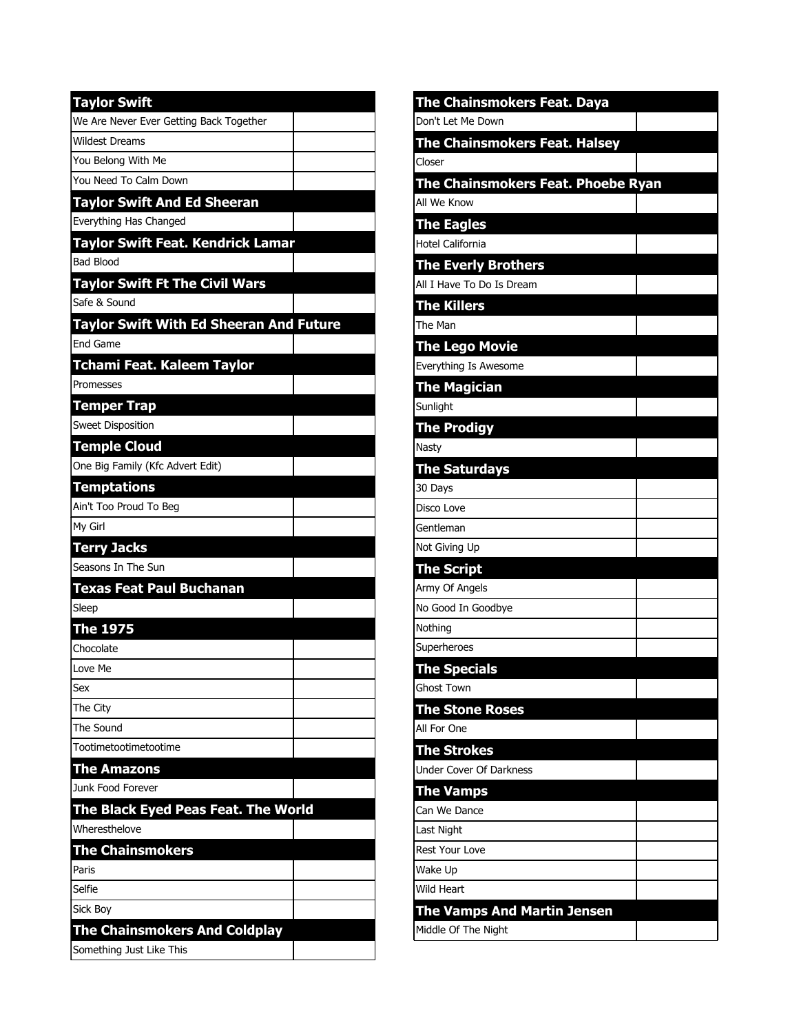| Taylor Swift | |
|---|---|
| We Are Never Ever Getting Back Together | |
| Wildest Dreams | |
| You Belong With Me | |
| You Need To Calm Down | |
| **Taylor Swift And Ed Sheeran** | |
| Everything Has Changed | |
| **Taylor Swift Feat. Kendrick Lamar** | |
| Bad Blood | |
| **Taylor Swift Ft The Civil Wars** | |
| Safe & Sound | |
| **Taylor Swift With Ed Sheeran And Future** | |
| End Game | |
| **Tchami Feat. Kaleem Taylor** | |
| Promesses | |
| **Temper Trap** | |
| Sweet Disposition | |
| **Temple Cloud** | |
| One Big Family (Kfc Advert Edit) | |
| **Temptations** | |
| Ain't Too Proud To Beg | |
| My Girl | |
| **Terry Jacks** | |
| Seasons In The Sun | |
| **Texas Feat Paul Buchanan** | |
| Sleep | |
| **The 1975** | |
| Chocolate | |
| Love Me | |
| Sex | |
| The City | |
| The Sound | |
| Tootimetootimetootime | |
| **The Amazons** | |
| Junk Food Forever | |
| **The Black Eyed Peas Feat. The World** | |
| Wheresthelove | |
| **The Chainsmokers** | |
| Paris | |
| Selfie | |
| Sick Boy | |
| **The Chainsmokers And Coldplay** | |
| Something Just Like This | |

| The Chainsmokers Feat. Daya | |
|---|---|
| Don't Let Me Down | |
| **The Chainsmokers Feat. Halsey** | |
| Closer | |
| **The Chainsmokers Feat. Phoebe Ryan** | |
| All We Know | |
| **The Eagles** | |
| Hotel California | |
| **The Everly Brothers** | |
| All I Have To Do Is Dream | |
| **The Killers** | |
| The Man | |
| **The Lego Movie** | |
| Everything Is Awesome | |
| **The Magician** | |
| Sunlight | |
| **The Prodigy** | |
| Nasty | |
| **The Saturdays** | |
| 30 Days | |
| Disco Love | |
| Gentleman | |
| Not Giving Up | |
| **The Script** | |
| Army Of Angels | |
| No Good In Goodbye | |
| Nothing | |
| Superheroes | |
| **The Specials** | |
| Ghost Town | |
| **The Stone Roses** | |
| All For One | |
| **The Strokes** | |
| Under Cover Of Darkness | |
| **The Vamps** | |
| Can We Dance | |
| Last Night | |
| Rest Your Love | |
| Wake Up | |
| Wild Heart | |
| **The Vamps And Martin Jensen** | |
| Middle Of The Night | |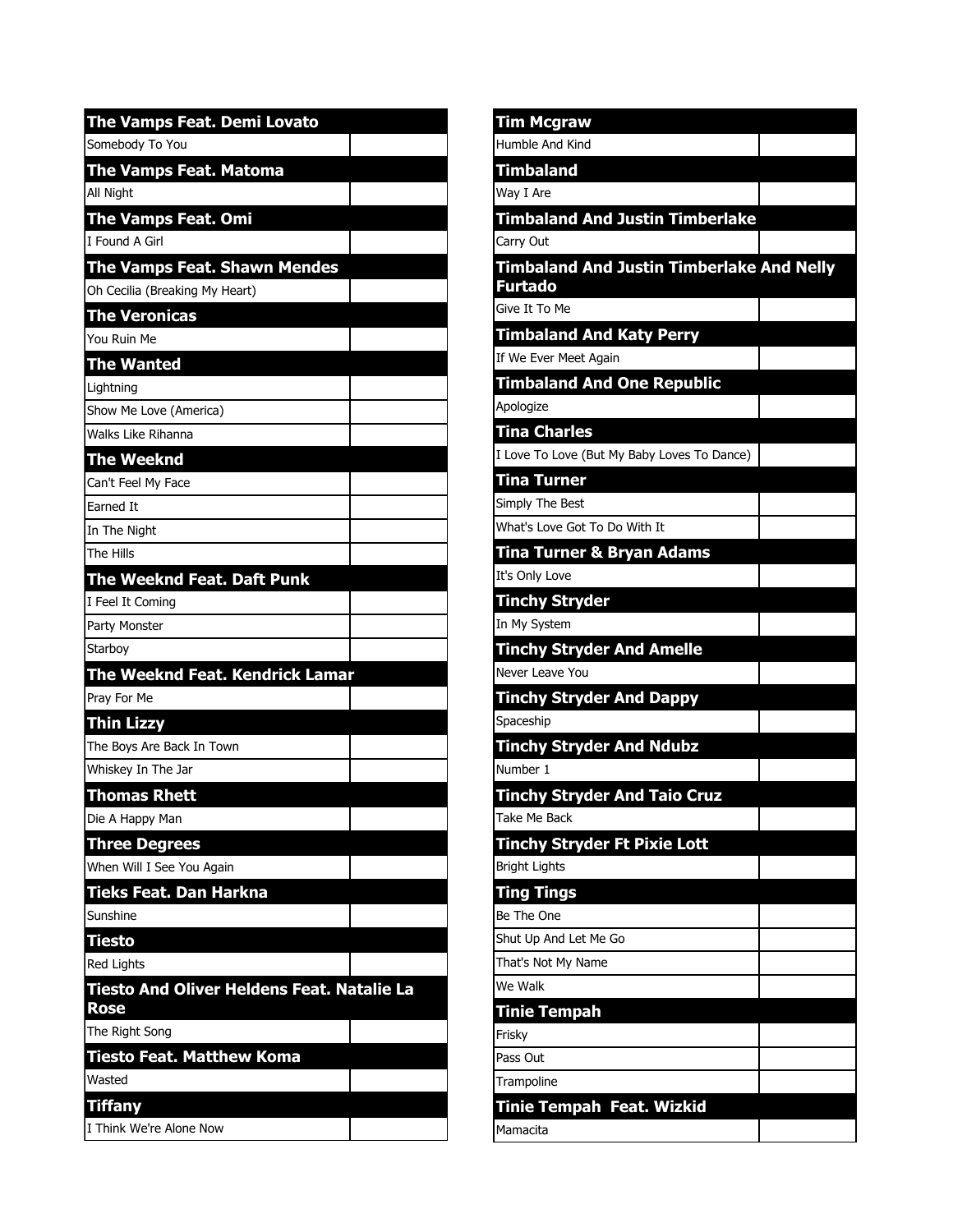| The Vamps Feat. Demi Lovato | |
|---|---|
| Somebody To You | |
| **The Vamps Feat. Matoma** | |
| All Night | |
| **The Vamps Feat. Omi** | |
| I Found A Girl | |
| **The Vamps Feat. Shawn Mendes** | |
| Oh Cecilia (Breaking My Heart) | |
| **The Veronicas** | |
| You Ruin Me | |
| **The Wanted** | |
| Lightning | |
| Show Me Love (America) | |
| Walks Like Rihanna | |
| **The Weeknd** | |
| Can't Feel My Face | |
| Earned It | |
| In The Night | |
| The Hills | |
| **The Weeknd Feat. Daft Punk** | |
| I Feel It Coming | |
| Party Monster | |
| Starboy | |
| **The Weeknd Feat. Kendrick Lamar** | |
| Pray For Me | |
| **Thin Lizzy** | |
| The Boys Are Back In Town | |
| Whiskey In The Jar | |
| **Thomas Rhett** | |
| Die A Happy Man | |
| **Three Degrees** | |
| When Will I See You Again | |
| **Tieks Feat. Dan Harkna** | |
| Sunshine | |
| **Tiesto** | |
| Red Lights | |
| **Tiesto And Oliver Heldens Feat. Natalie La Rose** | |
| The Right Song | |
| **Tiesto Feat. Matthew Koma** | |
| Wasted | |
| **Tiffany** | |
| I Think We're Alone Now | |

| Tim Mcgraw | |
|---|---|
| Humble And Kind | |
| **Timbaland** | |
| Way I Are | |
| **Timbaland And Justin Timberlake** | |
| Carry Out | |
| **Timbaland And Justin Timberlake And Nelly Furtado** | |
| Give It To Me | |
| **Timbaland And Katy Perry** | |
| If We Ever Meet Again | |
| **Timbaland And One Republic** | |
| Apologize | |
| **Tina Charles** | |
| I Love To Love (But My Baby Loves To Dance) | |
| **Tina Turner** | |
| Simply The Best | |
| What's Love Got To Do With It | |
| **Tina Turner & Bryan Adams** | |
| It's Only Love | |
| **Tinchy Stryder** | |
| In My System | |
| **Tinchy Stryder And Amelle** | |
| Never Leave You | |
| **Tinchy Stryder And Dappy** | |
| Spaceship | |
| **Tinchy Stryder And Ndubz** | |
| Number 1 | |
| **Tinchy Stryder And Taio Cruz** | |
| Take Me Back | |
| **Tinchy Stryder Ft Pixie Lott** | |
| Bright Lights | |
| **Ting Tings** | |
| Be The One | |
| Shut Up And Let Me Go | |
| That's Not My Name | |
| We Walk | |
| **Tinie Tempah** | |
| Frisky | |
| Pass Out | |
| Trampoline | |
| **Tinie Tempah Feat. Wizkid** | |
| Mamacita | |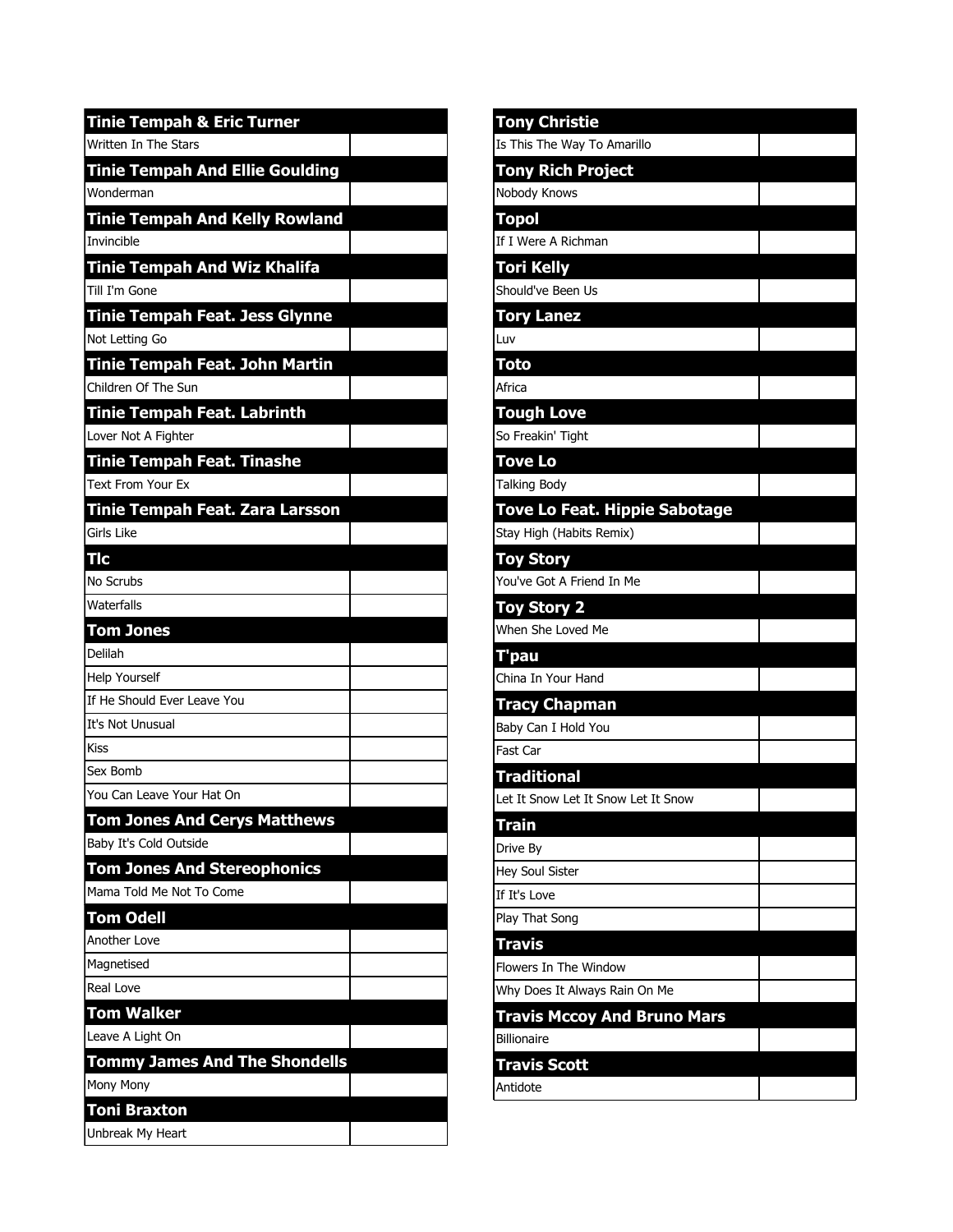| Tinie Tempah & Eric Turner | |
|---|---|
| Written In The Stars | |
| **Tinie Tempah And Ellie Goulding** | |
| Wonderman | |
| **Tinie Tempah And Kelly Rowland** | |
| Invincible | |
| **Tinie Tempah And Wiz Khalifa** | |
| Till I'm Gone | |
| **Tinie Tempah Feat. Jess Glynne** | |
| Not Letting Go | |
| **Tinie Tempah Feat. John Martin** | |
| Children Of The Sun | |
| **Tinie Tempah Feat. Labrinth** | |
| Lover Not A Fighter | |
| **Tinie Tempah Feat. Tinashe** | |
| Text From Your Ex | |
| **Tinie Tempah Feat. Zara Larsson** | |
| Girls Like | |
| **Tlc** | |
| No Scrubs | |
| Waterfalls | |
| **Tom Jones** | |
| Delilah | |
| Help Yourself | |
| If He Should Ever Leave You | |
| It's Not Unusual | |
| Kiss | |
| Sex Bomb | |
| You Can Leave Your Hat On | |
| **Tom Jones And Cerys Matthews** | |
| Baby It's Cold Outside | |
| **Tom Jones And Stereophonics** | |
| Mama Told Me Not To Come | |
| **Tom Odell** | |
| Another Love | |
| Magnetised | |
| Real Love | |
| **Tom Walker** | |
| Leave A Light On | |
| **Tommy James And The Shondells** | |
| Mony Mony | |
| **Toni Braxton** | |
| Unbreak My Heart | |

| Tony Christie | |
|---|---|
| Is This The Way To Amarillo | |
| **Tony Rich Project** | |
| Nobody Knows | |
| **Topol** | |
| If I Were A Richman | |
| **Tori Kelly** | |
| Should've Been Us | |
| **Tory Lanez** | |
| Luv | |
| **Toto** | |
| Africa | |
| **Tough Love** | |
| So Freakin' Tight | |
| **Tove Lo** | |
| Talking Body | |
| **Tove Lo Feat. Hippie Sabotage** | |
| Stay High (Habits Remix) | |
| **Toy Story** | |
| You've Got A Friend In Me | |
| **Toy Story 2** | |
| When She Loved Me | |
| **T'pau** | |
| China In Your Hand | |
| **Tracy Chapman** | |
| Baby Can I Hold You | |
| Fast Car | |
| **Traditional** | |
| Let It Snow Let It Snow Let It Snow | |
| **Train** | |
| Drive By | |
| Hey Soul Sister | |
| If It's Love | |
| Play That Song | |
| **Travis** | |
| Flowers In The Window | |
| Why Does It Always Rain On Me | |
| **Travis Mccoy And Bruno Mars** | |
| Billionaire | |
| **Travis Scott** | |
| Antidote | |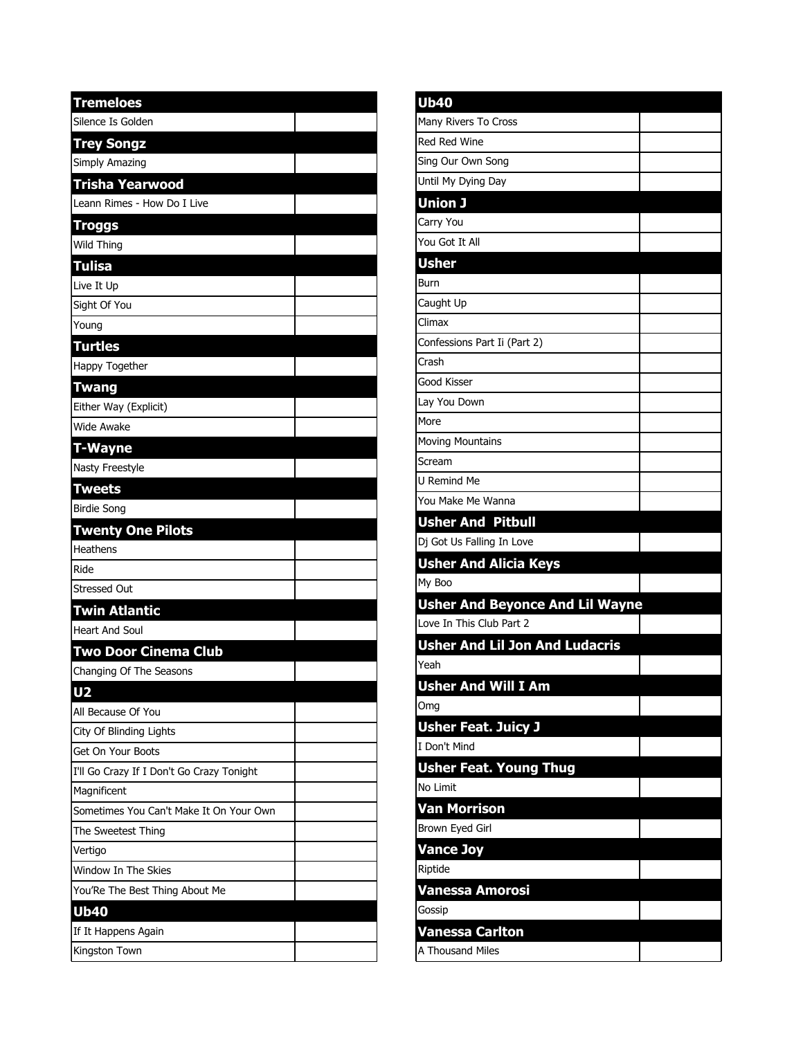| Tremeloes | |
|---|---|
| Silence Is Golden | |
| **Trey Songz** | |
| Simply Amazing | |
| **Trisha Yearwood** | |
| Leann Rimes - How Do I Live | |
| **Troggs** | |
| Wild Thing | |
| **Tulisa** | |
| Live It Up | |
| Sight Of You | |
| Young | |
| **Turtles** | |
| Happy Together | |
| **Twang** | |
| Either Way (Explicit) | |
| Wide Awake | |
| **T-Wayne** | |
| Nasty Freestyle | |
| **Tweets** | |
| Birdie Song | |
| **Twenty One Pilots** | |
| Heathens | |
| Ride | |
| Stressed Out | |
| **Twin Atlantic** | |
| Heart And Soul | |
| **Two Door Cinema Club** | |
| Changing Of The Seasons | |
| **U2** | |
| All Because Of You | |
| City Of Blinding Lights | |
| Get On Your Boots | |
| I'll Go Crazy If I Don't Go Crazy Tonight | |
| Magnificent | |
| Sometimes You Can't Make It On Your Own | |
| The Sweetest Thing | |
| Vertigo | |
| Window In The Skies | |
| You'Re The Best Thing About Me | |
| **Ub40** | |
| If It Happens Again | |
| Kingston Town | |

| Ub40 | |
|---|---|
| Many Rivers To Cross | |
| Red Red Wine | |
| Sing Our Own Song | |
| Until My Dying Day | |
| **Union J** | |
| Carry You | |
| You Got It All | |
| **Usher** | |
| Burn | |
| Caught Up | |
| Climax | |
| Confessions Part Ii (Part 2) | |
| Crash | |
| Good Kisser | |
| Lay You Down | |
| More | |
| Moving Mountains | |
| Scream | |
| U Remind Me | |
| You Make Me Wanna | |
| **Usher And  Pitbull** | |
| Dj Got Us Falling In Love | |
| **Usher And Alicia Keys** | |
| My Boo | |
| **Usher And Beyonce And Lil Wayne** | |
| Love In This Club Part 2 | |
| **Usher And Lil Jon And Ludacris** | |
| Yeah | |
| **Usher And Will I Am** | |
| Omg | |
| **Usher Feat. Juicy J** | |
| I Don't Mind | |
| **Usher Feat. Young Thug** | |
| No Limit | |
| **Van Morrison** | |
| Brown Eyed Girl | |
| **Vance Joy** | |
| Riptide | |
| **Vanessa Amorosi** | |
| Gossip | |
| **Vanessa Carlton** | |
| A Thousand Miles | |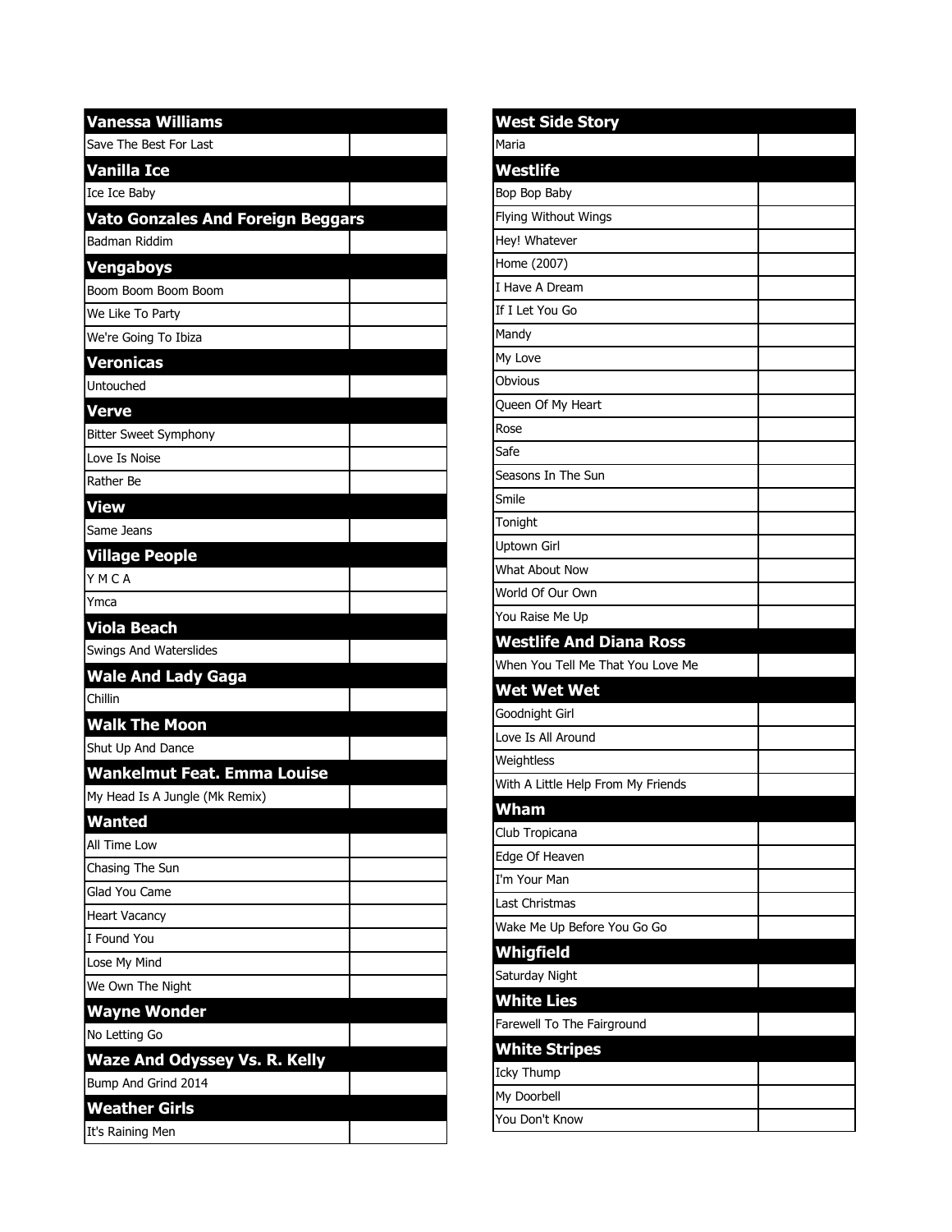| Vanessa Williams | |
| --- | --- |
| Save The Best For Last | |
| **Vanilla Ice** | |
| Ice Ice Baby | |
| **Vato Gonzales And Foreign Beggars** | |
| Badman Riddim | |
| **Vengaboys** | |
| Boom Boom Boom Boom | |
| We Like To Party | |
| We're Going To Ibiza | |
| **Veronicas** | |
| Untouched | |
| **Verve** | |
| Bitter Sweet Symphony | |
| Love Is Noise | |
| Rather Be | |
| **View** | |
| Same Jeans | |
| **Village People** | |
| Y M C A | |
| Ymca | |
| **Viola Beach** | |
| Swings And Waterslides | |
| **Wale And Lady Gaga** | |
| Chillin | |
| **Walk The Moon** | |
| Shut Up And Dance | |
| **Wankelmut Feat. Emma Louise** | |
| My Head Is A Jungle (Mk Remix) | |
| **Wanted** | |
| All Time Low | |
| Chasing The Sun | |
| Glad You Came | |
| Heart Vacancy | |
| I Found You | |
| Lose My Mind | |
| We Own The Night | |
| **Wayne Wonder** | |
| No Letting Go | |
| **Waze And Odyssey Vs. R. Kelly** | |
| Bump And Grind 2014 | |
| **Weather Girls** | |
| It's Raining Men | |

| West Side Story | |
| --- | --- |
| Maria | |
| **Westlife** | |
| Bop Bop Baby | |
| Flying Without Wings | |
| Hey! Whatever | |
| Home (2007) | |
| I Have A Dream | |
| If I Let You Go | |
| Mandy | |
| My Love | |
| Obvious | |
| Queen Of My Heart | |
| Rose | |
| Safe | |
| Seasons In The Sun | |
| Smile | |
| Tonight | |
| Uptown Girl | |
| What About Now | |
| World Of Our Own | |
| You Raise Me Up | |
| **Westlife And Diana Ross** | |
| When You Tell Me That You Love Me | |
| **Wet Wet Wet** | |
| Goodnight Girl | |
| Love Is All Around | |
| Weightless | |
| With A Little Help From My Friends | |
| **Wham** | |
| Club Tropicana | |
| Edge Of Heaven | |
| I'm Your Man | |
| Last Christmas | |
| Wake Me Up Before You Go Go | |
| **Whigfield** | |
| Saturday Night | |
| **White Lies** | |
| Farewell To The Fairground | |
| **White Stripes** | |
| Icky Thump | |
| My Doorbell | |
| You Don't Know | |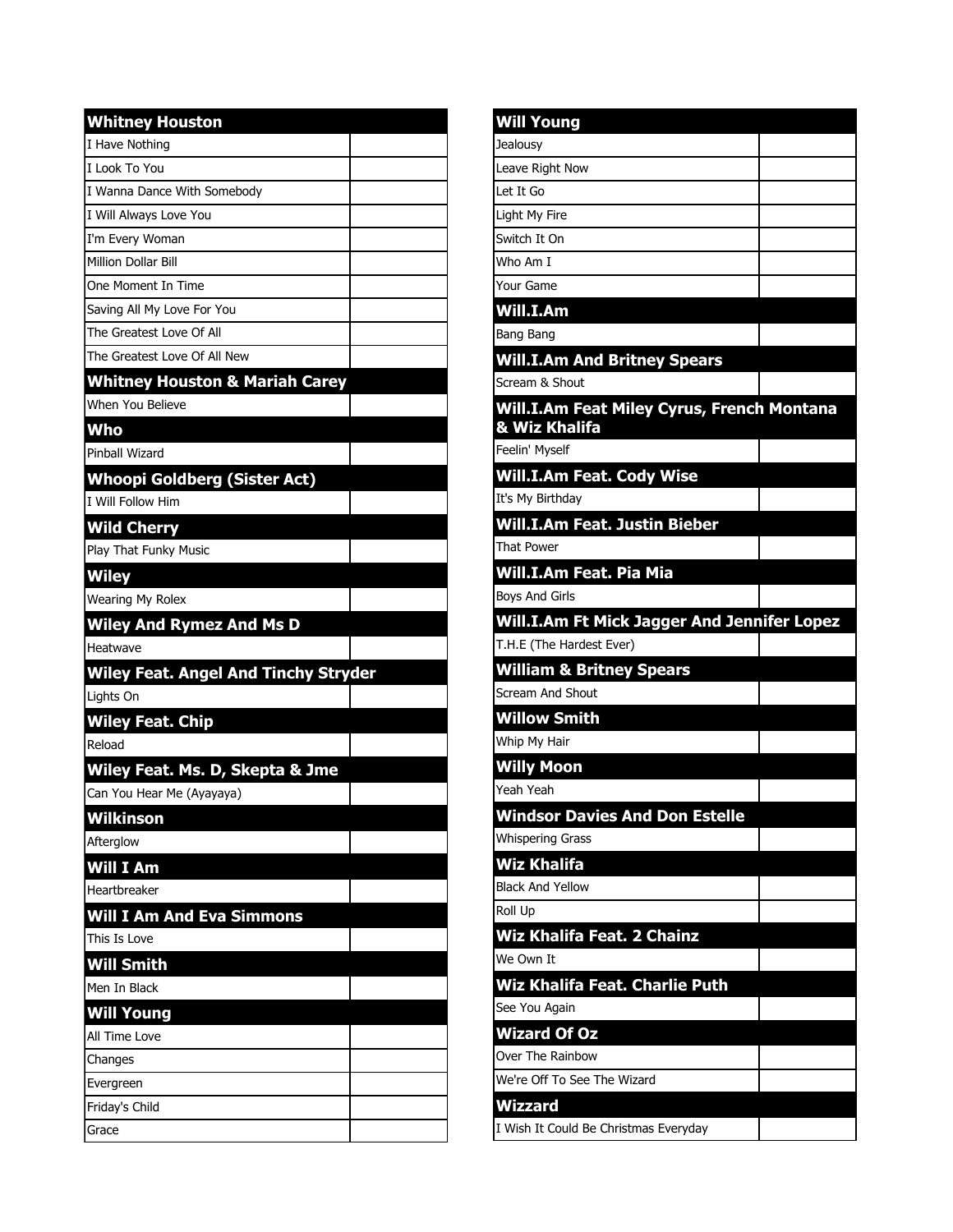| Whitney Houston | |
|---|---|
| I Have Nothing | |
| I Look To You | |
| I Wanna Dance With Somebody | |
| I Will Always Love You | |
| I'm Every Woman | |
| Million Dollar Bill | |
| One Moment In Time | |
| Saving All My Love For You | |
| The Greatest Love Of All | |
| The Greatest Love Of All New | |
| **Whitney Houston & Mariah Carey** | |
| When You Believe | |
| **Who** | |
| Pinball Wizard | |
| **Whoopi Goldberg (Sister Act)** | |
| I Will Follow Him | |
| **Wild Cherry** | |
| Play That Funky Music | |
| **Wiley** | |
| Wearing My Rolex | |
| **Wiley And Rymez And Ms D** | |
| Heatwave | |
| **Wiley Feat. Angel And Tinchy Stryder** | |
| Lights On | |
| **Wiley Feat. Chip** | |
| Reload | |
| **Wiley Feat. Ms. D, Skepta & Jme** | |
| Can You Hear Me (Ayayaya) | |
| **Wilkinson** | |
| Afterglow | |
| **Will I Am** | |
| Heartbreaker | |
| **Will I Am And Eva Simmons** | |
| This Is Love | |
| **Will Smith** | |
| Men In Black | |
| **Will Young** | |
| All Time Love | |
| Changes | |
| Evergreen | |
| Friday's Child | |
| Grace | |

| Will Young | |
|---|---|
| Jealousy | |
| Leave Right Now | |
| Let It Go | |
| Light My Fire | |
| Switch It On | |
| Who Am I | |
| Your Game | |
| **Will.I.Am** | |
| Bang Bang | |
| **Will.I.Am And Britney Spears** | |
| Scream & Shout | |
| **Will.I.Am Feat Miley Cyrus, French Montana & Wiz Khalifa** | |
| Feelin' Myself | |
| **Will.I.Am Feat. Cody Wise** | |
| It's My Birthday | |
| **Will.I.Am Feat. Justin Bieber** | |
| That Power | |
| **Will.I.Am Feat. Pia Mia** | |
| Boys And Girls | |
| **Will.I.Am Ft Mick Jagger And Jennifer Lopez** | |
| T.H.E (The Hardest Ever) | |
| **William & Britney Spears** | |
| Scream And Shout | |
| **Willow Smith** | |
| Whip My Hair | |
| **Willy Moon** | |
| Yeah Yeah | |
| **Windsor Davies And Don Estelle** | |
| Whispering Grass | |
| **Wiz Khalifa** | |
| Black And Yellow | |
| Roll Up | |
| **Wiz Khalifa Feat. 2 Chainz** | |
| We Own It | |
| **Wiz Khalifa Feat. Charlie Puth** | |
| See You Again | |
| **Wizard Of Oz** | |
| Over The Rainbow | |
| We're Off To See The Wizard | |
| **Wizzard** | |
| I Wish It Could Be Christmas Everyday | |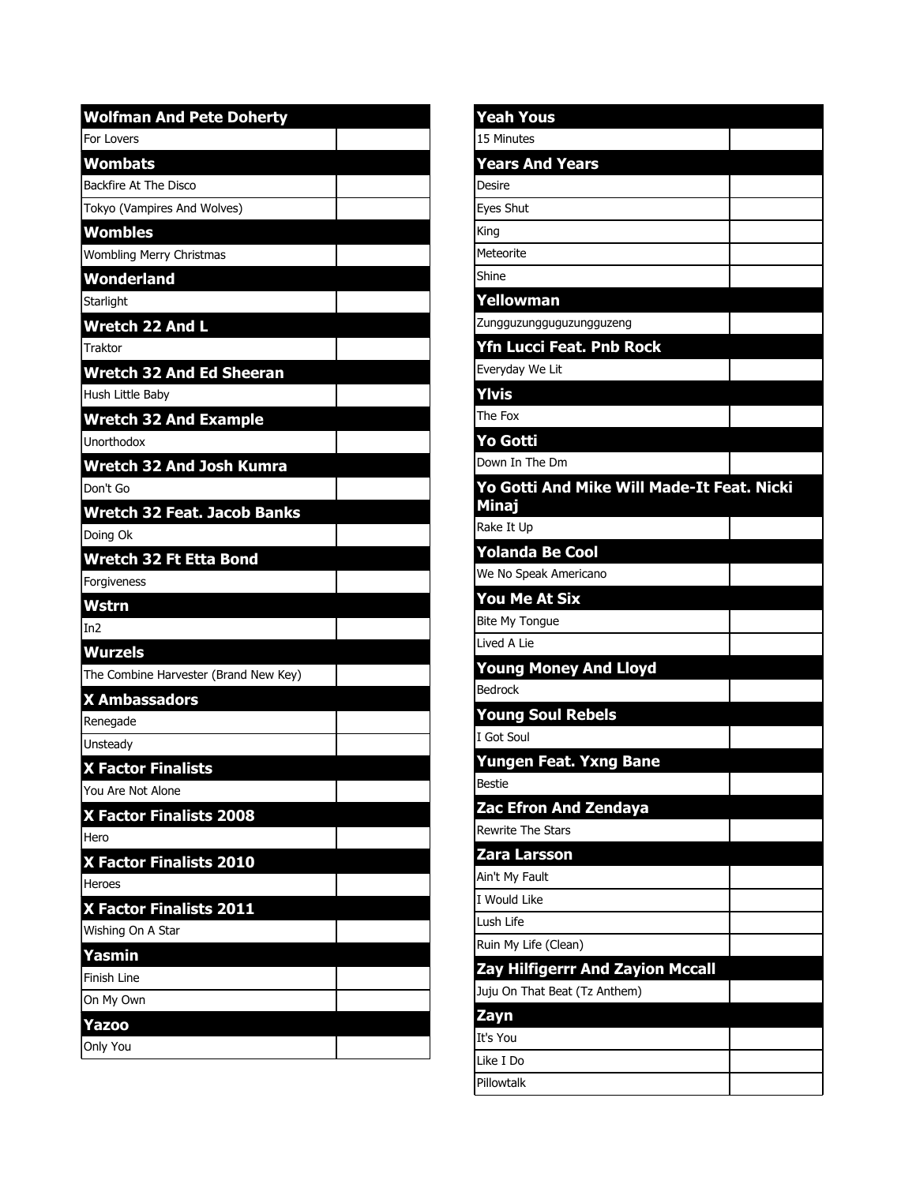| Wolfman And Pete Doherty | |
|---|---|
| For Lovers | |
| **Wombats** | |
| Backfire At The Disco | |
| Tokyo (Vampires And Wolves) | |
| **Wombles** | |
| Wombling Merry Christmas | |
| **Wonderland** | |
| Starlight | |
| **Wretch 22 And L** | |
| Traktor | |
| **Wretch 32 And Ed Sheeran** | |
| Hush Little Baby | |
| **Wretch 32 And Example** | |
| Unorthodox | |
| **Wretch 32 And Josh Kumra** | |
| Don't Go | |
| **Wretch 32 Feat. Jacob Banks** | |
| Doing Ok | |
| **Wretch 32 Ft Etta Bond** | |
| Forgiveness | |
| **Wstrn** | |
| In2 | |
| **Wurzels** | |
| The Combine Harvester (Brand New Key) | |
| **X Ambassadors** | |
| Renegade | |
| Unsteady | |
| **X Factor Finalists** | |
| You Are Not Alone | |
| **X Factor Finalists 2008** | |
| Hero | |
| **X Factor Finalists 2010** | |
| Heroes | |
| **X Factor Finalists 2011** | |
| Wishing On A Star | |
| **Yasmin** | |
| Finish Line | |
| On My Own | |
| **Yazoo** | |
| Only You | |

| Yeah Yous | |
|---|---|
| 15 Minutes | |
| **Years And Years** | |
| Desire | |
| Eyes Shut | |
| King | |
| Meteorite | |
| Shine | |
| **Yellowman** | |
| Zungguzungguguzungguzeng | |
| **Yfn Lucci Feat. Pnb Rock** | |
| Everyday We Lit | |
| **Ylvis** | |
| The Fox | |
| **Yo Gotti** | |
| Down In The Dm | |
| **Yo Gotti And Mike Will Made-It Feat. Nicki Minaj** | |
| Rake It Up | |
| **Yolanda Be Cool** | |
| We No Speak Americano | |
| **You Me At Six** | |
| Bite My Tongue | |
| Lived A Lie | |
| **Young Money And Lloyd** | |
| Bedrock | |
| **Young Soul Rebels** | |
| I Got Soul | |
| **Yungen Feat. Yxng Bane** | |
| Bestie | |
| **Zac Efron And Zendaya** | |
| Rewrite The Stars | |
| **Zara Larsson** | |
| Ain't My Fault | |
| I Would Like | |
| Lush Life | |
| Ruin My Life (Clean) | |
| **Zay Hilfigerrr And Zayion Mccall** | |
| Juju On That Beat (Tz Anthem) | |
| **Zayn** | |
| It's You | |
| Like I Do | |
| Pillowtalk | |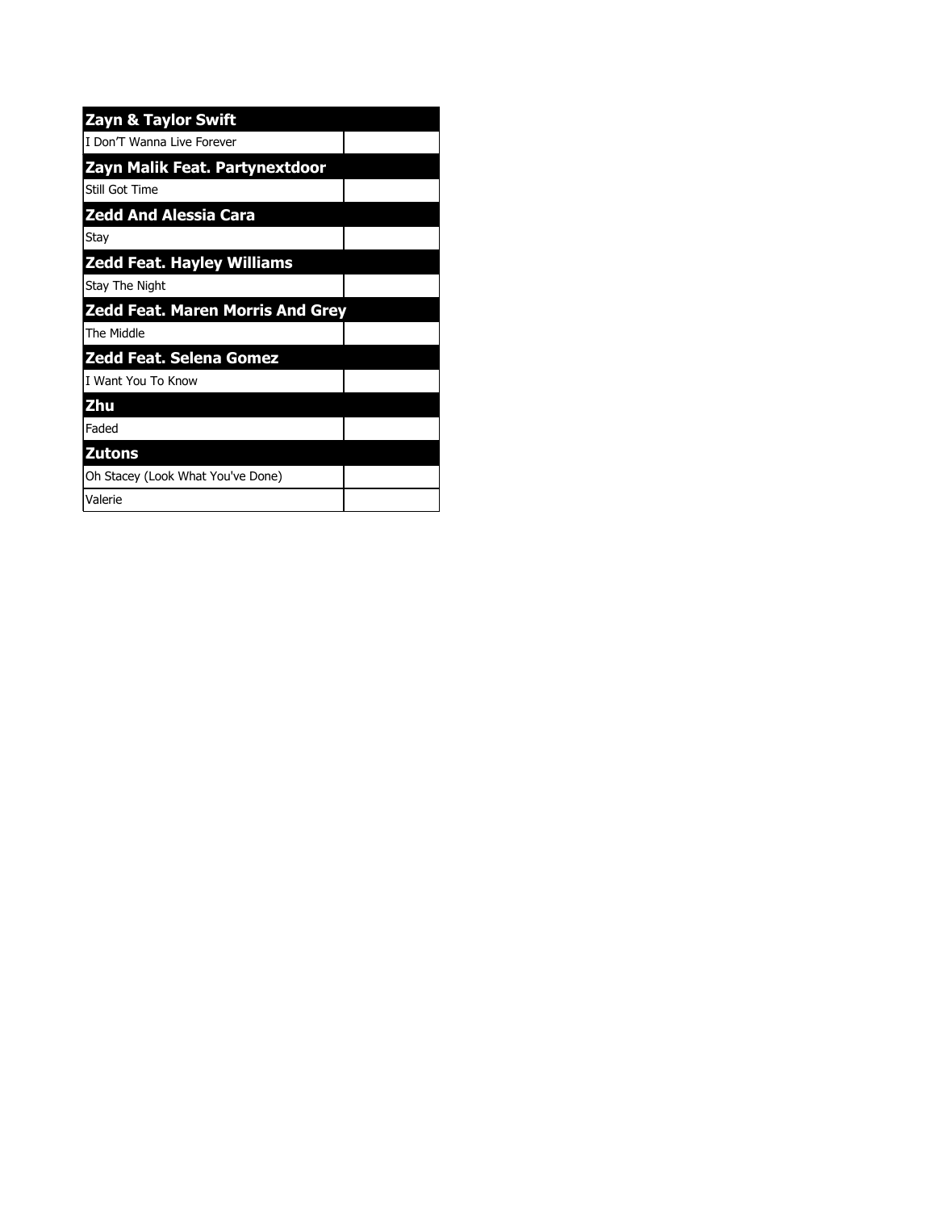| | |
|---|---|
| **Zayn & Taylor Swift** | |
| I Don'T Wanna Live Forever | |
| **Zayn Malik Feat. Partynextdoor** | |
| Still Got Time | |
| **Zedd And Alessia Cara** | |
| Stay | |
| **Zedd Feat. Hayley Williams** | |
| Stay The Night | |
| **Zedd Feat. Maren Morris And Grey** | |
| The Middle | |
| **Zedd Feat. Selena Gomez** | |
| I Want You To Know | |
| **Zhu** | |
| Faded | |
| **Zutons** | |
| Oh Stacey (Look What You've Done) | |
| Valerie | |